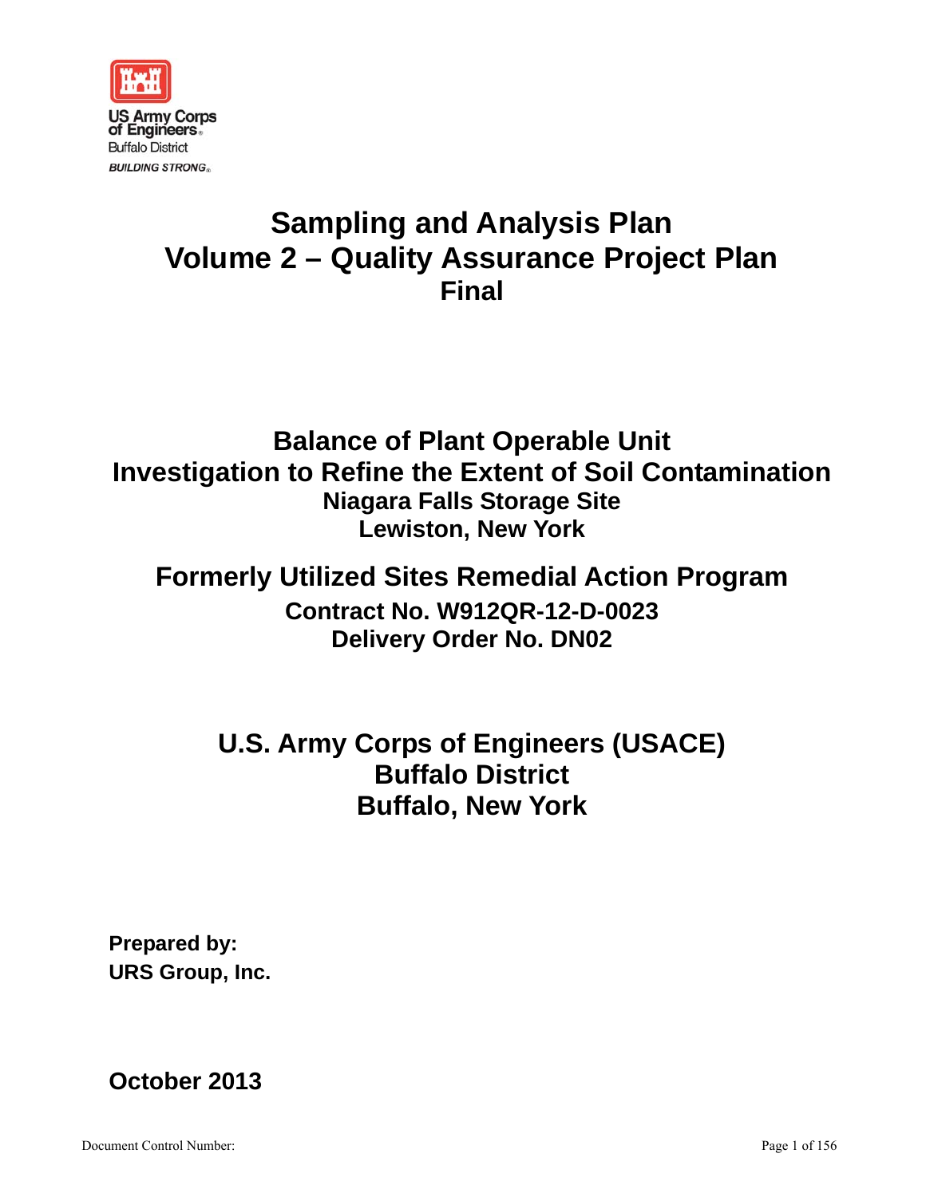US Army Corps of Engineers®
Buffalo District
*BUILDING STRONG®*

# Sampling and Analysis Plan
# Volume 2 – Quality Assurance Project Plan
## Final

## Balance of Plant Operable Unit
## Investigation to Refine the Extent of Soil Contamination
### Niagara Falls Storage Site
### Lewiston, New York

## Formerly Utilized Sites Remedial Action Program
### Contract No. W912QR-12-D-0023
### Delivery Order No. DN02

## U.S. Army Corps of Engineers (USACE)
## Buffalo District
## Buffalo, New York

**Prepared by:**
**URS Group, Inc.**

**October 2013**

Document Control Number: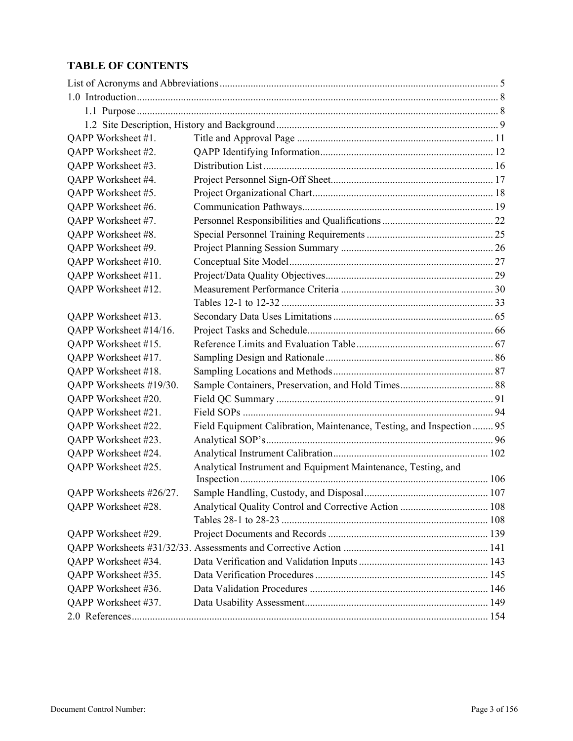## TABLE OF CONTENTS

| | | |
|---|---|---|
| List of Acronyms and Abbreviations | | 5 |
| 1.0 Introduction | | 8 |
| 1.1 Purpose | | 8 |
| 1.2 Site Description, History and Background | | 9 |
| QAPP Worksheet #1. | Title and Approval Page | 11 |
| QAPP Worksheet #2. | QAPP Identifying Information | 12 |
| QAPP Worksheet #3. | Distribution List | 16 |
| QAPP Worksheet #4. | Project Personnel Sign-Off Sheet | 17 |
| QAPP Worksheet #5. | Project Organizational Chart | 18 |
| QAPP Worksheet #6. | Communication Pathways | 19 |
| QAPP Worksheet #7. | Personnel Responsibilities and Qualifications | 22 |
| QAPP Worksheet #8. | Special Personnel Training Requirements | 25 |
| QAPP Worksheet #9. | Project Planning Session Summary | 26 |
| QAPP Worksheet #10. | Conceptual Site Model | 27 |
| QAPP Worksheet #11. | Project/Data Quality Objectives | 29 |
| QAPP Worksheet #12. | Measurement Performance Criteria | 30 |
| | Tables 12-1 to 12-32 | 33 |
| QAPP Worksheet #13. | Secondary Data Uses Limitations | 65 |
| QAPP Worksheet #14/16. | Project Tasks and Schedule | 66 |
| QAPP Worksheet #15. | Reference Limits and Evaluation Table | 67 |
| QAPP Worksheet #17. | Sampling Design and Rationale | 86 |
| QAPP Worksheet #18. | Sampling Locations and Methods | 87 |
| QAPP Worksheets #19/30. | Sample Containers, Preservation, and Hold Times | 88 |
| QAPP Worksheet #20. | Field QC Summary | 91 |
| QAPP Worksheet #21. | Field SOPs | 94 |
| QAPP Worksheet #22. | Field Equipment Calibration, Maintenance, Testing, and Inspection | 95 |
| QAPP Worksheet #23. | Analytical SOP's | 96 |
| QAPP Worksheet #24. | Analytical Instrument Calibration | 102 |
| QAPP Worksheet #25. | Analytical Instrument and Equipment Maintenance, Testing, and Inspection | 106 |
| QAPP Worksheets #26/27. | Sample Handling, Custody, and Disposal | 107 |
| QAPP Worksheet #28. | Analytical Quality Control and Corrective Action | 108 |
| | Tables 28-1 to 28-23 | 108 |
| QAPP Worksheet #29. | Project Documents and Records | 139 |
| QAPP Worksheets #31/32/33. | Assessments and Corrective Action | 141 |
| QAPP Worksheet #34. | Data Verification and Validation Inputs | 143 |
| QAPP Worksheet #35. | Data Verification Procedures | 145 |
| QAPP Worksheet #36. | Data Validation Procedures | 146 |
| QAPP Worksheet #37. | Data Usability Assessment | 149 |
| 2.0 References | | 154 |

Document Control Number: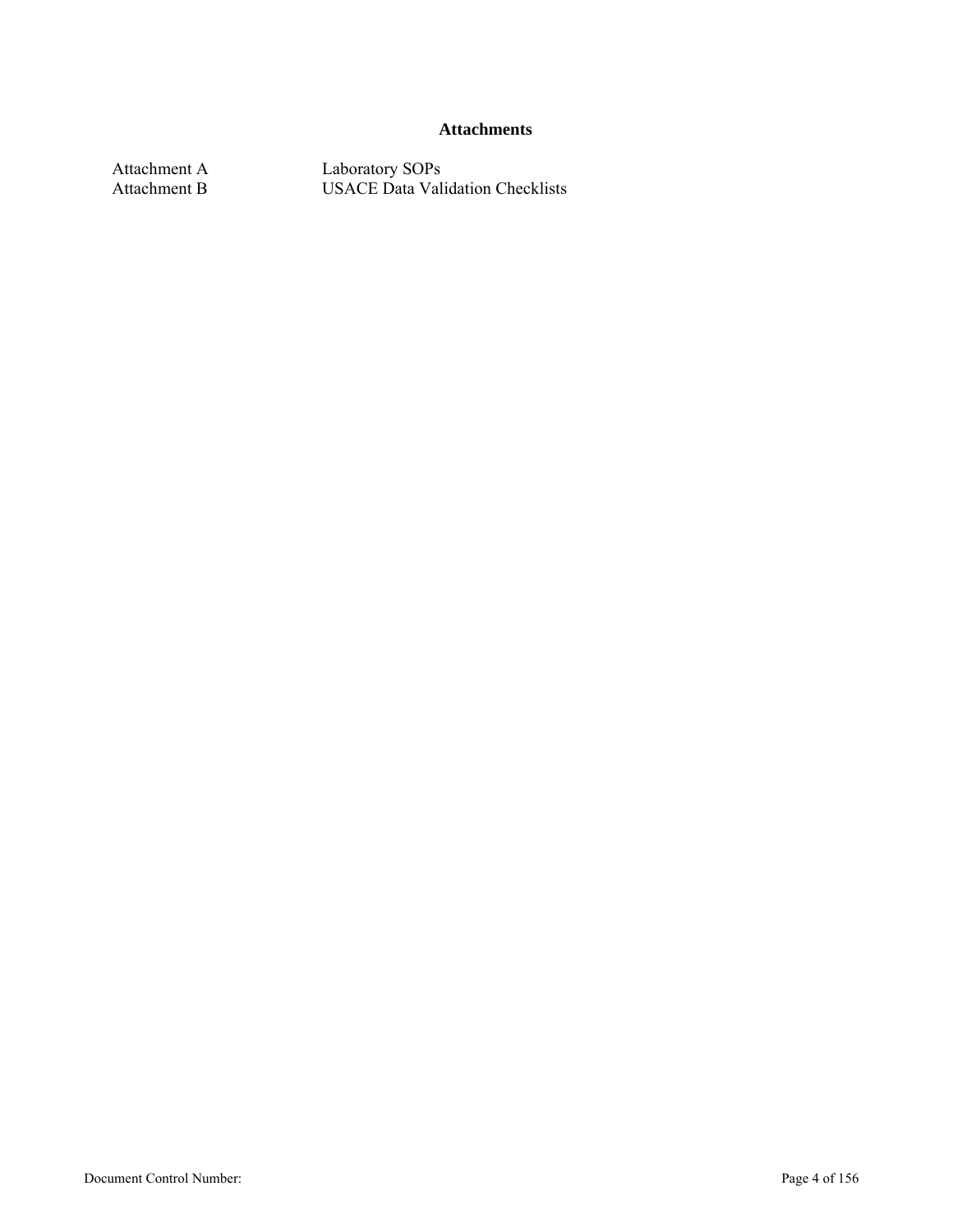## Attachments

| | |
|---|---|
| Attachment A | Laboratory SOPs |
| Attachment B | USACE Data Validation Checklists |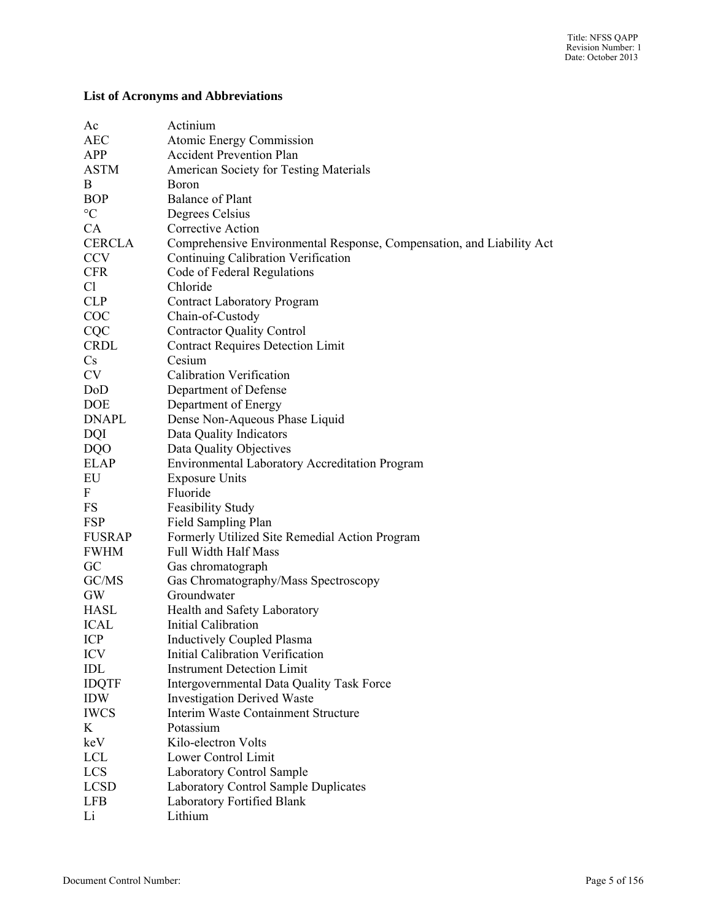**List of Acronyms and Abbreviations**

| | |
|---|---|
| Ac | Actinium |
| AEC | Atomic Energy Commission |
| APP | Accident Prevention Plan |
| ASTM | American Society for Testing Materials |
| B | Boron |
| BOP | Balance of Plant |
| °C | Degrees Celsius |
| CA | Corrective Action |
| CERCLA | Comprehensive Environmental Response, Compensation, and Liability Act |
| CCV | Continuing Calibration Verification |
| CFR | Code of Federal Regulations |
| Cl | Chloride |
| CLP | Contract Laboratory Program |
| COC | Chain-of-Custody |
| CQC | Contractor Quality Control |
| CRDL | Contract Requires Detection Limit |
| Cs | Cesium |
| CV | Calibration Verification |
| DoD | Department of Defense |
| DOE | Department of Energy |
| DNAPL | Dense Non-Aqueous Phase Liquid |
| DQI | Data Quality Indicators |
| DQO | Data Quality Objectives |
| ELAP | Environmental Laboratory Accreditation Program |
| EU | Exposure Units |
| F | Fluoride |
| FS | Feasibility Study |
| FSP | Field Sampling Plan |
| FUSRAP | Formerly Utilized Site Remedial Action Program |
| FWHM | Full Width Half Mass |
| GC | Gas chromatograph |
| GC/MS | Gas Chromatography/Mass Spectroscopy |
| GW | Groundwater |
| HASL | Health and Safety Laboratory |
| ICAL | Initial Calibration |
| ICP | Inductively Coupled Plasma |
| ICV | Initial Calibration Verification |
| IDL | Instrument Detection Limit |
| IDQTF | Intergovernmental Data Quality Task Force |
| IDW | Investigation Derived Waste |
| IWCS | Interim Waste Containment Structure |
| K | Potassium |
| keV | Kilo-electron Volts |
| LCL | Lower Control Limit |
| LCS | Laboratory Control Sample |
| LCSD | Laboratory Control Sample Duplicates |
| LFB | Laboratory Fortified Blank |
| Li | Lithium |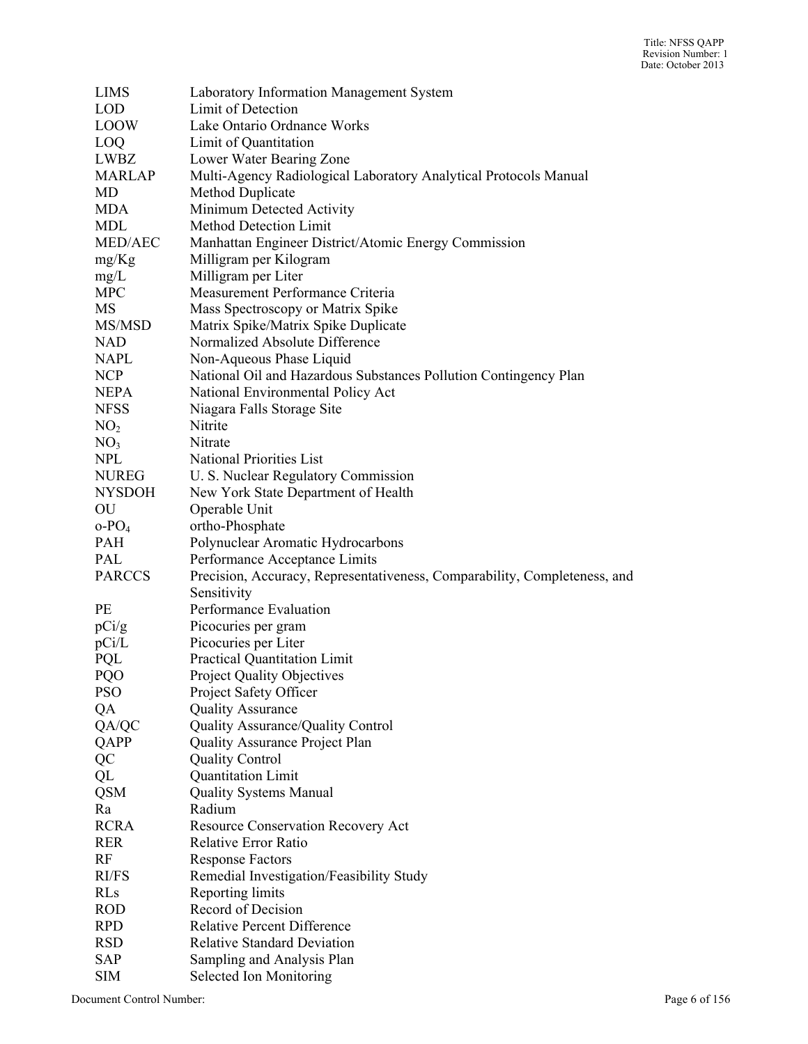| | |
|---|---|
| LIMS | Laboratory Information Management System |
| LOD | Limit of Detection |
| LOOW | Lake Ontario Ordnance Works |
| LOQ | Limit of Quantitation |
| LWBZ | Lower Water Bearing Zone |
| MARLAP | Multi-Agency Radiological Laboratory Analytical Protocols Manual |
| MD | Method Duplicate |
| MDA | Minimum Detected Activity |
| MDL | Method Detection Limit |
| MED/AEC | Manhattan Engineer District/Atomic Energy Commission |
| mg/Kg | Milligram per Kilogram |
| mg/L | Milligram per Liter |
| MPC | Measurement Performance Criteria |
| MS | Mass Spectroscopy or Matrix Spike |
| MS/MSD | Matrix Spike/Matrix Spike Duplicate |
| NAD | Normalized Absolute Difference |
| NAPL | Non-Aqueous Phase Liquid |
| NCP | National Oil and Hazardous Substances Pollution Contingency Plan |
| NEPA | National Environmental Policy Act |
| NFSS | Niagara Falls Storage Site |
| $NO_2$ | Nitrite |
| $NO_3$ | Nitrate |
| NPL | National Priorities List |
| NUREG | U. S. Nuclear Regulatory Commission |
| NYSDOH | New York State Department of Health |
| OU | Operable Unit |
| $o\text{-}PO_4$ | ortho-Phosphate |
| PAH | Polynuclear Aromatic Hydrocarbons |
| PAL | Performance Acceptance Limits |
| PARCCS | Precision, Accuracy, Representativeness, Comparability, Completeness, and Sensitivity |
| PE | Performance Evaluation |
| pCi/g | Picocuries per gram |
| pCi/L | Picocuries per Liter |
| PQL | Practical Quantitation Limit |
| PQO | Project Quality Objectives |
| PSO | Project Safety Officer |
| QA | Quality Assurance |
| QA/QC | Quality Assurance/Quality Control |
| QAPP | Quality Assurance Project Plan |
| QC | Quality Control |
| QL | Quantitation Limit |
| QSM | Quality Systems Manual |
| Ra | Radium |
| RCRA | Resource Conservation Recovery Act |
| RER | Relative Error Ratio |
| RF | Response Factors |
| RI/FS | Remedial Investigation/Feasibility Study |
| RLs | Reporting limits |
| ROD | Record of Decision |
| RPD | Relative Percent Difference |
| RSD | Relative Standard Deviation |
| SAP | Sampling and Analysis Plan |
| SIM | Selected Ion Monitoring |

Document Control Number: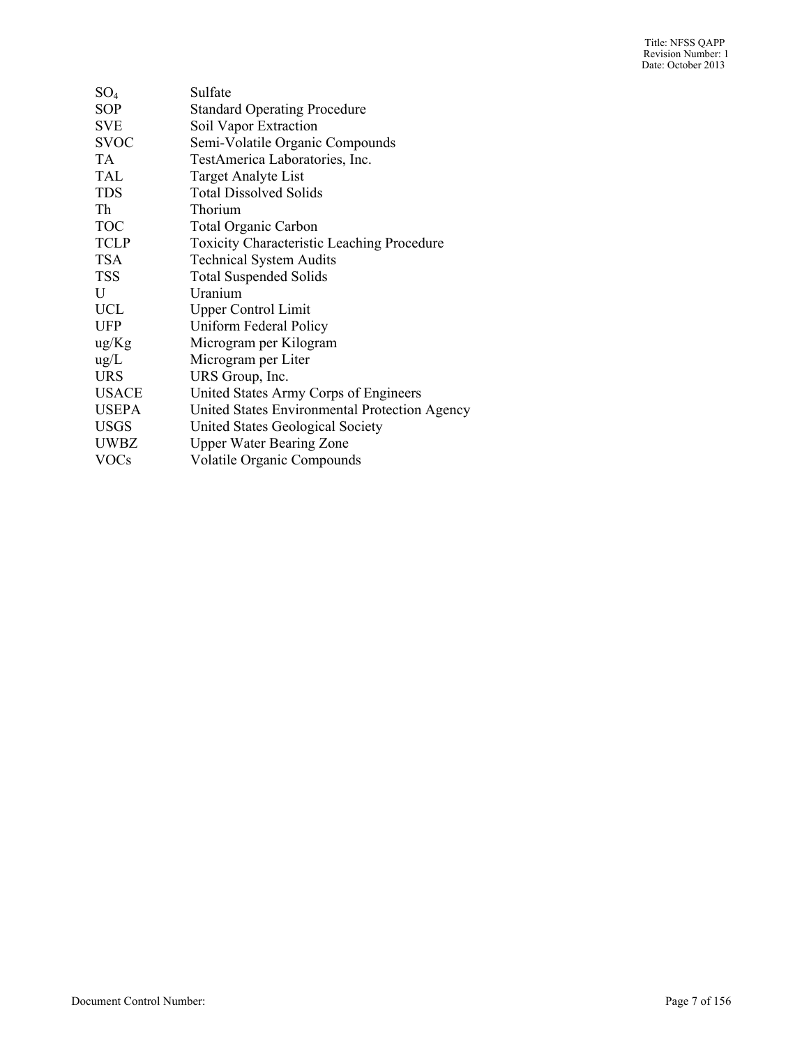| | |
|---|---|
| $SO_4$ | Sulfate |
| SOP | Standard Operating Procedure |
| SVE | Soil Vapor Extraction |
| SVOC | Semi-Volatile Organic Compounds |
| TA | TestAmerica Laboratories, Inc. |
| TAL | Target Analyte List |
| TDS | Total Dissolved Solids |
| Th | Thorium |
| TOC | Total Organic Carbon |
| TCLP | Toxicity Characteristic Leaching Procedure |
| TSA | Technical System Audits |
| TSS | Total Suspended Solids |
| U | Uranium |
| UCL | Upper Control Limit |
| UFP | Uniform Federal Policy |
| ug/Kg | Microgram per Kilogram |
| ug/L | Microgram per Liter |
| URS | URS Group, Inc. |
| USACE | United States Army Corps of Engineers |
| USEPA | United States Environmental Protection Agency |
| USGS | United States Geological Society |
| UWBZ | Upper Water Bearing Zone |
| VOCs | Volatile Organic Compounds |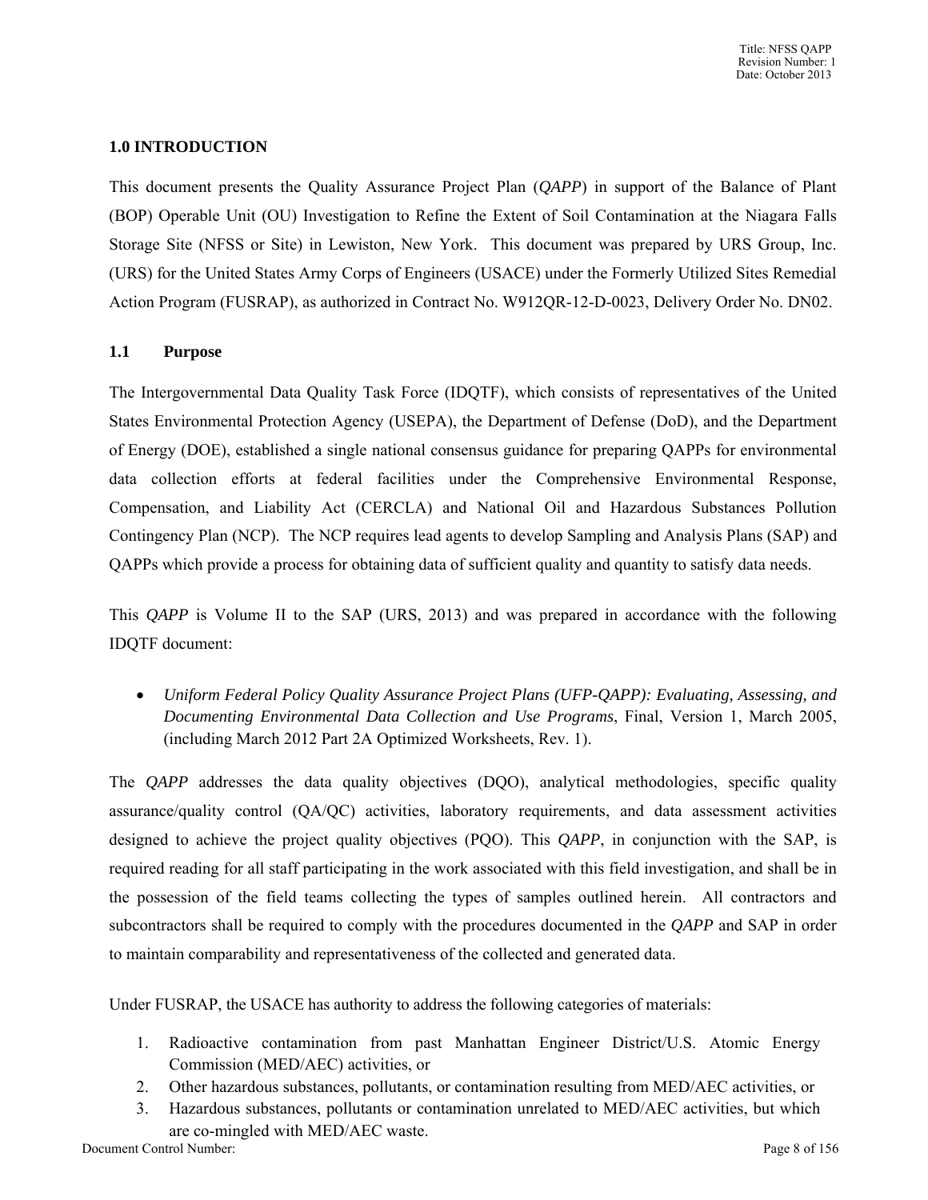## 1.0 INTRODUCTION

This document presents the Quality Assurance Project Plan (*QAPP*) in support of the Balance of Plant (BOP) Operable Unit (OU) Investigation to Refine the Extent of Soil Contamination at the Niagara Falls Storage Site (NFSS or Site) in Lewiston, New York. This document was prepared by URS Group, Inc. (URS) for the United States Army Corps of Engineers (USACE) under the Formerly Utilized Sites Remedial Action Program (FUSRAP), as authorized in Contract No. W912QR-12-D-0023, Delivery Order No. DN02.

### 1.1 Purpose

The Intergovernmental Data Quality Task Force (IDQTF), which consists of representatives of the United States Environmental Protection Agency (USEPA), the Department of Defense (DoD), and the Department of Energy (DOE), established a single national consensus guidance for preparing QAPPs for environmental data collection efforts at federal facilities under the Comprehensive Environmental Response, Compensation, and Liability Act (CERCLA) and National Oil and Hazardous Substances Pollution Contingency Plan (NCP). The NCP requires lead agents to develop Sampling and Analysis Plans (SAP) and QAPPs which provide a process for obtaining data of sufficient quality and quantity to satisfy data needs.

This *QAPP* is Volume II to the SAP (URS, 2013) and was prepared in accordance with the following IDQTF document:

- *Uniform Federal Policy Quality Assurance Project Plans (UFP-QAPP): Evaluating, Assessing, and Documenting Environmental Data Collection and Use Programs*, Final, Version 1, March 2005, (including March 2012 Part 2A Optimized Worksheets, Rev. 1).

The *QAPP* addresses the data quality objectives (DQO), analytical methodologies, specific quality assurance/quality control (QA/QC) activities, laboratory requirements, and data assessment activities designed to achieve the project quality objectives (PQO). This *QAPP*, in conjunction with the SAP, is required reading for all staff participating in the work associated with this field investigation, and shall be in the possession of the field teams collecting the types of samples outlined herein. All contractors and subcontractors shall be required to comply with the procedures documented in the *QAPP* and SAP in order to maintain comparability and representativeness of the collected and generated data.

Under FUSRAP, the USACE has authority to address the following categories of materials:

1. Radioactive contamination from past Manhattan Engineer District/U.S. Atomic Energy Commission (MED/AEC) activities, or
2. Other hazardous substances, pollutants, or contamination resulting from MED/AEC activities, or
3. Hazardous substances, pollutants or contamination unrelated to MED/AEC activities, but which are co-mingled with MED/AEC waste.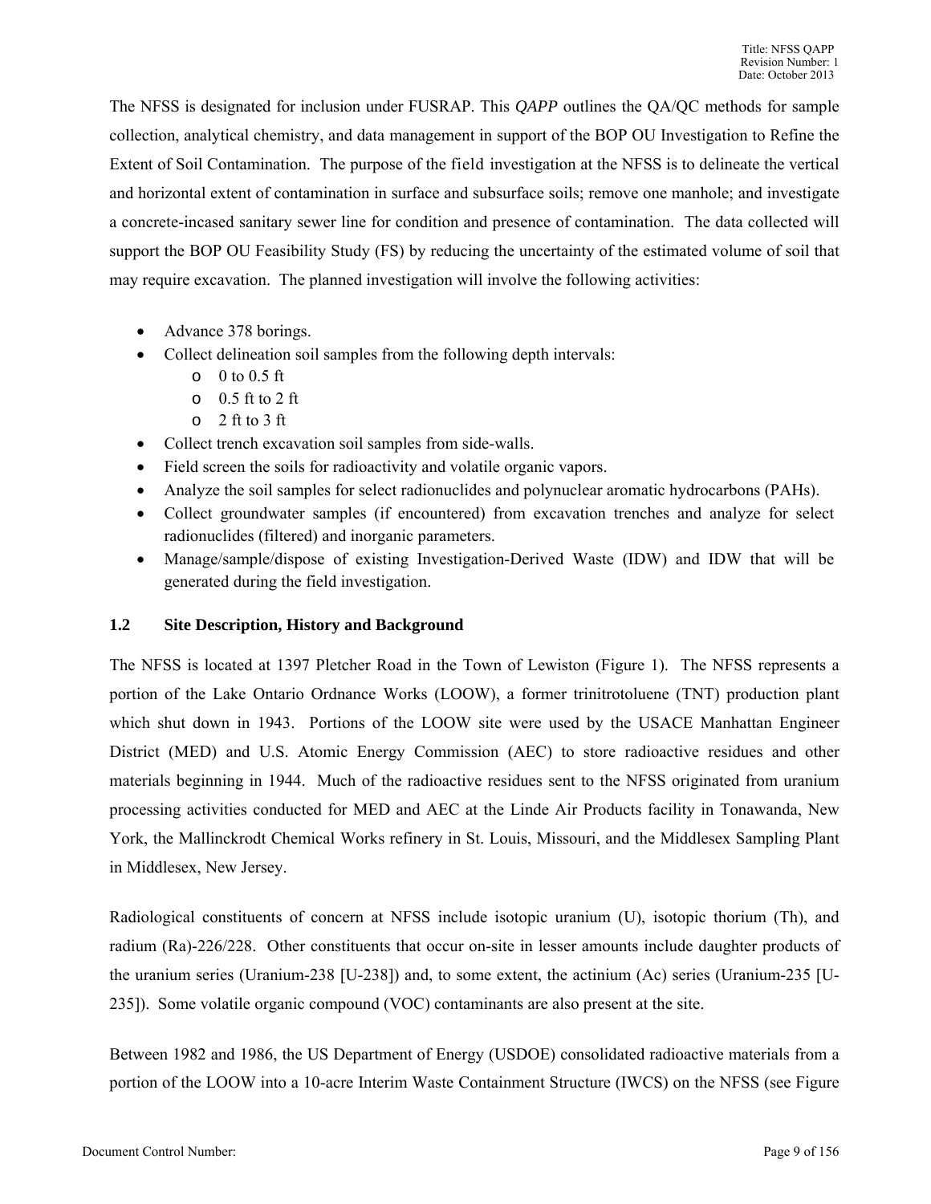The NFSS is designated for inclusion under FUSRAP. This *QAPP* outlines the QA/QC methods for sample collection, analytical chemistry, and data management in support of the BOP OU Investigation to Refine the Extent of Soil Contamination. The purpose of the field investigation at the NFSS is to delineate the vertical and horizontal extent of contamination in surface and subsurface soils; remove one manhole; and investigate a concrete-incased sanitary sewer line for condition and presence of contamination. The data collected will support the BOP OU Feasibility Study (FS) by reducing the uncertainty of the estimated volume of soil that may require excavation. The planned investigation will involve the following activities:

- Advance 378 borings.
- Collect delineation soil samples from the following depth intervals:
  - 0 to 0.5 ft
  - 0.5 ft to 2 ft
  - 2 ft to 3 ft
- Collect trench excavation soil samples from side-walls.
- Field screen the soils for radioactivity and volatile organic vapors.
- Analyze the soil samples for select radionuclides and polynuclear aromatic hydrocarbons (PAHs).
- Collect groundwater samples (if encountered) from excavation trenches and analyze for select radionuclides (filtered) and inorganic parameters.
- Manage/sample/dispose of existing Investigation-Derived Waste (IDW) and IDW that will be generated during the field investigation.

## 1.2 Site Description, History and Background

The NFSS is located at 1397 Pletcher Road in the Town of Lewiston (Figure 1). The NFSS represents a portion of the Lake Ontario Ordnance Works (LOOW), a former trinitrotoluene (TNT) production plant which shut down in 1943. Portions of the LOOW site were used by the USACE Manhattan Engineer District (MED) and U.S. Atomic Energy Commission (AEC) to store radioactive residues and other materials beginning in 1944. Much of the radioactive residues sent to the NFSS originated from uranium processing activities conducted for MED and AEC at the Linde Air Products facility in Tonawanda, New York, the Mallinckrodt Chemical Works refinery in St. Louis, Missouri, and the Middlesex Sampling Plant in Middlesex, New Jersey.

Radiological constituents of concern at NFSS include isotopic uranium (U), isotopic thorium (Th), and radium (Ra)-226/228. Other constituents that occur on-site in lesser amounts include daughter products of the uranium series (Uranium-238 [U-238]) and, to some extent, the actinium (Ac) series (Uranium-235 [U-235]). Some volatile organic compound (VOC) contaminants are also present at the site.

Between 1982 and 1986, the US Department of Energy (USDOE) consolidated radioactive materials from a portion of the LOOW into a 10-acre Interim Waste Containment Structure (IWCS) on the NFSS (see Figure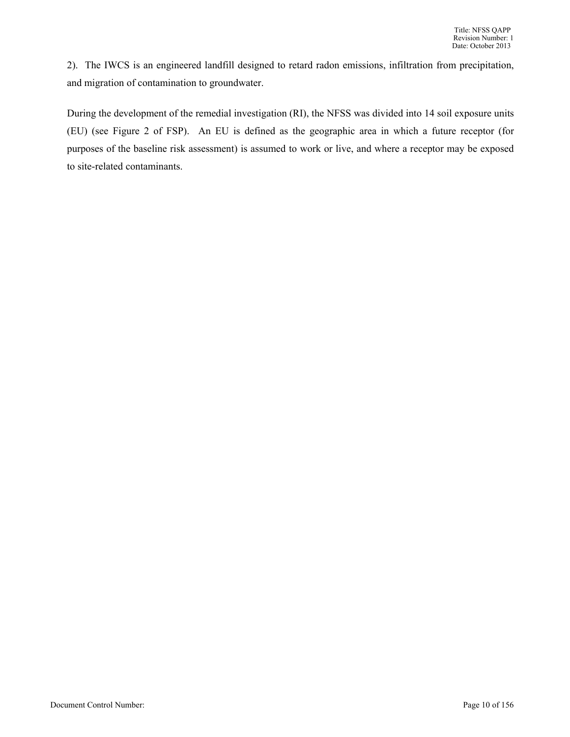2). The IWCS is an engineered landfill designed to retard radon emissions, infiltration from precipitation, and migration of contamination to groundwater.

During the development of the remedial investigation (RI), the NFSS was divided into 14 soil exposure units (EU) (see Figure 2 of FSP). An EU is defined as the geographic area in which a future receptor (for purposes of the baseline risk assessment) is assumed to work or live, and where a receptor may be exposed to site-related contaminants.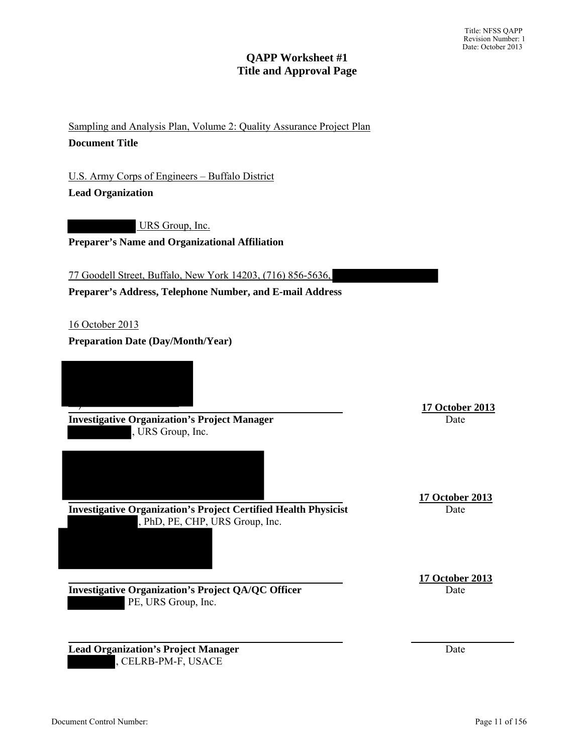# QAPP Worksheet #1
## Title and Approval Page

Sampling and Analysis Plan, Volume 2: Quality Assurance Project Plan

**Document Title**

U.S. Army Corps of Engineers – Buffalo District

**Lead Organization**

URS Group, Inc.

**Preparer's Name and Organizational Affiliation**

77 Goodell Street, Buffalo, New York 14203, (716) 856-5636,

**Preparer's Address, Telephone Number, and E-mail Address**

16 October 2013

**Preparation Date (Day/Month/Year)**

| | |
|---|---|
| **Investigative Organization's Project Manager** | **17 October 2013** |
| , URS Group, Inc. | Date |
| **Investigative Organization's Project Certified Health Physicist** | **17 October 2013** |
| , PhD, PE, CHP, URS Group, Inc. | Date |
| **Investigative Organization's Project QA/QC Officer** | **17 October 2013** |
| PE, URS Group, Inc. | Date |
| **Lead Organization's Project Manager** | |
| , CELRB-PM-F, USACE | Date |

Document Control Number: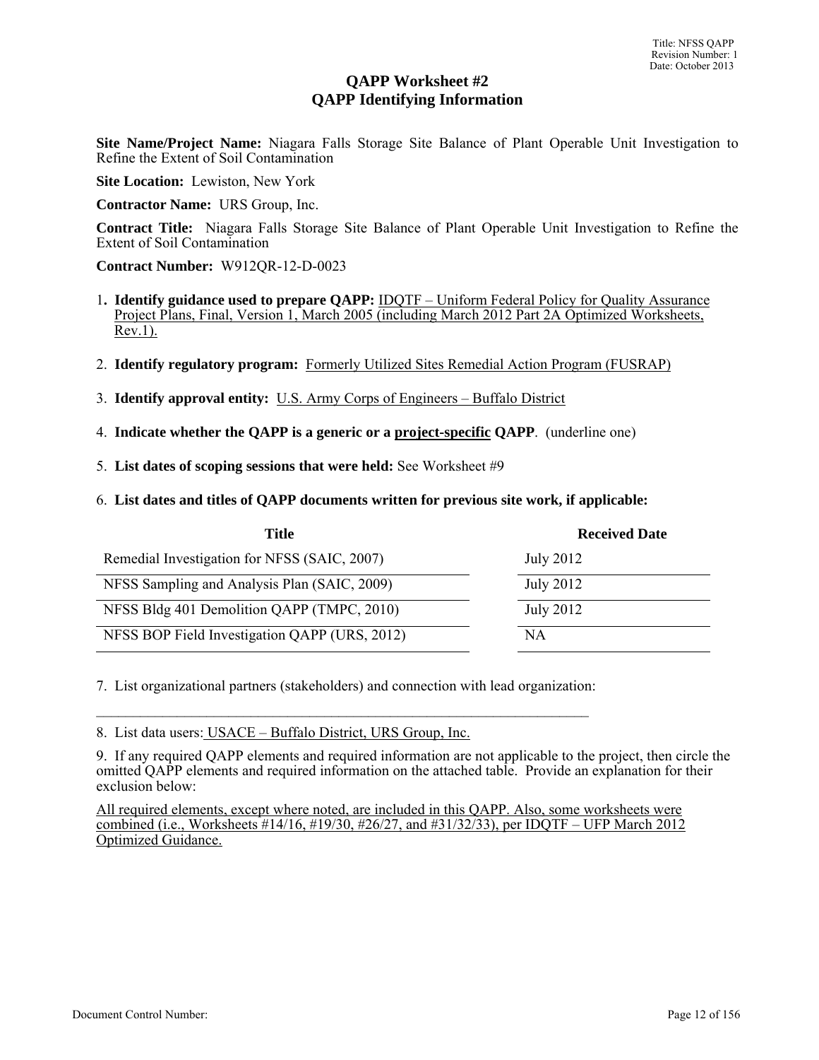# QAPP Worksheet #2
## QAPP Identifying Information

**Site Name/Project Name:** Niagara Falls Storage Site Balance of Plant Operable Unit Investigation to Refine the Extent of Soil Contamination

**Site Location:** Lewiston, New York

**Contractor Name:** URS Group, Inc.

**Contract Title:** Niagara Falls Storage Site Balance of Plant Operable Unit Investigation to Refine the Extent of Soil Contamination

**Contract Number:** W912QR-12-D-0023

1. **Identify guidance used to prepare QAPP:** IDQTF – Uniform Federal Policy for Quality Assurance Project Plans, Final, Version 1, March 2005 (including March 2012 Part 2A Optimized Worksheets, Rev.1).

2. **Identify regulatory program:** Formerly Utilized Sites Remedial Action Program (FUSRAP)

3. **Identify approval entity:** U.S. Army Corps of Engineers – Buffalo District

4. **Indicate whether the QAPP is a generic or a project-specific QAPP.** (underline one)

5. **List dates of scoping sessions that were held:** See Worksheet #9

6. **List dates and titles of QAPP documents written for previous site work, if applicable:**

| Title | Received Date |
|---|---|
| Remedial Investigation for NFSS (SAIC, 2007) | July 2012 |
| NFSS Sampling and Analysis Plan (SAIC, 2009) | July 2012 |
| NFSS Bldg 401 Demolition QAPP (TMPC, 2010) | July 2012 |
| NFSS BOP Field Investigation QAPP (URS, 2012) | NA |

7. List organizational partners (stakeholders) and connection with lead organization:

8. List data users: USACE – Buffalo District, URS Group, Inc.

9. If any required QAPP elements and required information are not applicable to the project, then circle the omitted QAPP elements and required information on the attached table. Provide an explanation for their exclusion below:

All required elements, except where noted, are included in this QAPP. Also, some worksheets were combined (i.e., Worksheets #14/16, #19/30, #26/27, and #31/32/33), per IDQTF – UFP March 2012 Optimized Guidance.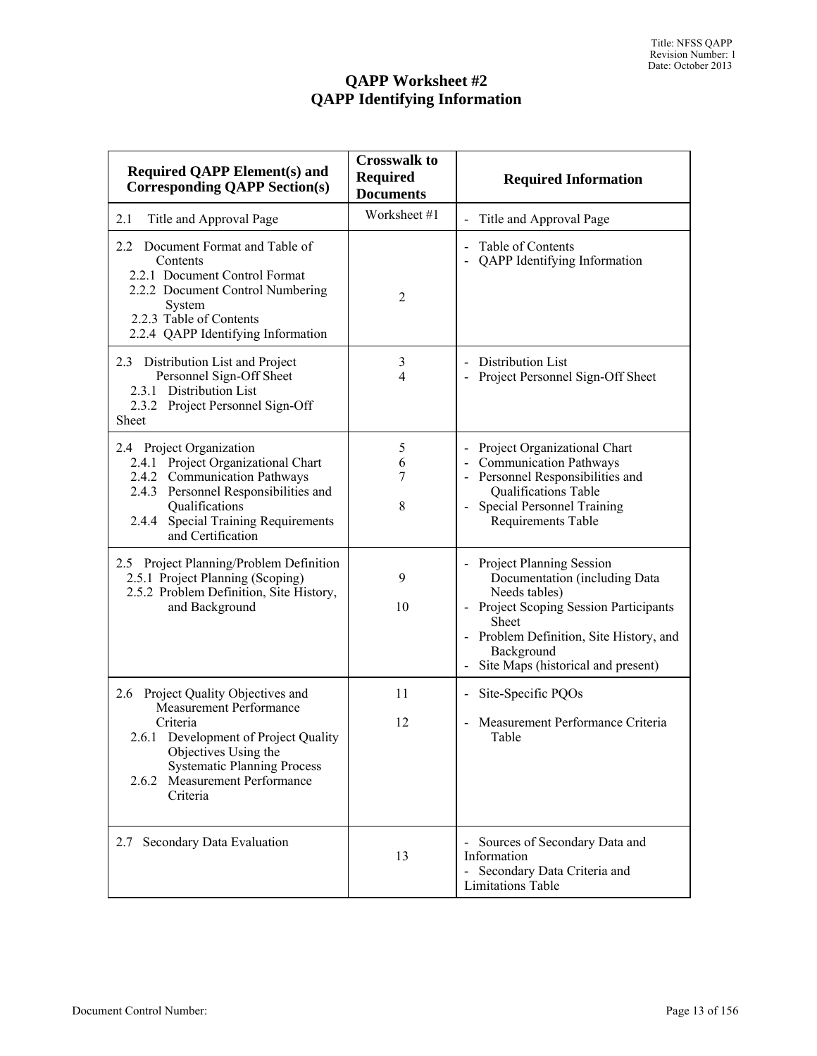# QAPP Worksheet #2
# QAPP Identifying Information

| Required QAPP Element(s) and Corresponding QAPP Section(s) | Crosswalk to Required Documents | Required Information |
|---|---|---|
| 2.1 Title and Approval Page | Worksheet #1 | - Title and Approval Page |
| 2.2 Document Format and Table of Contents<br>2.2.1 Document Control Format<br>2.2.2 Document Control Numbering System<br>2.2.3 Table of Contents<br>2.2.4 QAPP Identifying Information | 2 | - Table of Contents<br>- QAPP Identifying Information |
| 2.3 Distribution List and Project Personnel Sign-Off Sheet<br>2.3.1 Distribution List<br>2.3.2 Project Personnel Sign-Off Sheet | 3<br>4 | - Distribution List<br>- Project Personnel Sign-Off Sheet |
| 2.4 Project Organization<br>2.4.1 Project Organizational Chart<br>2.4.2 Communication Pathways<br>2.4.3 Personnel Responsibilities and Qualifications<br>2.4.4 Special Training Requirements and Certification | 5<br>6<br>7<br>8 | - Project Organizational Chart<br>- Communication Pathways<br>- Personnel Responsibilities and Qualifications Table<br>- Special Personnel Training Requirements Table |
| 2.5 Project Planning/Problem Definition<br>2.5.1 Project Planning (Scoping)<br>2.5.2 Problem Definition, Site History, and Background | 9<br>10 | - Project Planning Session Documentation (including Data Needs tables)<br>- Project Scoping Session Participants Sheet<br>- Problem Definition, Site History, and Background<br>- Site Maps (historical and present) |
| 2.6 Project Quality Objectives and Measurement Performance Criteria<br>2.6.1 Development of Project Quality Objectives Using the Systematic Planning Process<br>2.6.2 Measurement Performance Criteria | 11<br>12 | - Site-Specific PQOs<br>- Measurement Performance Criteria Table |
| 2.7 Secondary Data Evaluation | 13 | - Sources of Secondary Data and Information<br>- Secondary Data Criteria and Limitations Table |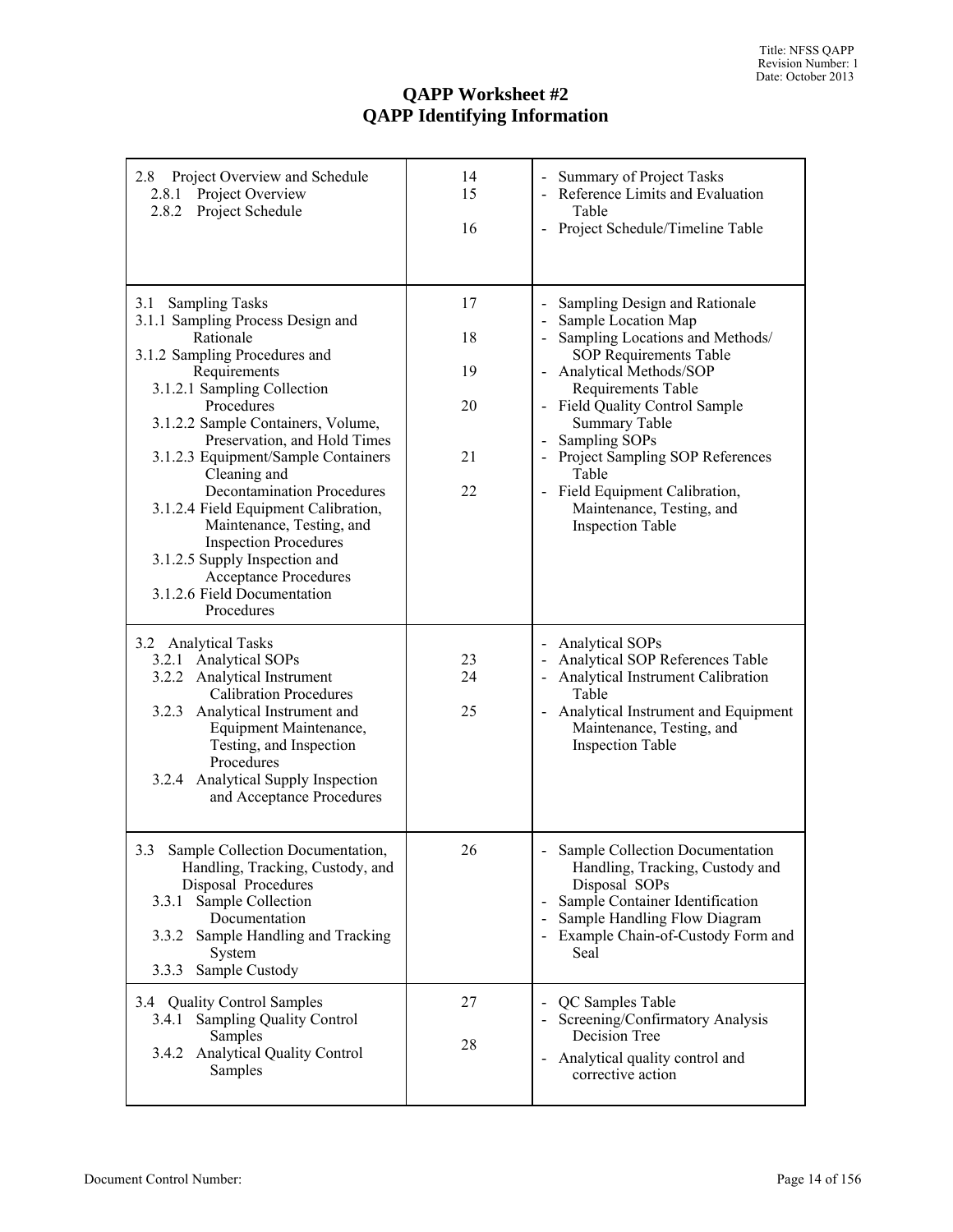# QAPP Worksheet #2
# QAPP Identifying Information

| | | |
|---|---|---|
| 2.8 Project Overview and Schedule<br>2.8.1 Project Overview<br>2.8.2 Project Schedule | 14<br>15<br><br>16 | - Summary of Project Tasks<br>- Reference Limits and Evaluation Table<br>- Project Schedule/Timeline Table |
| 3.1 Sampling Tasks<br>3.1.1 Sampling Process Design and Rationale<br>3.1.2 Sampling Procedures and Requirements<br>3.1.2.1 Sampling Collection Procedures<br>3.1.2.2 Sample Containers, Volume, Preservation, and Hold Times<br>3.1.2.3 Equipment/Sample Containers Cleaning and Decontamination Procedures<br>3.1.2.4 Field Equipment Calibration, Maintenance, Testing, and Inspection Procedures<br>3.1.2.5 Supply Inspection and Acceptance Procedures<br>3.1.2.6 Field Documentation Procedures | 17<br><br>18<br><br>19<br><br>20<br><br>21<br><br>22 | - Sampling Design and Rationale<br>- Sample Location Map<br>- Sampling Locations and Methods/ SOP Requirements Table<br>- Analytical Methods/SOP Requirements Table<br>- Field Quality Control Sample Summary Table<br>- Sampling SOPs<br>- Project Sampling SOP References Table<br>- Field Equipment Calibration, Maintenance, Testing, and Inspection Table |
| 3.2 Analytical Tasks<br>3.2.1 Analytical SOPs<br>3.2.2 Analytical Instrument Calibration Procedures<br>3.2.3 Analytical Instrument and Equipment Maintenance, Testing, and Inspection Procedures<br>3.2.4 Analytical Supply Inspection and Acceptance Procedures | <br>23<br>24<br><br>25 | - Analytical SOPs<br>- Analytical SOP References Table<br>- Analytical Instrument Calibration Table<br>- Analytical Instrument and Equipment Maintenance, Testing, and Inspection Table |
| 3.3 Sample Collection Documentation, Handling, Tracking, Custody, and Disposal Procedures<br>3.3.1 Sample Collection Documentation<br>3.3.2 Sample Handling and Tracking System<br>3.3.3 Sample Custody | 26 | - Sample Collection Documentation Handling, Tracking, Custody and Disposal SOPs<br>- Sample Container Identification<br>- Sample Handling Flow Diagram<br>- Example Chain-of-Custody Form and Seal |
| 3.4 Quality Control Samples<br>3.4.1 Sampling Quality Control Samples<br>3.4.2 Analytical Quality Control Samples | 27<br><br>28 | - QC Samples Table<br>- Screening/Confirmatory Analysis Decision Tree<br>- Analytical quality control and corrective action |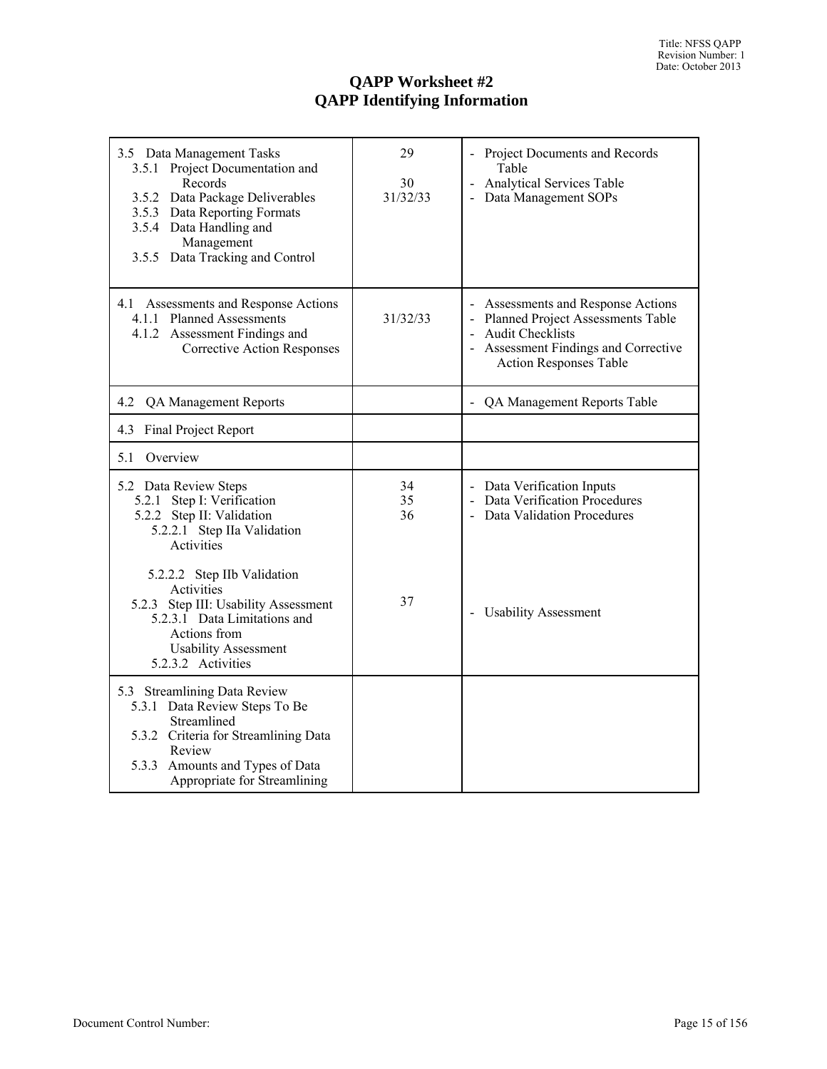# QAPP Worksheet #2
# QAPP Identifying Information

| | | |
|---|---|---|
| 3.5 Data Management Tasks<br>3.5.1 Project Documentation and Records<br>3.5.2 Data Package Deliverables<br>3.5.3 Data Reporting Formats<br>3.5.4 Data Handling and Management<br>3.5.5 Data Tracking and Control | 29<br>30<br>31/32/33 | - Project Documents and Records Table<br>- Analytical Services Table<br>- Data Management SOPs |
| 4.1 Assessments and Response Actions<br>4.1.1 Planned Assessments<br>4.1.2 Assessment Findings and Corrective Action Responses | 31/32/33 | - Assessments and Response Actions<br>- Planned Project Assessments Table<br>- Audit Checklists<br>- Assessment Findings and Corrective Action Responses Table |
| 4.2 QA Management Reports | | - QA Management Reports Table |
| 4.3 Final Project Report | | |
| 5.1 Overview | | |
| 5.2 Data Review Steps<br>5.2.1 Step I: Verification<br>5.2.2 Step II: Validation<br>5.2.2.1 Step IIa Validation Activities<br>5.2.2.2 Step IIb Validation Activities<br>5.2.3 Step III: Usability Assessment<br>5.2.3.1 Data Limitations and Actions from Usability Assessment<br>5.2.3.2 Activities | 34<br>35<br>36<br>37 | - Data Verification Inputs<br>- Data Verification Procedures<br>- Data Validation Procedures<br>- Usability Assessment |
| 5.3 Streamlining Data Review<br>5.3.1 Data Review Steps To Be Streamlined<br>5.3.2 Criteria for Streamlining Data Review<br>5.3.3 Amounts and Types of Data Appropriate for Streamlining | | |

Document Control Number: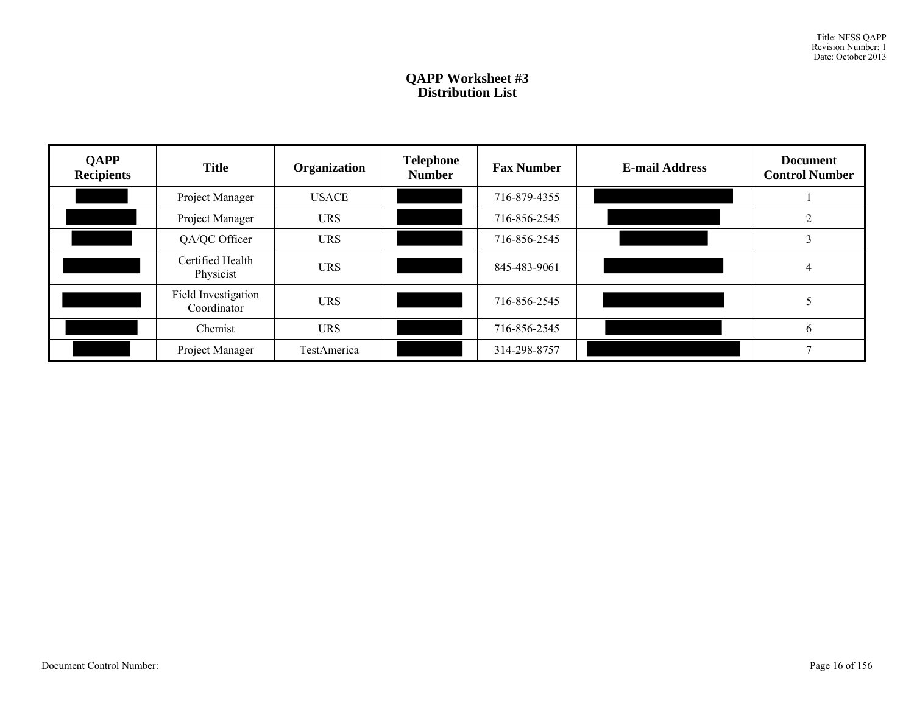# QAPP Worksheet #3
## Distribution List

| QAPP Recipients | Title | Organization | Telephone Number | Fax Number | E-mail Address | Document Control Number |
|---|---|---|---|---|---|---|
| | Project Manager | USACE | | 716-879-4355 | | 1 |
| | Project Manager | URS | | 716-856-2545 | | 2 |
| | QA/QC Officer | URS | | 716-856-2545 | | 3 |
| | Certified Health Physicist | URS | | 845-483-9061 | | 4 |
| | Field Investigation Coordinator | URS | | 716-856-2545 | | 5 |
| | Chemist | URS | | 716-856-2545 | | 6 |
| | Project Manager | TestAmerica | | 314-298-8757 | | 7 |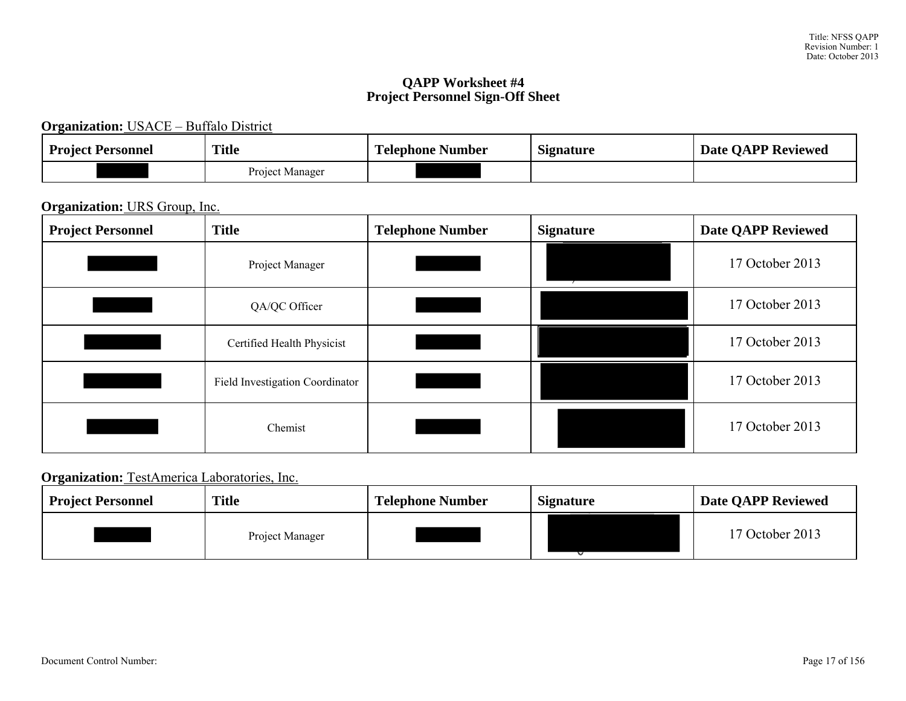# QAPP Worksheet #4
## Project Personnel Sign-Off Sheet

**Organization:** USACE – Buffalo District

| Project Personnel | Title | Telephone Number | Signature | Date QAPP Reviewed |
|---|---|---|---|---|
| | Project Manager | | | |

**Organization:** URS Group, Inc.

| Project Personnel | Title | Telephone Number | Signature | Date QAPP Reviewed |
|---|---|---|---|---|
| | Project Manager | | | 17 October 2013 |
| | QA/QC Officer | | | 17 October 2013 |
| | Certified Health Physicist | | | 17 October 2013 |
| | Field Investigation Coordinator | | | 17 October 2013 |
| | Chemist | | | 17 October 2013 |

**Organization:** TestAmerica Laboratories, Inc.

| Project Personnel | Title | Telephone Number | Signature | Date QAPP Reviewed |
|---|---|---|---|---|
| | Project Manager | | | 17 October 2013 |

Document Control Number: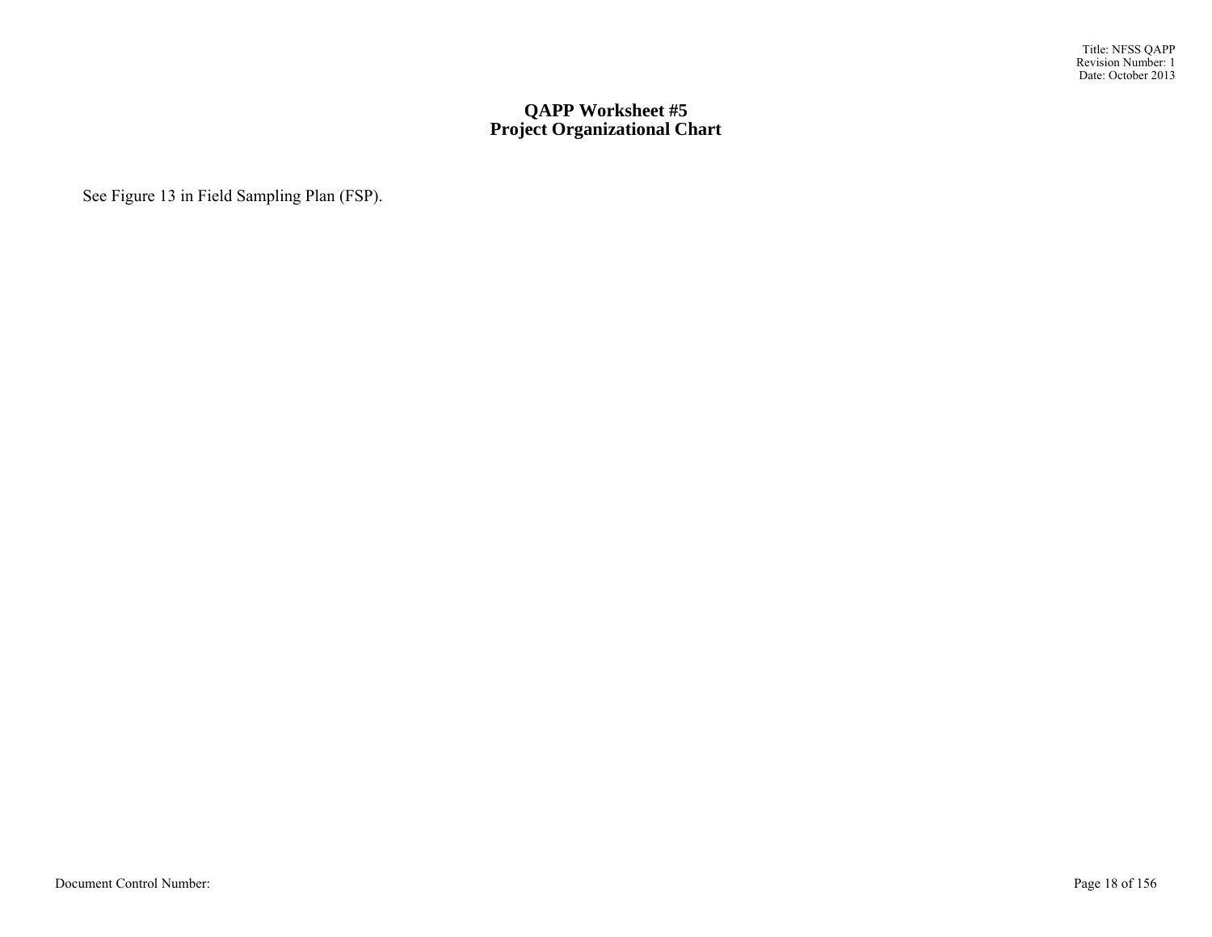# QAPP Worksheet #5
# Project Organizational Chart

See Figure 13 in Field Sampling Plan (FSP).

Document Control Number: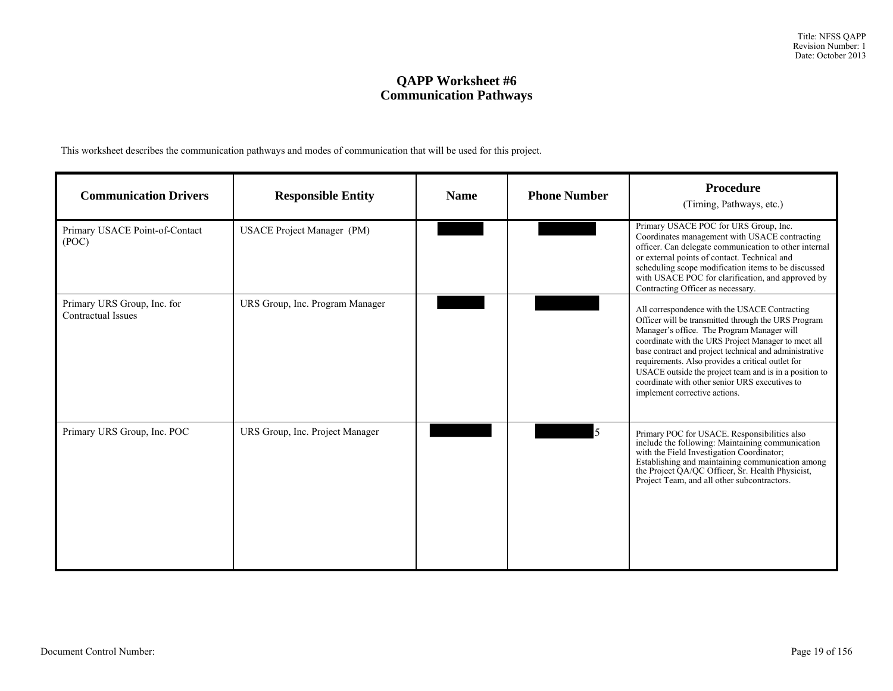# QAPP Worksheet #6
## Communication Pathways

This worksheet describes the communication pathways and modes of communication that will be used for this project.

| Communication Drivers | Responsible Entity | Name | Phone Number | Procedure (Timing, Pathways, etc.) |
|---|---|---|---|---|
| Primary USACE Point-of-Contact (POC) | USACE Project Manager (PM) | | | Primary USACE POC for URS Group, Inc. Coordinates management with USACE contracting officer. Can delegate communication to other internal or external points of contact. Technical and scheduling scope modification items to be discussed with USACE POC for clarification, and approved by Contracting Officer as necessary. |
| Primary URS Group, Inc. for Contractual Issues | URS Group, Inc. Program Manager | | | All correspondence with the USACE Contracting Officer will be transmitted through the URS Program Manager's office. The Program Manager will coordinate with the URS Project Manager to meet all base contract and project technical and administrative requirements. Also provides a critical outlet for USACE outside the project team and is in a position to coordinate with other senior URS executives to implement corrective actions. |
| Primary URS Group, Inc. POC | URS Group, Inc. Project Manager | | 5 | Primary POC for USACE. Responsibilities also include the following: Maintaining communication with the Field Investigation Coordinator; Establishing and maintaining communication among the Project QA/QC Officer, Sr. Health Physicist, Project Team, and all other subcontractors. |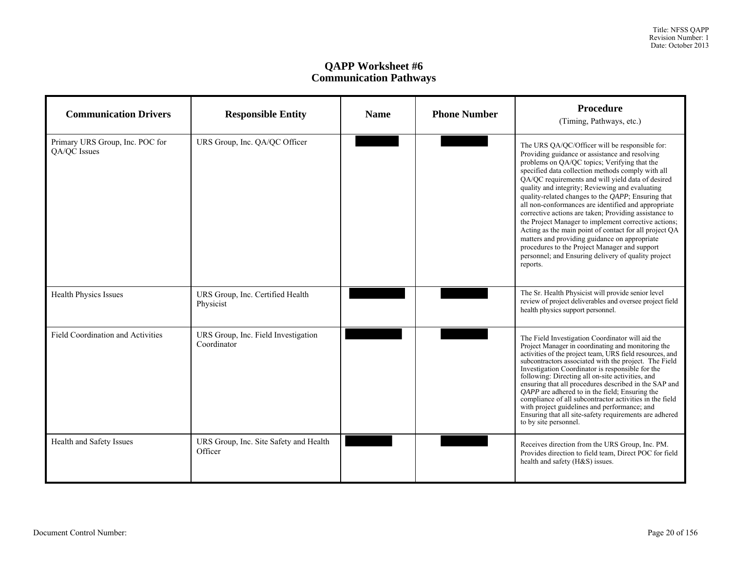# QAPP Worksheet #6
## Communication Pathways

| Communication Drivers | Responsible Entity | Name | Phone Number | Procedure (Timing, Pathways, etc.) |
|---|---|---|---|---|
| Primary URS Group, Inc. POC for QA/QC Issues | URS Group, Inc. QA/QC Officer | | | The URS QA/QC/Officer will be responsible for: Providing guidance or assistance and resolving problems on QA/QC topics; Verifying that the specified data collection methods comply with all QA/QC requirements and will yield data of desired quality and integrity; Reviewing and evaluating quality-related changes to the *QAPP*; Ensuring that all non-conformances are identified and appropriate corrective actions are taken; Providing assistance to the Project Manager to implement corrective actions; Acting as the main point of contact for all project QA matters and providing guidance on appropriate procedures to the Project Manager and support personnel; and Ensuring delivery of quality project reports. |
| Health Physics Issues | URS Group, Inc. Certified Health Physicist | | | The Sr. Health Physicist will provide senior level review of project deliverables and oversee project field health physics support personnel. |
| Field Coordination and Activities | URS Group, Inc. Field Investigation Coordinator | | | The Field Investigation Coordinator will aid the Project Manager in coordinating and monitoring the activities of the project team, URS field resources, and subcontractors associated with the project. The Field Investigation Coordinator is responsible for the following: Directing all on-site activities, and ensuring that all procedures described in the SAP and *QAPP* are adhered to in the field; Ensuring the compliance of all subcontractor activities in the field with project guidelines and performance; and Ensuring that all site-safety requirements are adhered to by site personnel. |
| Health and Safety Issues | URS Group, Inc. Site Safety and Health Officer | | | Receives direction from the URS Group, Inc. PM. Provides direction to field team, Direct POC for field health and safety (H&S) issues. |

Document Control Number: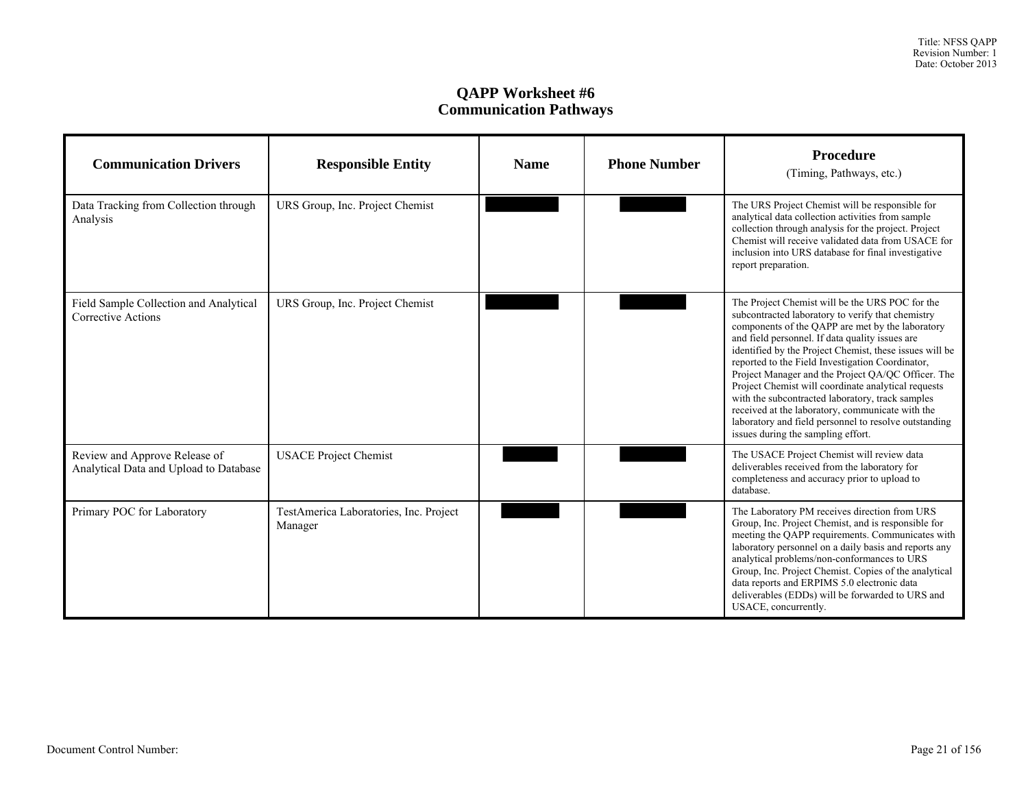# QAPP Worksheet #6
## Communication Pathways

| Communication Drivers | Responsible Entity | Name | Phone Number | Procedure (Timing, Pathways, etc.) |
|---|---|---|---|---|
| Data Tracking from Collection through Analysis | URS Group, Inc. Project Chemist | | | The URS Project Chemist will be responsible for analytical data collection activities from sample collection through analysis for the project. Project Chemist will receive validated data from USACE for inclusion into URS database for final investigative report preparation. |
| Field Sample Collection and Analytical Corrective Actions | URS Group, Inc. Project Chemist | | | The Project Chemist will be the URS POC for the subcontracted laboratory to verify that chemistry components of the QAPP are met by the laboratory and field personnel. If data quality issues are identified by the Project Chemist, these issues will be reported to the Field Investigation Coordinator, Project Manager and the Project QA/QC Officer. The Project Chemist will coordinate analytical requests with the subcontracted laboratory, track samples received at the laboratory, communicate with the laboratory and field personnel to resolve outstanding issues during the sampling effort. |
| Review and Approve Release of Analytical Data and Upload to Database | USACE Project Chemist | | | The USACE Project Chemist will review data deliverables received from the laboratory for completeness and accuracy prior to upload to database. |
| Primary POC for Laboratory | TestAmerica Laboratories, Inc. Project Manager | | | The Laboratory PM receives direction from URS Group, Inc. Project Chemist, and is responsible for meeting the QAPP requirements. Communicates with laboratory personnel on a daily basis and reports any analytical problems/non-conformances to URS Group, Inc. Project Chemist. Copies of the analytical data reports and ERPIMS 5.0 electronic data deliverables (EDDs) will be forwarded to URS and USACE, concurrently. |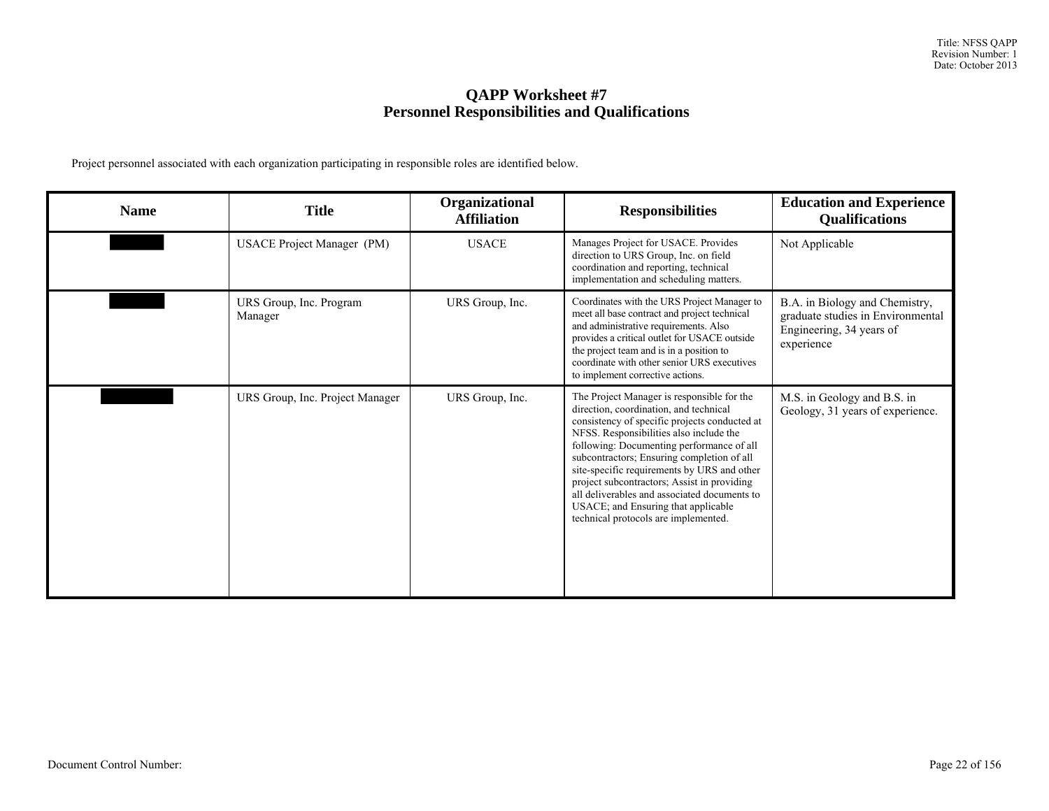# QAPP Worksheet #7
## Personnel Responsibilities and Qualifications

Project personnel associated with each organization participating in responsible roles are identified below.

| Name | Title | Organizational Affiliation | Responsibilities | Education and Experience Qualifications |
|---|---|---|---|---|
| | USACE Project Manager (PM) | USACE | Manages Project for USACE. Provides direction to URS Group, Inc. on field coordination and reporting, technical implementation and scheduling matters. | Not Applicable |
| | URS Group, Inc. Program Manager | URS Group, Inc. | Coordinates with the URS Project Manager to meet all base contract and project technical and administrative requirements. Also provides a critical outlet for USACE outside the project team and is in a position to coordinate with other senior URS executives to implement corrective actions. | B.A. in Biology and Chemistry, graduate studies in Environmental Engineering, 34 years of experience |
| | URS Group, Inc. Project Manager | URS Group, Inc. | The Project Manager is responsible for the direction, coordination, and technical consistency of specific projects conducted at NFSS. Responsibilities also include the following: Documenting performance of all subcontractors; Ensuring completion of all site-specific requirements by URS and other project subcontractors; Assist in providing all deliverables and associated documents to USACE; and Ensuring that applicable technical protocols are implemented. | M.S. in Geology and B.S. in Geology, 31 years of experience. |

Document Control Number: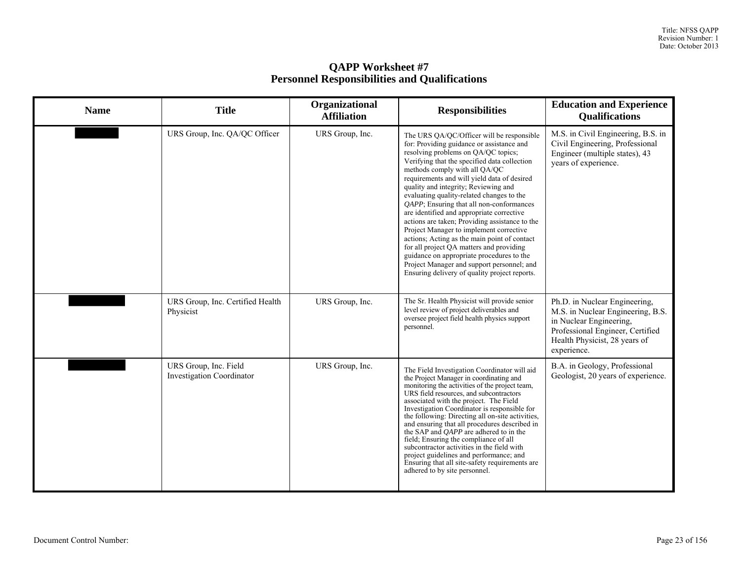# QAPP Worksheet #7
## Personnel Responsibilities and Qualifications

| Name | Title | Organizational Affiliation | Responsibilities | Education and Experience Qualifications |
|---|---|---|---|---|
| | URS Group, Inc. QA/QC Officer | URS Group, Inc. | The URS QA/QC/Officer will be responsible for: Providing guidance or assistance and resolving problems on QA/QC topics; Verifying that the specified data collection methods comply with all QA/QC requirements and will yield data of desired quality and integrity; Reviewing and evaluating quality-related changes to the *QAPP*; Ensuring that all non-conformances are identified and appropriate corrective actions are taken; Providing assistance to the Project Manager to implement corrective actions; Acting as the main point of contact for all project QA matters and providing guidance on appropriate procedures to the Project Manager and support personnel; and Ensuring delivery of quality project reports. | M.S. in Civil Engineering, B.S. in Civil Engineering, Professional Engineer (multiple states), 43 years of experience. |
| | URS Group, Inc. Certified Health Physicist | URS Group, Inc. | The Sr. Health Physicist will provide senior level review of project deliverables and oversee project field health physics support personnel. | Ph.D. in Nuclear Engineering, M.S. in Nuclear Engineering, B.S. in Nuclear Engineering, Professional Engineer, Certified Health Physicist, 28 years of experience. |
| | URS Group, Inc. Field Investigation Coordinator | URS Group, Inc. | The Field Investigation Coordinator will aid the Project Manager in coordinating and monitoring the activities of the project team, URS field resources, and subcontractors associated with the project. The Field Investigation Coordinator is responsible for the following: Directing all on-site activities, and ensuring that all procedures described in the SAP and *QAPP* are adhered to in the field; Ensuring the compliance of all subcontractor activities in the field with project guidelines and performance; and Ensuring that all site-safety requirements are adhered to by site personnel. | B.A. in Geology, Professional Geologist, 20 years of experience. |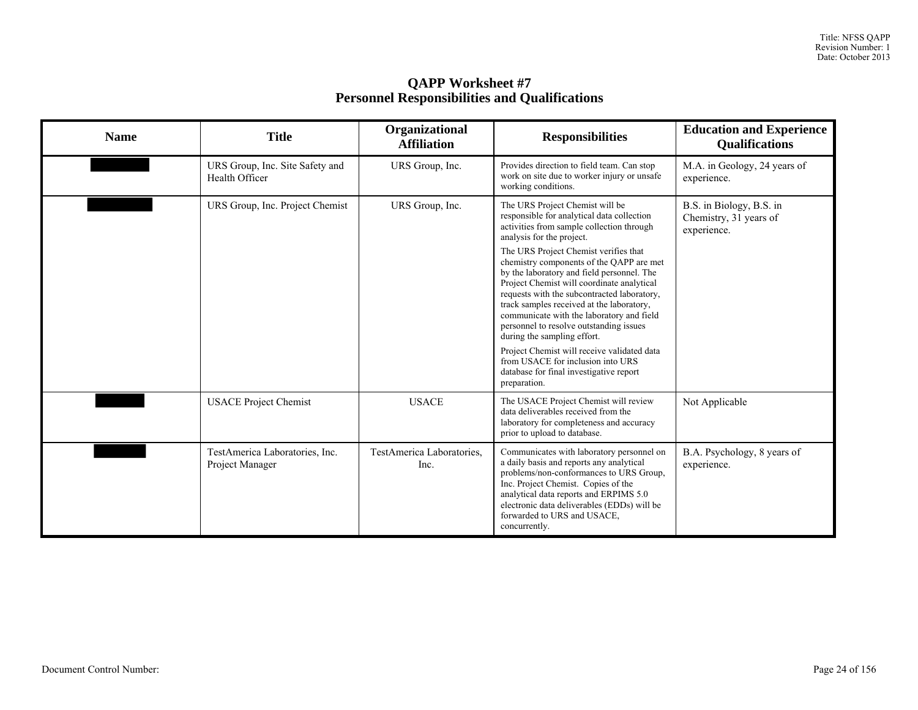# QAPP Worksheet #7
## Personnel Responsibilities and Qualifications

| Name | Title | Organizational Affiliation | Responsibilities | Education and Experience Qualifications |
|---|---|---|---|---|
| | URS Group, Inc. Site Safety and Health Officer | URS Group, Inc. | Provides direction to field team. Can stop work on site due to worker injury or unsafe working conditions. | M.A. in Geology, 24 years of experience. |
| | URS Group, Inc. Project Chemist | URS Group, Inc. | The URS Project Chemist will be responsible for analytical data collection activities from sample collection through analysis for the project.<br><br>The URS Project Chemist verifies that chemistry components of the QAPP are met by the laboratory and field personnel. The Project Chemist will coordinate analytical requests with the subcontracted laboratory, track samples received at the laboratory, communicate with the laboratory and field personnel to resolve outstanding issues during the sampling effort.<br><br>Project Chemist will receive validated data from USACE for inclusion into URS database for final investigative report preparation. | B.S. in Biology, B.S. in Chemistry, 31 years of experience. |
| | USACE Project Chemist | USACE | The USACE Project Chemist will review data deliverables received from the laboratory for completeness and accuracy prior to upload to database. | Not Applicable |
| | TestAmerica Laboratories, Inc. Project Manager | TestAmerica Laboratories, Inc. | Communicates with laboratory personnel on a daily basis and reports any analytical problems/non-conformances to URS Group, Inc. Project Chemist. Copies of the analytical data reports and ERPIMS 5.0 electronic data deliverables (EDDs) will be forwarded to URS and USACE, concurrently. | B.A. Psychology, 8 years of experience. |

Document Control Number: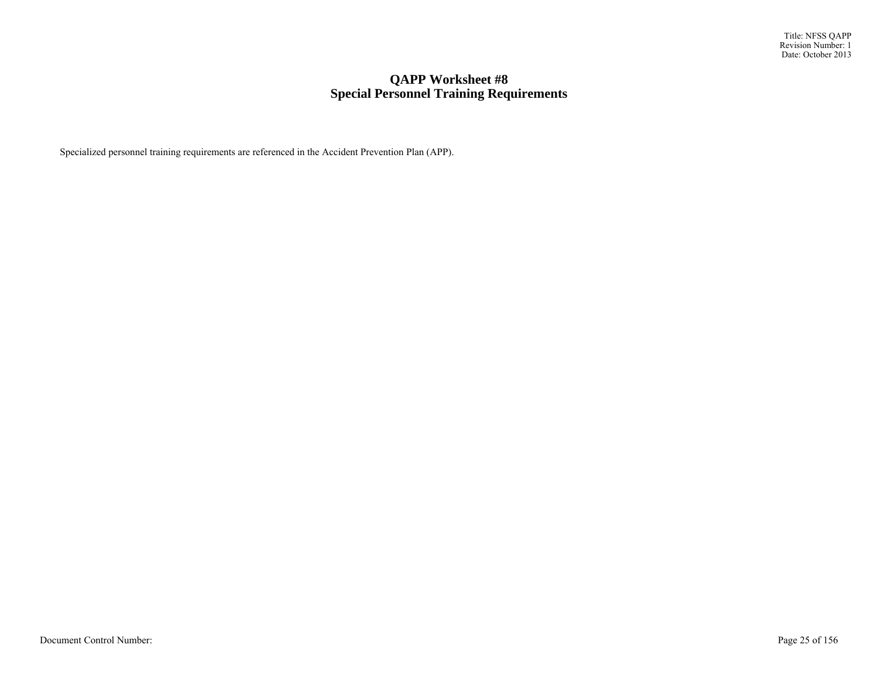# QAPP Worksheet #8
# Special Personnel Training Requirements

Specialized personnel training requirements are referenced in the Accident Prevention Plan (APP).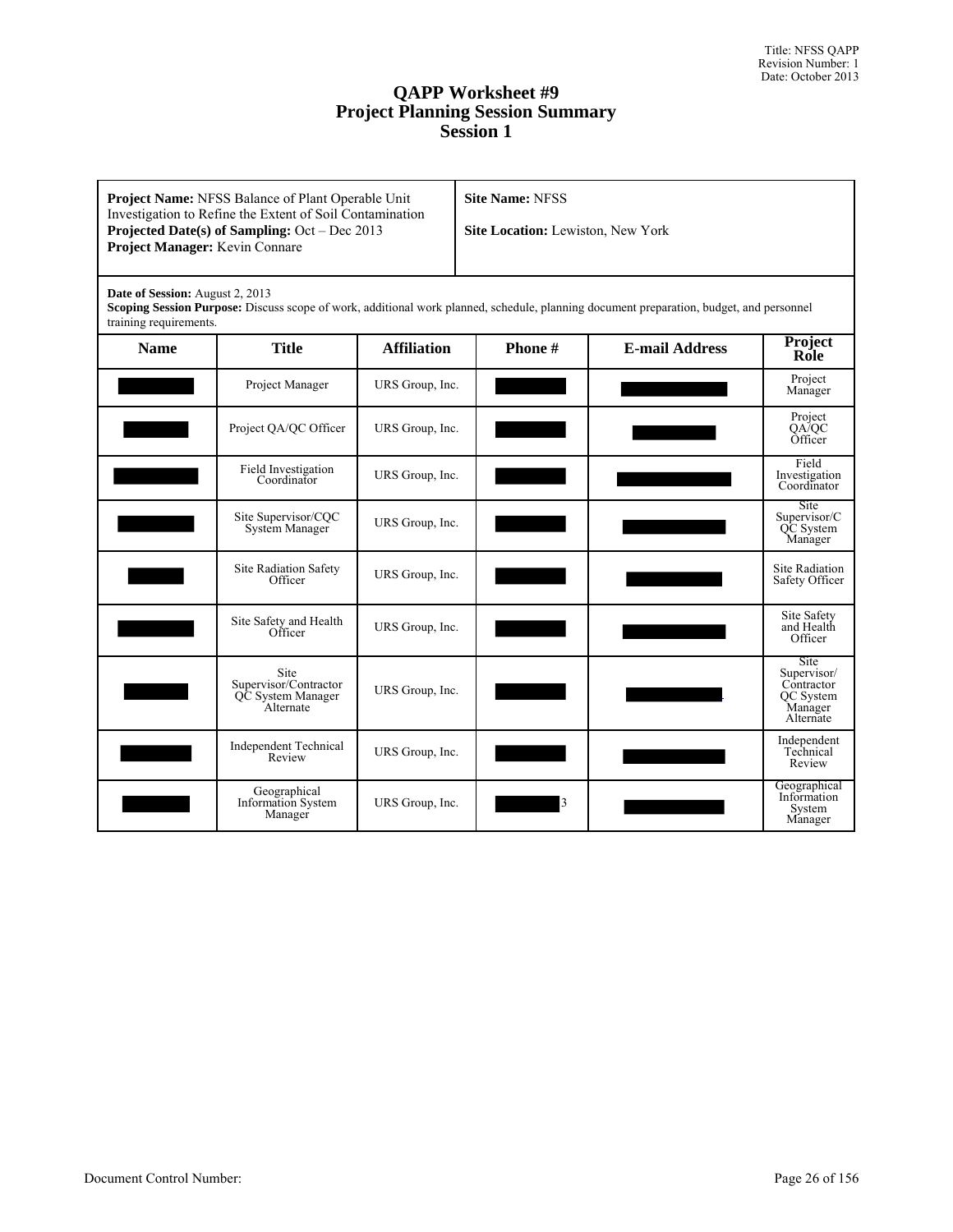# QAPP Worksheet #9
## Project Planning Session Summary
## Session 1

| **Project Name:** NFSS Balance of Plant Operable Unit Investigation to Refine the Extent of Soil Contamination<br>**Projected Date(s) of Sampling:** Oct – Dec 2013<br>**Project Manager:** Kevin Connare | **Site Name:** NFSS<br><br>**Site Location:** Lewiston, New York |
|---|---|

**Date of Session:** August 2, 2013
**Scoping Session Purpose:** Discuss scope of work, additional work planned, schedule, planning document preparation, budget, and personnel training requirements.

| Name | Title | Affiliation | Phone # | E-mail Address | Project Role |
|---|---|---|---|---|---|
| | Project Manager | URS Group, Inc. | | | Project Manager |
| | Project QA/QC Officer | URS Group, Inc. | | | Project QA/QC Officer |
| | Field Investigation Coordinator | URS Group, Inc. | | | Field Investigation Coordinator |
| | Site Supervisor/CQC System Manager | URS Group, Inc. | | | Site Supervisor/CQC System Manager |
| | Site Radiation Safety Officer | URS Group, Inc. | | | Site Radiation Safety Officer |
| | Site Safety and Health Officer | URS Group, Inc. | | | Site Safety and Health Officer |
| | Site Supervisor/Contractor QC System Manager Alternate | URS Group, Inc. | | | Site Supervisor/Contractor QC System Manager Alternate |
| | Independent Technical Review | URS Group, Inc. | | | Independent Technical Review |
| | Geographical Information System Manager | URS Group, Inc. | 3 | | Geographical Information System Manager |

Document Control Number: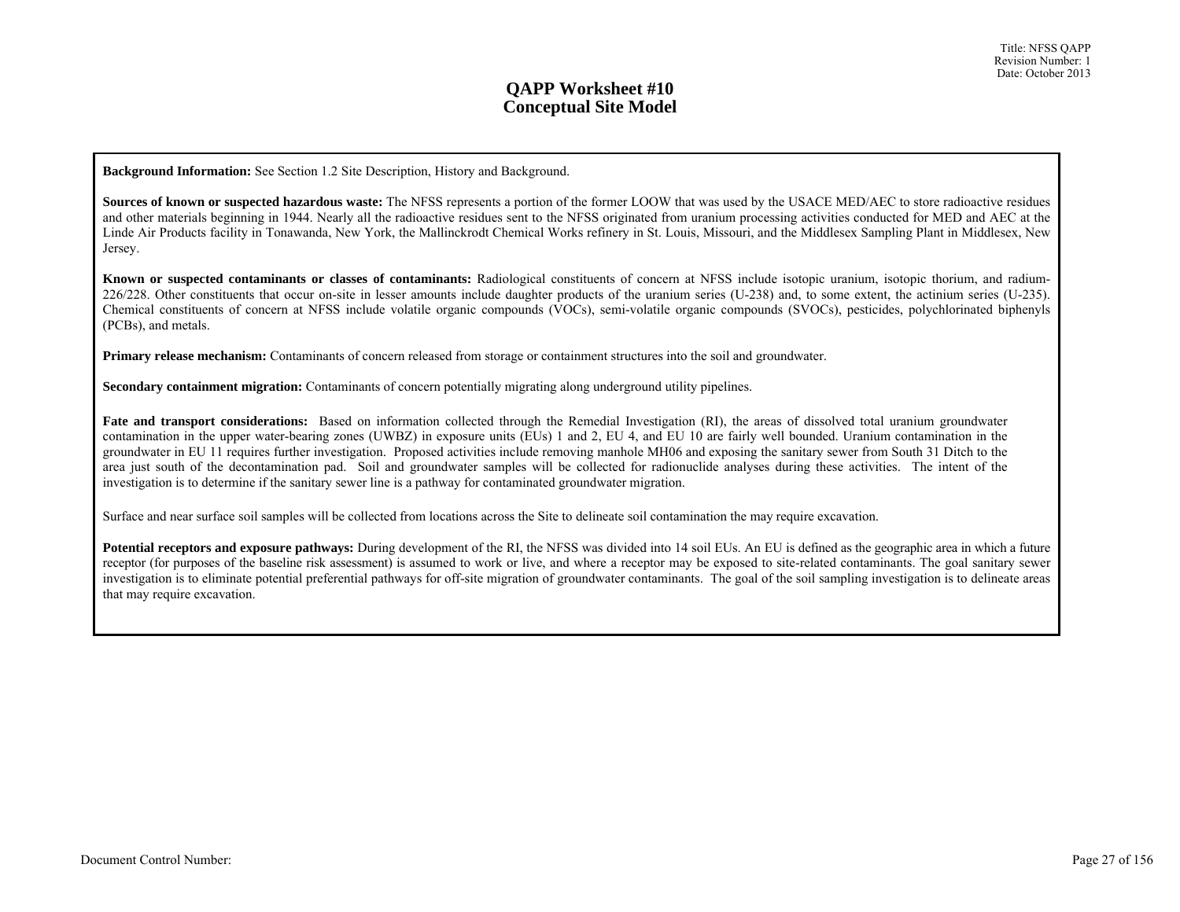# QAPP Worksheet #10
# Conceptual Site Model

**Background Information:** See Section 1.2 Site Description, History and Background.

**Sources of known or suspected hazardous waste:** The NFSS represents a portion of the former LOOW that was used by the USACE MED/AEC to store radioactive residues and other materials beginning in 1944. Nearly all the radioactive residues sent to the NFSS originated from uranium processing activities conducted for MED and AEC at the Linde Air Products facility in Tonawanda, New York, the Mallinckrodt Chemical Works refinery in St. Louis, Missouri, and the Middlesex Sampling Plant in Middlesex, New Jersey.

**Known or suspected contaminants or classes of contaminants:** Radiological constituents of concern at NFSS include isotopic uranium, isotopic thorium, and radium-226/228. Other constituents that occur on-site in lesser amounts include daughter products of the uranium series (U-238) and, to some extent, the actinium series (U-235). Chemical constituents of concern at NFSS include volatile organic compounds (VOCs), semi-volatile organic compounds (SVOCs), pesticides, polychlorinated biphenyls (PCBs), and metals.

**Primary release mechanism:** Contaminants of concern released from storage or containment structures into the soil and groundwater.

**Secondary containment migration:** Contaminants of concern potentially migrating along underground utility pipelines.

**Fate and transport considerations:** Based on information collected through the Remedial Investigation (RI), the areas of dissolved total uranium groundwater contamination in the upper water-bearing zones (UWBZ) in exposure units (EUs) 1 and 2, EU 4, and EU 10 are fairly well bounded. Uranium contamination in the groundwater in EU 11 requires further investigation. Proposed activities include removing manhole MH06 and exposing the sanitary sewer from South 31 Ditch to the area just south of the decontamination pad. Soil and groundwater samples will be collected for radionuclide analyses during these activities. The intent of the investigation is to determine if the sanitary sewer line is a pathway for contaminated groundwater migration.

Surface and near surface soil samples will be collected from locations across the Site to delineate soil contamination the may require excavation.

**Potential receptors and exposure pathways:** During development of the RI, the NFSS was divided into 14 soil EUs. An EU is defined as the geographic area in which a future receptor (for purposes of the baseline risk assessment) is assumed to work or live, and where a receptor may be exposed to site-related contaminants. The goal sanitary sewer investigation is to eliminate potential preferential pathways for off-site migration of groundwater contaminants. The goal of the soil sampling investigation is to delineate areas that may require excavation.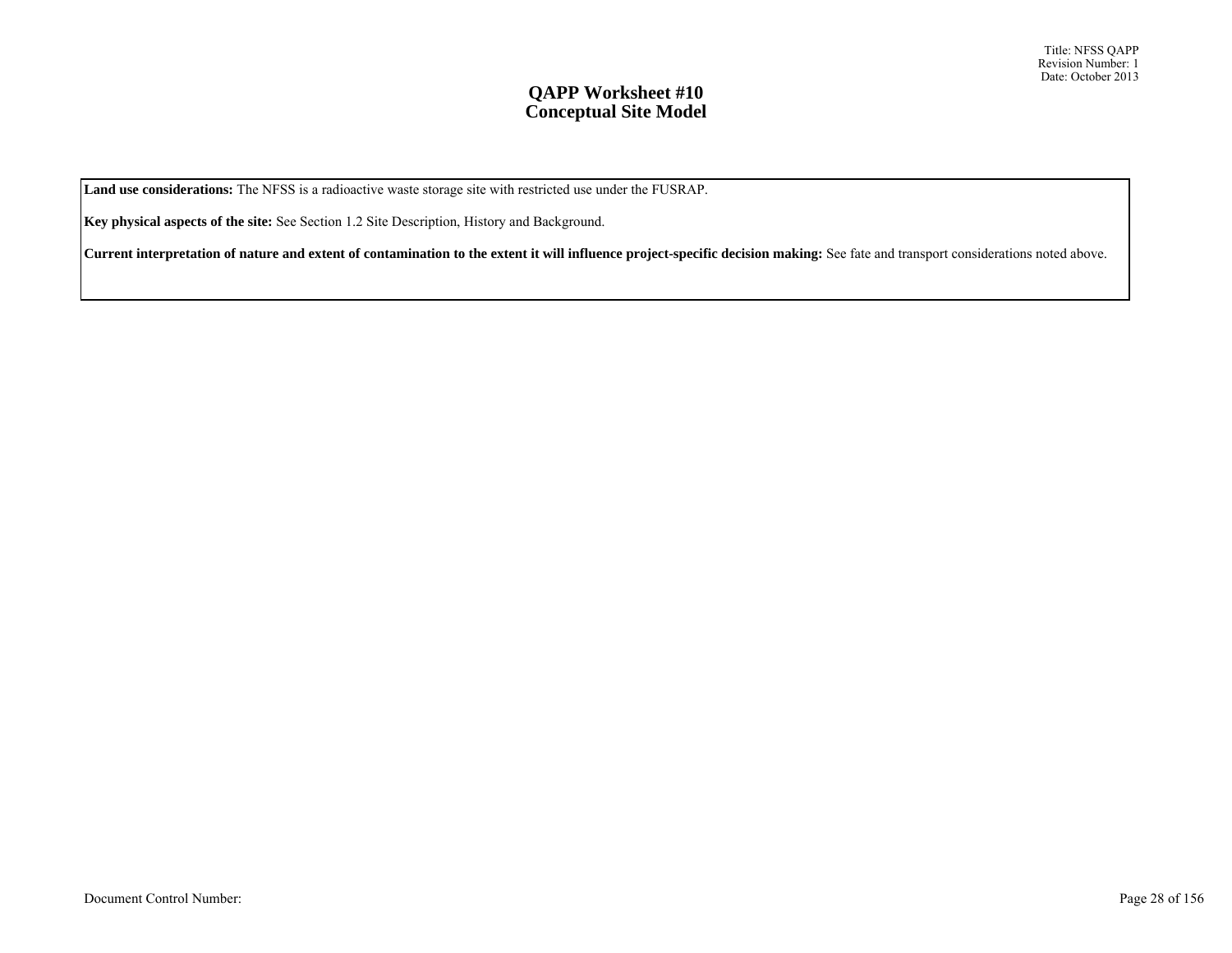# QAPP Worksheet #10
## Conceptual Site Model

**Land use considerations:** The NFSS is a radioactive waste storage site with restricted use under the FUSRAP.

**Key physical aspects of the site:** See Section 1.2 Site Description, History and Background.

**Current interpretation of nature and extent of contamination to the extent it will influence project-specific decision making:** See fate and transport considerations noted above.

Document Control Number: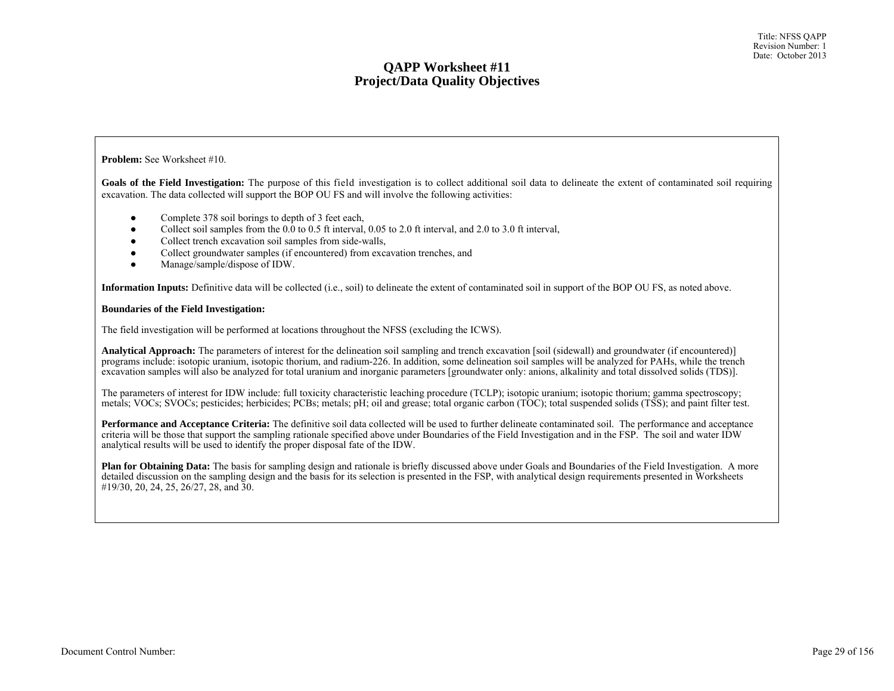# QAPP Worksheet #11
# Project/Data Quality Objectives

**Problem:** See Worksheet #10.

**Goals of the Field Investigation:** The purpose of this field investigation is to collect additional soil data to delineate the extent of contaminated soil requiring excavation. The data collected will support the BOP OU FS and will involve the following activities:

- Complete 378 soil borings to depth of 3 feet each,
- Collect soil samples from the 0.0 to 0.5 ft interval, 0.05 to 2.0 ft interval, and 2.0 to 3.0 ft interval,
- Collect trench excavation soil samples from side-walls,
- Collect groundwater samples (if encountered) from excavation trenches, and
- Manage/sample/dispose of IDW.

**Information Inputs:** Definitive data will be collected (i.e., soil) to delineate the extent of contaminated soil in support of the BOP OU FS, as noted above.

**Boundaries of the Field Investigation:**

The field investigation will be performed at locations throughout the NFSS (excluding the ICWS).

**Analytical Approach:** The parameters of interest for the delineation soil sampling and trench excavation [soil (sidewall) and groundwater (if encountered)] programs include: isotopic uranium, isotopic thorium, and radium-226. In addition, some delineation soil samples will be analyzed for PAHs, while the trench excavation samples will also be analyzed for total uranium and inorganic parameters [groundwater only: anions, alkalinity and total dissolved solids (TDS)].

The parameters of interest for IDW include: full toxicity characteristic leaching procedure (TCLP); isotopic uranium; isotopic thorium; gamma spectroscopy; metals; VOCs; SVOCs; pesticides; herbicides; PCBs; metals; pH; oil and grease; total organic carbon (TOC); total suspended solids (TSS); and paint filter test.

**Performance and Acceptance Criteria:** The definitive soil data collected will be used to further delineate contaminated soil. The performance and acceptance criteria will be those that support the sampling rationale specified above under Boundaries of the Field Investigation and in the FSP. The soil and water IDW analytical results will be used to identify the proper disposal fate of the IDW.

**Plan for Obtaining Data:** The basis for sampling design and rationale is briefly discussed above under Goals and Boundaries of the Field Investigation. A more detailed discussion on the sampling design and the basis for its selection is presented in the FSP, with analytical design requirements presented in Worksheets #19/30, 20, 24, 25, 26/27, 28, and 30.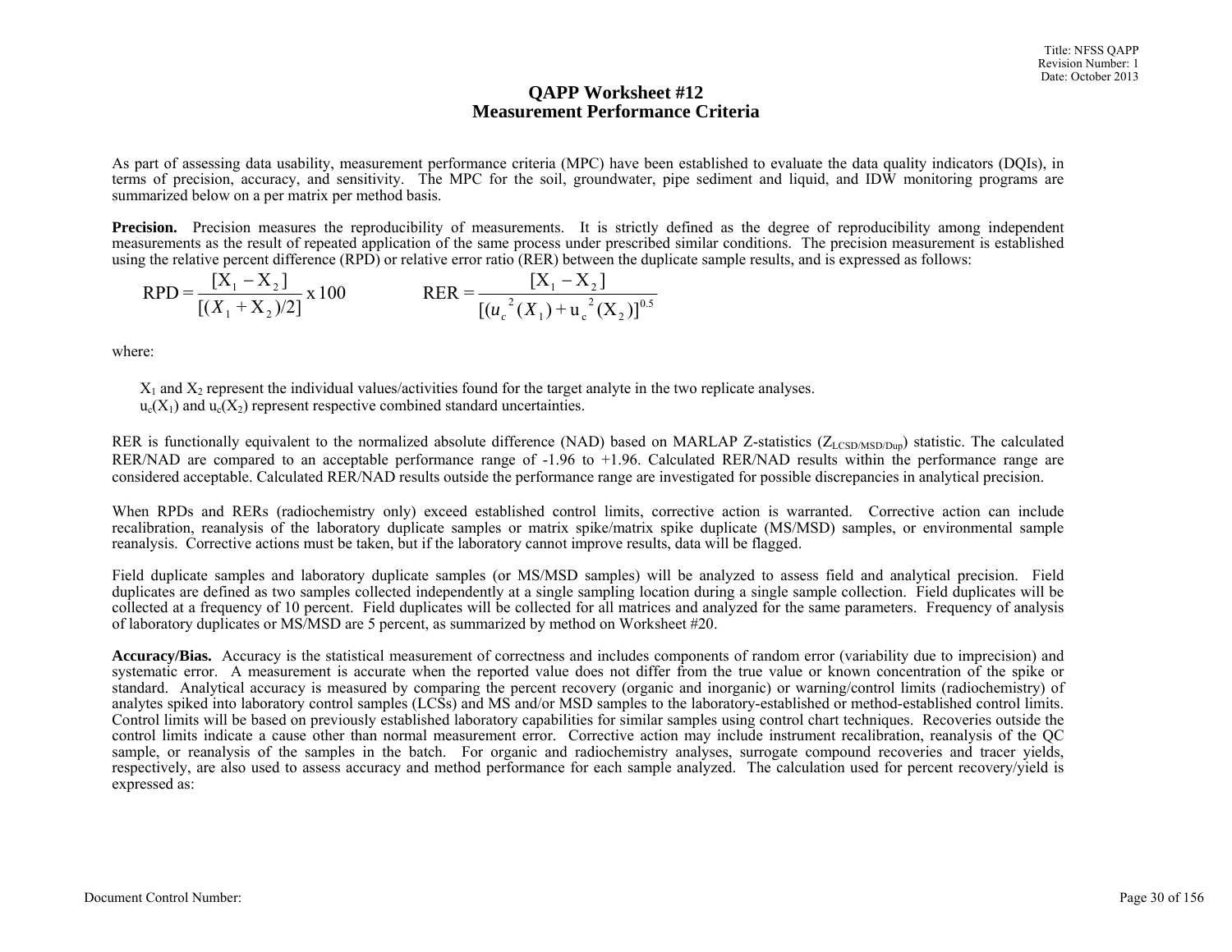# QAPP Worksheet #12
## Measurement Performance Criteria

As part of assessing data usability, measurement performance criteria (MPC) have been established to evaluate the data quality indicators (DQIs), in terms of precision, accuracy, and sensitivity. The MPC for the soil, groundwater, pipe sediment and liquid, and IDW monitoring programs are summarized below on a per matrix per method basis.

**Precision.** Precision measures the reproducibility of measurements. It is strictly defined as the degree of reproducibility among independent measurements as the result of repeated application of the same process under prescribed similar conditions. The precision measurement is established using the relative percent difference (RPD) or relative error ratio (RER) between the duplicate sample results, and is expressed as follows:

$$\text{RPD} = \frac{[X_1 - X_2]}{[(X_1 + X_2)/2]} \times 100 \qquad \text{RER} = \frac{[X_1 - X_2]}{[(u_c{}^2(X_1) + u_c{}^2(X_2)]^{0.5}}$$

where:

$X_1$ and $X_2$ represent the individual values/activities found for the target analyte in the two replicate analyses.
$u_c(X_1)$ and $u_c(X_2)$ represent respective combined standard uncertainties.

RER is functionally equivalent to the normalized absolute difference (NAD) based on MARLAP Z-statistics ($Z_{LCSD/MSD/Dup}$) statistic. The calculated RER/NAD are compared to an acceptable performance range of -1.96 to +1.96. Calculated RER/NAD results within the performance range are considered acceptable. Calculated RER/NAD results outside the performance range are investigated for possible discrepancies in analytical precision.

When RPDs and RERs (radiochemistry only) exceed established control limits, corrective action is warranted. Corrective action can include recalibration, reanalysis of the laboratory duplicate samples or matrix spike/matrix spike duplicate (MS/MSD) samples, or environmental sample reanalysis. Corrective actions must be taken, but if the laboratory cannot improve results, data will be flagged.

Field duplicate samples and laboratory duplicate samples (or MS/MSD samples) will be analyzed to assess field and analytical precision. Field duplicates are defined as two samples collected independently at a single sampling location during a single sample collection. Field duplicates will be collected at a frequency of 10 percent. Field duplicates will be collected for all matrices and analyzed for the same parameters. Frequency of analysis of laboratory duplicates or MS/MSD are 5 percent, as summarized by method on Worksheet #20.

**Accuracy/Bias.** Accuracy is the statistical measurement of correctness and includes components of random error (variability due to imprecision) and systematic error. A measurement is accurate when the reported value does not differ from the true value or known concentration of the spike or standard. Analytical accuracy is measured by comparing the percent recovery (organic and inorganic) or warning/control limits (radiochemistry) of analytes spiked into laboratory control samples (LCSs) and MS and/or MSD samples to the laboratory-established or method-established control limits. Control limits will be based on previously established laboratory capabilities for similar samples using control chart techniques. Recoveries outside the control limits indicate a cause other than normal measurement error. Corrective action may include instrument recalibration, reanalysis of the QC sample, or reanalysis of the samples in the batch. For organic and radiochemistry analyses, surrogate compound recoveries and tracer yields, respectively, are also used to assess accuracy and method performance for each sample analyzed. The calculation used for percent recovery/yield is expressed as:

Document Control Number: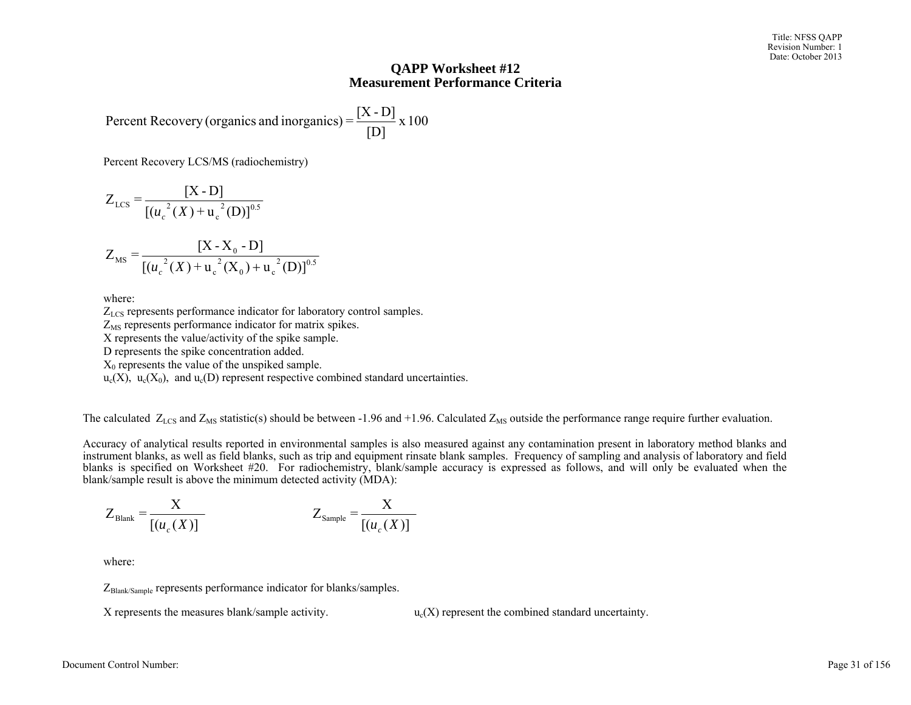## QAPP Worksheet #12
## Measurement Performance Criteria

$$\text{Percent Recovery (organics and inorganics)} = \frac{[\text{X - D}]}{[\text{D}]} \text{ x } 100$$

Percent Recovery LCS/MS (radiochemistry)

$$Z_{\text{LCS}} = \frac{[\text{X - D}]}{[(u_c^{\ 2}(X) + \text{u}_{\text{c}}^{\ 2}(\text{D})]^{0.5}}$$

$$Z_{\text{MS}} = \frac{[\text{X - X}_0 \text{ - D}]}{[(u_c^{\ 2}(X) + \text{u}_{\text{c}}^{\ 2}(\text{X}_0) + \text{u}_{\text{c}}^{\ 2}(\text{D})]^{0.5}}$$

where:
$Z_{LCS}$ represents performance indicator for laboratory control samples.
$Z_{MS}$ represents performance indicator for matrix spikes.
X represents the value/activity of the spike sample.
D represents the spike concentration added.
$X_0$ represents the value of the unspiked sample.
$u_c(X)$, $u_c(X_0)$, and $u_c(D)$ represent respective combined standard uncertainties.

The calculated $Z_{LCS}$ and $Z_{MS}$ statistic(s) should be between -1.96 and +1.96. Calculated $Z_{MS}$ outside the performance range require further evaluation.

Accuracy of analytical results reported in environmental samples is also measured against any contamination present in laboratory method blanks and instrument blanks, as well as field blanks, such as trip and equipment rinsate blank samples. Frequency of sampling and analysis of laboratory and field blanks is specified on Worksheet #20. For radiochemistry, blank/sample accuracy is expressed as follows, and will only be evaluated when the blank/sample result is above the minimum detected activity (MDA):

$$Z_{\text{Blank}} = \frac{\text{X}}{[(u_c(X)]} \qquad\qquad Z_{\text{Sample}} = \frac{\text{X}}{[(u_c(X)]}$$

where:

$Z_{Blank/Sample}$ represents performance indicator for blanks/samples.

X represents the measures blank/sample activity.

$u_c(X)$ represent the combined standard uncertainty.

Document Control Number: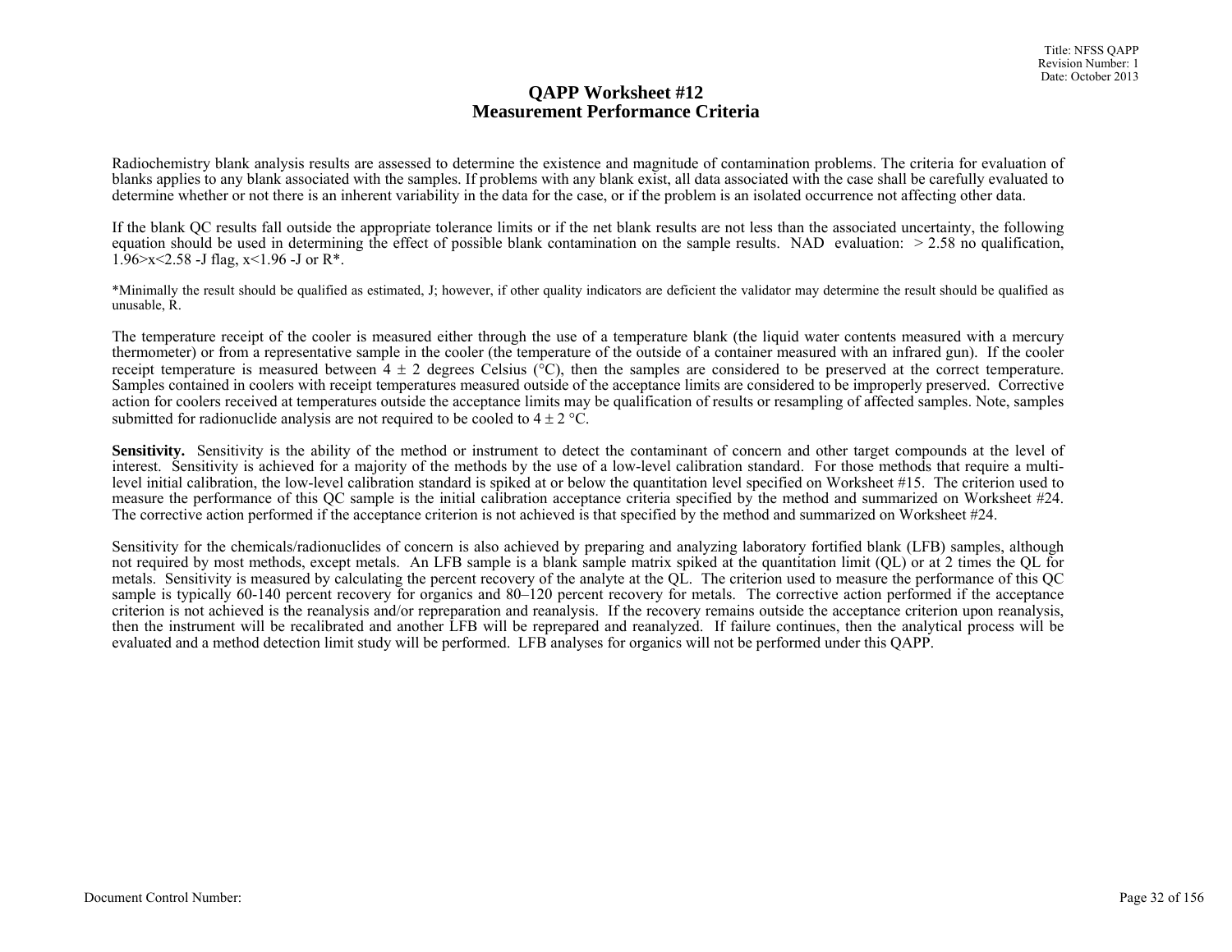# QAPP Worksheet #12
# Measurement Performance Criteria

Radiochemistry blank analysis results are assessed to determine the existence and magnitude of contamination problems. The criteria for evaluation of blanks applies to any blank associated with the samples. If problems with any blank exist, all data associated with the case shall be carefully evaluated to determine whether or not there is an inherent variability in the data for the case, or if the problem is an isolated occurrence not affecting other data.

If the blank QC results fall outside the appropriate tolerance limits or if the net blank results are not less than the associated uncertainty, the following equation should be used in determining the effect of possible blank contamination on the sample results. NAD evaluation: $> 2.58$ no qualification, $1.96>x<2.58$ -J flag, $x<1.96$ -J or R*.

*Minimally the result should be qualified as estimated, J; however, if other quality indicators are deficient the validator may determine the result should be qualified as unusable, R.

The temperature receipt of the cooler is measured either through the use of a temperature blank (the liquid water contents measured with a mercury thermometer) or from a representative sample in the cooler (the temperature of the outside of a container measured with an infrared gun). If the cooler receipt temperature is measured between $4 \pm 2$ degrees Celsius (°C), then the samples are considered to be preserved at the correct temperature. Samples contained in coolers with receipt temperatures measured outside of the acceptance limits are considered to be improperly preserved. Corrective action for coolers received at temperatures outside the acceptance limits may be qualification of results or resampling of affected samples. Note, samples submitted for radionuclide analysis are not required to be cooled to $4 \pm 2$ °C.

**Sensitivity.** Sensitivity is the ability of the method or instrument to detect the contaminant of concern and other target compounds at the level of interest. Sensitivity is achieved for a majority of the methods by the use of a low-level calibration standard. For those methods that require a multi-level initial calibration, the low-level calibration standard is spiked at or below the quantitation level specified on Worksheet #15. The criterion used to measure the performance of this QC sample is the initial calibration acceptance criteria specified by the method and summarized on Worksheet #24. The corrective action performed if the acceptance criterion is not achieved is that specified by the method and summarized on Worksheet #24.

Sensitivity for the chemicals/radionuclides of concern is also achieved by preparing and analyzing laboratory fortified blank (LFB) samples, although not required by most methods, except metals. An LFB sample is a blank sample matrix spiked at the quantitation limit (QL) or at 2 times the QL for metals. Sensitivity is measured by calculating the percent recovery of the analyte at the QL. The criterion used to measure the performance of this QC sample is typically 60-140 percent recovery for organics and 80–120 percent recovery for metals. The corrective action performed if the acceptance criterion is not achieved is the reanalysis and/or repreparation and reanalysis. If the recovery remains outside the acceptance criterion upon reanalysis, then the instrument will be recalibrated and another LFB will be reprepared and reanalyzed. If failure continues, then the analytical process will be evaluated and a method detection limit study will be performed. LFB analyses for organics will not be performed under this QAPP.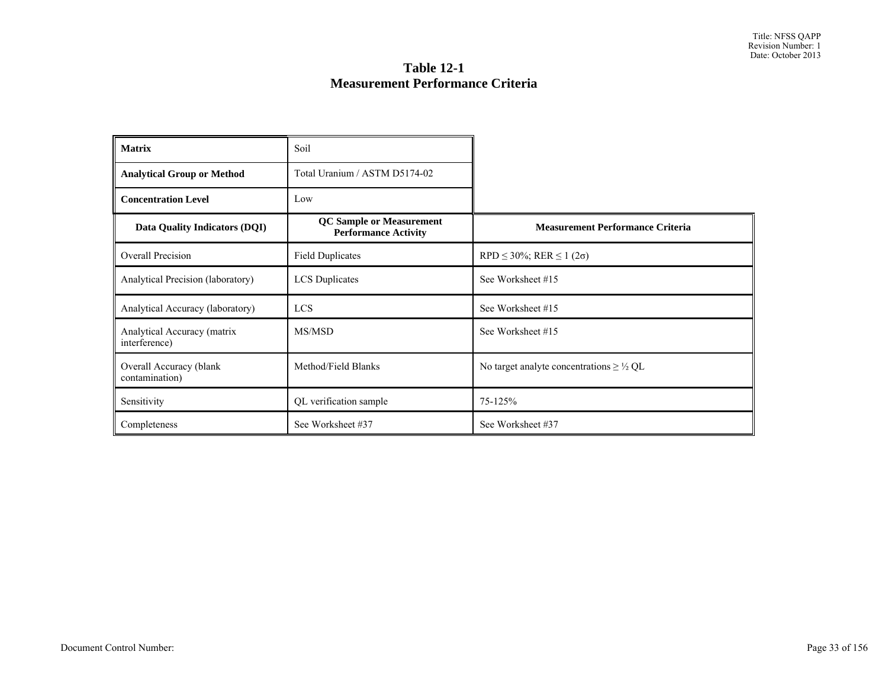# Table 12-1
## Measurement Performance Criteria

| **Matrix** | Soil | |
|---|---|---|
| **Analytical Group or Method** | Total Uranium / ASTM D5174-02 | |
| **Concentration Level** | Low | |
| **Data Quality Indicators (DQI)** | **QC Sample or Measurement Performance Activity** | **Measurement Performance Criteria** |
| Overall Precision | Field Duplicates | RPD ≤ 30%; RER ≤ 1 (2σ) |
| Analytical Precision (laboratory) | LCS Duplicates | See Worksheet #15 |
| Analytical Accuracy (laboratory) | LCS | See Worksheet #15 |
| Analytical Accuracy (matrix interference) | MS/MSD | See Worksheet #15 |
| Overall Accuracy (blank contamination) | Method/Field Blanks | No target analyte concentrations ≥ ½ QL |
| Sensitivity | QL verification sample | 75-125% |
| Completeness | See Worksheet #37 | See Worksheet #37 |

Document Control Number: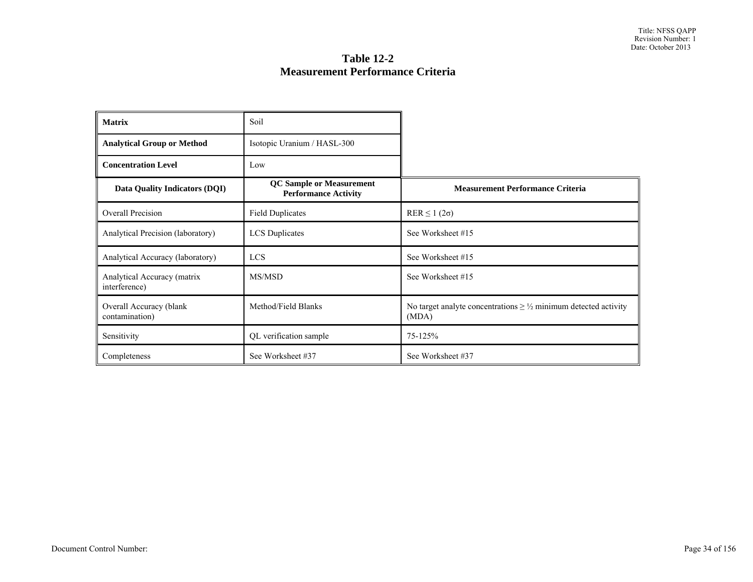# Table 12-2
# Measurement Performance Criteria

| **Matrix** | Soil | |
|---|---|---|
| **Analytical Group or Method** | Isotopic Uranium / HASL-300 | |
| **Concentration Level** | Low | |
| **Data Quality Indicators (DQI)** | **QC Sample or Measurement Performance Activity** | **Measurement Performance Criteria** |
| Overall Precision | Field Duplicates | RER ≤ 1 (2σ) |
| Analytical Precision (laboratory) | LCS Duplicates | See Worksheet #15 |
| Analytical Accuracy (laboratory) | LCS | See Worksheet #15 |
| Analytical Accuracy (matrix interference) | MS/MSD | See Worksheet #15 |
| Overall Accuracy (blank contamination) | Method/Field Blanks | No target analyte concentrations ≥ ½ minimum detected activity (MDA) |
| Sensitivity | QL verification sample | 75-125% |
| Completeness | See Worksheet #37 | See Worksheet #37 |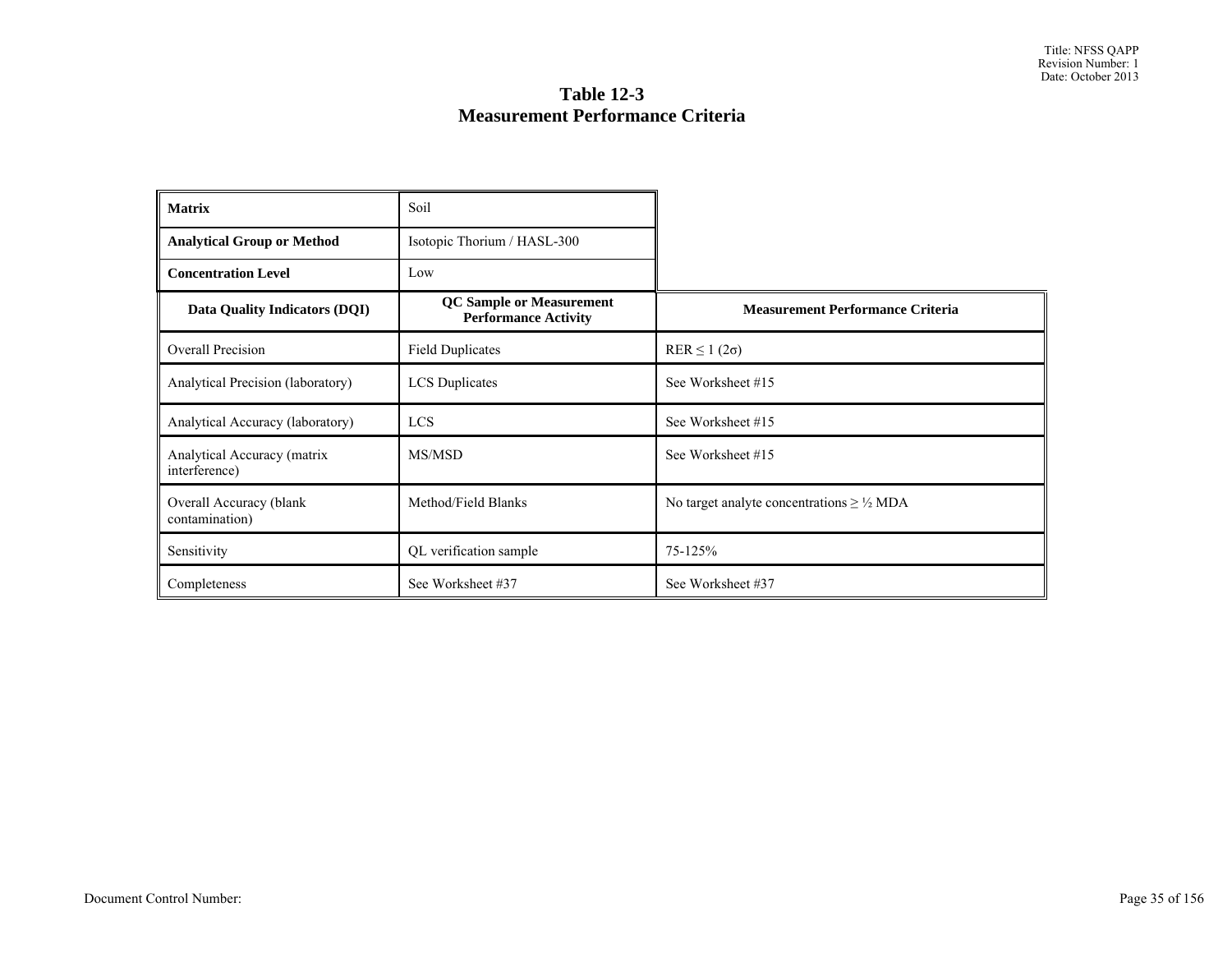# Table 12-3
# Measurement Performance Criteria

| **Matrix** | Soil | |
|---|---|---|
| **Analytical Group or Method** | Isotopic Thorium / HASL-300 | |
| **Concentration Level** | Low | |
| **Data Quality Indicators (DQI)** | **QC Sample or Measurement Performance Activity** | **Measurement Performance Criteria** |
| Overall Precision | Field Duplicates | RER ≤ 1 (2σ) |
| Analytical Precision (laboratory) | LCS Duplicates | See Worksheet #15 |
| Analytical Accuracy (laboratory) | LCS | See Worksheet #15 |
| Analytical Accuracy (matrix interference) | MS/MSD | See Worksheet #15 |
| Overall Accuracy (blank contamination) | Method/Field Blanks | No target analyte concentrations ≥ ½ MDA |
| Sensitivity | QL verification sample | 75-125% |
| Completeness | See Worksheet #37 | See Worksheet #37 |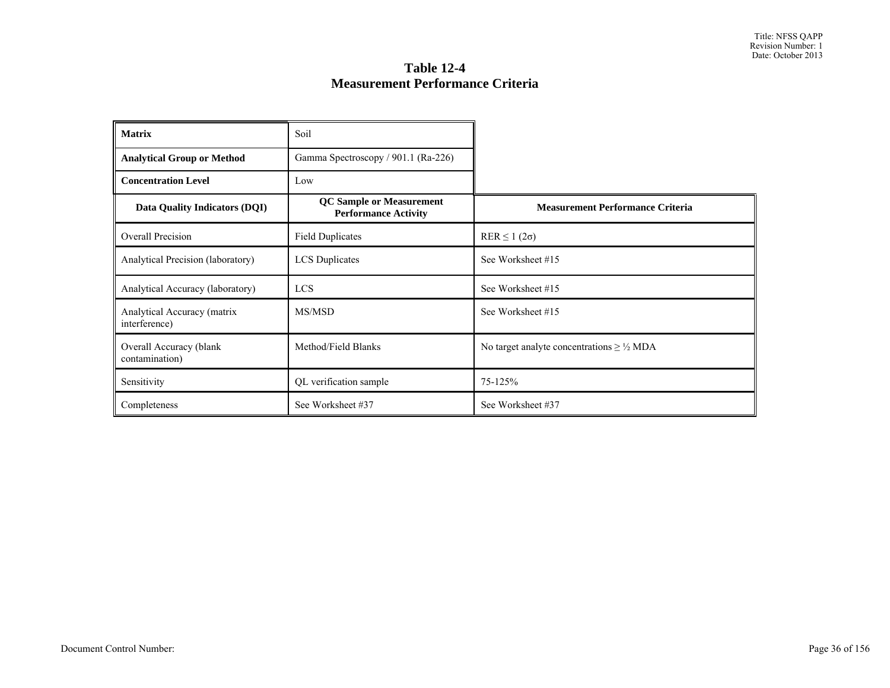# Table 12-4
# Measurement Performance Criteria

| **Matrix** | Soil | |
|---|---|---|
| **Analytical Group or Method** | Gamma Spectroscopy / 901.1 (Ra-226) | |
| **Concentration Level** | Low | |
| **Data Quality Indicators (DQI)** | **QC Sample or Measurement Performance Activity** | **Measurement Performance Criteria** |
| Overall Precision | Field Duplicates | RER ≤ 1 (2σ) |
| Analytical Precision (laboratory) | LCS Duplicates | See Worksheet #15 |
| Analytical Accuracy (laboratory) | LCS | See Worksheet #15 |
| Analytical Accuracy (matrix interference) | MS/MSD | See Worksheet #15 |
| Overall Accuracy (blank contamination) | Method/Field Blanks | No target analyte concentrations ≥ ½ MDA |
| Sensitivity | QL verification sample | 75-125% |
| Completeness | See Worksheet #37 | See Worksheet #37 |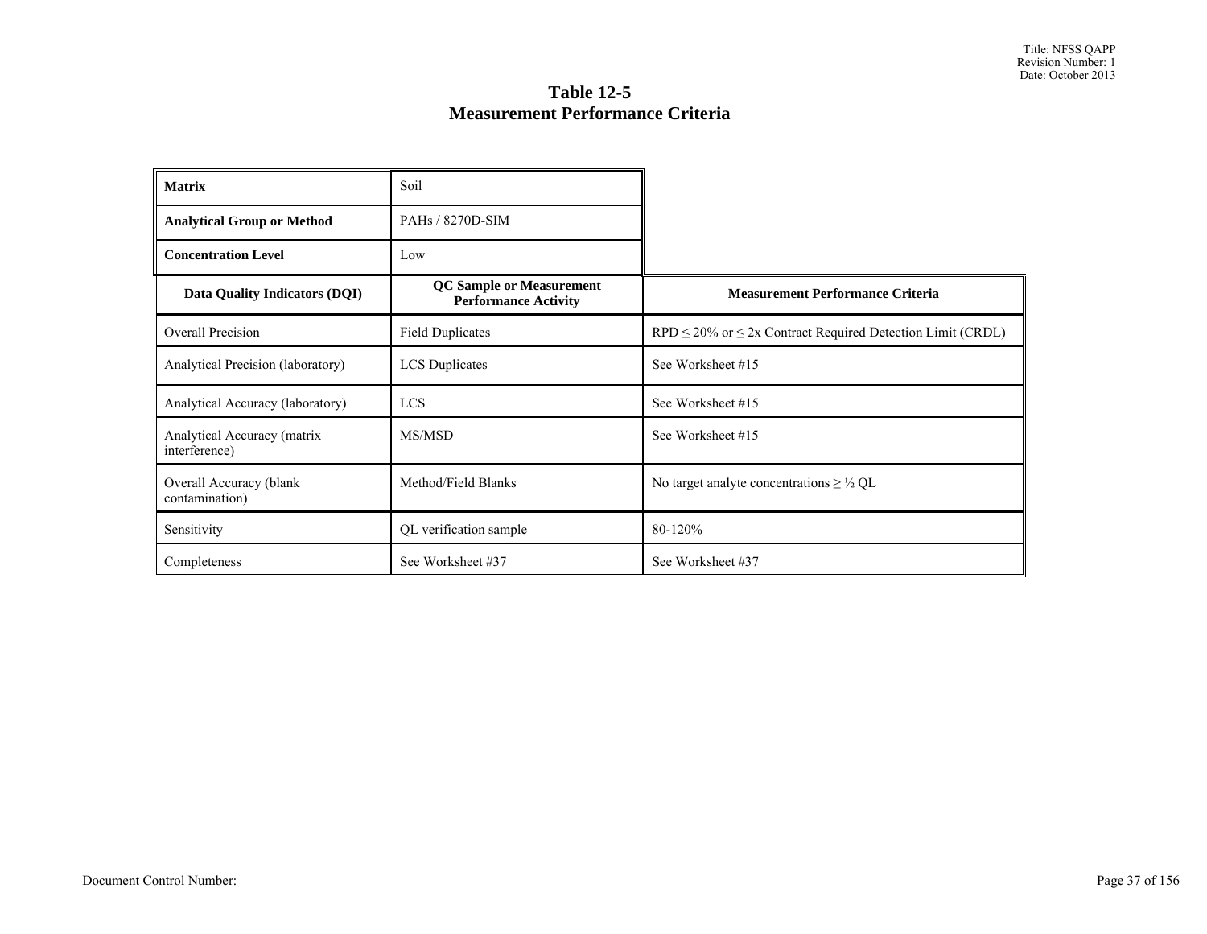# Table 12-5
# Measurement Performance Criteria

| **Matrix** | Soil | |
|---|---|---|
| **Analytical Group or Method** | PAHs / 8270D-SIM | |
| **Concentration Level** | Low | |
| **Data Quality Indicators (DQI)** | **QC Sample or Measurement Performance Activity** | **Measurement Performance Criteria** |
| Overall Precision | Field Duplicates | RPD ≤ 20% or ≤ 2x Contract Required Detection Limit (CRDL) |
| Analytical Precision (laboratory) | LCS Duplicates | See Worksheet #15 |
| Analytical Accuracy (laboratory) | LCS | See Worksheet #15 |
| Analytical Accuracy (matrix interference) | MS/MSD | See Worksheet #15 |
| Overall Accuracy (blank contamination) | Method/Field Blanks | No target analyte concentrations ≥ ½ QL |
| Sensitivity | QL verification sample | 80-120% |
| Completeness | See Worksheet #37 | See Worksheet #37 |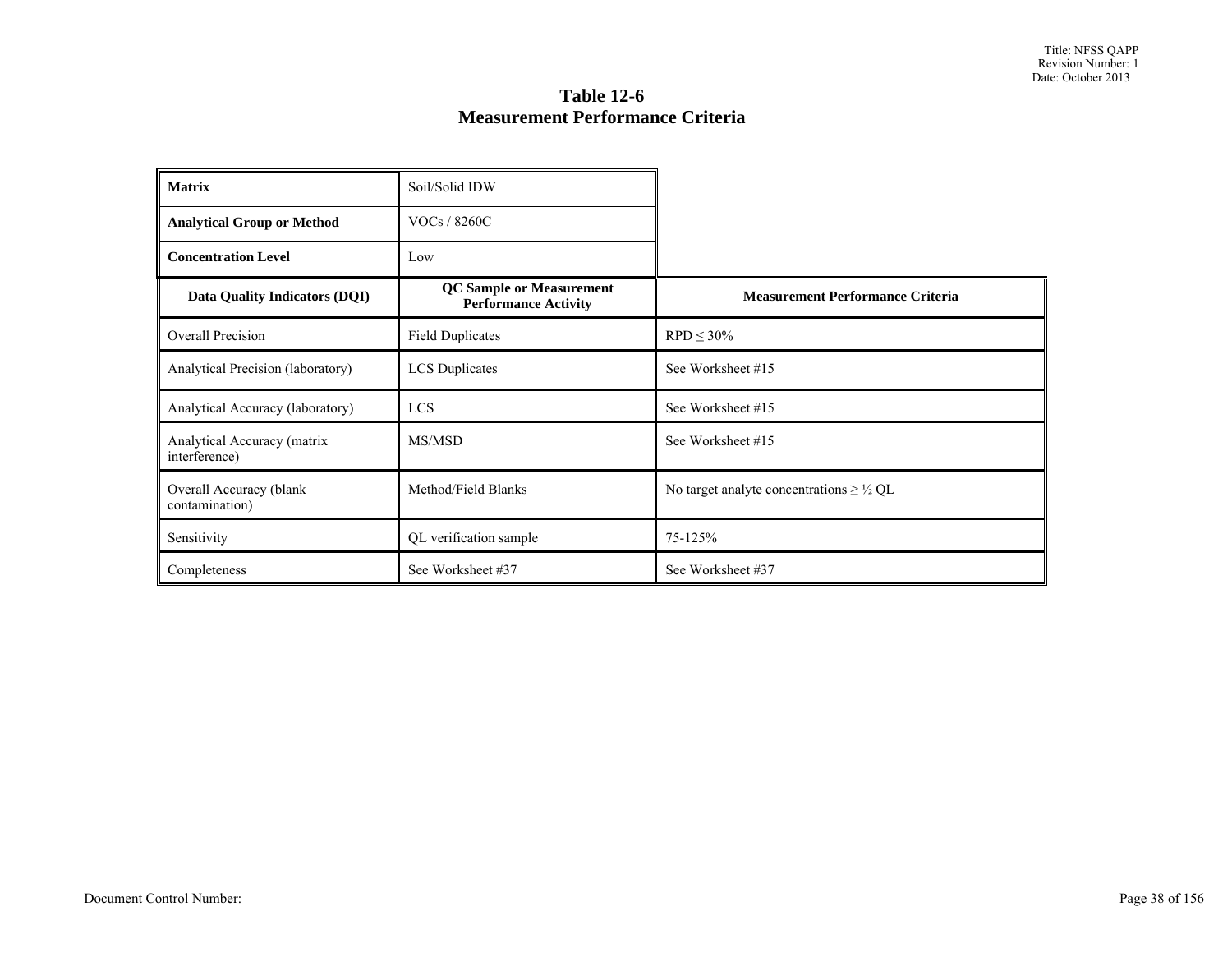# Table 12-6
# Measurement Performance Criteria

| **Matrix** | Soil/Solid IDW | |
|---|---|---|
| **Analytical Group or Method** | VOCs / 8260C | |
| **Concentration Level** | Low | |
| **Data Quality Indicators (DQI)** | **QC Sample or Measurement Performance Activity** | **Measurement Performance Criteria** |
| Overall Precision | Field Duplicates | RPD ≤ 30% |
| Analytical Precision (laboratory) | LCS Duplicates | See Worksheet #15 |
| Analytical Accuracy (laboratory) | LCS | See Worksheet #15 |
| Analytical Accuracy (matrix interference) | MS/MSD | See Worksheet #15 |
| Overall Accuracy (blank contamination) | Method/Field Blanks | No target analyte concentrations ≥ ½ QL |
| Sensitivity | QL verification sample | 75-125% |
| Completeness | See Worksheet #37 | See Worksheet #37 |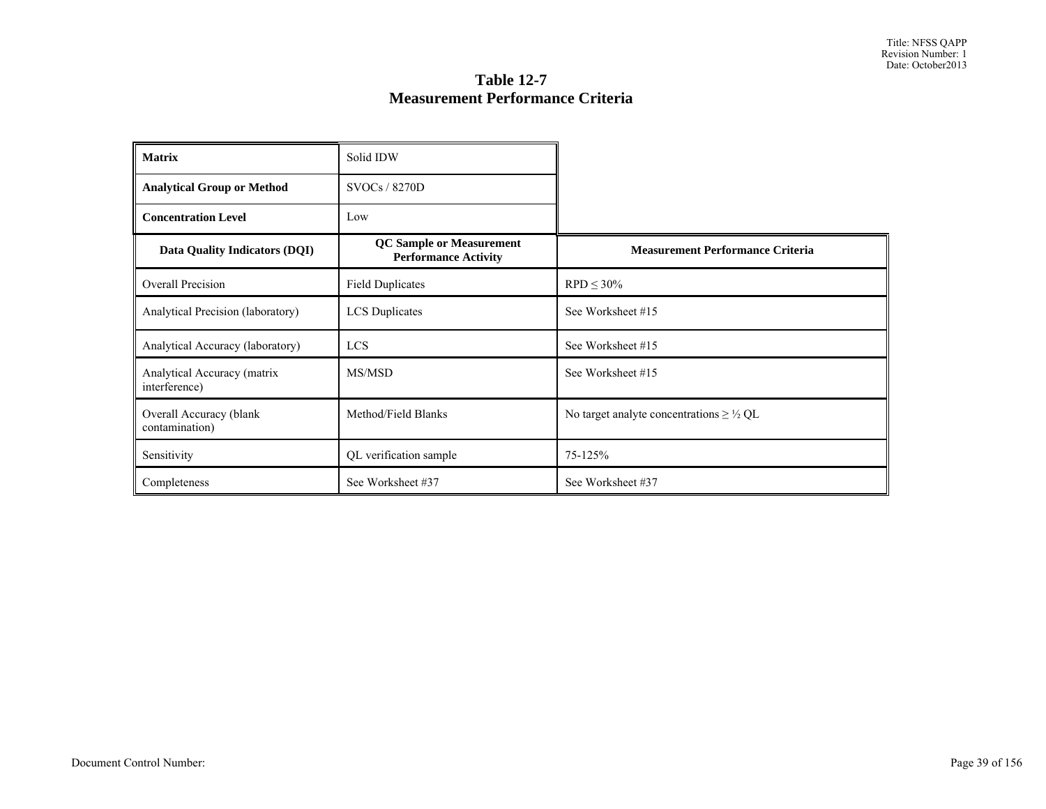# Table 12-7
## Measurement Performance Criteria

| **Matrix** | Solid IDW | |
|---|---|---|
| **Analytical Group or Method** | SVOCs / 8270D | |
| **Concentration Level** | Low | |
| **Data Quality Indicators (DQI)** | **QC Sample or Measurement Performance Activity** | **Measurement Performance Criteria** |
| Overall Precision | Field Duplicates | RPD ≤ 30% |
| Analytical Precision (laboratory) | LCS Duplicates | See Worksheet #15 |
| Analytical Accuracy (laboratory) | LCS | See Worksheet #15 |
| Analytical Accuracy (matrix interference) | MS/MSD | See Worksheet #15 |
| Overall Accuracy (blank contamination) | Method/Field Blanks | No target analyte concentrations ≥ ½ QL |
| Sensitivity | QL verification sample | 75-125% |
| Completeness | See Worksheet #37 | See Worksheet #37 |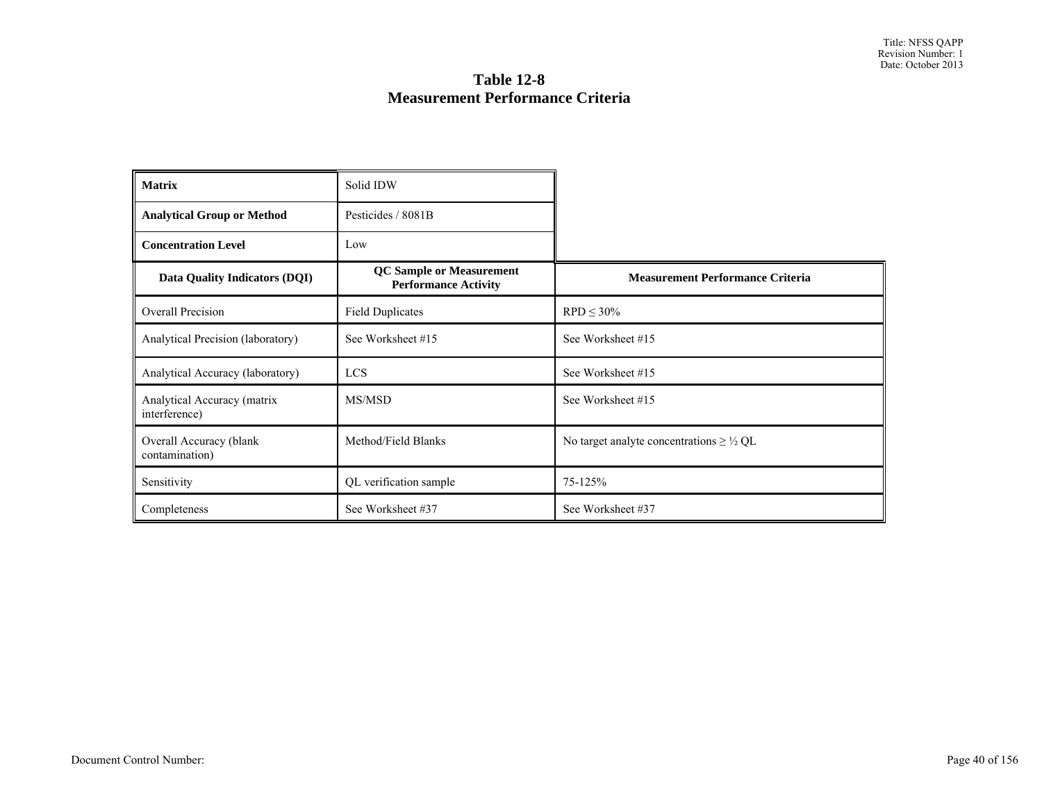# Table 12-8
## Measurement Performance Criteria

| **Matrix** | Solid IDW | |
|---|---|---|
| **Analytical Group or Method** | Pesticides / 8081B | |
| **Concentration Level** | Low | |
| **Data Quality Indicators (DQI)** | **QC Sample or Measurement Performance Activity** | **Measurement Performance Criteria** |
| Overall Precision | Field Duplicates | RPD ≤ 30% |
| Analytical Precision (laboratory) | See Worksheet #15 | See Worksheet #15 |
| Analytical Accuracy (laboratory) | LCS | See Worksheet #15 |
| Analytical Accuracy (matrix interference) | MS/MSD | See Worksheet #15 |
| Overall Accuracy (blank contamination) | Method/Field Blanks | No target analyte concentrations ≥ ½ QL |
| Sensitivity | QL verification sample | 75-125% |
| Completeness | See Worksheet #37 | See Worksheet #37 |

Document Control Number: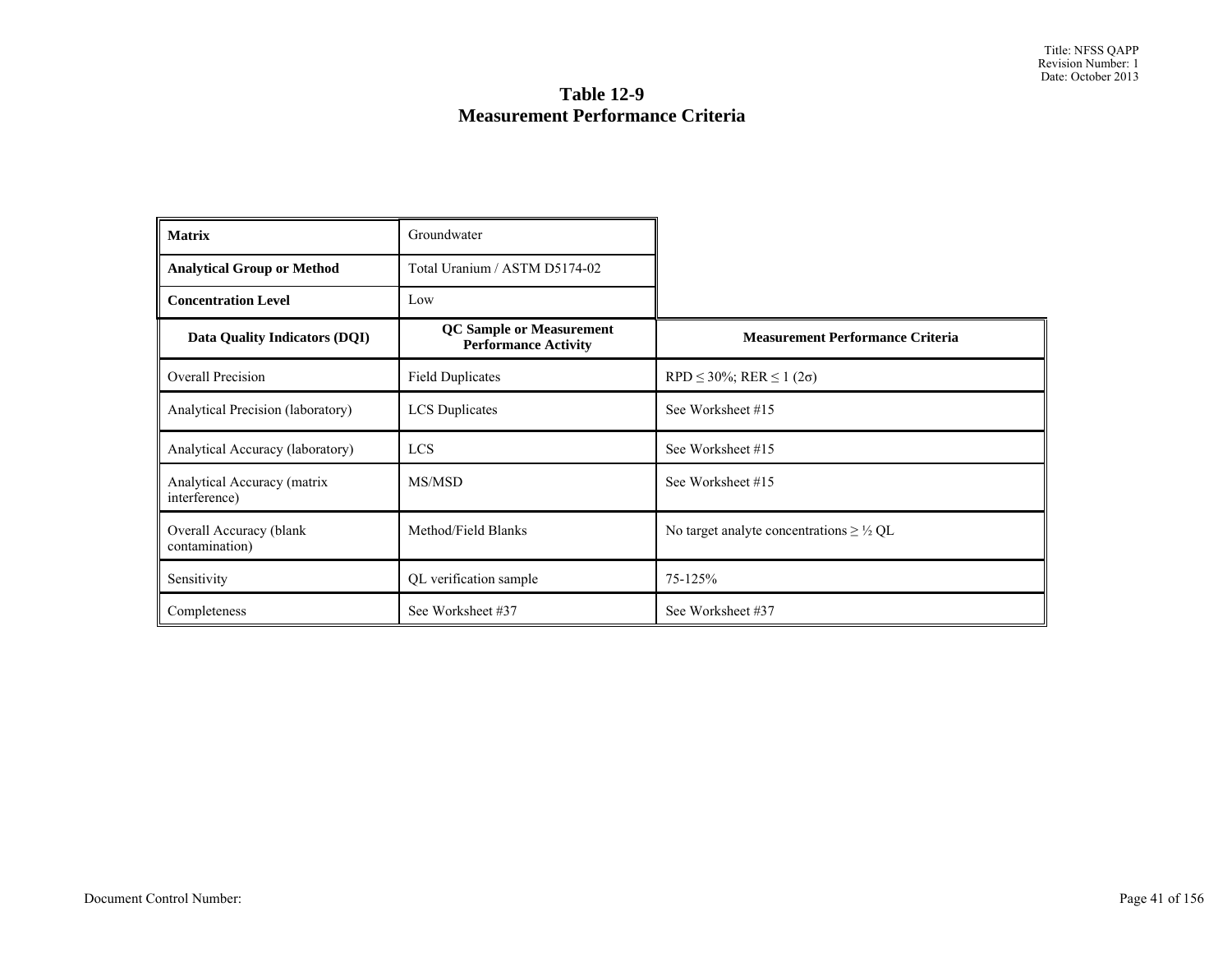# Table 12-9
# Measurement Performance Criteria

| **Matrix** | Groundwater | |
|---|---|---|
| **Analytical Group or Method** | Total Uranium / ASTM D5174-02 | |
| **Concentration Level** | Low | |
| **Data Quality Indicators (DQI)** | **QC Sample or Measurement Performance Activity** | **Measurement Performance Criteria** |
| Overall Precision | Field Duplicates | RPD ≤ 30%; RER ≤ 1 (2σ) |
| Analytical Precision (laboratory) | LCS Duplicates | See Worksheet #15 |
| Analytical Accuracy (laboratory) | LCS | See Worksheet #15 |
| Analytical Accuracy (matrix interference) | MS/MSD | See Worksheet #15 |
| Overall Accuracy (blank contamination) | Method/Field Blanks | No target analyte concentrations ≥ ½ QL |
| Sensitivity | QL verification sample | 75-125% |
| Completeness | See Worksheet #37 | See Worksheet #37 |

Document Control Number: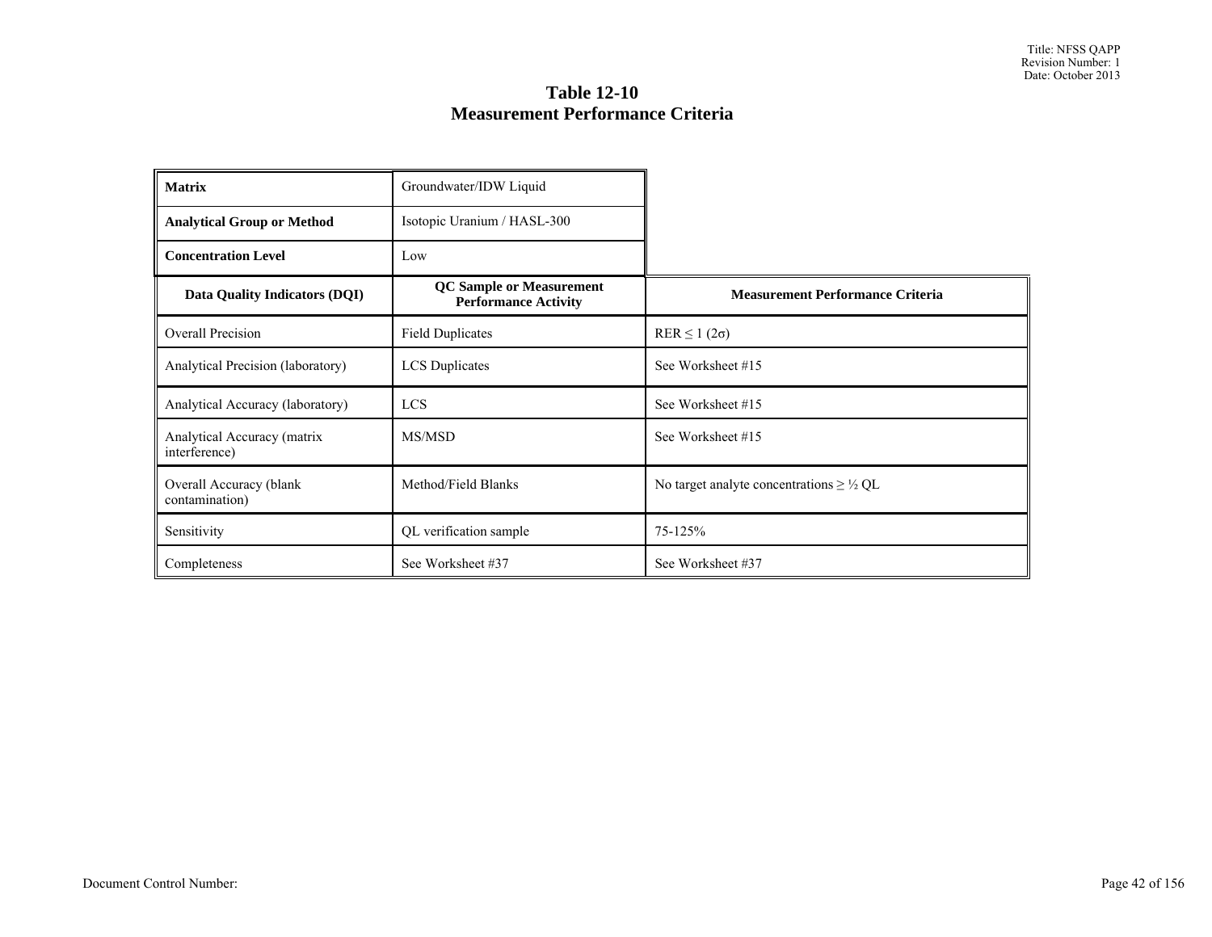# Table 12-10
# Measurement Performance Criteria

| **Matrix** | Groundwater/IDW Liquid | |
|---|---|---|
| **Analytical Group or Method** | Isotopic Uranium / HASL-300 | |
| **Concentration Level** | Low | |
| **Data Quality Indicators (DQI)** | **QC Sample or Measurement Performance Activity** | **Measurement Performance Criteria** |
| Overall Precision | Field Duplicates | RER ≤ 1 (2σ) |
| Analytical Precision (laboratory) | LCS Duplicates | See Worksheet #15 |
| Analytical Accuracy (laboratory) | LCS | See Worksheet #15 |
| Analytical Accuracy (matrix interference) | MS/MSD | See Worksheet #15 |
| Overall Accuracy (blank contamination) | Method/Field Blanks | No target analyte concentrations ≥ ½ QL |
| Sensitivity | QL verification sample | 75-125% |
| Completeness | See Worksheet #37 | See Worksheet #37 |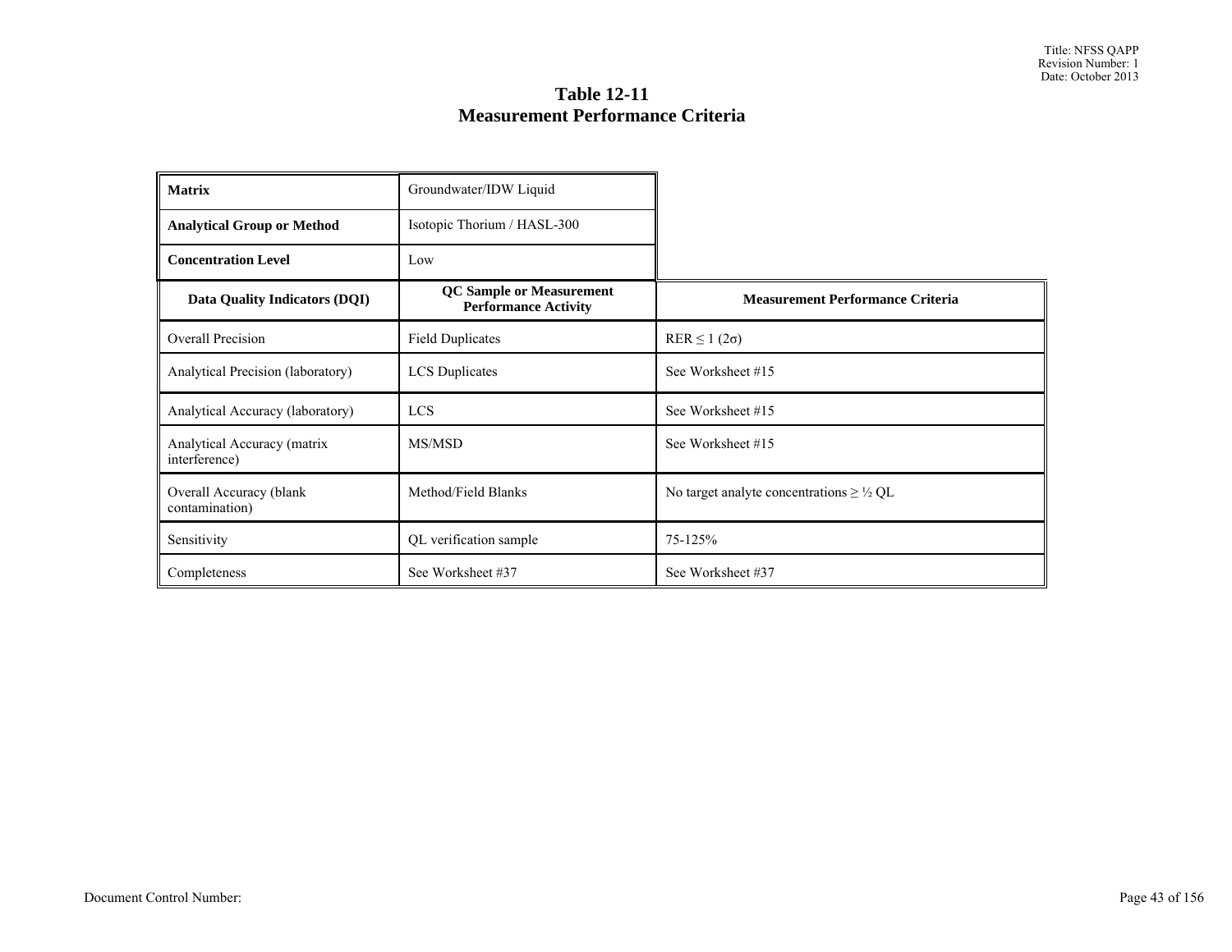# Table 12-11
## Measurement Performance Criteria

| **Matrix** | Groundwater/IDW Liquid | |
|---|---|---|
| **Analytical Group or Method** | Isotopic Thorium / HASL-300 | |
| **Concentration Level** | Low | |
| **Data Quality Indicators (DQI)** | **QC Sample or Measurement Performance Activity** | **Measurement Performance Criteria** |
| Overall Precision | Field Duplicates | RER ≤ 1 (2σ) |
| Analytical Precision (laboratory) | LCS Duplicates | See Worksheet #15 |
| Analytical Accuracy (laboratory) | LCS | See Worksheet #15 |
| Analytical Accuracy (matrix interference) | MS/MSD | See Worksheet #15 |
| Overall Accuracy (blank contamination) | Method/Field Blanks | No target analyte concentrations ≥ ½ QL |
| Sensitivity | QL verification sample | 75-125% |
| Completeness | See Worksheet #37 | See Worksheet #37 |

Document Control Number: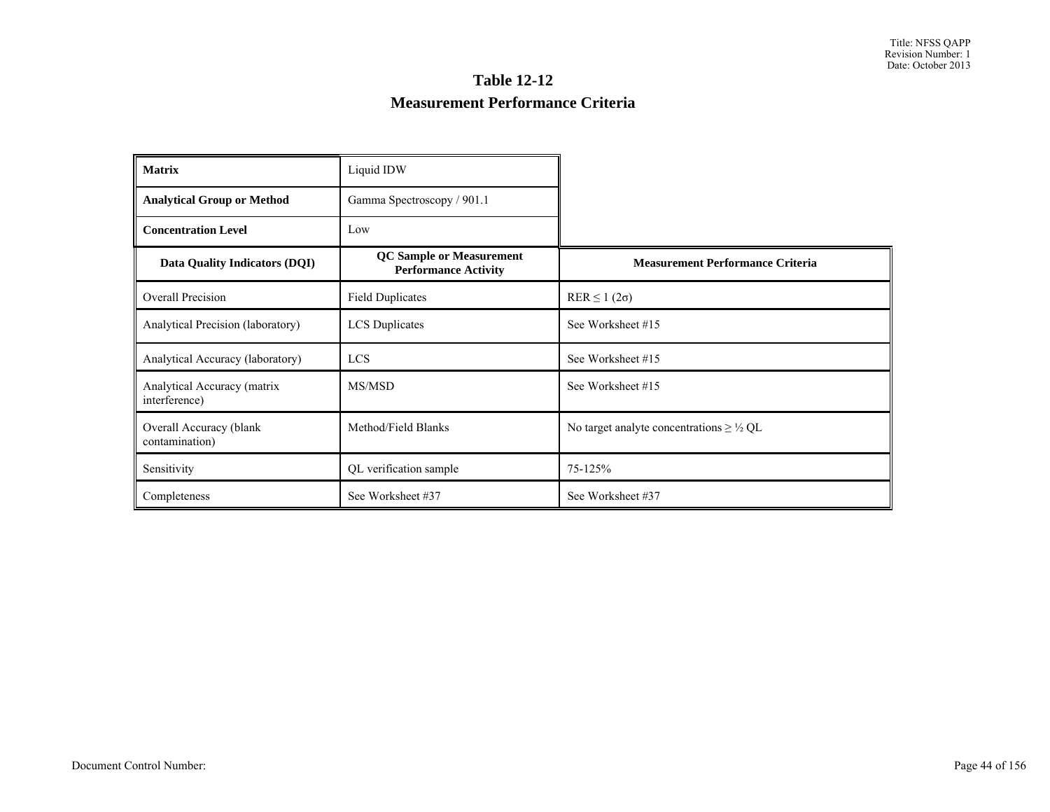# Table 12-12

## Measurement Performance Criteria

| **Matrix** | Liquid IDW | |
|---|---|---|
| **Analytical Group or Method** | Gamma Spectroscopy / 901.1 | |
| **Concentration Level** | Low | |
| **Data Quality Indicators (DQI)** | **QC Sample or Measurement Performance Activity** | **Measurement Performance Criteria** |
| Overall Precision | Field Duplicates | RER ≤ 1 (2σ) |
| Analytical Precision (laboratory) | LCS Duplicates | See Worksheet #15 |
| Analytical Accuracy (laboratory) | LCS | See Worksheet #15 |
| Analytical Accuracy (matrix interference) | MS/MSD | See Worksheet #15 |
| Overall Accuracy (blank contamination) | Method/Field Blanks | No target analyte concentrations ≥ ½ QL |
| Sensitivity | QL verification sample | 75-125% |
| Completeness | See Worksheet #37 | See Worksheet #37 |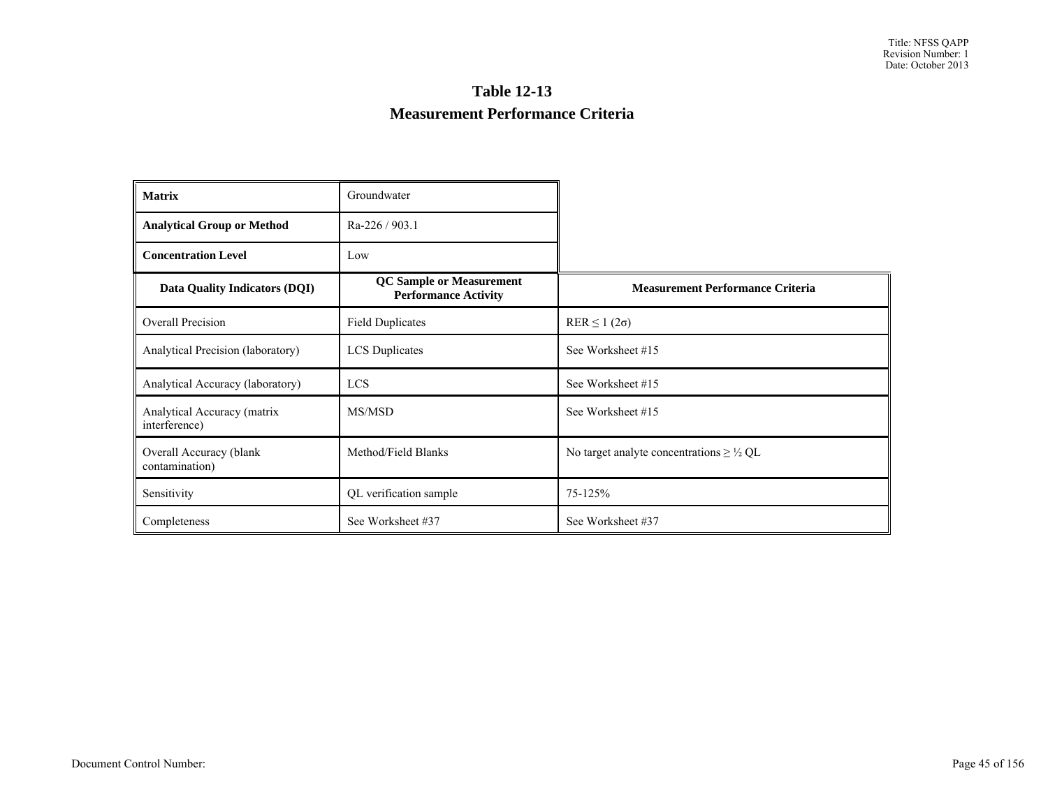# Table 12-13

## Measurement Performance Criteria

| **Matrix** | Groundwater | |
|---|---|---|
| **Analytical Group or Method** | Ra-226 / 903.1 | |
| **Concentration Level** | Low | |
| **Data Quality Indicators (DQI)** | **QC Sample or Measurement Performance Activity** | **Measurement Performance Criteria** |
| Overall Precision | Field Duplicates | RER ≤ 1 (2σ) |
| Analytical Precision (laboratory) | LCS Duplicates | See Worksheet #15 |
| Analytical Accuracy (laboratory) | LCS | See Worksheet #15 |
| Analytical Accuracy (matrix interference) | MS/MSD | See Worksheet #15 |
| Overall Accuracy (blank contamination) | Method/Field Blanks | No target analyte concentrations ≥ ½ QL |
| Sensitivity | QL verification sample | 75-125% |
| Completeness | See Worksheet #37 | See Worksheet #37 |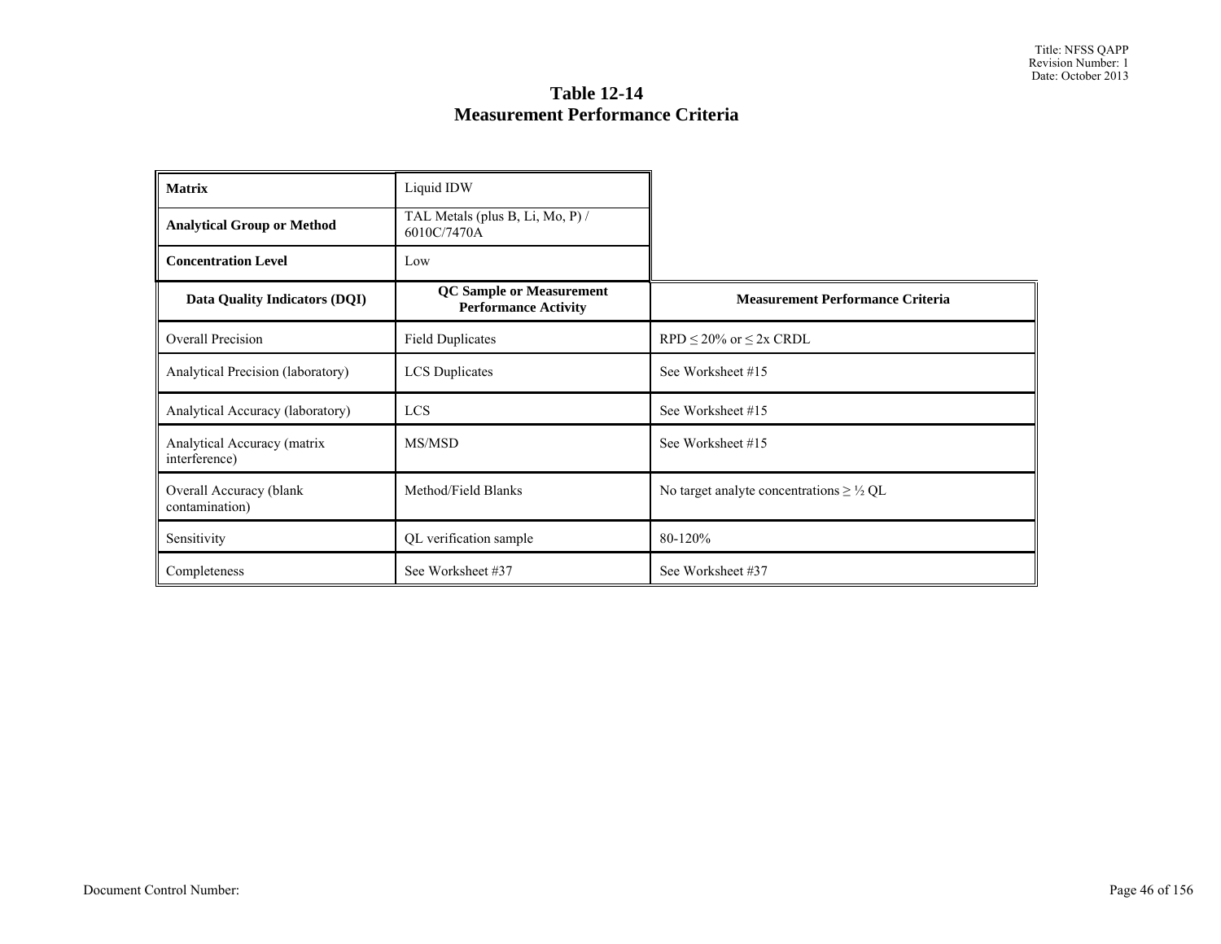# Table 12-14
## Measurement Performance Criteria

| **Matrix** | Liquid IDW | |
|---|---|---|
| **Analytical Group or Method** | TAL Metals (plus B, Li, Mo, P) / 6010C/7470A | |
| **Concentration Level** | Low | |
| **Data Quality Indicators (DQI)** | **QC Sample or Measurement Performance Activity** | **Measurement Performance Criteria** |
| Overall Precision | Field Duplicates | RPD ≤ 20% or ≤ 2x CRDL |
| Analytical Precision (laboratory) | LCS Duplicates | See Worksheet #15 |
| Analytical Accuracy (laboratory) | LCS | See Worksheet #15 |
| Analytical Accuracy (matrix interference) | MS/MSD | See Worksheet #15 |
| Overall Accuracy (blank contamination) | Method/Field Blanks | No target analyte concentrations ≥ ½ QL |
| Sensitivity | QL verification sample | 80-120% |
| Completeness | See Worksheet #37 | See Worksheet #37 |

Document Control Number: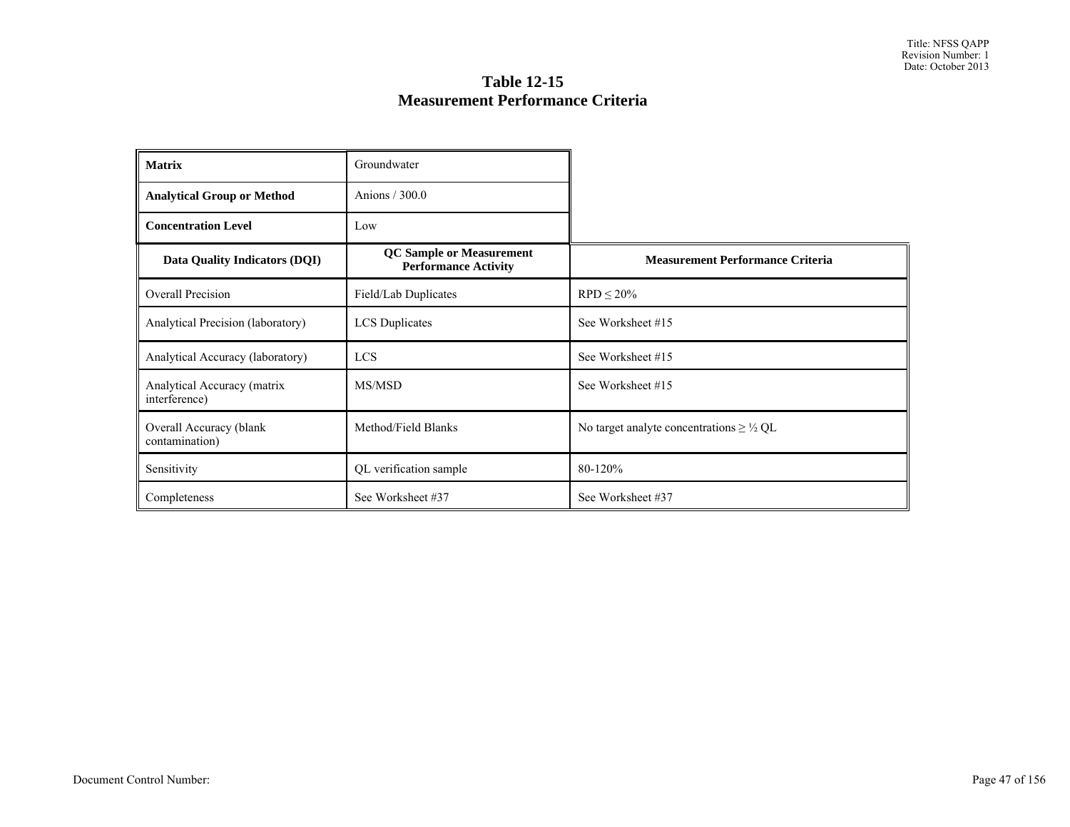## Table 12-15
## Measurement Performance Criteria

| **Matrix** | Groundwater | |
|---|---|---|
| **Analytical Group or Method** | Anions / 300.0 | |
| **Concentration Level** | Low | |
| **Data Quality Indicators (DQI)** | **QC Sample or Measurement Performance Activity** | **Measurement Performance Criteria** |
| Overall Precision | Field/Lab Duplicates | RPD ≤ 20% |
| Analytical Precision (laboratory) | LCS Duplicates | See Worksheet #15 |
| Analytical Accuracy (laboratory) | LCS | See Worksheet #15 |
| Analytical Accuracy (matrix interference) | MS/MSD | See Worksheet #15 |
| Overall Accuracy (blank contamination) | Method/Field Blanks | No target analyte concentrations ≥ ½ QL |
| Sensitivity | QL verification sample | 80-120% |
| Completeness | See Worksheet #37 | See Worksheet #37 |

Document Control Number: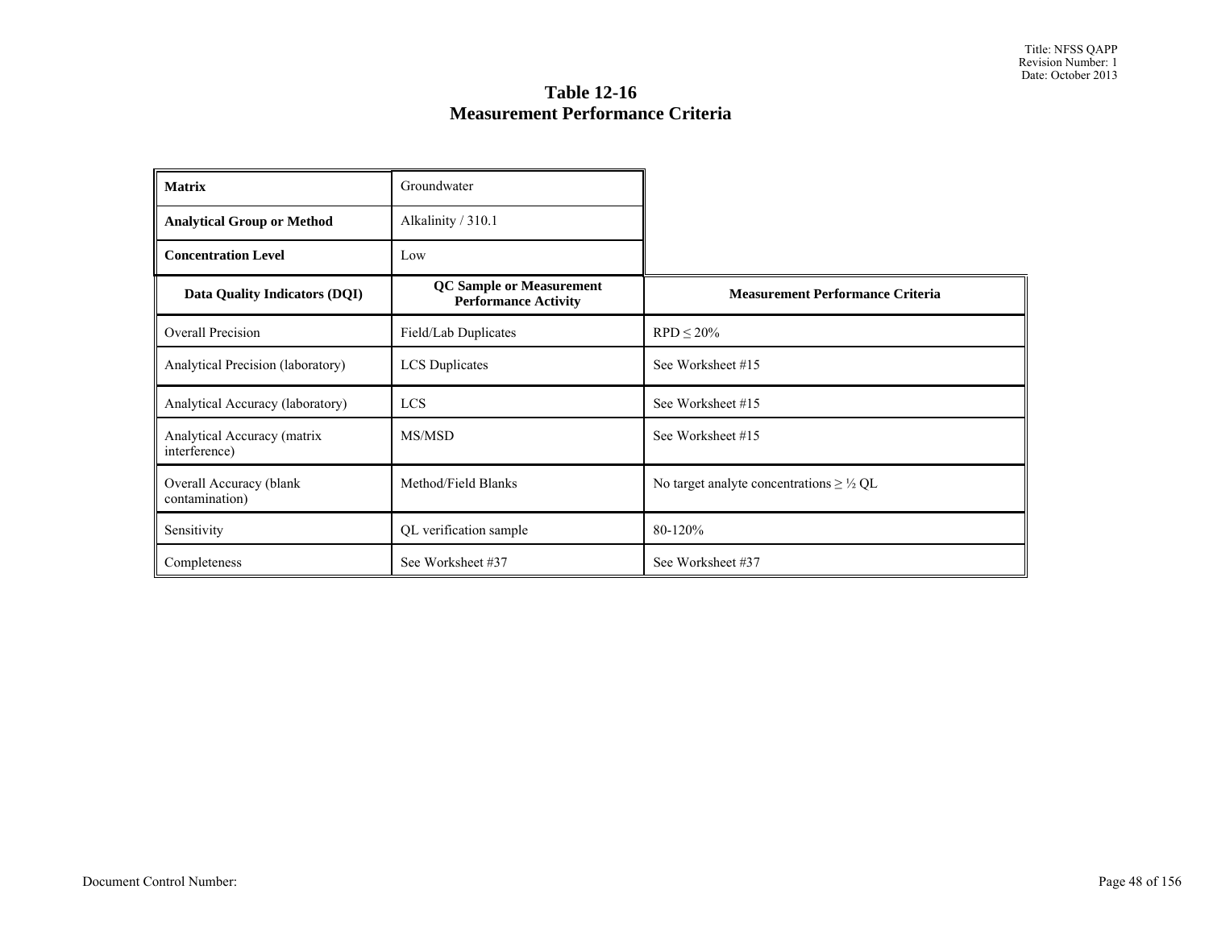# Table 12-16
## Measurement Performance Criteria

| **Matrix** | Groundwater | |
|---|---|---|
| **Analytical Group or Method** | Alkalinity / 310.1 | |
| **Concentration Level** | Low | |
| **Data Quality Indicators (DQI)** | **QC Sample or Measurement Performance Activity** | **Measurement Performance Criteria** |
| Overall Precision | Field/Lab Duplicates | RPD ≤ 20% |
| Analytical Precision (laboratory) | LCS Duplicates | See Worksheet #15 |
| Analytical Accuracy (laboratory) | LCS | See Worksheet #15 |
| Analytical Accuracy (matrix interference) | MS/MSD | See Worksheet #15 |
| Overall Accuracy (blank contamination) | Method/Field Blanks | No target analyte concentrations ≥ ½ QL |
| Sensitivity | QL verification sample | 80-120% |
| Completeness | See Worksheet #37 | See Worksheet #37 |

Document Control Number: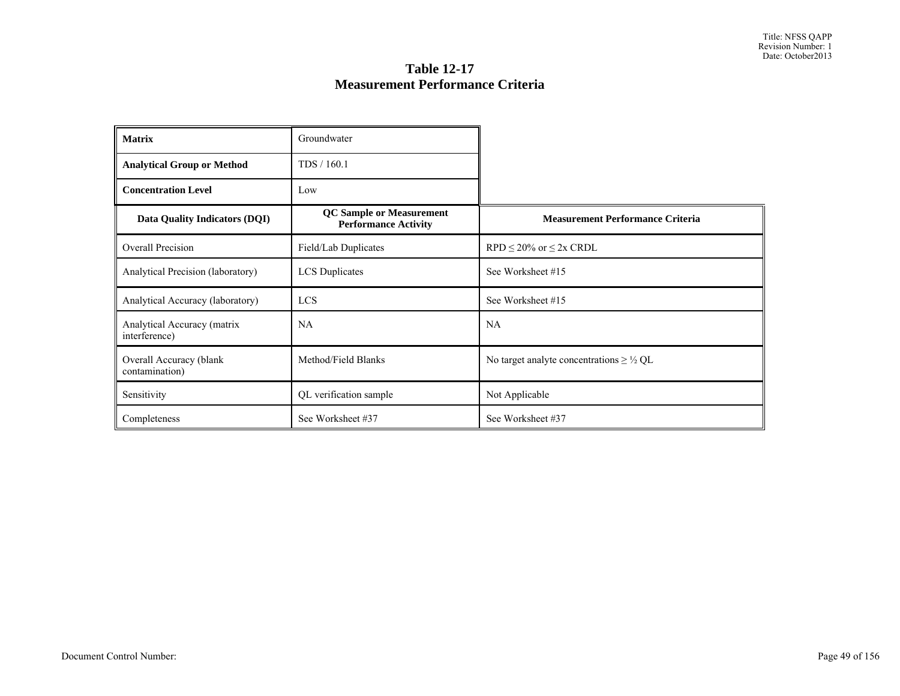# Table 12-17
# Measurement Performance Criteria

| **Matrix** | Groundwater | |
|---|---|---|
| **Analytical Group or Method** | TDS / 160.1 | |
| **Concentration Level** | Low | |
| **Data Quality Indicators (DQI)** | **QC Sample or Measurement Performance Activity** | **Measurement Performance Criteria** |
| Overall Precision | Field/Lab Duplicates | RPD ≤ 20% or ≤ 2x CRDL |
| Analytical Precision (laboratory) | LCS Duplicates | See Worksheet #15 |
| Analytical Accuracy (laboratory) | LCS | See Worksheet #15 |
| Analytical Accuracy (matrix interference) | NA | NA |
| Overall Accuracy (blank contamination) | Method/Field Blanks | No target analyte concentrations ≥ ½ QL |
| Sensitivity | QL verification sample | Not Applicable |
| Completeness | See Worksheet #37 | See Worksheet #37 |

Document Control Number: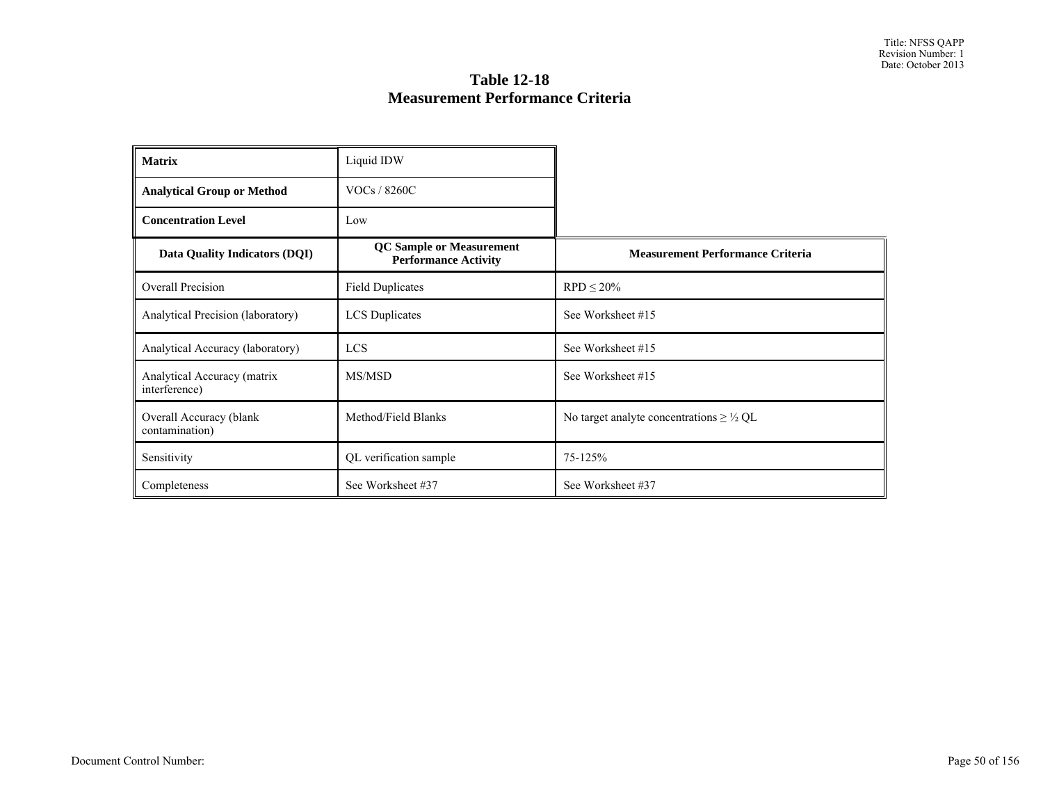# Table 12-18
## Measurement Performance Criteria

| **Matrix** | Liquid IDW | |
|---|---|---|
| **Analytical Group or Method** | VOCs / 8260C | |
| **Concentration Level** | Low | |
| **Data Quality Indicators (DQI)** | **QC Sample or Measurement Performance Activity** | **Measurement Performance Criteria** |
| Overall Precision | Field Duplicates | RPD ≤ 20% |
| Analytical Precision (laboratory) | LCS Duplicates | See Worksheet #15 |
| Analytical Accuracy (laboratory) | LCS | See Worksheet #15 |
| Analytical Accuracy (matrix interference) | MS/MSD | See Worksheet #15 |
| Overall Accuracy (blank contamination) | Method/Field Blanks | No target analyte concentrations ≥ ½ QL |
| Sensitivity | QL verification sample | 75-125% |
| Completeness | See Worksheet #37 | See Worksheet #37 |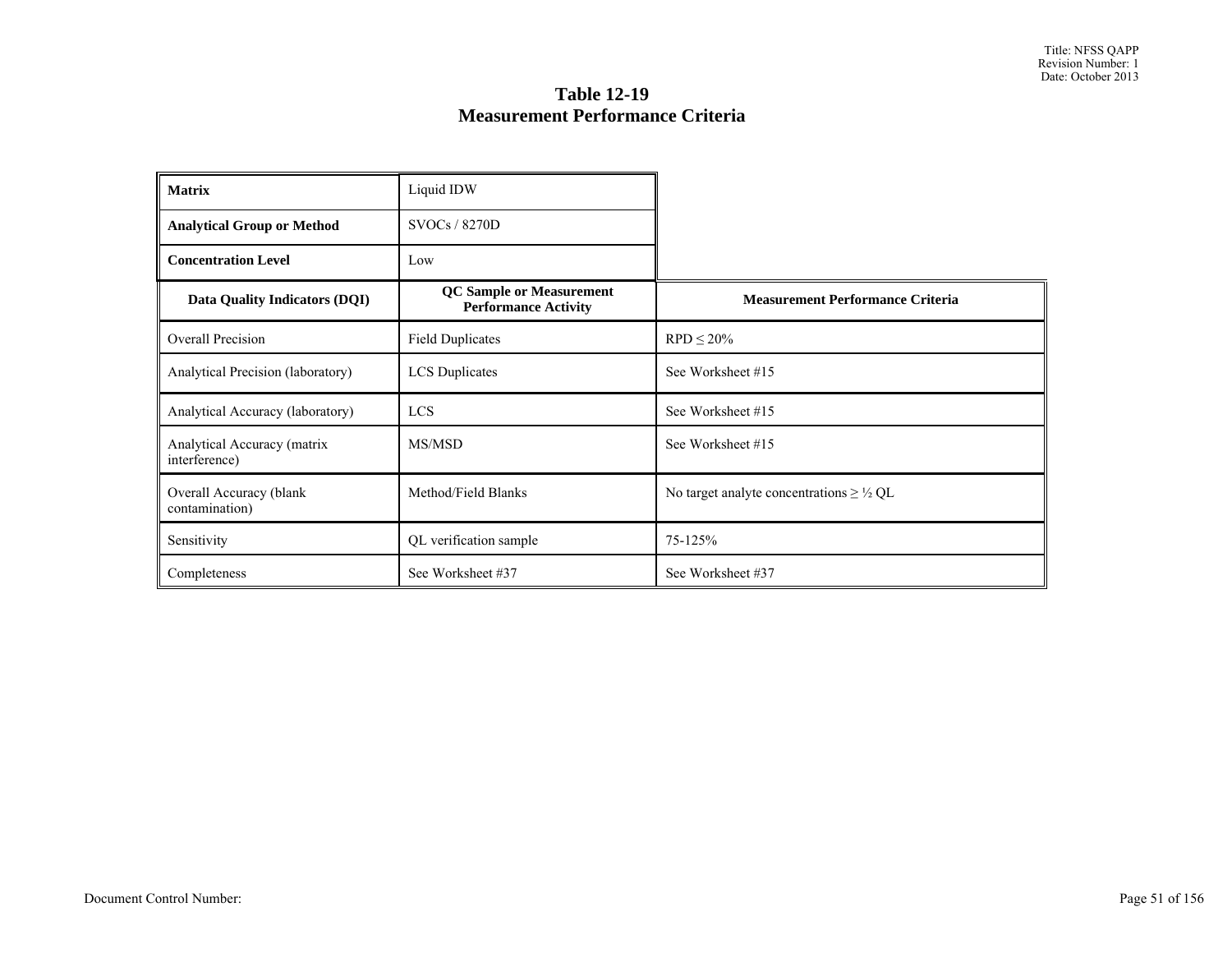# Table 12-19
## Measurement Performance Criteria

| Matrix | Liquid IDW | |
|---|---|---|
| **Analytical Group or Method** | SVOCs / 8270D | |
| **Concentration Level** | Low | |
| **Data Quality Indicators (DQI)** | **QC Sample or Measurement Performance Activity** | **Measurement Performance Criteria** |
| Overall Precision | Field Duplicates | RPD ≤ 20% |
| Analytical Precision (laboratory) | LCS Duplicates | See Worksheet #15 |
| Analytical Accuracy (laboratory) | LCS | See Worksheet #15 |
| Analytical Accuracy (matrix interference) | MS/MSD | See Worksheet #15 |
| Overall Accuracy (blank contamination) | Method/Field Blanks | No target analyte concentrations ≥ ½ QL |
| Sensitivity | QL verification sample | 75-125% |
| Completeness | See Worksheet #37 | See Worksheet #37 |

Document Control Number: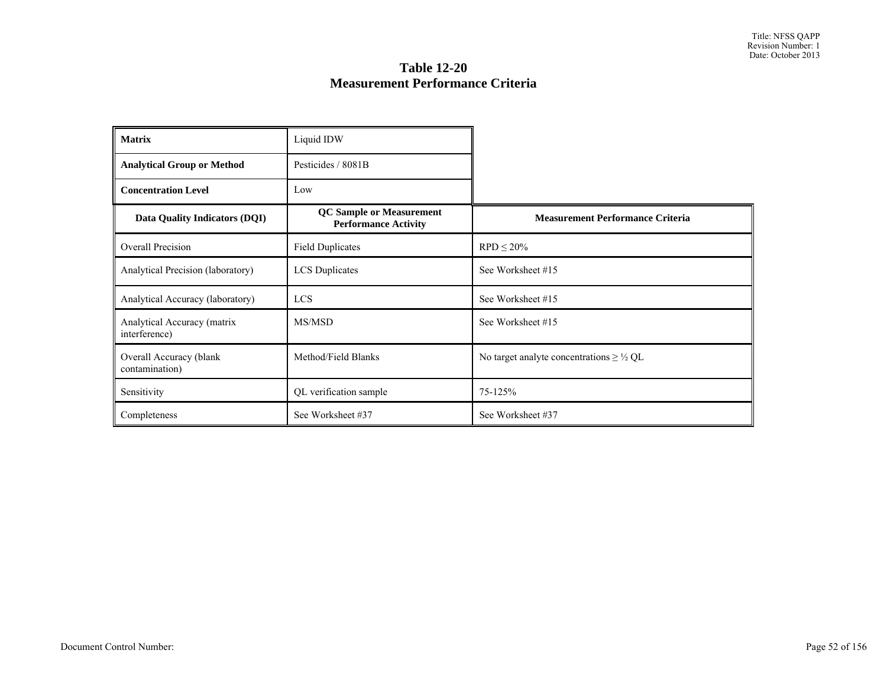# Table 12-20
## Measurement Performance Criteria

| **Matrix** | Liquid IDW | |
|---|---|---|
| **Analytical Group or Method** | Pesticides / 8081B | |
| **Concentration Level** | Low | |
| **Data Quality Indicators (DQI)** | **QC Sample or Measurement Performance Activity** | **Measurement Performance Criteria** |
| Overall Precision | Field Duplicates | RPD ≤ 20% |
| Analytical Precision (laboratory) | LCS Duplicates | See Worksheet #15 |
| Analytical Accuracy (laboratory) | LCS | See Worksheet #15 |
| Analytical Accuracy (matrix interference) | MS/MSD | See Worksheet #15 |
| Overall Accuracy (blank contamination) | Method/Field Blanks | No target analyte concentrations ≥ ½ QL |
| Sensitivity | QL verification sample | 75-125% |
| Completeness | See Worksheet #37 | See Worksheet #37 |

Document Control Number: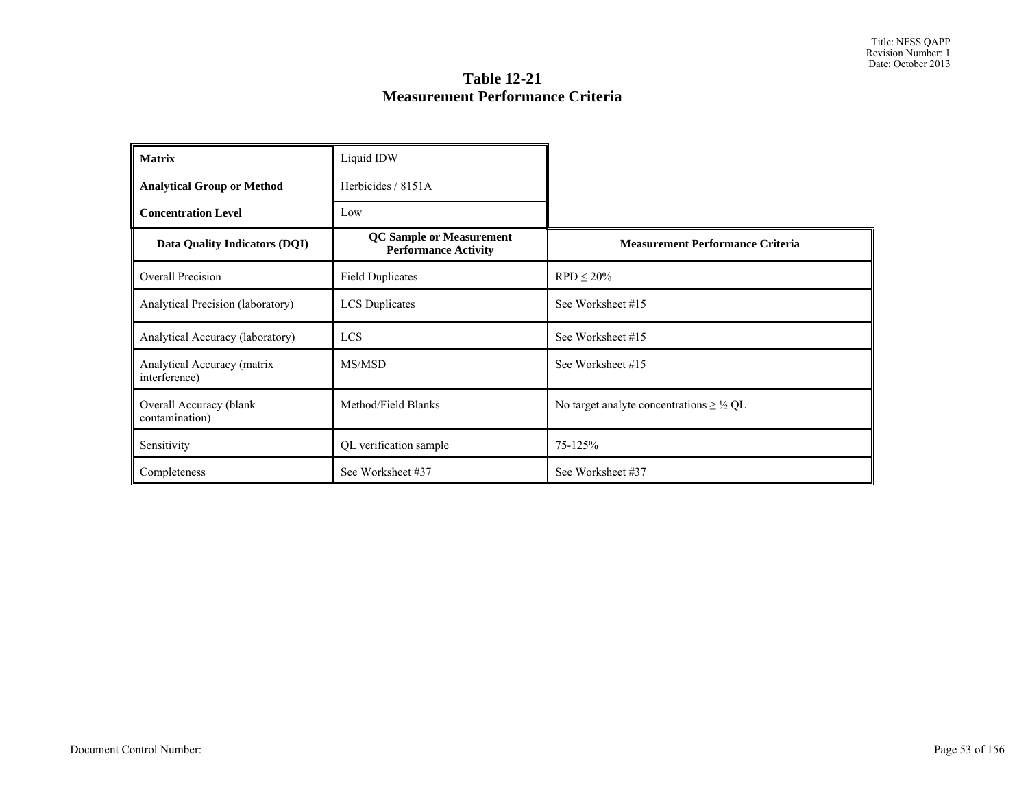# Table 12-21
## Measurement Performance Criteria

| **Matrix** | Liquid IDW | |
|---|---|---|
| **Analytical Group or Method** | Herbicides / 8151A | |
| **Concentration Level** | Low | |
| **Data Quality Indicators (DQI)** | **QC Sample or Measurement Performance Activity** | **Measurement Performance Criteria** |
| Overall Precision | Field Duplicates | RPD ≤ 20% |
| Analytical Precision (laboratory) | LCS Duplicates | See Worksheet #15 |
| Analytical Accuracy (laboratory) | LCS | See Worksheet #15 |
| Analytical Accuracy (matrix interference) | MS/MSD | See Worksheet #15 |
| Overall Accuracy (blank contamination) | Method/Field Blanks | No target analyte concentrations ≥ ½ QL |
| Sensitivity | QL verification sample | 75-125% |
| Completeness | See Worksheet #37 | See Worksheet #37 |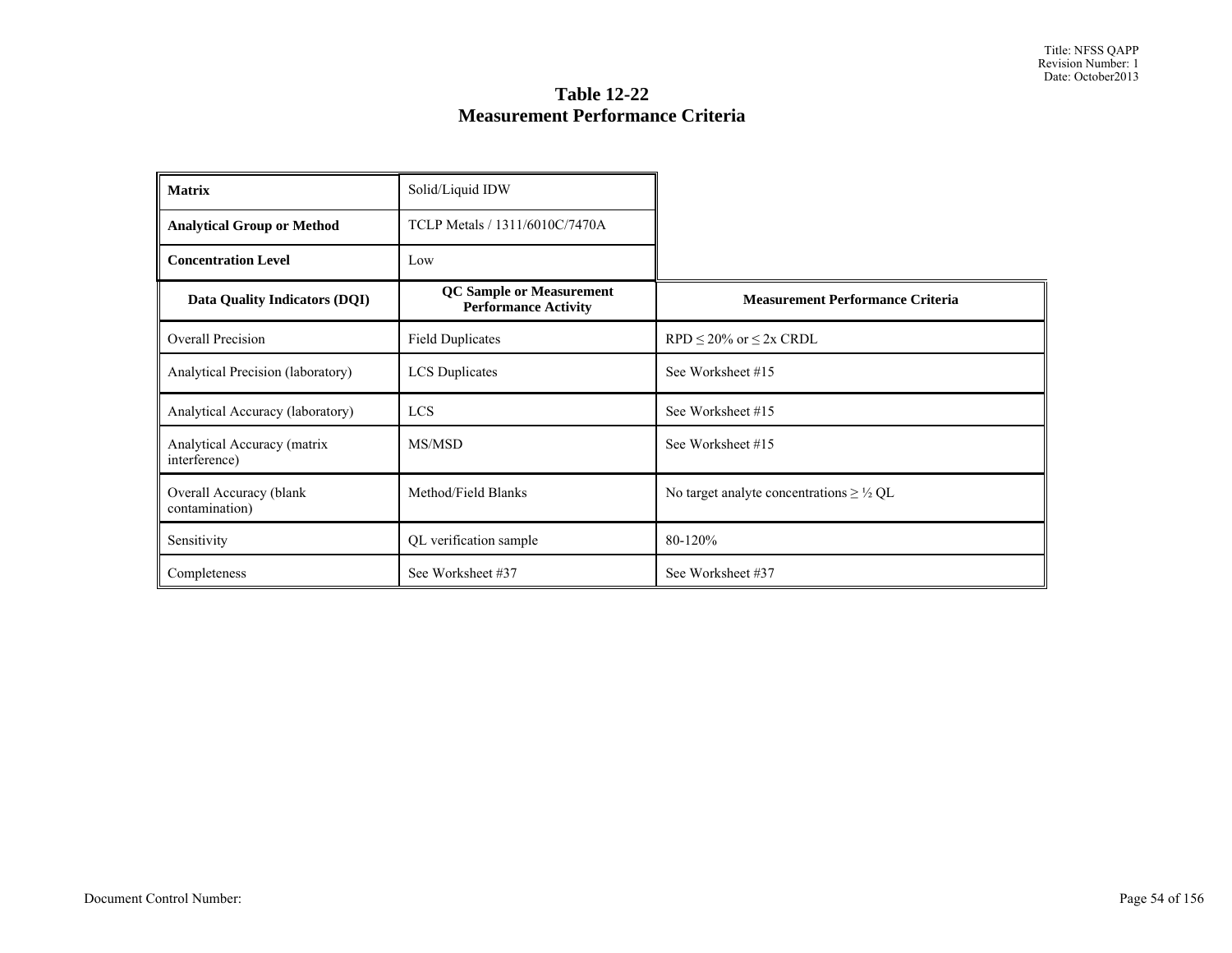# Table 12-22
## Measurement Performance Criteria

| **Matrix** | Solid/Liquid IDW | |
|---|---|---|
| **Analytical Group or Method** | TCLP Metals / 1311/6010C/7470A | |
| **Concentration Level** | Low | |
| **Data Quality Indicators (DQI)** | **QC Sample or Measurement Performance Activity** | **Measurement Performance Criteria** |
| Overall Precision | Field Duplicates | RPD ≤ 20% or ≤ 2x CRDL |
| Analytical Precision (laboratory) | LCS Duplicates | See Worksheet #15 |
| Analytical Accuracy (laboratory) | LCS | See Worksheet #15 |
| Analytical Accuracy (matrix interference) | MS/MSD | See Worksheet #15 |
| Overall Accuracy (blank contamination) | Method/Field Blanks | No target analyte concentrations ≥ ½ QL |
| Sensitivity | QL verification sample | 80-120% |
| Completeness | See Worksheet #37 | See Worksheet #37 |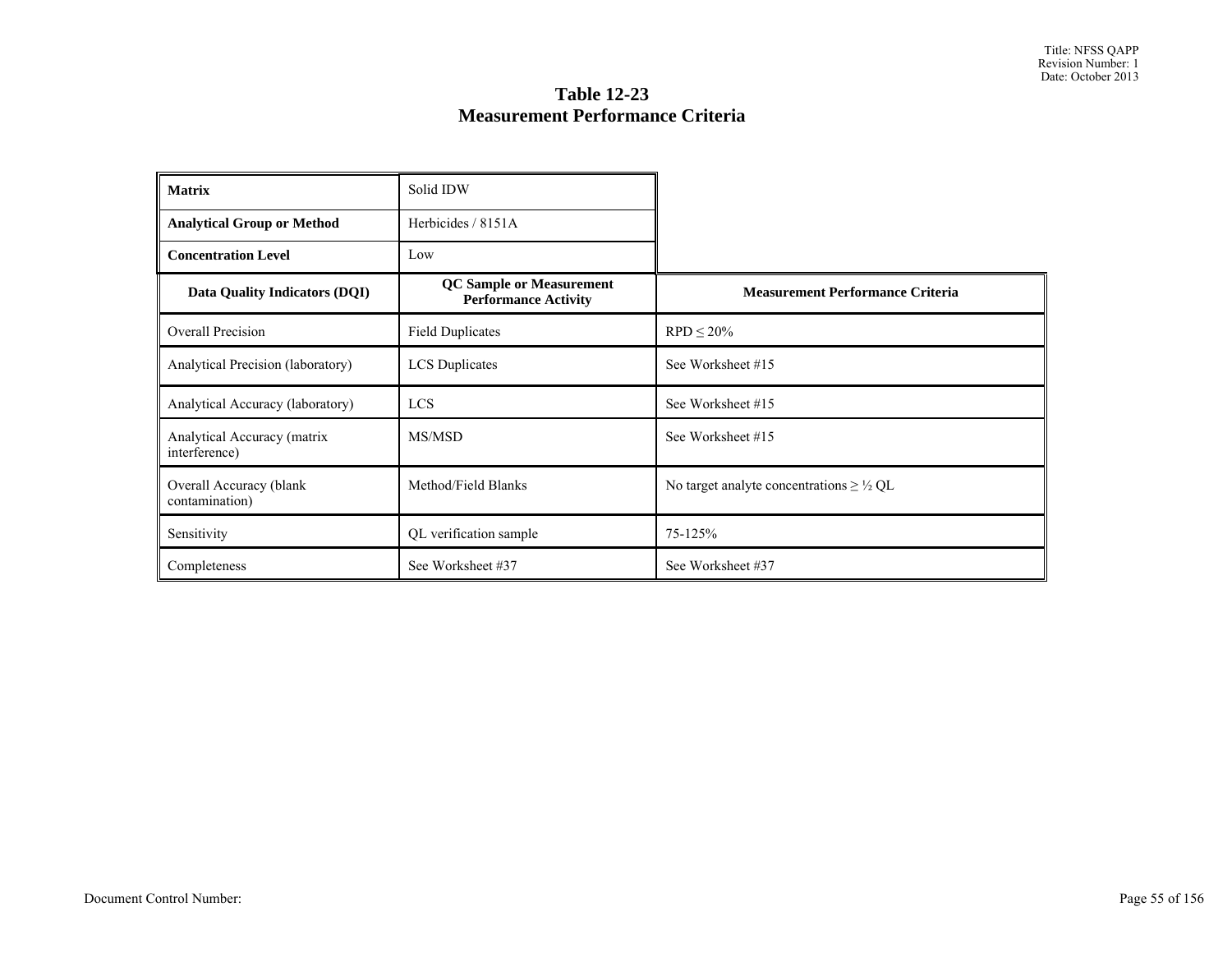## Table 12-23
## Measurement Performance Criteria

| **Matrix** | Solid IDW | |
|---|---|---|
| **Analytical Group or Method** | Herbicides / 8151A | |
| **Concentration Level** | Low | |
| **Data Quality Indicators (DQI)** | **QC Sample or Measurement Performance Activity** | **Measurement Performance Criteria** |
| Overall Precision | Field Duplicates | RPD ≤ 20% |
| Analytical Precision (laboratory) | LCS Duplicates | See Worksheet #15 |
| Analytical Accuracy (laboratory) | LCS | See Worksheet #15 |
| Analytical Accuracy (matrix interference) | MS/MSD | See Worksheet #15 |
| Overall Accuracy (blank contamination) | Method/Field Blanks | No target analyte concentrations ≥ ½ QL |
| Sensitivity | QL verification sample | 75-125% |
| Completeness | See Worksheet #37 | See Worksheet #37 |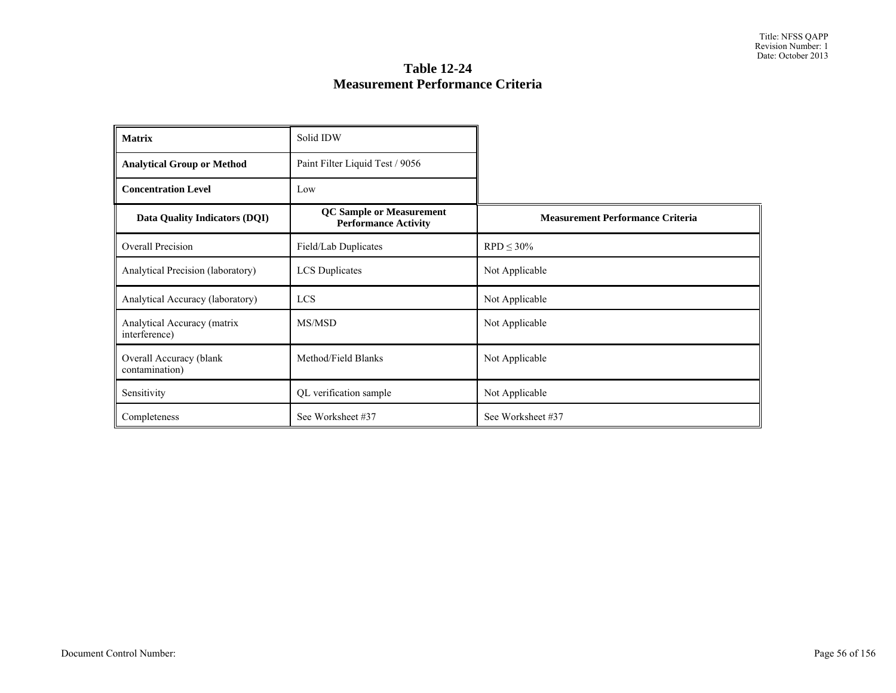# Table 12-24
# Measurement Performance Criteria

| **Matrix** | Solid IDW | |
|---|---|---|
| **Analytical Group or Method** | Paint Filter Liquid Test / 9056 | |
| **Concentration Level** | Low | |
| **Data Quality Indicators (DQI)** | **QC Sample or Measurement Performance Activity** | **Measurement Performance Criteria** |
| Overall Precision | Field/Lab Duplicates | RPD ≤ 30% |
| Analytical Precision (laboratory) | LCS Duplicates | Not Applicable |
| Analytical Accuracy (laboratory) | LCS | Not Applicable |
| Analytical Accuracy (matrix interference) | MS/MSD | Not Applicable |
| Overall Accuracy (blank contamination) | Method/Field Blanks | Not Applicable |
| Sensitivity | QL verification sample | Not Applicable |
| Completeness | See Worksheet #37 | See Worksheet #37 |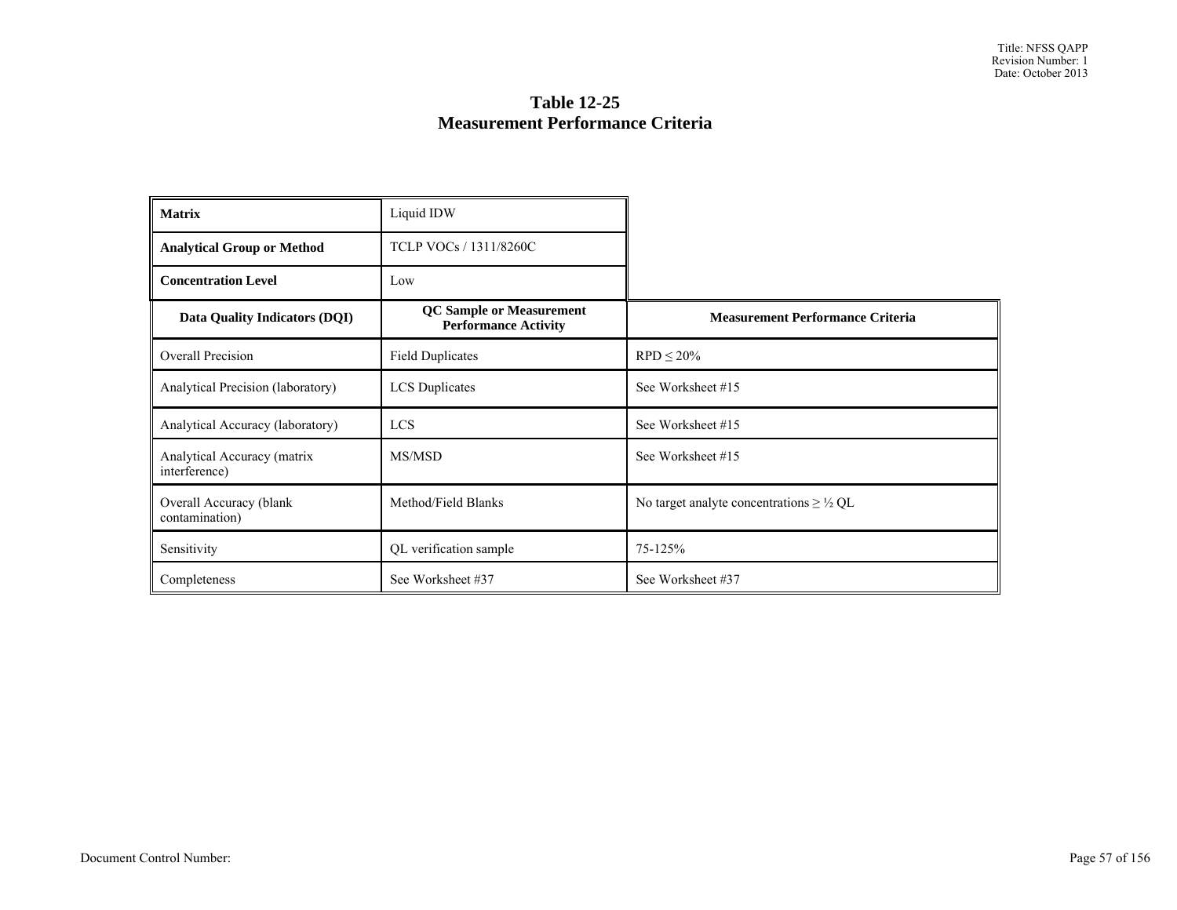# Table 12-25
## Measurement Performance Criteria

| **Matrix** | Liquid IDW | |
|---|---|---|
| **Analytical Group or Method** | TCLP VOCs / 1311/8260C | |
| **Concentration Level** | Low | |
| **Data Quality Indicators (DQI)** | **QC Sample or Measurement Performance Activity** | **Measurement Performance Criteria** |
| Overall Precision | Field Duplicates | RPD ≤ 20% |
| Analytical Precision (laboratory) | LCS Duplicates | See Worksheet #15 |
| Analytical Accuracy (laboratory) | LCS | See Worksheet #15 |
| Analytical Accuracy (matrix interference) | MS/MSD | See Worksheet #15 |
| Overall Accuracy (blank contamination) | Method/Field Blanks | No target analyte concentrations ≥ ½ QL |
| Sensitivity | QL verification sample | 75-125% |
| Completeness | See Worksheet #37 | See Worksheet #37 |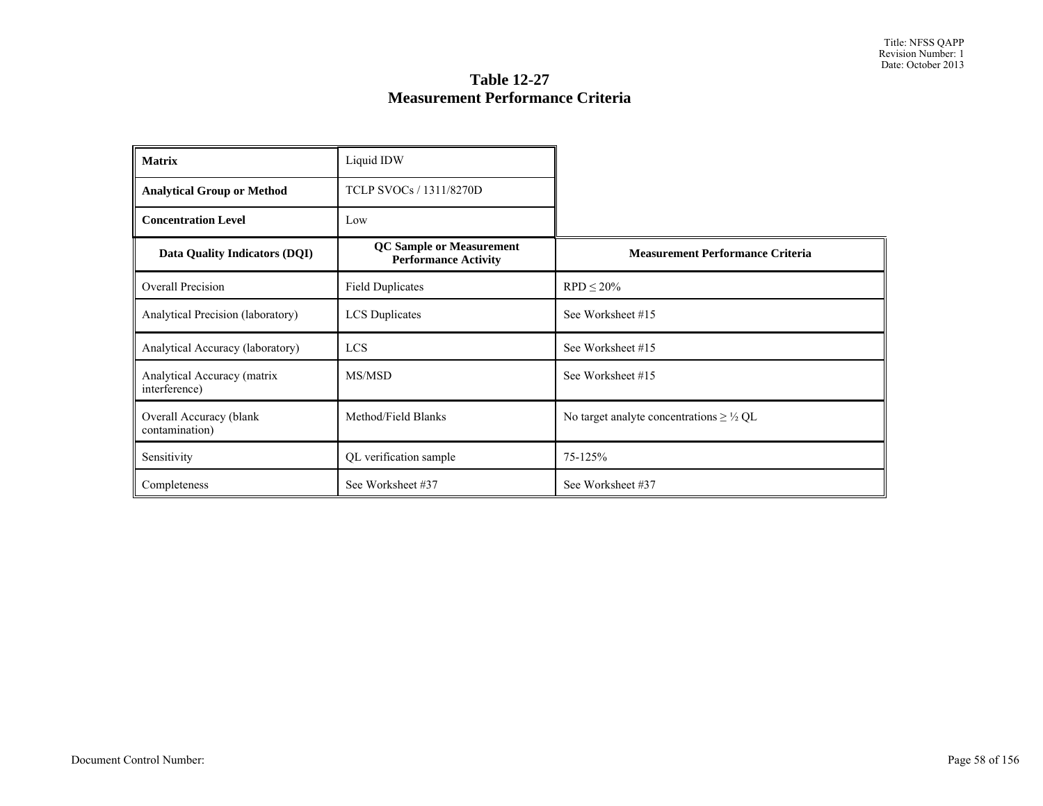# Table 12-27
# Measurement Performance Criteria

| **Matrix** | Liquid IDW | |
|---|---|---|
| **Analytical Group or Method** | TCLP SVOCs / 1311/8270D | |
| **Concentration Level** | Low | |
| **Data Quality Indicators (DQI)** | **QC Sample or Measurement Performance Activity** | **Measurement Performance Criteria** |
| Overall Precision | Field Duplicates | RPD ≤ 20% |
| Analytical Precision (laboratory) | LCS Duplicates | See Worksheet #15 |
| Analytical Accuracy (laboratory) | LCS | See Worksheet #15 |
| Analytical Accuracy (matrix interference) | MS/MSD | See Worksheet #15 |
| Overall Accuracy (blank contamination) | Method/Field Blanks | No target analyte concentrations ≥ ½ QL |
| Sensitivity | QL verification sample | 75-125% |
| Completeness | See Worksheet #37 | See Worksheet #37 |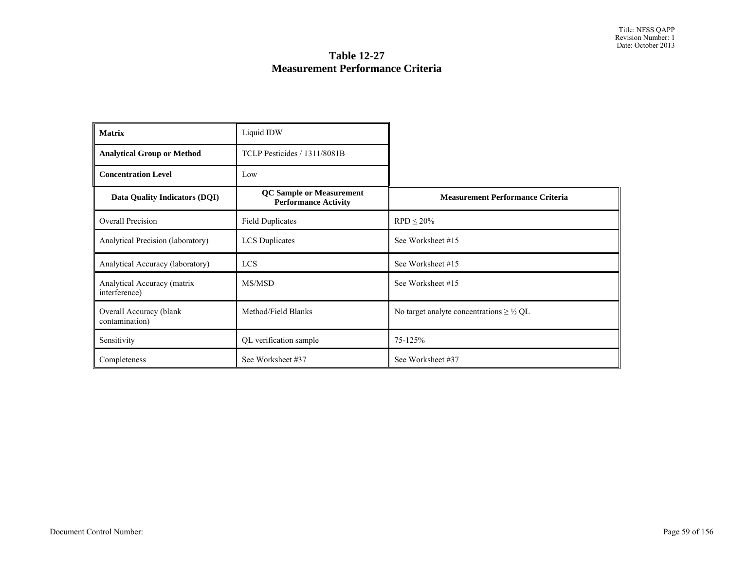# Table 12-27
# Measurement Performance Criteria

| **Matrix** | Liquid IDW | |
|---|---|---|
| **Analytical Group or Method** | TCLP Pesticides / 1311/8081B | |
| **Concentration Level** | Low | |
| **Data Quality Indicators (DQI)** | **QC Sample or Measurement Performance Activity** | **Measurement Performance Criteria** |
| Overall Precision | Field Duplicates | RPD ≤ 20% |
| Analytical Precision (laboratory) | LCS Duplicates | See Worksheet #15 |
| Analytical Accuracy (laboratory) | LCS | See Worksheet #15 |
| Analytical Accuracy (matrix interference) | MS/MSD | See Worksheet #15 |
| Overall Accuracy (blank contamination) | Method/Field Blanks | No target analyte concentrations ≥ ½ QL |
| Sensitivity | QL verification sample | 75-125% |
| Completeness | See Worksheet #37 | See Worksheet #37 |

Document Control Number: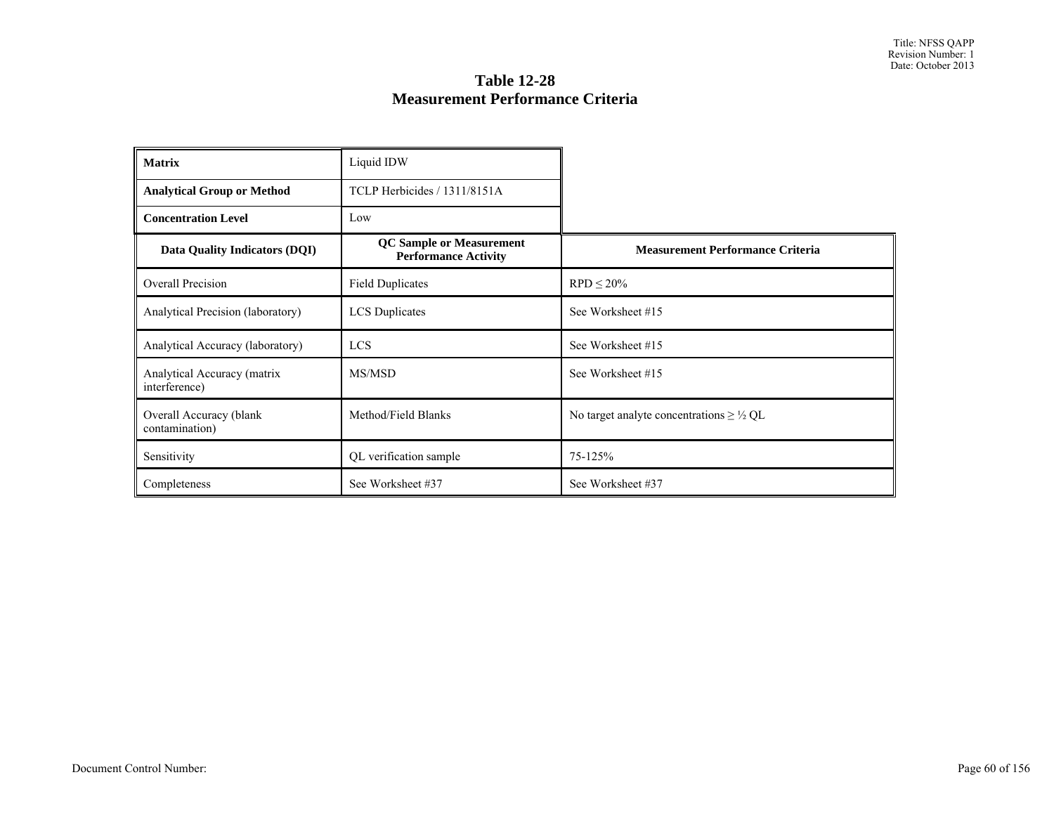# Table 12-28
# Measurement Performance Criteria

| **Matrix** | Liquid IDW | |
|---|---|---|
| **Analytical Group or Method** | TCLP Herbicides / 1311/8151A | |
| **Concentration Level** | Low | |
| **Data Quality Indicators (DQI)** | **QC Sample or Measurement Performance Activity** | **Measurement Performance Criteria** |
| Overall Precision | Field Duplicates | RPD ≤ 20% |
| Analytical Precision (laboratory) | LCS Duplicates | See Worksheet #15 |
| Analytical Accuracy (laboratory) | LCS | See Worksheet #15 |
| Analytical Accuracy (matrix interference) | MS/MSD | See Worksheet #15 |
| Overall Accuracy (blank contamination) | Method/Field Blanks | No target analyte concentrations ≥ ½ QL |
| Sensitivity | QL verification sample | 75-125% |
| Completeness | See Worksheet #37 | See Worksheet #37 |

Document Control Number: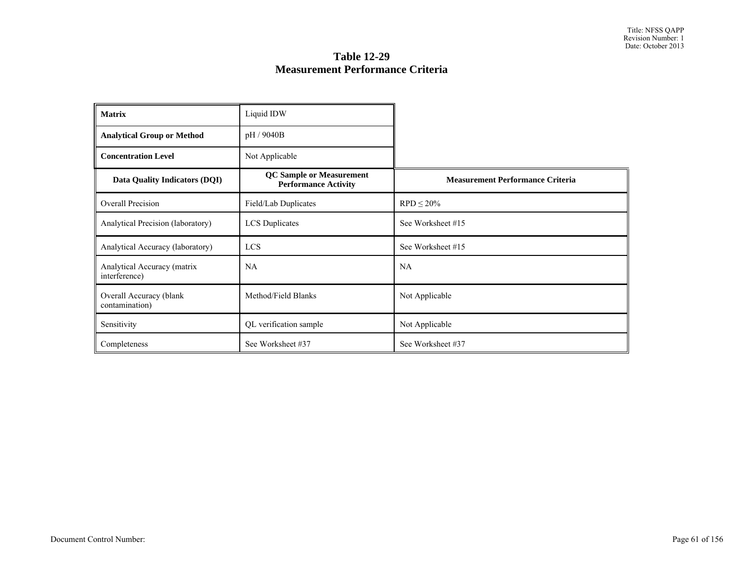# Table 12-29
# Measurement Performance Criteria

| **Matrix** | Liquid IDW | |
|---|---|---|
| **Analytical Group or Method** | pH / 9040B | |
| **Concentration Level** | Not Applicable | |
| **Data Quality Indicators (DQI)** | **QC Sample or Measurement Performance Activity** | **Measurement Performance Criteria** |
| Overall Precision | Field/Lab Duplicates | RPD ≤ 20% |
| Analytical Precision (laboratory) | LCS Duplicates | See Worksheet #15 |
| Analytical Accuracy (laboratory) | LCS | See Worksheet #15 |
| Analytical Accuracy (matrix interference) | NA | NA |
| Overall Accuracy (blank contamination) | Method/Field Blanks | Not Applicable |
| Sensitivity | QL verification sample | Not Applicable |
| Completeness | See Worksheet #37 | See Worksheet #37 |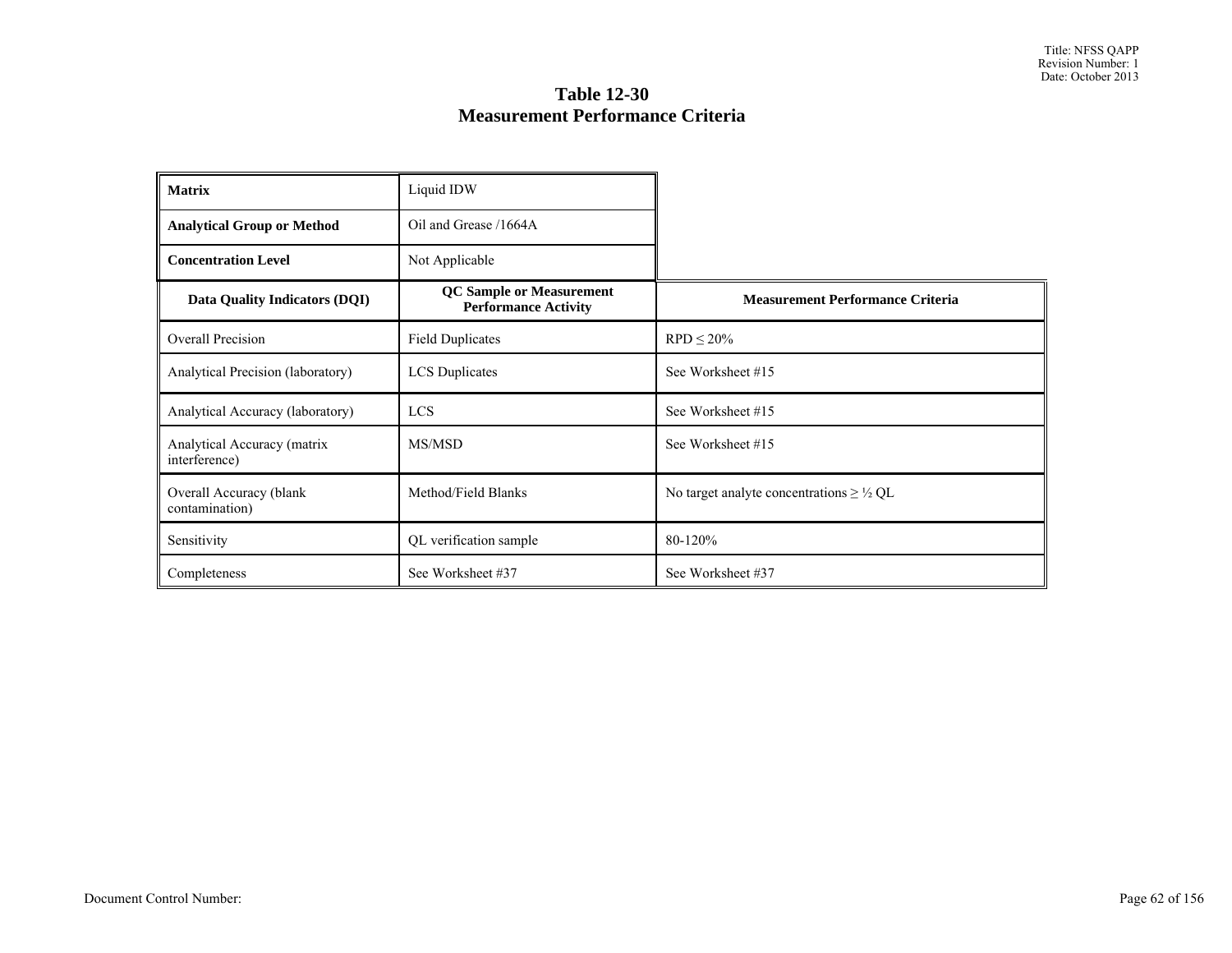# Table 12-30
## Measurement Performance Criteria

| **Matrix** | Liquid IDW | |
|---|---|---|
| **Analytical Group or Method** | Oil and Grease /1664A | |
| **Concentration Level** | Not Applicable | |
| **Data Quality Indicators (DQI)** | **QC Sample or Measurement Performance Activity** | **Measurement Performance Criteria** |
| Overall Precision | Field Duplicates | RPD ≤ 20% |
| Analytical Precision (laboratory) | LCS Duplicates | See Worksheet #15 |
| Analytical Accuracy (laboratory) | LCS | See Worksheet #15 |
| Analytical Accuracy (matrix interference) | MS/MSD | See Worksheet #15 |
| Overall Accuracy (blank contamination) | Method/Field Blanks | No target analyte concentrations ≥ ½ QL |
| Sensitivity | QL verification sample | 80-120% |
| Completeness | See Worksheet #37 | See Worksheet #37 |

Document Control Number: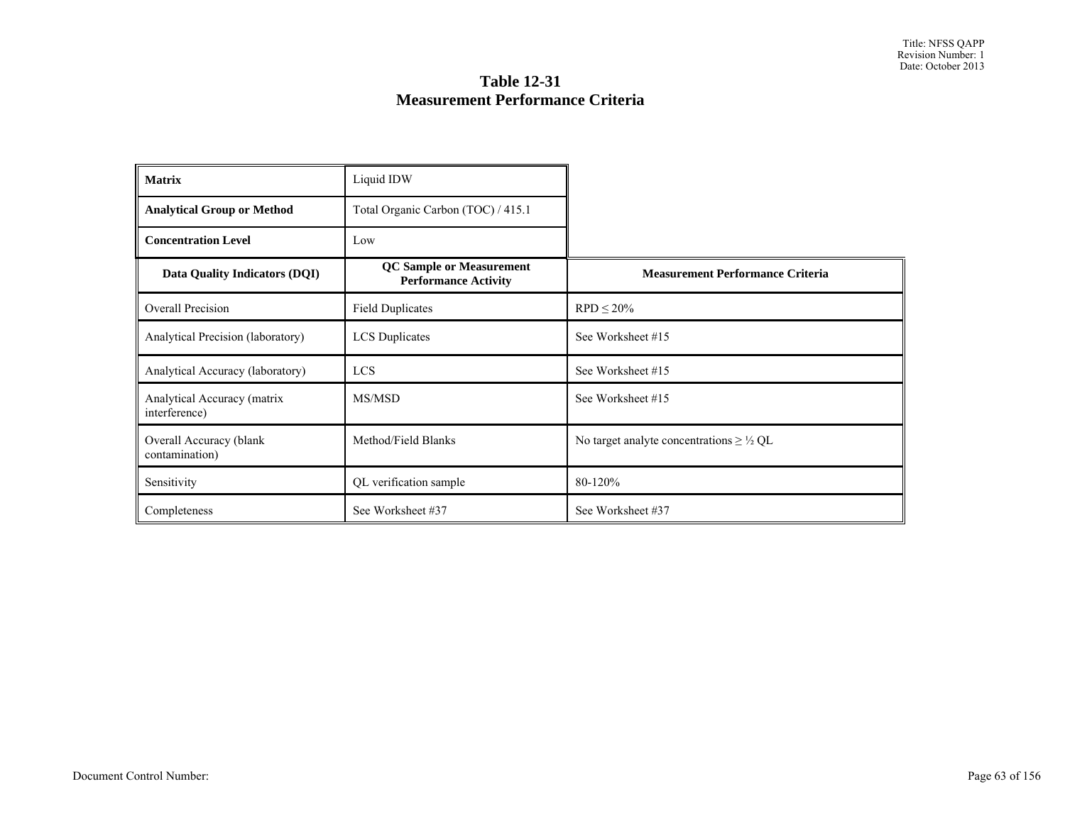# Table 12-31
# Measurement Performance Criteria

| **Matrix** | Liquid IDW | |
|---|---|---|
| **Analytical Group or Method** | Total Organic Carbon (TOC) / 415.1 | |
| **Concentration Level** | Low | |
| **Data Quality Indicators (DQI)** | **QC Sample or Measurement Performance Activity** | **Measurement Performance Criteria** |
| Overall Precision | Field Duplicates | RPD ≤ 20% |
| Analytical Precision (laboratory) | LCS Duplicates | See Worksheet #15 |
| Analytical Accuracy (laboratory) | LCS | See Worksheet #15 |
| Analytical Accuracy (matrix interference) | MS/MSD | See Worksheet #15 |
| Overall Accuracy (blank contamination) | Method/Field Blanks | No target analyte concentrations ≥ ½ QL |
| Sensitivity | QL verification sample | 80-120% |
| Completeness | See Worksheet #37 | See Worksheet #37 |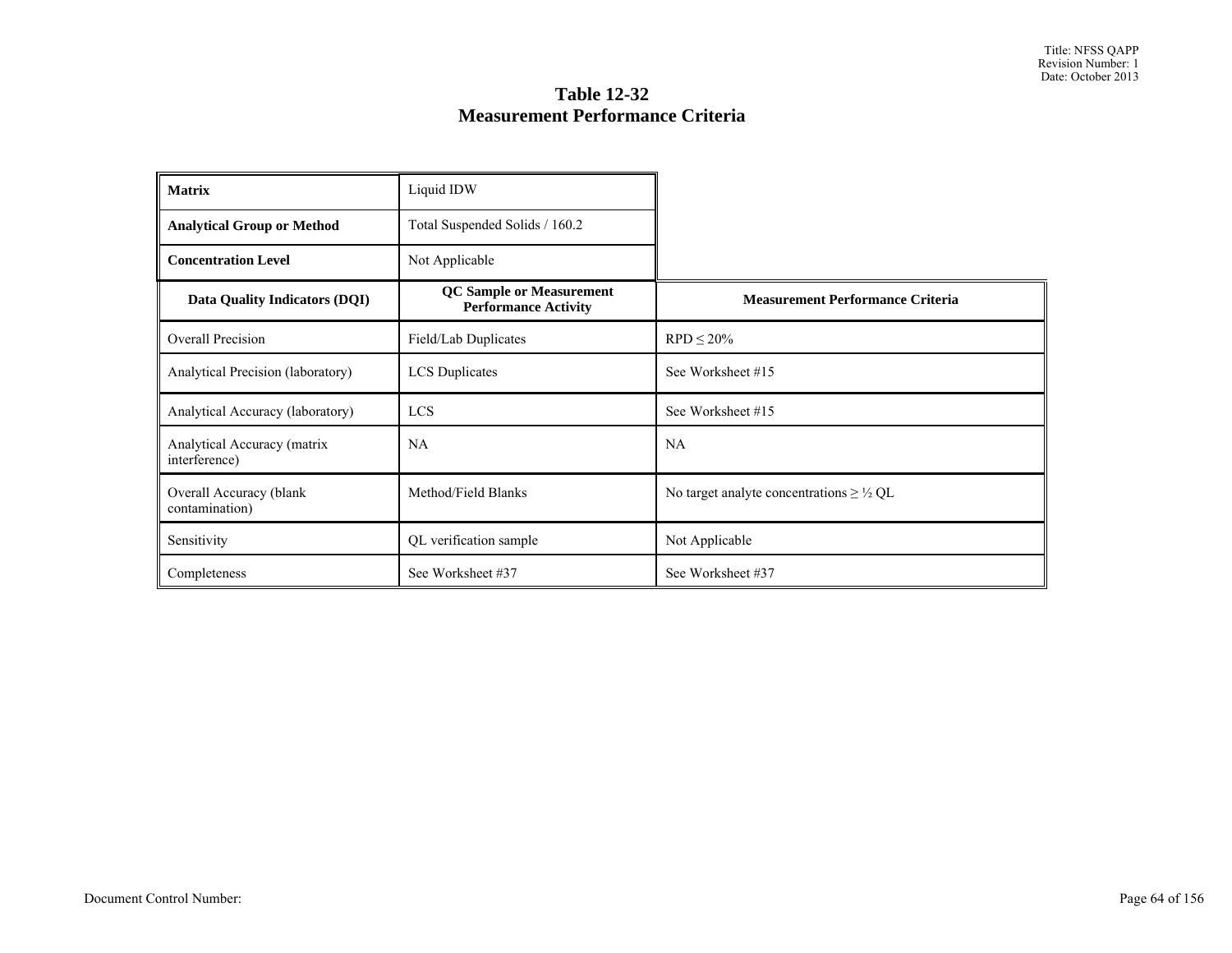**Table 12-32**
**Measurement Performance Criteria**

| **Matrix** | Liquid IDW | |
|---|---|---|
| **Analytical Group or Method** | Total Suspended Solids / 160.2 | |
| **Concentration Level** | Not Applicable | |
| **Data Quality Indicators (DQI)** | **QC Sample or Measurement Performance Activity** | **Measurement Performance Criteria** |
| Overall Precision | Field/Lab Duplicates | RPD ≤ 20% |
| Analytical Precision (laboratory) | LCS Duplicates | See Worksheet #15 |
| Analytical Accuracy (laboratory) | LCS | See Worksheet #15 |
| Analytical Accuracy (matrix interference) | NA | NA |
| Overall Accuracy (blank contamination) | Method/Field Blanks | No target analyte concentrations ≥ ½ QL |
| Sensitivity | QL verification sample | Not Applicable |
| Completeness | See Worksheet #37 | See Worksheet #37 |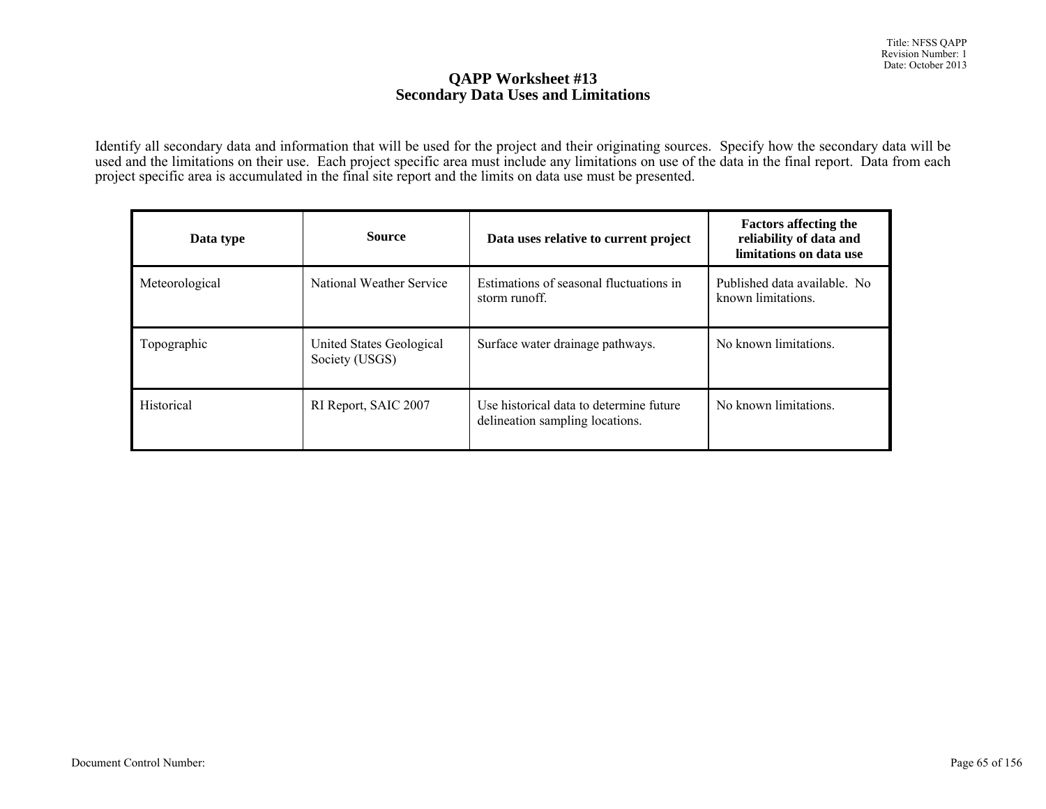# QAPP Worksheet #13
## Secondary Data Uses and Limitations

Identify all secondary data and information that will be used for the project and their originating sources. Specify how the secondary data will be used and the limitations on their use. Each project specific area must include any limitations on use of the data in the final report. Data from each project specific area is accumulated in the final site report and the limits on data use must be presented.

| Data type | Source | Data uses relative to current project | Factors affecting the reliability of data and limitations on data use |
|---|---|---|---|
| Meteorological | National Weather Service | Estimations of seasonal fluctuations in storm runoff. | Published data available. No known limitations. |
| Topographic | United States Geological Society (USGS) | Surface water drainage pathways. | No known limitations. |
| Historical | RI Report, SAIC 2007 | Use historical data to determine future delineation sampling locations. | No known limitations. |

Document Control Number: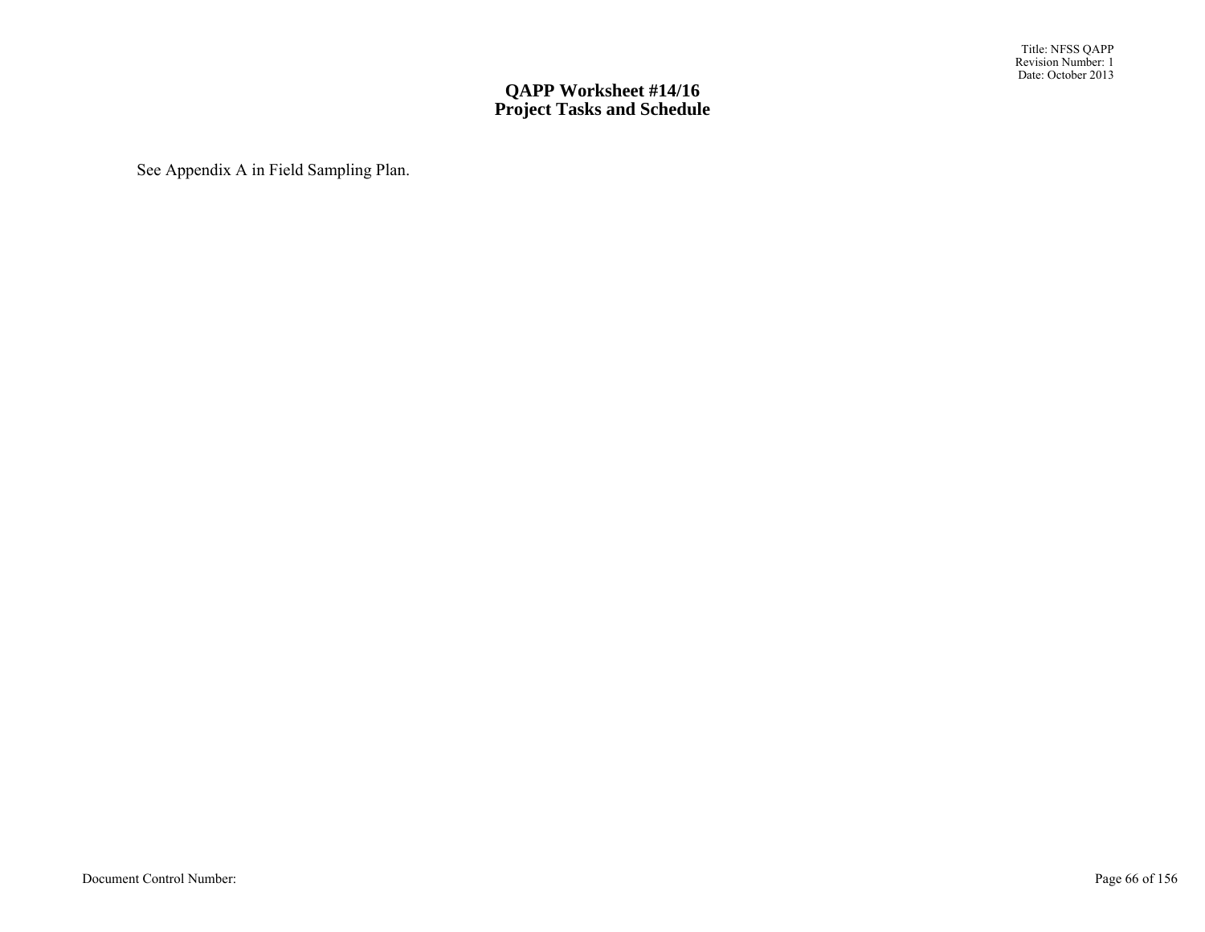# QAPP Worksheet #14/16
# Project Tasks and Schedule

See Appendix A in Field Sampling Plan.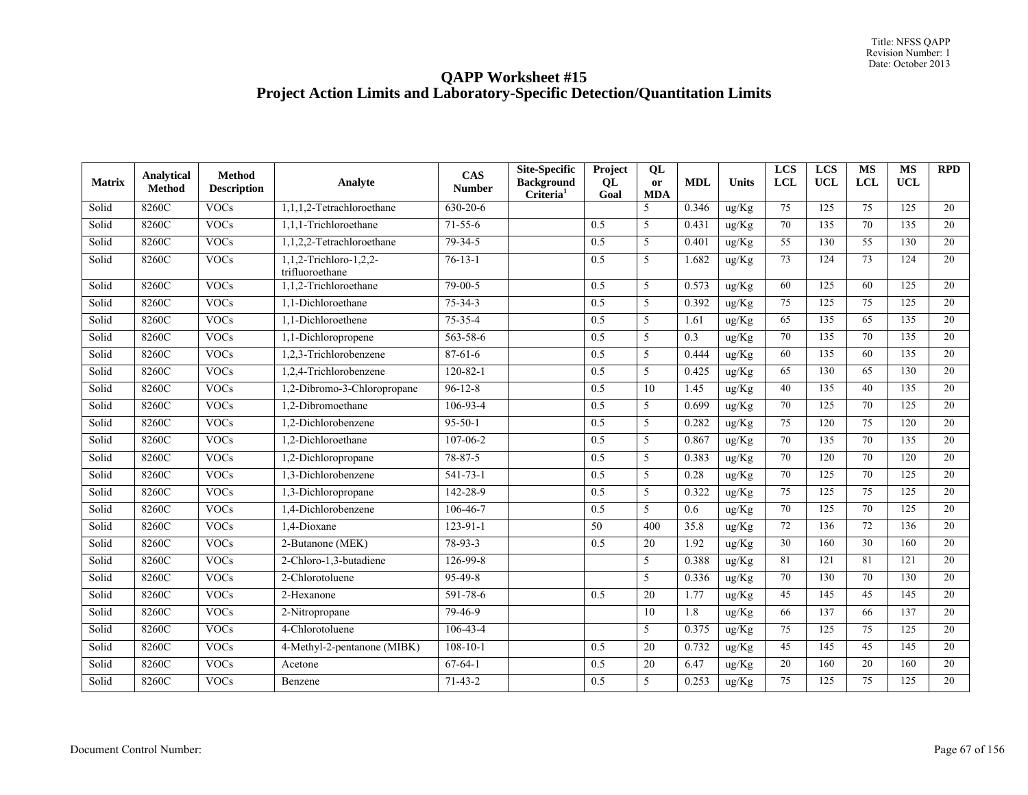# QAPP Worksheet #15
## Project Action Limits and Laboratory-Specific Detection/Quantitation Limits

| Matrix | Analytical Method | Method Description | Analyte | CAS Number | Site-Specific Background Criteria[1] | Project QL Goal | QL or MDA | MDL | Units | LCS LCL | LCS UCL | MS LCL | MS UCL | RPD |
|---|---|---|---|---|---|---|---|---|---|---|---|---|---|---|
| Solid | 8260C | VOCs | 1,1,1,2-Tetrachloroethane | 630-20-6 | | | 5 | 0.346 | ug/Kg | 75 | 125 | 75 | 125 | 20 |
| Solid | 8260C | VOCs | 1,1,1-Trichloroethane | 71-55-6 | | 0.5 | 5 | 0.431 | ug/Kg | 70 | 135 | 70 | 135 | 20 |
| Solid | 8260C | VOCs | 1,1,2,2-Tetrachloroethane | 79-34-5 | | 0.5 | 5 | 0.401 | ug/Kg | 55 | 130 | 55 | 130 | 20 |
| Solid | 8260C | VOCs | 1,1,2-Trichloro-1,2,2-trifluoroethane | 76-13-1 | | 0.5 | 5 | 1.682 | ug/Kg | 73 | 124 | 73 | 124 | 20 |
| Solid | 8260C | VOCs | 1,1,2-Trichloroethane | 79-00-5 | | 0.5 | 5 | 0.573 | ug/Kg | 60 | 125 | 60 | 125 | 20 |
| Solid | 8260C | VOCs | 1,1-Dichloroethane | 75-34-3 | | 0.5 | 5 | 0.392 | ug/Kg | 75 | 125 | 75 | 125 | 20 |
| Solid | 8260C | VOCs | 1,1-Dichloroethene | 75-35-4 | | 0.5 | 5 | 1.61 | ug/Kg | 65 | 135 | 65 | 135 | 20 |
| Solid | 8260C | VOCs | 1,1-Dichloropropene | 563-58-6 | | 0.5 | 5 | 0.3 | ug/Kg | 70 | 135 | 70 | 135 | 20 |
| Solid | 8260C | VOCs | 1,2,3-Trichlorobenzene | 87-61-6 | | 0.5 | 5 | 0.444 | ug/Kg | 60 | 135 | 60 | 135 | 20 |
| Solid | 8260C | VOCs | 1,2,4-Trichlorobenzene | 120-82-1 | | 0.5 | 5 | 0.425 | ug/Kg | 65 | 130 | 65 | 130 | 20 |
| Solid | 8260C | VOCs | 1,2-Dibromo-3-Chloropropane | 96-12-8 | | 0.5 | 10 | 1.45 | ug/Kg | 40 | 135 | 40 | 135 | 20 |
| Solid | 8260C | VOCs | 1,2-Dibromoethane | 106-93-4 | | 0.5 | 5 | 0.699 | ug/Kg | 70 | 125 | 70 | 125 | 20 |
| Solid | 8260C | VOCs | 1,2-Dichlorobenzene | 95-50-1 | | 0.5 | 5 | 0.282 | ug/Kg | 75 | 120 | 75 | 120 | 20 |
| Solid | 8260C | VOCs | 1,2-Dichloroethane | 107-06-2 | | 0.5 | 5 | 0.867 | ug/Kg | 70 | 135 | 70 | 135 | 20 |
| Solid | 8260C | VOCs | 1,2-Dichloropropane | 78-87-5 | | 0.5 | 5 | 0.383 | ug/Kg | 70 | 120 | 70 | 120 | 20 |
| Solid | 8260C | VOCs | 1,3-Dichlorobenzene | 541-73-1 | | 0.5 | 5 | 0.28 | ug/Kg | 70 | 125 | 70 | 125 | 20 |
| Solid | 8260C | VOCs | 1,3-Dichloropropane | 142-28-9 | | 0.5 | 5 | 0.322 | ug/Kg | 75 | 125 | 75 | 125 | 20 |
| Solid | 8260C | VOCs | 1,4-Dichlorobenzene | 106-46-7 | | 0.5 | 5 | 0.6 | ug/Kg | 70 | 125 | 70 | 125 | 20 |
| Solid | 8260C | VOCs | 1,4-Dioxane | 123-91-1 | | 50 | 400 | 35.8 | ug/Kg | 72 | 136 | 72 | 136 | 20 |
| Solid | 8260C | VOCs | 2-Butanone (MEK) | 78-93-3 | | 0.5 | 20 | 1.92 | ug/Kg | 30 | 160 | 30 | 160 | 20 |
| Solid | 8260C | VOCs | 2-Chloro-1,3-butadiene | 126-99-8 | | | 5 | 0.388 | ug/Kg | 81 | 121 | 81 | 121 | 20 |
| Solid | 8260C | VOCs | 2-Chlorotoluene | 95-49-8 | | | 5 | 0.336 | ug/Kg | 70 | 130 | 70 | 130 | 20 |
| Solid | 8260C | VOCs | 2-Hexanone | 591-78-6 | | 0.5 | 20 | 1.77 | ug/Kg | 45 | 145 | 45 | 145 | 20 |
| Solid | 8260C | VOCs | 2-Nitropropane | 79-46-9 | | | 10 | 1.8 | ug/Kg | 66 | 137 | 66 | 137 | 20 |
| Solid | 8260C | VOCs | 4-Chlorotoluene | 106-43-4 | | | 5 | 0.375 | ug/Kg | 75 | 125 | 75 | 125 | 20 |
| Solid | 8260C | VOCs | 4-Methyl-2-pentanone (MIBK) | 108-10-1 | | 0.5 | 20 | 0.732 | ug/Kg | 45 | 145 | 45 | 145 | 20 |
| Solid | 8260C | VOCs | Acetone | 67-64-1 | | 0.5 | 20 | 6.47 | ug/Kg | 20 | 160 | 20 | 160 | 20 |
| Solid | 8260C | VOCs | Benzene | 71-43-2 | | 0.5 | 5 | 0.253 | ug/Kg | 75 | 125 | 75 | 125 | 20 |

Document Control Number: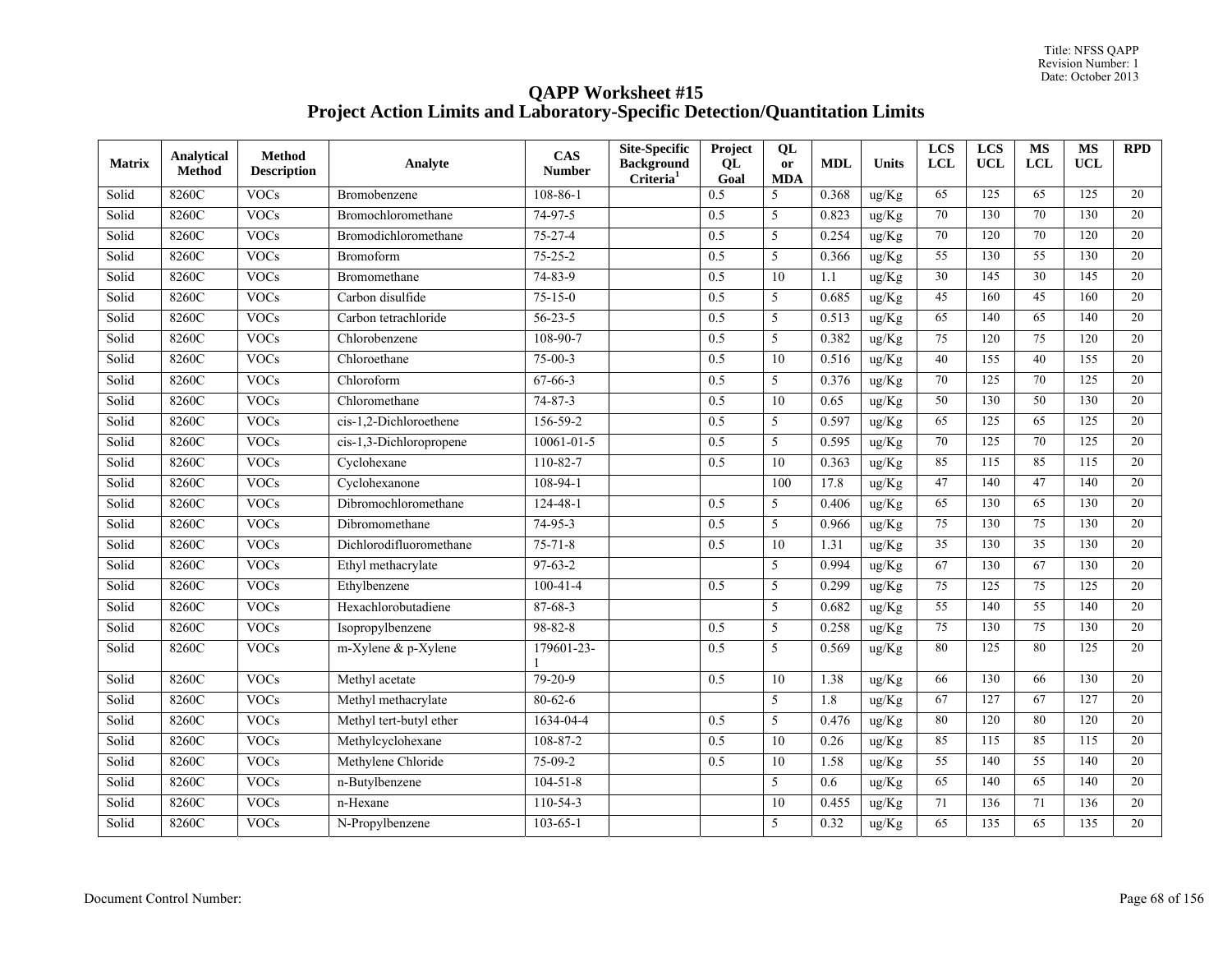# QAPP Worksheet #15
## Project Action Limits and Laboratory-Specific Detection/Quantitation Limits

| Matrix | Analytical Method | Method Description | Analyte | CAS Number | Site-Specific Background Criteria[1] | Project QL Goal | QL or MDA | MDL | Units | LCS LCL | LCS UCL | MS LCL | MS UCL | RPD |
|---|---|---|---|---|---|---|---|---|---|---|---|---|---|---|
| Solid | 8260C | VOCs | Bromobenzene | 108-86-1 | | 0.5 | 5 | 0.368 | ug/Kg | 65 | 125 | 65 | 125 | 20 |
| Solid | 8260C | VOCs | Bromochloromethane | 74-97-5 | | 0.5 | 5 | 0.823 | ug/Kg | 70 | 130 | 70 | 130 | 20 |
| Solid | 8260C | VOCs | Bromodichloromethane | 75-27-4 | | 0.5 | 5 | 0.254 | ug/Kg | 70 | 120 | 70 | 120 | 20 |
| Solid | 8260C | VOCs | Bromoform | 75-25-2 | | 0.5 | 5 | 0.366 | ug/Kg | 55 | 130 | 55 | 130 | 20 |
| Solid | 8260C | VOCs | Bromomethane | 74-83-9 | | 0.5 | 10 | 1.1 | ug/Kg | 30 | 145 | 30 | 145 | 20 |
| Solid | 8260C | VOCs | Carbon disulfide | 75-15-0 | | 0.5 | 5 | 0.685 | ug/Kg | 45 | 160 | 45 | 160 | 20 |
| Solid | 8260C | VOCs | Carbon tetrachloride | 56-23-5 | | 0.5 | 5 | 0.513 | ug/Kg | 65 | 140 | 65 | 140 | 20 |
| Solid | 8260C | VOCs | Chlorobenzene | 108-90-7 | | 0.5 | 5 | 0.382 | ug/Kg | 75 | 120 | 75 | 120 | 20 |
| Solid | 8260C | VOCs | Chloroethane | 75-00-3 | | 0.5 | 10 | 0.516 | ug/Kg | 40 | 155 | 40 | 155 | 20 |
| Solid | 8260C | VOCs | Chloroform | 67-66-3 | | 0.5 | 5 | 0.376 | ug/Kg | 70 | 125 | 70 | 125 | 20 |
| Solid | 8260C | VOCs | Chloromethane | 74-87-3 | | 0.5 | 10 | 0.65 | ug/Kg | 50 | 130 | 50 | 130 | 20 |
| Solid | 8260C | VOCs | cis-1,2-Dichloroethene | 156-59-2 | | 0.5 | 5 | 0.597 | ug/Kg | 65 | 125 | 65 | 125 | 20 |
| Solid | 8260C | VOCs | cis-1,3-Dichloropropene | 10061-01-5 | | 0.5 | 5 | 0.595 | ug/Kg | 70 | 125 | 70 | 125 | 20 |
| Solid | 8260C | VOCs | Cyclohexane | 110-82-7 | | 0.5 | 10 | 0.363 | ug/Kg | 85 | 115 | 85 | 115 | 20 |
| Solid | 8260C | VOCs | Cyclohexanone | 108-94-1 | | | 100 | 17.8 | ug/Kg | 47 | 140 | 47 | 140 | 20 |
| Solid | 8260C | VOCs | Dibromochloromethane | 124-48-1 | | 0.5 | 5 | 0.406 | ug/Kg | 65 | 130 | 65 | 130 | 20 |
| Solid | 8260C | VOCs | Dibromomethane | 74-95-3 | | 0.5 | 5 | 0.966 | ug/Kg | 75 | 130 | 75 | 130 | 20 |
| Solid | 8260C | VOCs | Dichlorodifluoromethane | 75-71-8 | | 0.5 | 10 | 1.31 | ug/Kg | 35 | 130 | 35 | 130 | 20 |
| Solid | 8260C | VOCs | Ethyl methacrylate | 97-63-2 | | | 5 | 0.994 | ug/Kg | 67 | 130 | 67 | 130 | 20 |
| Solid | 8260C | VOCs | Ethylbenzene | 100-41-4 | | 0.5 | 5 | 0.299 | ug/Kg | 75 | 125 | 75 | 125 | 20 |
| Solid | 8260C | VOCs | Hexachlorobutadiene | 87-68-3 | | | 5 | 0.682 | ug/Kg | 55 | 140 | 55 | 140 | 20 |
| Solid | 8260C | VOCs | Isopropylbenzene | 98-82-8 | | 0.5 | 5 | 0.258 | ug/Kg | 75 | 130 | 75 | 130 | 20 |
| Solid | 8260C | VOCs | m-Xylene & p-Xylene | 179601-23-1 | | 0.5 | 5 | 0.569 | ug/Kg | 80 | 125 | 80 | 125 | 20 |
| Solid | 8260C | VOCs | Methyl acetate | 79-20-9 | | 0.5 | 10 | 1.38 | ug/Kg | 66 | 130 | 66 | 130 | 20 |
| Solid | 8260C | VOCs | Methyl methacrylate | 80-62-6 | | | 5 | 1.8 | ug/Kg | 67 | 127 | 67 | 127 | 20 |
| Solid | 8260C | VOCs | Methyl tert-butyl ether | 1634-04-4 | | 0.5 | 5 | 0.476 | ug/Kg | 80 | 120 | 80 | 120 | 20 |
| Solid | 8260C | VOCs | Methylcyclohexane | 108-87-2 | | 0.5 | 10 | 0.26 | ug/Kg | 85 | 115 | 85 | 115 | 20 |
| Solid | 8260C | VOCs | Methylene Chloride | 75-09-2 | | 0.5 | 10 | 1.58 | ug/Kg | 55 | 140 | 55 | 140 | 20 |
| Solid | 8260C | VOCs | n-Butylbenzene | 104-51-8 | | | 5 | 0.6 | ug/Kg | 65 | 140 | 65 | 140 | 20 |
| Solid | 8260C | VOCs | n-Hexane | 110-54-3 | | | 10 | 0.455 | ug/Kg | 71 | 136 | 71 | 136 | 20 |
| Solid | 8260C | VOCs | N-Propylbenzene | 103-65-1 | | | 5 | 0.32 | ug/Kg | 65 | 135 | 65 | 135 | 20 |

Document Control Number: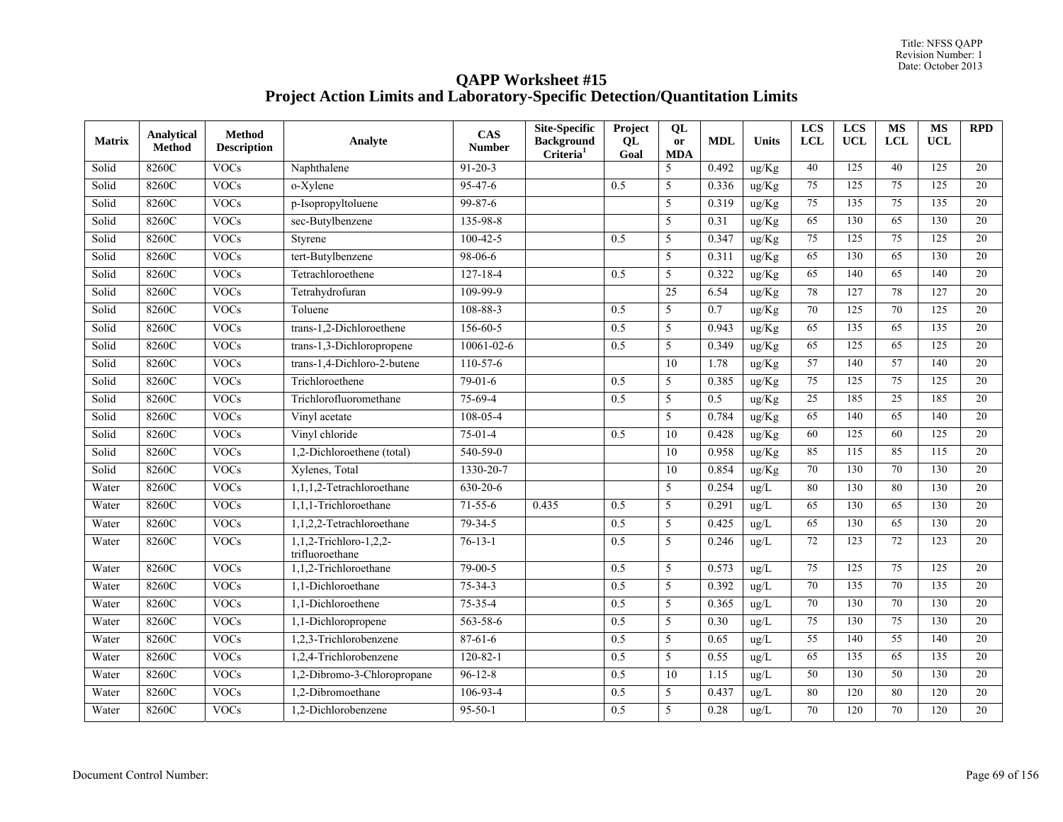# QAPP Worksheet #15
# Project Action Limits and Laboratory-Specific Detection/Quantitation Limits

| Matrix | Analytical Method | Method Description | Analyte | CAS Number | Site-Specific Background Criteria[1] | Project QL Goal | QL or MDA | MDL | Units | LCS LCL | LCS UCL | MS LCL | MS UCL | RPD |
|---|---|---|---|---|---|---|---|---|---|---|---|---|---|---|
| Solid | 8260C | VOCs | Naphthalene | 91-20-3 | | | 5 | 0.492 | ug/Kg | 40 | 125 | 40 | 125 | 20 |
| Solid | 8260C | VOCs | o-Xylene | 95-47-6 | | 0.5 | 5 | 0.336 | ug/Kg | 75 | 125 | 75 | 125 | 20 |
| Solid | 8260C | VOCs | p-Isopropyltoluene | 99-87-6 | | | 5 | 0.319 | ug/Kg | 75 | 135 | 75 | 135 | 20 |
| Solid | 8260C | VOCs | sec-Butylbenzene | 135-98-8 | | | 5 | 0.31 | ug/Kg | 65 | 130 | 65 | 130 | 20 |
| Solid | 8260C | VOCs | Styrene | 100-42-5 | | 0.5 | 5 | 0.347 | ug/Kg | 75 | 125 | 75 | 125 | 20 |
| Solid | 8260C | VOCs | tert-Butylbenzene | 98-06-6 | | | 5 | 0.311 | ug/Kg | 65 | 130 | 65 | 130 | 20 |
| Solid | 8260C | VOCs | Tetrachloroethene | 127-18-4 | | 0.5 | 5 | 0.322 | ug/Kg | 65 | 140 | 65 | 140 | 20 |
| Solid | 8260C | VOCs | Tetrahydrofuran | 109-99-9 | | | 25 | 6.54 | ug/Kg | 78 | 127 | 78 | 127 | 20 |
| Solid | 8260C | VOCs | Toluene | 108-88-3 | | 0.5 | 5 | 0.7 | ug/Kg | 70 | 125 | 70 | 125 | 20 |
| Solid | 8260C | VOCs | trans-1,2-Dichloroethene | 156-60-5 | | 0.5 | 5 | 0.943 | ug/Kg | 65 | 135 | 65 | 135 | 20 |
| Solid | 8260C | VOCs | trans-1,3-Dichloropropene | 10061-02-6 | | 0.5 | 5 | 0.349 | ug/Kg | 65 | 125 | 65 | 125 | 20 |
| Solid | 8260C | VOCs | trans-1,4-Dichloro-2-butene | 110-57-6 | | | 10 | 1.78 | ug/Kg | 57 | 140 | 57 | 140 | 20 |
| Solid | 8260C | VOCs | Trichloroethene | 79-01-6 | | 0.5 | 5 | 0.385 | ug/Kg | 75 | 125 | 75 | 125 | 20 |
| Solid | 8260C | VOCs | Trichlorofluoromethane | 75-69-4 | | 0.5 | 5 | 0.5 | ug/Kg | 25 | 185 | 25 | 185 | 20 |
| Solid | 8260C | VOCs | Vinyl acetate | 108-05-4 | | | 5 | 0.784 | ug/Kg | 65 | 140 | 65 | 140 | 20 |
| Solid | 8260C | VOCs | Vinyl chloride | 75-01-4 | | 0.5 | 10 | 0.428 | ug/Kg | 60 | 125 | 60 | 125 | 20 |
| Solid | 8260C | VOCs | 1,2-Dichloroethene (total) | 540-59-0 | | | 10 | 0.958 | ug/Kg | 85 | 115 | 85 | 115 | 20 |
| Solid | 8260C | VOCs | Xylenes, Total | 1330-20-7 | | | 10 | 0.854 | ug/Kg | 70 | 130 | 70 | 130 | 20 |
| Water | 8260C | VOCs | 1,1,1,2-Tetrachloroethane | 630-20-6 | | | 5 | 0.254 | ug/L | 80 | 130 | 80 | 130 | 20 |
| Water | 8260C | VOCs | 1,1,1-Trichloroethane | 71-55-6 | 0.435 | 0.5 | 5 | 0.291 | ug/L | 65 | 130 | 65 | 130 | 20 |
| Water | 8260C | VOCs | 1,1,2,2-Tetrachloroethane | 79-34-5 | | 0.5 | 5 | 0.425 | ug/L | 65 | 130 | 65 | 130 | 20 |
| Water | 8260C | VOCs | 1,1,2-Trichloro-1,2,2-trifluoroethane | 76-13-1 | | 0.5 | 5 | 0.246 | ug/L | 72 | 123 | 72 | 123 | 20 |
| Water | 8260C | VOCs | 1,1,2-Trichloroethane | 79-00-5 | | 0.5 | 5 | 0.573 | ug/L | 75 | 125 | 75 | 125 | 20 |
| Water | 8260C | VOCs | 1,1-Dichloroethane | 75-34-3 | | 0.5 | 5 | 0.392 | ug/L | 70 | 135 | 70 | 135 | 20 |
| Water | 8260C | VOCs | 1,1-Dichloroethene | 75-35-4 | | 0.5 | 5 | 0.365 | ug/L | 70 | 130 | 70 | 130 | 20 |
| Water | 8260C | VOCs | 1,1-Dichloropropene | 563-58-6 | | 0.5 | 5 | 0.30 | ug/L | 75 | 130 | 75 | 130 | 20 |
| Water | 8260C | VOCs | 1,2,3-Trichlorobenzene | 87-61-6 | | 0.5 | 5 | 0.65 | ug/L | 55 | 140 | 55 | 140 | 20 |
| Water | 8260C | VOCs | 1,2,4-Trichlorobenzene | 120-82-1 | | 0.5 | 5 | 0.55 | ug/L | 65 | 135 | 65 | 135 | 20 |
| Water | 8260C | VOCs | 1,2-Dibromo-3-Chloropropane | 96-12-8 | | 0.5 | 10 | 1.15 | ug/L | 50 | 130 | 50 | 130 | 20 |
| Water | 8260C | VOCs | 1,2-Dibromoethane | 106-93-4 | | 0.5 | 5 | 0.437 | ug/L | 80 | 120 | 80 | 120 | 20 |
| Water | 8260C | VOCs | 1,2-Dichlorobenzene | 95-50-1 | | 0.5 | 5 | 0.28 | ug/L | 70 | 120 | 70 | 120 | 20 |

Document Control Number: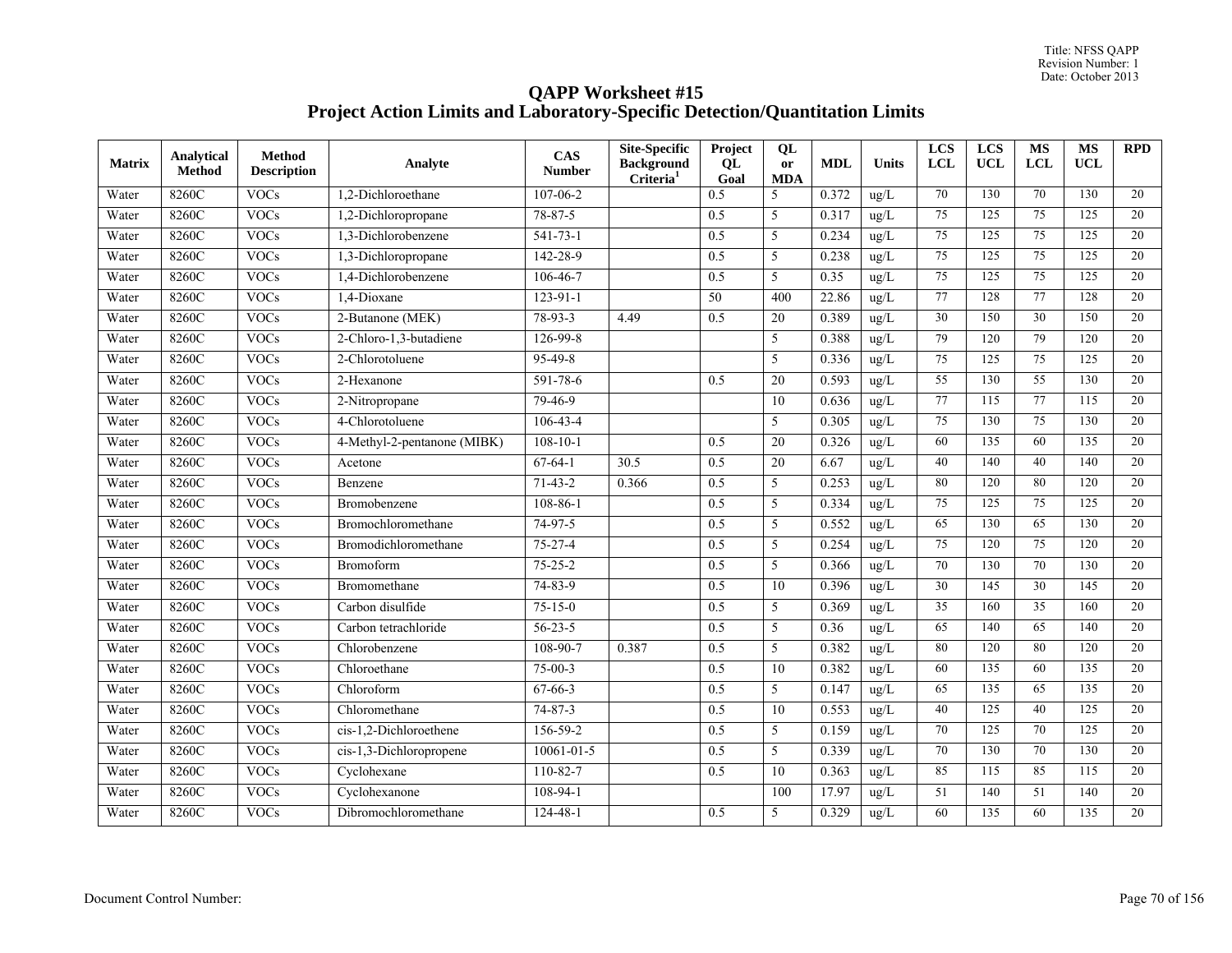# QAPP Worksheet #15
# Project Action Limits and Laboratory-Specific Detection/Quantitation Limits

| Matrix | Analytical Method | Method Description | Analyte | CAS Number | Site-Specific Background Criteria[1] | Project QL Goal | QL or MDA | MDL | Units | LCS LCL | LCS UCL | MS LCL | MS UCL | RPD |
|---|---|---|---|---|---|---|---|---|---|---|---|---|---|---|
| Water | 8260C | VOCs | 1,2-Dichloroethane | 107-06-2 | | 0.5 | 5 | 0.372 | ug/L | 70 | 130 | 70 | 130 | 20 |
| Water | 8260C | VOCs | 1,2-Dichloropropane | 78-87-5 | | 0.5 | 5 | 0.317 | ug/L | 75 | 125 | 75 | 125 | 20 |
| Water | 8260C | VOCs | 1,3-Dichlorobenzene | 541-73-1 | | 0.5 | 5 | 0.234 | ug/L | 75 | 125 | 75 | 125 | 20 |
| Water | 8260C | VOCs | 1,3-Dichloropropane | 142-28-9 | | 0.5 | 5 | 0.238 | ug/L | 75 | 125 | 75 | 125 | 20 |
| Water | 8260C | VOCs | 1,4-Dichlorobenzene | 106-46-7 | | 0.5 | 5 | 0.35 | ug/L | 75 | 125 | 75 | 125 | 20 |
| Water | 8260C | VOCs | 1,4-Dioxane | 123-91-1 | | 50 | 400 | 22.86 | ug/L | 77 | 128 | 77 | 128 | 20 |
| Water | 8260C | VOCs | 2-Butanone (MEK) | 78-93-3 | 4.49 | 0.5 | 20 | 0.389 | ug/L | 30 | 150 | 30 | 150 | 20 |
| Water | 8260C | VOCs | 2-Chloro-1,3-butadiene | 126-99-8 | | | 5 | 0.388 | ug/L | 79 | 120 | 79 | 120 | 20 |
| Water | 8260C | VOCs | 2-Chlorotoluene | 95-49-8 | | | 5 | 0.336 | ug/L | 75 | 125 | 75 | 125 | 20 |
| Water | 8260C | VOCs | 2-Hexanone | 591-78-6 | | 0.5 | 20 | 0.593 | ug/L | 55 | 130 | 55 | 130 | 20 |
| Water | 8260C | VOCs | 2-Nitropropane | 79-46-9 | | | 10 | 0.636 | ug/L | 77 | 115 | 77 | 115 | 20 |
| Water | 8260C | VOCs | 4-Chlorotoluene | 106-43-4 | | | 5 | 0.305 | ug/L | 75 | 130 | 75 | 130 | 20 |
| Water | 8260C | VOCs | 4-Methyl-2-pentanone (MIBK) | 108-10-1 | | 0.5 | 20 | 0.326 | ug/L | 60 | 135 | 60 | 135 | 20 |
| Water | 8260C | VOCs | Acetone | 67-64-1 | 30.5 | 0.5 | 20 | 6.67 | ug/L | 40 | 140 | 40 | 140 | 20 |
| Water | 8260C | VOCs | Benzene | 71-43-2 | 0.366 | 0.5 | 5 | 0.253 | ug/L | 80 | 120 | 80 | 120 | 20 |
| Water | 8260C | VOCs | Bromobenzene | 108-86-1 | | 0.5 | 5 | 0.334 | ug/L | 75 | 125 | 75 | 125 | 20 |
| Water | 8260C | VOCs | Bromochloromethane | 74-97-5 | | 0.5 | 5 | 0.552 | ug/L | 65 | 130 | 65 | 130 | 20 |
| Water | 8260C | VOCs | Bromodichloromethane | 75-27-4 | | 0.5 | 5 | 0.254 | ug/L | 75 | 120 | 75 | 120 | 20 |
| Water | 8260C | VOCs | Bromoform | 75-25-2 | | 0.5 | 5 | 0.366 | ug/L | 70 | 130 | 70 | 130 | 20 |
| Water | 8260C | VOCs | Bromomethane | 74-83-9 | | 0.5 | 10 | 0.396 | ug/L | 30 | 145 | 30 | 145 | 20 |
| Water | 8260C | VOCs | Carbon disulfide | 75-15-0 | | 0.5 | 5 | 0.369 | ug/L | 35 | 160 | 35 | 160 | 20 |
| Water | 8260C | VOCs | Carbon tetrachloride | 56-23-5 | | 0.5 | 5 | 0.36 | ug/L | 65 | 140 | 65 | 140 | 20 |
| Water | 8260C | VOCs | Chlorobenzene | 108-90-7 | 0.387 | 0.5 | 5 | 0.382 | ug/L | 80 | 120 | 80 | 120 | 20 |
| Water | 8260C | VOCs | Chloroethane | 75-00-3 | | 0.5 | 10 | 0.382 | ug/L | 60 | 135 | 60 | 135 | 20 |
| Water | 8260C | VOCs | Chloroform | 67-66-3 | | 0.5 | 5 | 0.147 | ug/L | 65 | 135 | 65 | 135 | 20 |
| Water | 8260C | VOCs | Chloromethane | 74-87-3 | | 0.5 | 10 | 0.553 | ug/L | 40 | 125 | 40 | 125 | 20 |
| Water | 8260C | VOCs | cis-1,2-Dichloroethene | 156-59-2 | | 0.5 | 5 | 0.159 | ug/L | 70 | 125 | 70 | 125 | 20 |
| Water | 8260C | VOCs | cis-1,3-Dichloropropene | 10061-01-5 | | 0.5 | 5 | 0.339 | ug/L | 70 | 130 | 70 | 130 | 20 |
| Water | 8260C | VOCs | Cyclohexane | 110-82-7 | | 0.5 | 10 | 0.363 | ug/L | 85 | 115 | 85 | 115 | 20 |
| Water | 8260C | VOCs | Cyclohexanone | 108-94-1 | | | 100 | 17.97 | ug/L | 51 | 140 | 51 | 140 | 20 |
| Water | 8260C | VOCs | Dibromochloromethane | 124-48-1 | | 0.5 | 5 | 0.329 | ug/L | 60 | 135 | 60 | 135 | 20 |

Document Control Number: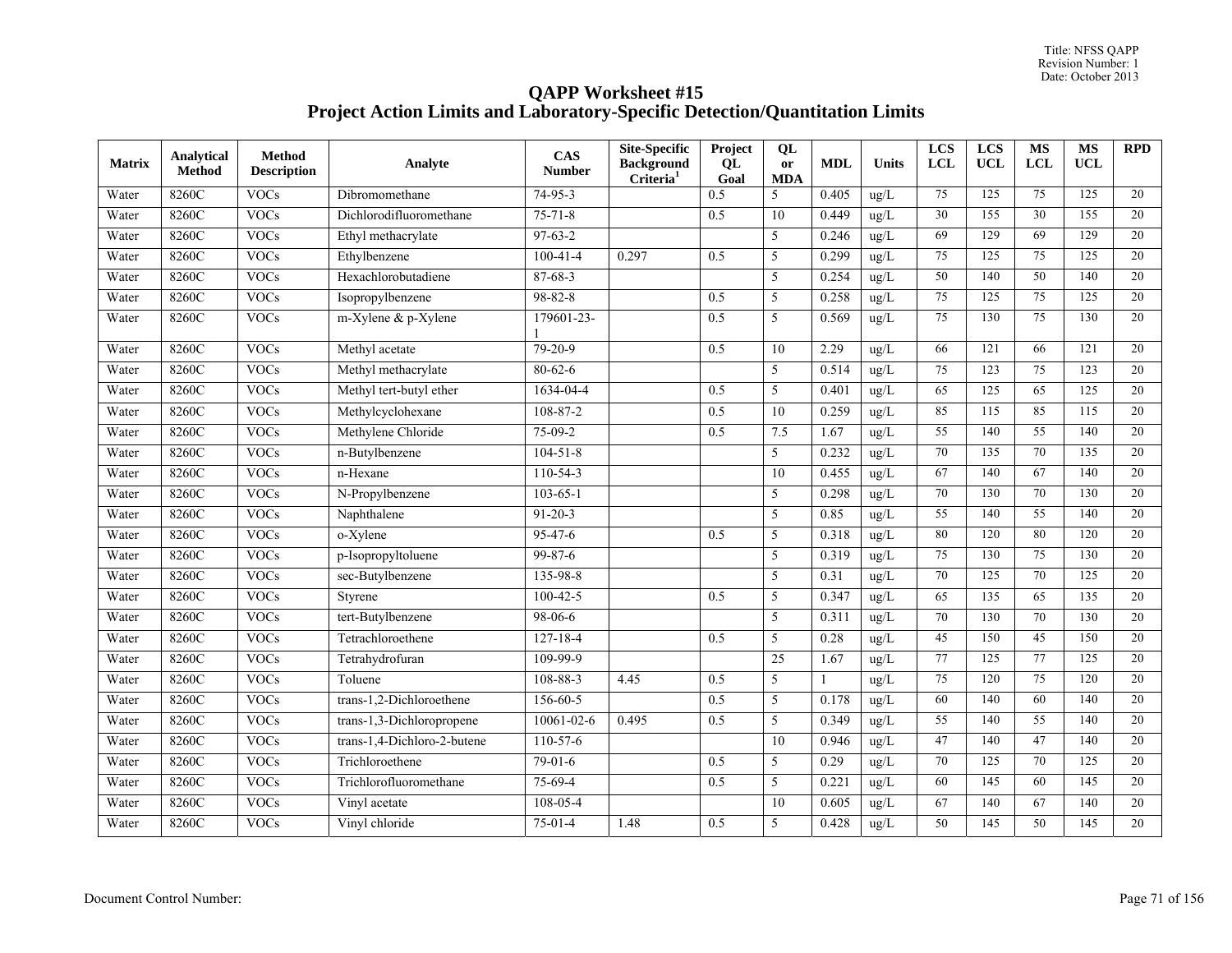# QAPP Worksheet #15
## Project Action Limits and Laboratory-Specific Detection/Quantitation Limits

| Matrix | Analytical Method | Method Description | Analyte | CAS Number | Site-Specific Background Criteria[1] | Project QL Goal | QL or MDA | MDL | Units | LCS LCL | LCS UCL | MS LCL | MS UCL | RPD |
|---|---|---|---|---|---|---|---|---|---|---|---|---|---|---|
| Water | 8260C | VOCs | Dibromomethane | 74-95-3 | | 0.5 | 5 | 0.405 | ug/L | 75 | 125 | 75 | 125 | 20 |
| Water | 8260C | VOCs | Dichlorodifluoromethane | 75-71-8 | | 0.5 | 10 | 0.449 | ug/L | 30 | 155 | 30 | 155 | 20 |
| Water | 8260C | VOCs | Ethyl methacrylate | 97-63-2 | | | 5 | 0.246 | ug/L | 69 | 129 | 69 | 129 | 20 |
| Water | 8260C | VOCs | Ethylbenzene | 100-41-4 | 0.297 | 0.5 | 5 | 0.299 | ug/L | 75 | 125 | 75 | 125 | 20 |
| Water | 8260C | VOCs | Hexachlorobutadiene | 87-68-3 | | | 5 | 0.254 | ug/L | 50 | 140 | 50 | 140 | 20 |
| Water | 8260C | VOCs | Isopropylbenzene | 98-82-8 | | 0.5 | 5 | 0.258 | ug/L | 75 | 125 | 75 | 125 | 20 |
| Water | 8260C | VOCs | m-Xylene & p-Xylene | 179601-23-1 | | 0.5 | 5 | 0.569 | ug/L | 75 | 130 | 75 | 130 | 20 |
| Water | 8260C | VOCs | Methyl acetate | 79-20-9 | | 0.5 | 10 | 2.29 | ug/L | 66 | 121 | 66 | 121 | 20 |
| Water | 8260C | VOCs | Methyl methacrylate | 80-62-6 | | | 5 | 0.514 | ug/L | 75 | 123 | 75 | 123 | 20 |
| Water | 8260C | VOCs | Methyl tert-butyl ether | 1634-04-4 | | 0.5 | 5 | 0.401 | ug/L | 65 | 125 | 65 | 125 | 20 |
| Water | 8260C | VOCs | Methylcyclohexane | 108-87-2 | | 0.5 | 10 | 0.259 | ug/L | 85 | 115 | 85 | 115 | 20 |
| Water | 8260C | VOCs | Methylene Chloride | 75-09-2 | | 0.5 | 7.5 | 1.67 | ug/L | 55 | 140 | 55 | 140 | 20 |
| Water | 8260C | VOCs | n-Butylbenzene | 104-51-8 | | | 5 | 0.232 | ug/L | 70 | 135 | 70 | 135 | 20 |
| Water | 8260C | VOCs | n-Hexane | 110-54-3 | | | 10 | 0.455 | ug/L | 67 | 140 | 67 | 140 | 20 |
| Water | 8260C | VOCs | N-Propylbenzene | 103-65-1 | | | 5 | 0.298 | ug/L | 70 | 130 | 70 | 130 | 20 |
| Water | 8260C | VOCs | Naphthalene | 91-20-3 | | | 5 | 0.85 | ug/L | 55 | 140 | 55 | 140 | 20 |
| Water | 8260C | VOCs | o-Xylene | 95-47-6 | | 0.5 | 5 | 0.318 | ug/L | 80 | 120 | 80 | 120 | 20 |
| Water | 8260C | VOCs | p-Isopropyltoluene | 99-87-6 | | | 5 | 0.319 | ug/L | 75 | 130 | 75 | 130 | 20 |
| Water | 8260C | VOCs | sec-Butylbenzene | 135-98-8 | | | 5 | 0.31 | ug/L | 70 | 125 | 70 | 125 | 20 |
| Water | 8260C | VOCs | Styrene | 100-42-5 | | 0.5 | 5 | 0.347 | ug/L | 65 | 135 | 65 | 135 | 20 |
| Water | 8260C | VOCs | tert-Butylbenzene | 98-06-6 | | | 5 | 0.311 | ug/L | 70 | 130 | 70 | 130 | 20 |
| Water | 8260C | VOCs | Tetrachloroethene | 127-18-4 | | 0.5 | 5 | 0.28 | ug/L | 45 | 150 | 45 | 150 | 20 |
| Water | 8260C | VOCs | Tetrahydrofuran | 109-99-9 | | | 25 | 1.67 | ug/L | 77 | 125 | 77 | 125 | 20 |
| Water | 8260C | VOCs | Toluene | 108-88-3 | 4.45 | 0.5 | 5 | 1 | ug/L | 75 | 120 | 75 | 120 | 20 |
| Water | 8260C | VOCs | trans-1,2-Dichloroethene | 156-60-5 | | 0.5 | 5 | 0.178 | ug/L | 60 | 140 | 60 | 140 | 20 |
| Water | 8260C | VOCs | trans-1,3-Dichloropropene | 10061-02-6 | 0.495 | 0.5 | 5 | 0.349 | ug/L | 55 | 140 | 55 | 140 | 20 |
| Water | 8260C | VOCs | trans-1,4-Dichloro-2-butene | 110-57-6 | | | 10 | 0.946 | ug/L | 47 | 140 | 47 | 140 | 20 |
| Water | 8260C | VOCs | Trichloroethene | 79-01-6 | | 0.5 | 5 | 0.29 | ug/L | 70 | 125 | 70 | 125 | 20 |
| Water | 8260C | VOCs | Trichlorofluoromethane | 75-69-4 | | 0.5 | 5 | 0.221 | ug/L | 60 | 145 | 60 | 145 | 20 |
| Water | 8260C | VOCs | Vinyl acetate | 108-05-4 | | | 10 | 0.605 | ug/L | 67 | 140 | 67 | 140 | 20 |
| Water | 8260C | VOCs | Vinyl chloride | 75-01-4 | 1.48 | 0.5 | 5 | 0.428 | ug/L | 50 | 145 | 50 | 145 | 20 |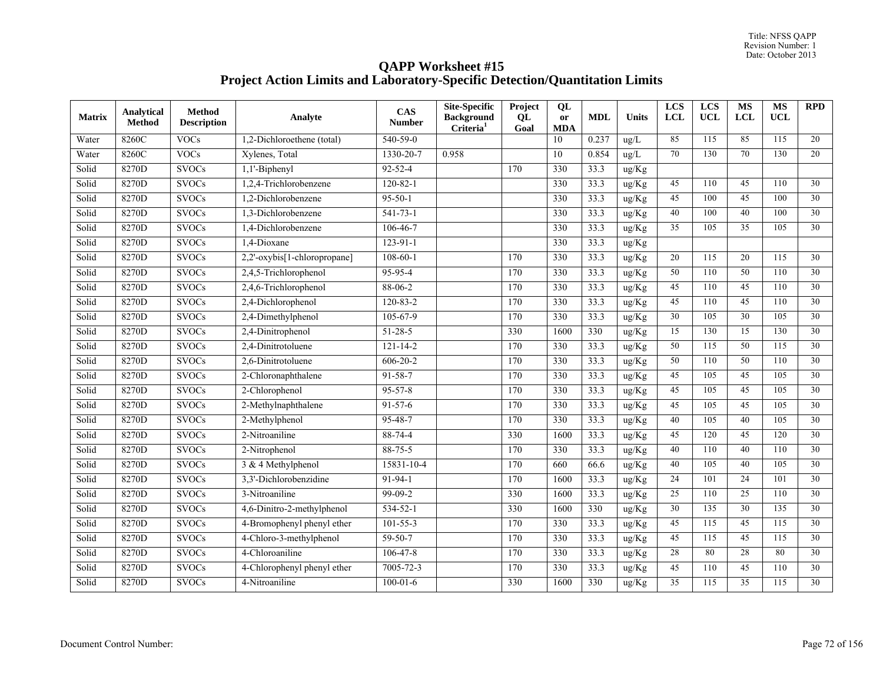# QAPP Worksheet #15
# Project Action Limits and Laboratory-Specific Detection/Quantitation Limits

| Matrix | Analytical Method | Method Description | Analyte | CAS Number | Site-Specific Background Criteria[1] | Project QL Goal | QL or MDA | MDL | Units | LCS LCL | LCS UCL | MS LCL | MS UCL | RPD |
|---|---|---|---|---|---|---|---|---|---|---|---|---|---|---|
| Water | 8260C | VOCs | 1,2-Dichloroethene (total) | 540-59-0 | | | 10 | 0.237 | ug/L | 85 | 115 | 85 | 115 | 20 |
| Water | 8260C | VOCs | Xylenes, Total | 1330-20-7 | 0.958 | | 10 | 0.854 | ug/L | 70 | 130 | 70 | 130 | 20 |
| Solid | 8270D | SVOCs | 1,1'-Biphenyl | 92-52-4 | | 170 | 330 | 33.3 | ug/Kg | | | | | |
| Solid | 8270D | SVOCs | 1,2,4-Trichlorobenzene | 120-82-1 | | | 330 | 33.3 | ug/Kg | 45 | 110 | 45 | 110 | 30 |
| Solid | 8270D | SVOCs | 1,2-Dichlorobenzene | 95-50-1 | | | 330 | 33.3 | ug/Kg | 45 | 100 | 45 | 100 | 30 |
| Solid | 8270D | SVOCs | 1,3-Dichlorobenzene | 541-73-1 | | | 330 | 33.3 | ug/Kg | 40 | 100 | 40 | 100 | 30 |
| Solid | 8270D | SVOCs | 1,4-Dichlorobenzene | 106-46-7 | | | 330 | 33.3 | ug/Kg | 35 | 105 | 35 | 105 | 30 |
| Solid | 8270D | SVOCs | 1,4-Dioxane | 123-91-1 | | | 330 | 33.3 | ug/Kg | | | | | |
| Solid | 8270D | SVOCs | 2,2'-oxybis[1-chloropropane] | 108-60-1 | | 170 | 330 | 33.3 | ug/Kg | 20 | 115 | 20 | 115 | 30 |
| Solid | 8270D | SVOCs | 2,4,5-Trichlorophenol | 95-95-4 | | 170 | 330 | 33.3 | ug/Kg | 50 | 110 | 50 | 110 | 30 |
| Solid | 8270D | SVOCs | 2,4,6-Trichlorophenol | 88-06-2 | | 170 | 330 | 33.3 | ug/Kg | 45 | 110 | 45 | 110 | 30 |
| Solid | 8270D | SVOCs | 2,4-Dichlorophenol | 120-83-2 | | 170 | 330 | 33.3 | ug/Kg | 45 | 110 | 45 | 110 | 30 |
| Solid | 8270D | SVOCs | 2,4-Dimethylphenol | 105-67-9 | | 170 | 330 | 33.3 | ug/Kg | 30 | 105 | 30 | 105 | 30 |
| Solid | 8270D | SVOCs | 2,4-Dinitrophenol | 51-28-5 | | 330 | 1600 | 330 | ug/Kg | 15 | 130 | 15 | 130 | 30 |
| Solid | 8270D | SVOCs | 2,4-Dinitrotoluene | 121-14-2 | | 170 | 330 | 33.3 | ug/Kg | 50 | 115 | 50 | 115 | 30 |
| Solid | 8270D | SVOCs | 2,6-Dinitrotoluene | 606-20-2 | | 170 | 330 | 33.3 | ug/Kg | 50 | 110 | 50 | 110 | 30 |
| Solid | 8270D | SVOCs | 2-Chloronaphthalene | 91-58-7 | | 170 | 330 | 33.3 | ug/Kg | 45 | 105 | 45 | 105 | 30 |
| Solid | 8270D | SVOCs | 2-Chlorophenol | 95-57-8 | | 170 | 330 | 33.3 | ug/Kg | 45 | 105 | 45 | 105 | 30 |
| Solid | 8270D | SVOCs | 2-Methylnaphthalene | 91-57-6 | | 170 | 330 | 33.3 | ug/Kg | 45 | 105 | 45 | 105 | 30 |
| Solid | 8270D | SVOCs | 2-Methylphenol | 95-48-7 | | 170 | 330 | 33.3 | ug/Kg | 40 | 105 | 40 | 105 | 30 |
| Solid | 8270D | SVOCs | 2-Nitroaniline | 88-74-4 | | 330 | 1600 | 33.3 | ug/Kg | 45 | 120 | 45 | 120 | 30 |
| Solid | 8270D | SVOCs | 2-Nitrophenol | 88-75-5 | | 170 | 330 | 33.3 | ug/Kg | 40 | 110 | 40 | 110 | 30 |
| Solid | 8270D | SVOCs | 3 & 4 Methylphenol | 15831-10-4 | | 170 | 660 | 66.6 | ug/Kg | 40 | 105 | 40 | 105 | 30 |
| Solid | 8270D | SVOCs | 3,3'-Dichlorobenzidine | 91-94-1 | | 170 | 1600 | 33.3 | ug/Kg | 24 | 101 | 24 | 101 | 30 |
| Solid | 8270D | SVOCs | 3-Nitroaniline | 99-09-2 | | 330 | 1600 | 33.3 | ug/Kg | 25 | 110 | 25 | 110 | 30 |
| Solid | 8270D | SVOCs | 4,6-Dinitro-2-methylphenol | 534-52-1 | | 330 | 1600 | 330 | ug/Kg | 30 | 135 | 30 | 135 | 30 |
| Solid | 8270D | SVOCs | 4-Bromophenyl phenyl ether | 101-55-3 | | 170 | 330 | 33.3 | ug/Kg | 45 | 115 | 45 | 115 | 30 |
| Solid | 8270D | SVOCs | 4-Chloro-3-methylphenol | 59-50-7 | | 170 | 330 | 33.3 | ug/Kg | 45 | 115 | 45 | 115 | 30 |
| Solid | 8270D | SVOCs | 4-Chloroaniline | 106-47-8 | | 170 | 330 | 33.3 | ug/Kg | 28 | 80 | 28 | 80 | 30 |
| Solid | 8270D | SVOCs | 4-Chlorophenyl phenyl ether | 7005-72-3 | | 170 | 330 | 33.3 | ug/Kg | 45 | 110 | 45 | 110 | 30 |
| Solid | 8270D | SVOCs | 4-Nitroaniline | 100-01-6 | | 330 | 1600 | 330 | ug/Kg | 35 | 115 | 35 | 115 | 30 |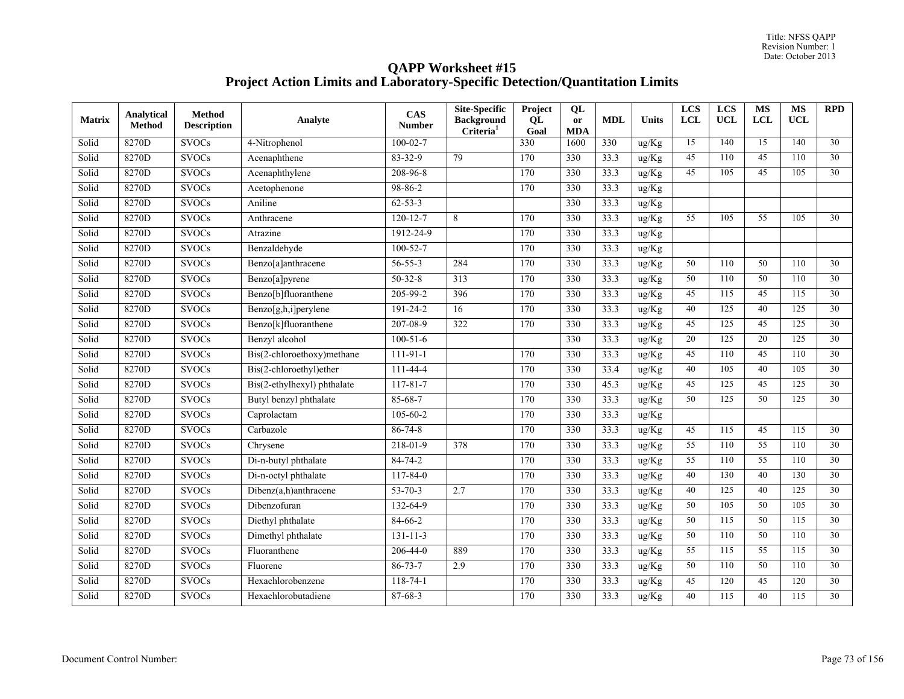# QAPP Worksheet #15
# Project Action Limits and Laboratory-Specific Detection/Quantitation Limits

| Matrix | Analytical Method | Method Description | Analyte | CAS Number | Site-Specific Background Criteria[1] | Project QL Goal | QL or MDA | MDL | Units | LCS LCL | LCS UCL | MS LCL | MS UCL | RPD |
|---|---|---|---|---|---|---|---|---|---|---|---|---|---|---|
| Solid | 8270D | SVOCs | 4-Nitrophenol | 100-02-7 | | 330 | 1600 | 330 | ug/Kg | 15 | 140 | 15 | 140 | 30 |
| Solid | 8270D | SVOCs | Acenaphthene | 83-32-9 | 79 | 170 | 330 | 33.3 | ug/Kg | 45 | 110 | 45 | 110 | 30 |
| Solid | 8270D | SVOCs | Acenaphthylene | 208-96-8 | | 170 | 330 | 33.3 | ug/Kg | 45 | 105 | 45 | 105 | 30 |
| Solid | 8270D | SVOCs | Acetophenone | 98-86-2 | | 170 | 330 | 33.3 | ug/Kg | | | | | |
| Solid | 8270D | SVOCs | Aniline | 62-53-3 | | | 330 | 33.3 | ug/Kg | | | | | |
| Solid | 8270D | SVOCs | Anthracene | 120-12-7 | 8 | 170 | 330 | 33.3 | ug/Kg | 55 | 105 | 55 | 105 | 30 |
| Solid | 8270D | SVOCs | Atrazine | 1912-24-9 | | 170 | 330 | 33.3 | ug/Kg | | | | | |
| Solid | 8270D | SVOCs | Benzaldehyde | 100-52-7 | | 170 | 330 | 33.3 | ug/Kg | | | | | |
| Solid | 8270D | SVOCs | Benzo[a]anthracene | 56-55-3 | 284 | 170 | 330 | 33.3 | ug/Kg | 50 | 110 | 50 | 110 | 30 |
| Solid | 8270D | SVOCs | Benzo[a]pyrene | 50-32-8 | 313 | 170 | 330 | 33.3 | ug/Kg | 50 | 110 | 50 | 110 | 30 |
| Solid | 8270D | SVOCs | Benzo[b]fluoranthene | 205-99-2 | 396 | 170 | 330 | 33.3 | ug/Kg | 45 | 115 | 45 | 115 | 30 |
| Solid | 8270D | SVOCs | Benzo[g,h,i]perylene | 191-24-2 | 16 | 170 | 330 | 33.3 | ug/Kg | 40 | 125 | 40 | 125 | 30 |
| Solid | 8270D | SVOCs | Benzo[k]fluoranthene | 207-08-9 | 322 | 170 | 330 | 33.3 | ug/Kg | 45 | 125 | 45 | 125 | 30 |
| Solid | 8270D | SVOCs | Benzyl alcohol | 100-51-6 | | | 330 | 33.3 | ug/Kg | 20 | 125 | 20 | 125 | 30 |
| Solid | 8270D | SVOCs | Bis(2-chloroethoxy)methane | 111-91-1 | | 170 | 330 | 33.3 | ug/Kg | 45 | 110 | 45 | 110 | 30 |
| Solid | 8270D | SVOCs | Bis(2-chloroethyl)ether | 111-44-4 | | 170 | 330 | 33.4 | ug/Kg | 40 | 105 | 40 | 105 | 30 |
| Solid | 8270D | SVOCs | Bis(2-ethylhexyl) phthalate | 117-81-7 | | 170 | 330 | 45.3 | ug/Kg | 45 | 125 | 45 | 125 | 30 |
| Solid | 8270D | SVOCs | Butyl benzyl phthalate | 85-68-7 | | 170 | 330 | 33.3 | ug/Kg | 50 | 125 | 50 | 125 | 30 |
| Solid | 8270D | SVOCs | Caprolactam | 105-60-2 | | 170 | 330 | 33.3 | ug/Kg | | | | | |
| Solid | 8270D | SVOCs | Carbazole | 86-74-8 | | 170 | 330 | 33.3 | ug/Kg | 45 | 115 | 45 | 115 | 30 |
| Solid | 8270D | SVOCs | Chrysene | 218-01-9 | 378 | 170 | 330 | 33.3 | ug/Kg | 55 | 110 | 55 | 110 | 30 |
| Solid | 8270D | SVOCs | Di-n-butyl phthalate | 84-74-2 | | 170 | 330 | 33.3 | ug/Kg | 55 | 110 | 55 | 110 | 30 |
| Solid | 8270D | SVOCs | Di-n-octyl phthalate | 117-84-0 | | 170 | 330 | 33.3 | ug/Kg | 40 | 130 | 40 | 130 | 30 |
| Solid | 8270D | SVOCs | Dibenz(a,h)anthracene | 53-70-3 | 2.7 | 170 | 330 | 33.3 | ug/Kg | 40 | 125 | 40 | 125 | 30 |
| Solid | 8270D | SVOCs | Dibenzofuran | 132-64-9 | | 170 | 330 | 33.3 | ug/Kg | 50 | 105 | 50 | 105 | 30 |
| Solid | 8270D | SVOCs | Diethyl phthalate | 84-66-2 | | 170 | 330 | 33.3 | ug/Kg | 50 | 115 | 50 | 115 | 30 |
| Solid | 8270D | SVOCs | Dimethyl phthalate | 131-11-3 | | 170 | 330 | 33.3 | ug/Kg | 50 | 110 | 50 | 110 | 30 |
| Solid | 8270D | SVOCs | Fluoranthene | 206-44-0 | 889 | 170 | 330 | 33.3 | ug/Kg | 55 | 115 | 55 | 115 | 30 |
| Solid | 8270D | SVOCs | Fluorene | 86-73-7 | 2.9 | 170 | 330 | 33.3 | ug/Kg | 50 | 110 | 50 | 110 | 30 |
| Solid | 8270D | SVOCs | Hexachlorobenzene | 118-74-1 | | 170 | 330 | 33.3 | ug/Kg | 45 | 120 | 45 | 120 | 30 |
| Solid | 8270D | SVOCs | Hexachlorobutadiene | 87-68-3 | | 170 | 330 | 33.3 | ug/Kg | 40 | 115 | 40 | 115 | 30 |

Document Control Number: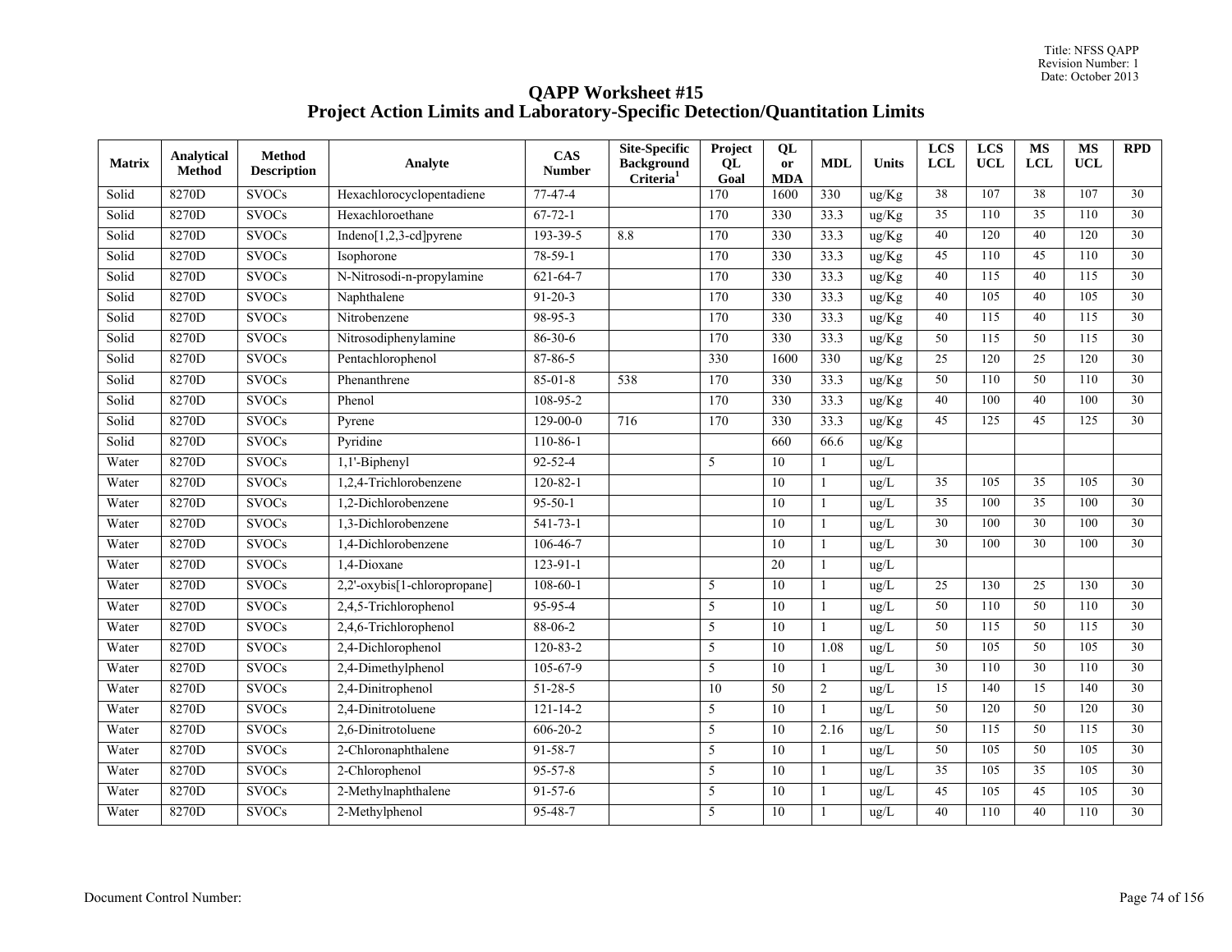# QAPP Worksheet #15
## Project Action Limits and Laboratory-Specific Detection/Quantitation Limits

| Matrix | Analytical Method | Method Description | Analyte | CAS Number | Site-Specific Background Criteria[1] | Project QL Goal | QL or MDA | MDL | Units | LCS LCL | LCS UCL | MS LCL | MS UCL | RPD |
|---|---|---|---|---|---|---|---|---|---|---|---|---|---|---|
| Solid | 8270D | SVOCs | Hexachlorocyclopentadiene | 77-47-4 | | 170 | 1600 | 330 | ug/Kg | 38 | 107 | 38 | 107 | 30 |
| Solid | 8270D | SVOCs | Hexachloroethane | 67-72-1 | | 170 | 330 | 33.3 | ug/Kg | 35 | 110 | 35 | 110 | 30 |
| Solid | 8270D | SVOCs | Indeno[1,2,3-cd]pyrene | 193-39-5 | 8.8 | 170 | 330 | 33.3 | ug/Kg | 40 | 120 | 40 | 120 | 30 |
| Solid | 8270D | SVOCs | Isophorone | 78-59-1 | | 170 | 330 | 33.3 | ug/Kg | 45 | 110 | 45 | 110 | 30 |
| Solid | 8270D | SVOCs | N-Nitrosodi-n-propylamine | 621-64-7 | | 170 | 330 | 33.3 | ug/Kg | 40 | 115 | 40 | 115 | 30 |
| Solid | 8270D | SVOCs | Naphthalene | 91-20-3 | | 170 | 330 | 33.3 | ug/Kg | 40 | 105 | 40 | 105 | 30 |
| Solid | 8270D | SVOCs | Nitrobenzene | 98-95-3 | | 170 | 330 | 33.3 | ug/Kg | 40 | 115 | 40 | 115 | 30 |
| Solid | 8270D | SVOCs | Nitrosodiphenylamine | 86-30-6 | | 170 | 330 | 33.3 | ug/Kg | 50 | 115 | 50 | 115 | 30 |
| Solid | 8270D | SVOCs | Pentachlorophenol | 87-86-5 | | 330 | 1600 | 330 | ug/Kg | 25 | 120 | 25 | 120 | 30 |
| Solid | 8270D | SVOCs | Phenanthrene | 85-01-8 | 538 | 170 | 330 | 33.3 | ug/Kg | 50 | 110 | 50 | 110 | 30 |
| Solid | 8270D | SVOCs | Phenol | 108-95-2 | | 170 | 330 | 33.3 | ug/Kg | 40 | 100 | 40 | 100 | 30 |
| Solid | 8270D | SVOCs | Pyrene | 129-00-0 | 716 | 170 | 330 | 33.3 | ug/Kg | 45 | 125 | 45 | 125 | 30 |
| Solid | 8270D | SVOCs | Pyridine | 110-86-1 | | | 660 | 66.6 | ug/Kg | | | | | |
| Water | 8270D | SVOCs | 1,1'-Biphenyl | 92-52-4 | | 5 | 10 | 1 | ug/L | | | | | |
| Water | 8270D | SVOCs | 1,2,4-Trichlorobenzene | 120-82-1 | | | 10 | 1 | ug/L | 35 | 105 | 35 | 105 | 30 |
| Water | 8270D | SVOCs | 1,2-Dichlorobenzene | 95-50-1 | | | 10 | 1 | ug/L | 35 | 100 | 35 | 100 | 30 |
| Water | 8270D | SVOCs | 1,3-Dichlorobenzene | 541-73-1 | | | 10 | 1 | ug/L | 30 | 100 | 30 | 100 | 30 |
| Water | 8270D | SVOCs | 1,4-Dichlorobenzene | 106-46-7 | | | 10 | 1 | ug/L | 30 | 100 | 30 | 100 | 30 |
| Water | 8270D | SVOCs | 1,4-Dioxane | 123-91-1 | | | 20 | 1 | ug/L | | | | | |
| Water | 8270D | SVOCs | 2,2'-oxybis[1-chloropropane] | 108-60-1 | | 5 | 10 | 1 | ug/L | 25 | 130 | 25 | 130 | 30 |
| Water | 8270D | SVOCs | 2,4,5-Trichlorophenol | 95-95-4 | | 5 | 10 | 1 | ug/L | 50 | 110 | 50 | 110 | 30 |
| Water | 8270D | SVOCs | 2,4,6-Trichlorophenol | 88-06-2 | | 5 | 10 | 1 | ug/L | 50 | 115 | 50 | 115 | 30 |
| Water | 8270D | SVOCs | 2,4-Dichlorophenol | 120-83-2 | | 5 | 10 | 1.08 | ug/L | 50 | 105 | 50 | 105 | 30 |
| Water | 8270D | SVOCs | 2,4-Dimethylphenol | 105-67-9 | | 5 | 10 | 1 | ug/L | 30 | 110 | 30 | 110 | 30 |
| Water | 8270D | SVOCs | 2,4-Dinitrophenol | 51-28-5 | | 10 | 50 | 2 | ug/L | 15 | 140 | 15 | 140 | 30 |
| Water | 8270D | SVOCs | 2,4-Dinitrotoluene | 121-14-2 | | 5 | 10 | 1 | ug/L | 50 | 120 | 50 | 120 | 30 |
| Water | 8270D | SVOCs | 2,6-Dinitrotoluene | 606-20-2 | | 5 | 10 | 2.16 | ug/L | 50 | 115 | 50 | 115 | 30 |
| Water | 8270D | SVOCs | 2-Chloronaphthalene | 91-58-7 | | 5 | 10 | 1 | ug/L | 50 | 105 | 50 | 105 | 30 |
| Water | 8270D | SVOCs | 2-Chlorophenol | 95-57-8 | | 5 | 10 | 1 | ug/L | 35 | 105 | 35 | 105 | 30 |
| Water | 8270D | SVOCs | 2-Methylnaphthalene | 91-57-6 | | 5 | 10 | 1 | ug/L | 45 | 105 | 45 | 105 | 30 |
| Water | 8270D | SVOCs | 2-Methylphenol | 95-48-7 | | 5 | 10 | 1 | ug/L | 40 | 110 | 40 | 110 | 30 |

Document Control Number: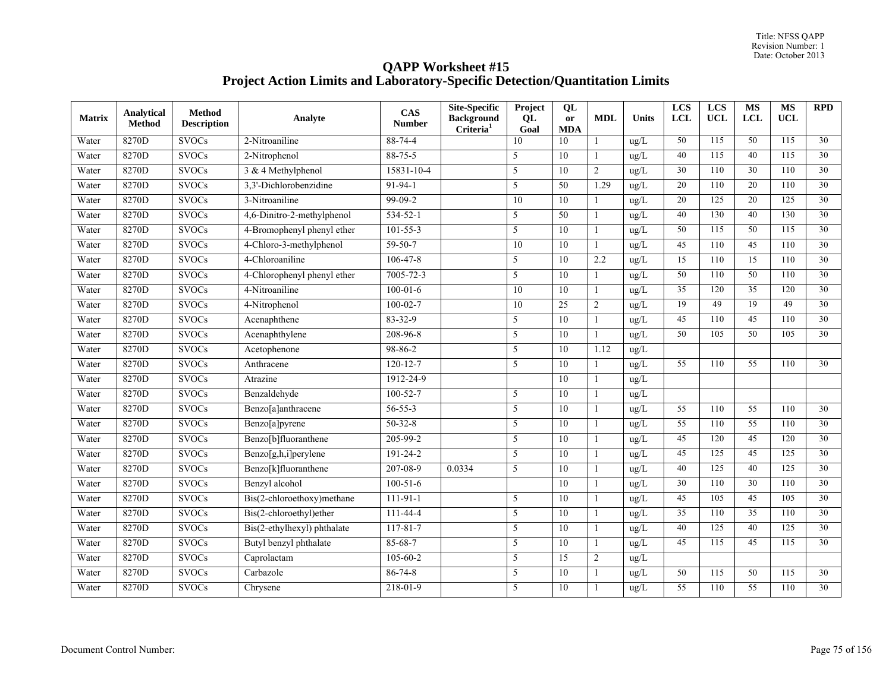# QAPP Worksheet #15
# Project Action Limits and Laboratory-Specific Detection/Quantitation Limits

| Matrix | Analytical Method | Method Description | Analyte | CAS Number | Site-Specific Background Criteria[1] | Project QL Goal | QL or MDA | MDL | Units | LCS LCL | LCS UCL | MS LCL | MS UCL | RPD |
|---|---|---|---|---|---|---|---|---|---|---|---|---|---|---|
| Water | 8270D | SVOCs | 2-Nitroaniline | 88-74-4 | | 10 | 10 | 1 | ug/L | 50 | 115 | 50 | 115 | 30 |
| Water | 8270D | SVOCs | 2-Nitrophenol | 88-75-5 | | 5 | 10 | 1 | ug/L | 40 | 115 | 40 | 115 | 30 |
| Water | 8270D | SVOCs | 3 & 4 Methylphenol | 15831-10-4 | | 5 | 10 | 2 | ug/L | 30 | 110 | 30 | 110 | 30 |
| Water | 8270D | SVOCs | 3,3'-Dichlorobenzidine | 91-94-1 | | 5 | 50 | 1.29 | ug/L | 20 | 110 | 20 | 110 | 30 |
| Water | 8270D | SVOCs | 3-Nitroaniline | 99-09-2 | | 10 | 10 | 1 | ug/L | 20 | 125 | 20 | 125 | 30 |
| Water | 8270D | SVOCs | 4,6-Dinitro-2-methylphenol | 534-52-1 | | 5 | 50 | 1 | ug/L | 40 | 130 | 40 | 130 | 30 |
| Water | 8270D | SVOCs | 4-Bromophenyl phenyl ether | 101-55-3 | | 5 | 10 | 1 | ug/L | 50 | 115 | 50 | 115 | 30 |
| Water | 8270D | SVOCs | 4-Chloro-3-methylphenol | 59-50-7 | | 10 | 10 | 1 | ug/L | 45 | 110 | 45 | 110 | 30 |
| Water | 8270D | SVOCs | 4-Chloroaniline | 106-47-8 | | 5 | 10 | 2.2 | ug/L | 15 | 110 | 15 | 110 | 30 |
| Water | 8270D | SVOCs | 4-Chlorophenyl phenyl ether | 7005-72-3 | | 5 | 10 | 1 | ug/L | 50 | 110 | 50 | 110 | 30 |
| Water | 8270D | SVOCs | 4-Nitroaniline | 100-01-6 | | 10 | 10 | 1 | ug/L | 35 | 120 | 35 | 120 | 30 |
| Water | 8270D | SVOCs | 4-Nitrophenol | 100-02-7 | | 10 | 25 | 2 | ug/L | 19 | 49 | 19 | 49 | 30 |
| Water | 8270D | SVOCs | Acenaphthene | 83-32-9 | | 5 | 10 | 1 | ug/L | 45 | 110 | 45 | 110 | 30 |
| Water | 8270D | SVOCs | Acenaphthylene | 208-96-8 | | 5 | 10 | 1 | ug/L | 50 | 105 | 50 | 105 | 30 |
| Water | 8270D | SVOCs | Acetophenone | 98-86-2 | | 5 | 10 | 1.12 | ug/L | | | | | |
| Water | 8270D | SVOCs | Anthracene | 120-12-7 | | 5 | 10 | 1 | ug/L | 55 | 110 | 55 | 110 | 30 |
| Water | 8270D | SVOCs | Atrazine | 1912-24-9 | | | 10 | 1 | ug/L | | | | | |
| Water | 8270D | SVOCs | Benzaldehyde | 100-52-7 | | 5 | 10 | 1 | ug/L | | | | | |
| Water | 8270D | SVOCs | Benzo[a]anthracene | 56-55-3 | | 5 | 10 | 1 | ug/L | 55 | 110 | 55 | 110 | 30 |
| Water | 8270D | SVOCs | Benzo[a]pyrene | 50-32-8 | | 5 | 10 | 1 | ug/L | 55 | 110 | 55 | 110 | 30 |
| Water | 8270D | SVOCs | Benzo[b]fluoranthene | 205-99-2 | | 5 | 10 | 1 | ug/L | 45 | 120 | 45 | 120 | 30 |
| Water | 8270D | SVOCs | Benzo[g,h,i]perylene | 191-24-2 | | 5 | 10 | 1 | ug/L | 45 | 125 | 45 | 125 | 30 |
| Water | 8270D | SVOCs | Benzo[k]fluoranthene | 207-08-9 | 0.0334 | 5 | 10 | 1 | ug/L | 40 | 125 | 40 | 125 | 30 |
| Water | 8270D | SVOCs | Benzyl alcohol | 100-51-6 | | | 10 | 1 | ug/L | 30 | 110 | 30 | 110 | 30 |
| Water | 8270D | SVOCs | Bis(2-chloroethoxy)methane | 111-91-1 | | 5 | 10 | 1 | ug/L | 45 | 105 | 45 | 105 | 30 |
| Water | 8270D | SVOCs | Bis(2-chloroethyl)ether | 111-44-4 | | 5 | 10 | 1 | ug/L | 35 | 110 | 35 | 110 | 30 |
| Water | 8270D | SVOCs | Bis(2-ethylhexyl) phthalate | 117-81-7 | | 5 | 10 | 1 | ug/L | 40 | 125 | 40 | 125 | 30 |
| Water | 8270D | SVOCs | Butyl benzyl phthalate | 85-68-7 | | 5 | 10 | 1 | ug/L | 45 | 115 | 45 | 115 | 30 |
| Water | 8270D | SVOCs | Caprolactam | 105-60-2 | | 5 | 15 | 2 | ug/L | | | | | |
| Water | 8270D | SVOCs | Carbazole | 86-74-8 | | 5 | 10 | 1 | ug/L | 50 | 115 | 50 | 115 | 30 |
| Water | 8270D | SVOCs | Chrysene | 218-01-9 | | 5 | 10 | 1 | ug/L | 55 | 110 | 55 | 110 | 30 |

Document Control Number: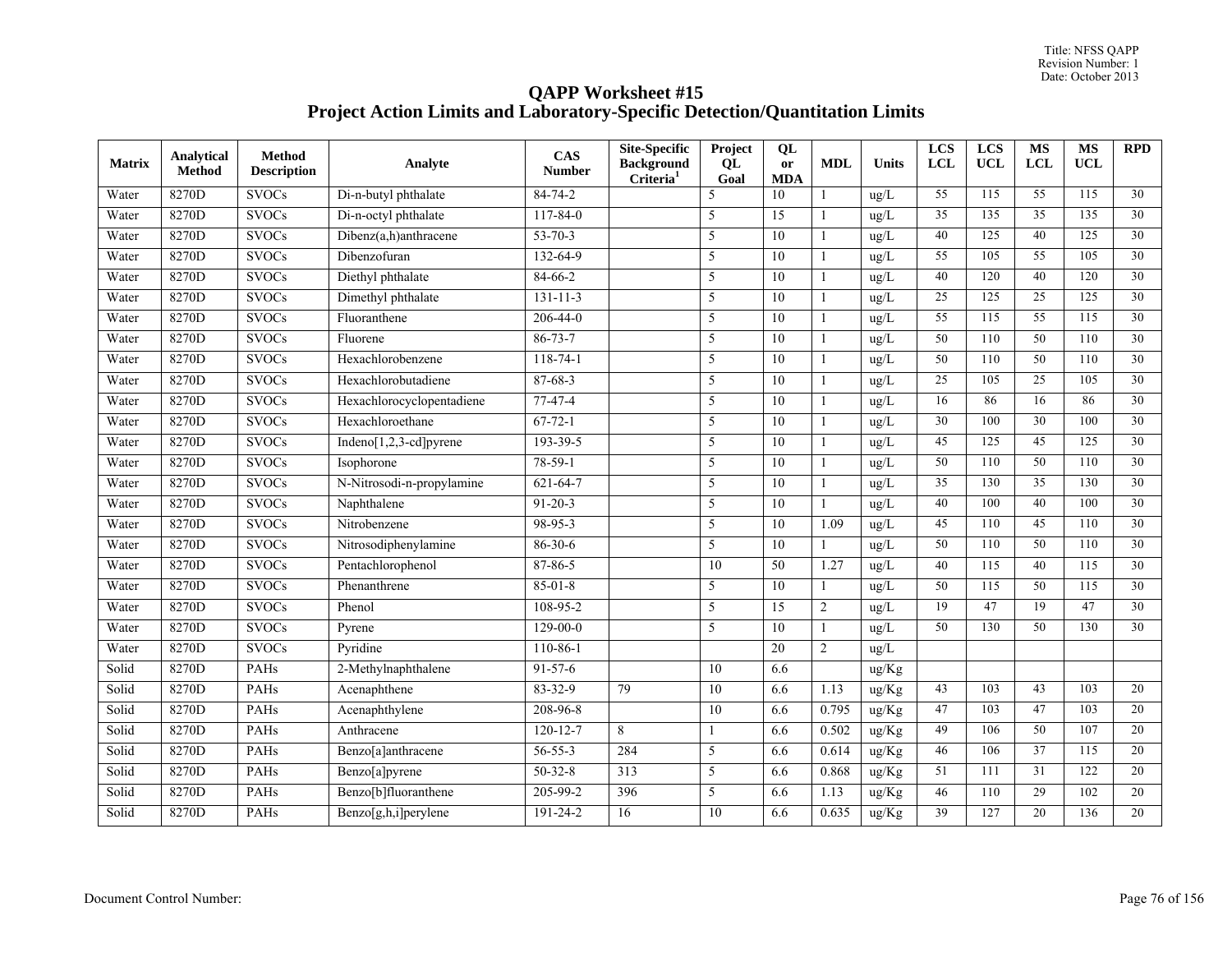# QAPP Worksheet #15
# Project Action Limits and Laboratory-Specific Detection/Quantitation Limits

| Matrix | Analytical Method | Method Description | Analyte | CAS Number | Site-Specific Background Criteria[1] | Project QL Goal | QL or MDA | MDL | Units | LCS LCL | LCS UCL | MS LCL | MS UCL | RPD |
|---|---|---|---|---|---|---|---|---|---|---|---|---|---|---|
| Water | 8270D | SVOCs | Di-n-butyl phthalate | 84-74-2 | | 5 | 10 | 1 | ug/L | 55 | 115 | 55 | 115 | 30 |
| Water | 8270D | SVOCs | Di-n-octyl phthalate | 117-84-0 | | 5 | 15 | 1 | ug/L | 35 | 135 | 35 | 135 | 30 |
| Water | 8270D | SVOCs | Dibenz(a,h)anthracene | 53-70-3 | | 5 | 10 | 1 | ug/L | 40 | 125 | 40 | 125 | 30 |
| Water | 8270D | SVOCs | Dibenzofuran | 132-64-9 | | 5 | 10 | 1 | ug/L | 55 | 105 | 55 | 105 | 30 |
| Water | 8270D | SVOCs | Diethyl phthalate | 84-66-2 | | 5 | 10 | 1 | ug/L | 40 | 120 | 40 | 120 | 30 |
| Water | 8270D | SVOCs | Dimethyl phthalate | 131-11-3 | | 5 | 10 | 1 | ug/L | 25 | 125 | 25 | 125 | 30 |
| Water | 8270D | SVOCs | Fluoranthene | 206-44-0 | | 5 | 10 | 1 | ug/L | 55 | 115 | 55 | 115 | 30 |
| Water | 8270D | SVOCs | Fluorene | 86-73-7 | | 5 | 10 | 1 | ug/L | 50 | 110 | 50 | 110 | 30 |
| Water | 8270D | SVOCs | Hexachlorobenzene | 118-74-1 | | 5 | 10 | 1 | ug/L | 50 | 110 | 50 | 110 | 30 |
| Water | 8270D | SVOCs | Hexachlorobutadiene | 87-68-3 | | 5 | 10 | 1 | ug/L | 25 | 105 | 25 | 105 | 30 |
| Water | 8270D | SVOCs | Hexachlorocyclopentadiene | 77-47-4 | | 5 | 10 | 1 | ug/L | 16 | 86 | 16 | 86 | 30 |
| Water | 8270D | SVOCs | Hexachloroethane | 67-72-1 | | 5 | 10 | 1 | ug/L | 30 | 100 | 30 | 100 | 30 |
| Water | 8270D | SVOCs | Indeno[1,2,3-cd]pyrene | 193-39-5 | | 5 | 10 | 1 | ug/L | 45 | 125 | 45 | 125 | 30 |
| Water | 8270D | SVOCs | Isophorone | 78-59-1 | | 5 | 10 | 1 | ug/L | 50 | 110 | 50 | 110 | 30 |
| Water | 8270D | SVOCs | N-Nitrosodi-n-propylamine | 621-64-7 | | 5 | 10 | 1 | ug/L | 35 | 130 | 35 | 130 | 30 |
| Water | 8270D | SVOCs | Naphthalene | 91-20-3 | | 5 | 10 | 1 | ug/L | 40 | 100 | 40 | 100 | 30 |
| Water | 8270D | SVOCs | Nitrobenzene | 98-95-3 | | 5 | 10 | 1.09 | ug/L | 45 | 110 | 45 | 110 | 30 |
| Water | 8270D | SVOCs | Nitrosodiphenylamine | 86-30-6 | | 5 | 10 | 1 | ug/L | 50 | 110 | 50 | 110 | 30 |
| Water | 8270D | SVOCs | Pentachlorophenol | 87-86-5 | | 10 | 50 | 1.27 | ug/L | 40 | 115 | 40 | 115 | 30 |
| Water | 8270D | SVOCs | Phenanthrene | 85-01-8 | | 5 | 10 | 1 | ug/L | 50 | 115 | 50 | 115 | 30 |
| Water | 8270D | SVOCs | Phenol | 108-95-2 | | 5 | 15 | 2 | ug/L | 19 | 47 | 19 | 47 | 30 |
| Water | 8270D | SVOCs | Pyrene | 129-00-0 | | 5 | 10 | 1 | ug/L | 50 | 130 | 50 | 130 | 30 |
| Water | 8270D | SVOCs | Pyridine | 110-86-1 | | | 20 | 2 | ug/L | | | | | |
| Solid | 8270D | PAHs | 2-Methylnaphthalene | 91-57-6 | | 10 | 6.6 | | ug/Kg | | | | | |
| Solid | 8270D | PAHs | Acenaphthene | 83-32-9 | 79 | 10 | 6.6 | 1.13 | ug/Kg | 43 | 103 | 43 | 103 | 20 |
| Solid | 8270D | PAHs | Acenaphthylene | 208-96-8 | | 10 | 6.6 | 0.795 | ug/Kg | 47 | 103 | 47 | 103 | 20 |
| Solid | 8270D | PAHs | Anthracene | 120-12-7 | 8 | 1 | 6.6 | 0.502 | ug/Kg | 49 | 106 | 50 | 107 | 20 |
| Solid | 8270D | PAHs | Benzo[a]anthracene | 56-55-3 | 284 | 5 | 6.6 | 0.614 | ug/Kg | 46 | 106 | 37 | 115 | 20 |
| Solid | 8270D | PAHs | Benzo[a]pyrene | 50-32-8 | 313 | 5 | 6.6 | 0.868 | ug/Kg | 51 | 111 | 31 | 122 | 20 |
| Solid | 8270D | PAHs | Benzo[b]fluoranthene | 205-99-2 | 396 | 5 | 6.6 | 1.13 | ug/Kg | 46 | 110 | 29 | 102 | 20 |
| Solid | 8270D | PAHs | Benzo[g,h,i]perylene | 191-24-2 | 16 | 10 | 6.6 | 0.635 | ug/Kg | 39 | 127 | 20 | 136 | 20 |

Document Control Number: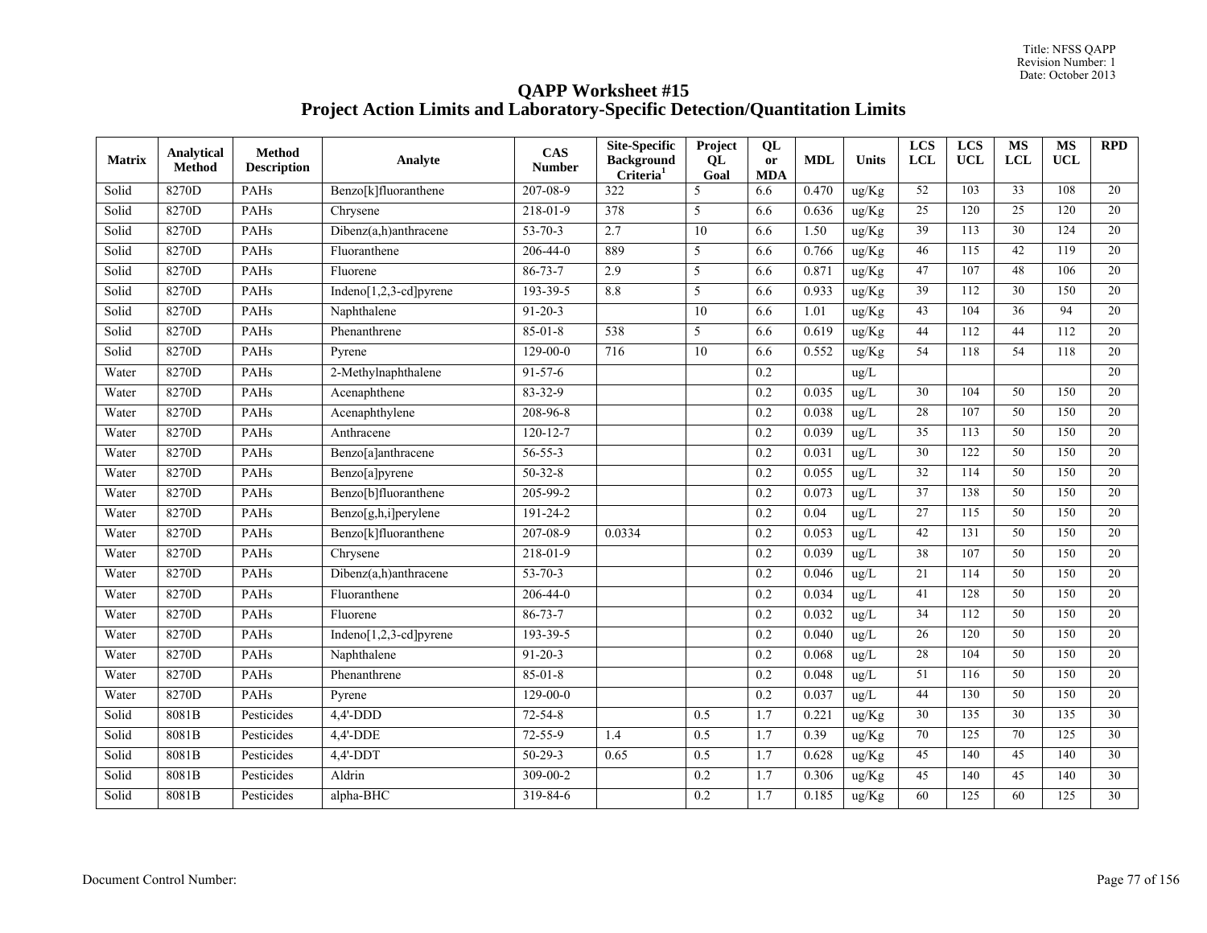# QAPP Worksheet #15
# Project Action Limits and Laboratory-Specific Detection/Quantitation Limits

| Matrix | Analytical Method | Method Description | Analyte | CAS Number | Site-Specific Background Criteria[1] | Project QL Goal | QL or MDA | MDL | Units | LCS LCL | LCS UCL | MS LCL | MS UCL | RPD |
|---|---|---|---|---|---|---|---|---|---|---|---|---|---|---|
| Solid | 8270D | PAHs | Benzo[k]fluoranthene | 207-08-9 | 322 | 5 | 6.6 | 0.470 | ug/Kg | 52 | 103 | 33 | 108 | 20 |
| Solid | 8270D | PAHs | Chrysene | 218-01-9 | 378 | 5 | 6.6 | 0.636 | ug/Kg | 25 | 120 | 25 | 120 | 20 |
| Solid | 8270D | PAHs | Dibenz(a,h)anthracene | 53-70-3 | 2.7 | 10 | 6.6 | 1.50 | ug/Kg | 39 | 113 | 30 | 124 | 20 |
| Solid | 8270D | PAHs | Fluoranthene | 206-44-0 | 889 | 5 | 6.6 | 0.766 | ug/Kg | 46 | 115 | 42 | 119 | 20 |
| Solid | 8270D | PAHs | Fluorene | 86-73-7 | 2.9 | 5 | 6.6 | 0.871 | ug/Kg | 47 | 107 | 48 | 106 | 20 |
| Solid | 8270D | PAHs | Indeno[1,2,3-cd]pyrene | 193-39-5 | 8.8 | 5 | 6.6 | 0.933 | ug/Kg | 39 | 112 | 30 | 150 | 20 |
| Solid | 8270D | PAHs | Naphthalene | 91-20-3 | | 10 | 6.6 | 1.01 | ug/Kg | 43 | 104 | 36 | 94 | 20 |
| Solid | 8270D | PAHs | Phenanthrene | 85-01-8 | 538 | 5 | 6.6 | 0.619 | ug/Kg | 44 | 112 | 44 | 112 | 20 |
| Solid | 8270D | PAHs | Pyrene | 129-00-0 | 716 | 10 | 6.6 | 0.552 | ug/Kg | 54 | 118 | 54 | 118 | 20 |
| Water | 8270D | PAHs | 2-Methylnaphthalene | 91-57-6 | | | 0.2 | | ug/L | | | | | 20 |
| Water | 8270D | PAHs | Acenaphthene | 83-32-9 | | | 0.2 | 0.035 | ug/L | 30 | 104 | 50 | 150 | 20 |
| Water | 8270D | PAHs | Acenaphthylene | 208-96-8 | | | 0.2 | 0.038 | ug/L | 28 | 107 | 50 | 150 | 20 |
| Water | 8270D | PAHs | Anthracene | 120-12-7 | | | 0.2 | 0.039 | ug/L | 35 | 113 | 50 | 150 | 20 |
| Water | 8270D | PAHs | Benzo[a]anthracene | 56-55-3 | | | 0.2 | 0.031 | ug/L | 30 | 122 | 50 | 150 | 20 |
| Water | 8270D | PAHs | Benzo[a]pyrene | 50-32-8 | | | 0.2 | 0.055 | ug/L | 32 | 114 | 50 | 150 | 20 |
| Water | 8270D | PAHs | Benzo[b]fluoranthene | 205-99-2 | | | 0.2 | 0.073 | ug/L | 37 | 138 | 50 | 150 | 20 |
| Water | 8270D | PAHs | Benzo[g,h,i]perylene | 191-24-2 | | | 0.2 | 0.04 | ug/L | 27 | 115 | 50 | 150 | 20 |
| Water | 8270D | PAHs | Benzo[k]fluoranthene | 207-08-9 | 0.0334 | | 0.2 | 0.053 | ug/L | 42 | 131 | 50 | 150 | 20 |
| Water | 8270D | PAHs | Chrysene | 218-01-9 | | | 0.2 | 0.039 | ug/L | 38 | 107 | 50 | 150 | 20 |
| Water | 8270D | PAHs | Dibenz(a,h)anthracene | 53-70-3 | | | 0.2 | 0.046 | ug/L | 21 | 114 | 50 | 150 | 20 |
| Water | 8270D | PAHs | Fluoranthene | 206-44-0 | | | 0.2 | 0.034 | ug/L | 41 | 128 | 50 | 150 | 20 |
| Water | 8270D | PAHs | Fluorene | 86-73-7 | | | 0.2 | 0.032 | ug/L | 34 | 112 | 50 | 150 | 20 |
| Water | 8270D | PAHs | Indeno[1,2,3-cd]pyrene | 193-39-5 | | | 0.2 | 0.040 | ug/L | 26 | 120 | 50 | 150 | 20 |
| Water | 8270D | PAHs | Naphthalene | 91-20-3 | | | 0.2 | 0.068 | ug/L | 28 | 104 | 50 | 150 | 20 |
| Water | 8270D | PAHs | Phenanthrene | 85-01-8 | | | 0.2 | 0.048 | ug/L | 51 | 116 | 50 | 150 | 20 |
| Water | 8270D | PAHs | Pyrene | 129-00-0 | | | 0.2 | 0.037 | ug/L | 44 | 130 | 50 | 150 | 20 |
| Solid | 8081B | Pesticides | 4,4'-DDD | 72-54-8 | | 0.5 | 1.7 | 0.221 | ug/Kg | 30 | 135 | 30 | 135 | 30 |
| Solid | 8081B | Pesticides | 4,4'-DDE | 72-55-9 | 1.4 | 0.5 | 1.7 | 0.39 | ug/Kg | 70 | 125 | 70 | 125 | 30 |
| Solid | 8081B | Pesticides | 4,4'-DDT | 50-29-3 | 0.65 | 0.5 | 1.7 | 0.628 | ug/Kg | 45 | 140 | 45 | 140 | 30 |
| Solid | 8081B | Pesticides | Aldrin | 309-00-2 | | 0.2 | 1.7 | 0.306 | ug/Kg | 45 | 140 | 45 | 140 | 30 |
| Solid | 8081B | Pesticides | alpha-BHC | 319-84-6 | | 0.2 | 1.7 | 0.185 | ug/Kg | 60 | 125 | 60 | 125 | 30 |

Document Control Number: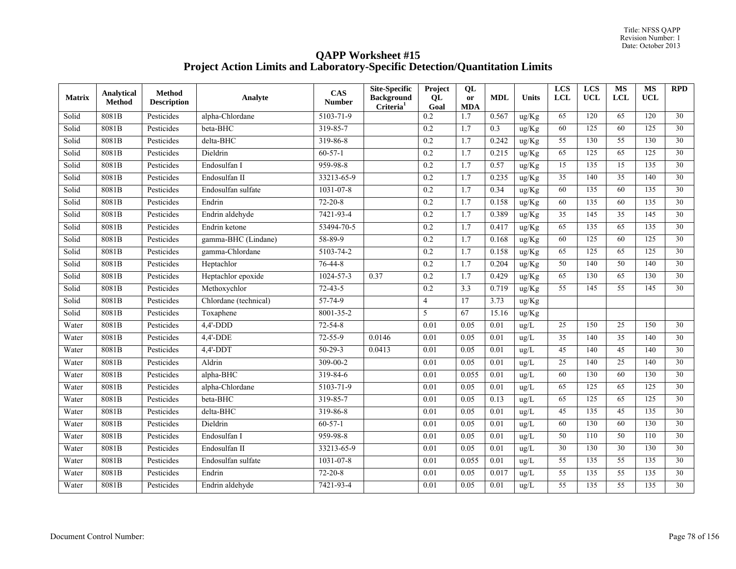# QAPP Worksheet #15
# Project Action Limits and Laboratory-Specific Detection/Quantitation Limits

| Matrix | Analytical Method | Method Description | Analyte | CAS Number | Site-Specific Background Criteria[1] | Project QL Goal | QL or MDA | MDL | Units | LCS LCL | LCS UCL | MS LCL | MS UCL | RPD |
|---|---|---|---|---|---|---|---|---|---|---|---|---|---|---|
| Solid | 8081B | Pesticides | alpha-Chlordane | 5103-71-9 | | 0.2 | 1.7 | 0.567 | ug/Kg | 65 | 120 | 65 | 120 | 30 |
| Solid | 8081B | Pesticides | beta-BHC | 319-85-7 | | 0.2 | 1.7 | 0.3 | ug/Kg | 60 | 125 | 60 | 125 | 30 |
| Solid | 8081B | Pesticides | delta-BHC | 319-86-8 | | 0.2 | 1.7 | 0.242 | ug/Kg | 55 | 130 | 55 | 130 | 30 |
| Solid | 8081B | Pesticides | Dieldrin | 60-57-1 | | 0.2 | 1.7 | 0.215 | ug/Kg | 65 | 125 | 65 | 125 | 30 |
| Solid | 8081B | Pesticides | Endosulfan I | 959-98-8 | | 0.2 | 1.7 | 0.57 | ug/Kg | 15 | 135 | 15 | 135 | 30 |
| Solid | 8081B | Pesticides | Endosulfan II | 33213-65-9 | | 0.2 | 1.7 | 0.235 | ug/Kg | 35 | 140 | 35 | 140 | 30 |
| Solid | 8081B | Pesticides | Endosulfan sulfate | 1031-07-8 | | 0.2 | 1.7 | 0.34 | ug/Kg | 60 | 135 | 60 | 135 | 30 |
| Solid | 8081B | Pesticides | Endrin | 72-20-8 | | 0.2 | 1.7 | 0.158 | ug/Kg | 60 | 135 | 60 | 135 | 30 |
| Solid | 8081B | Pesticides | Endrin aldehyde | 7421-93-4 | | 0.2 | 1.7 | 0.389 | ug/Kg | 35 | 145 | 35 | 145 | 30 |
| Solid | 8081B | Pesticides | Endrin ketone | 53494-70-5 | | 0.2 | 1.7 | 0.417 | ug/Kg | 65 | 135 | 65 | 135 | 30 |
| Solid | 8081B | Pesticides | gamma-BHC (Lindane) | 58-89-9 | | 0.2 | 1.7 | 0.168 | ug/Kg | 60 | 125 | 60 | 125 | 30 |
| Solid | 8081B | Pesticides | gamma-Chlordane | 5103-74-2 | | 0.2 | 1.7 | 0.158 | ug/Kg | 65 | 125 | 65 | 125 | 30 |
| Solid | 8081B | Pesticides | Heptachlor | 76-44-8 | | 0.2 | 1.7 | 0.204 | ug/Kg | 50 | 140 | 50 | 140 | 30 |
| Solid | 8081B | Pesticides | Heptachlor epoxide | 1024-57-3 | 0.37 | 0.2 | 1.7 | 0.429 | ug/Kg | 65 | 130 | 65 | 130 | 30 |
| Solid | 8081B | Pesticides | Methoxychlor | 72-43-5 | | 0.2 | 3.3 | 0.719 | ug/Kg | 55 | 145 | 55 | 145 | 30 |
| Solid | 8081B | Pesticides | Chlordane (technical) | 57-74-9 | | 4 | 17 | 3.73 | ug/Kg | | | | | |
| Solid | 8081B | Pesticides | Toxaphene | 8001-35-2 | | 5 | 67 | 15.16 | ug/Kg | | | | | |
| Water | 8081B | Pesticides | 4,4'-DDD | 72-54-8 | | 0.01 | 0.05 | 0.01 | ug/L | 25 | 150 | 25 | 150 | 30 |
| Water | 8081B | Pesticides | 4,4'-DDE | 72-55-9 | 0.0146 | 0.01 | 0.05 | 0.01 | ug/L | 35 | 140 | 35 | 140 | 30 |
| Water | 8081B | Pesticides | 4,4'-DDT | 50-29-3 | 0.0413 | 0.01 | 0.05 | 0.01 | ug/L | 45 | 140 | 45 | 140 | 30 |
| Water | 8081B | Pesticides | Aldrin | 309-00-2 | | 0.01 | 0.05 | 0.01 | ug/L | 25 | 140 | 25 | 140 | 30 |
| Water | 8081B | Pesticides | alpha-BHC | 319-84-6 | | 0.01 | 0.055 | 0.01 | ug/L | 60 | 130 | 60 | 130 | 30 |
| Water | 8081B | Pesticides | alpha-Chlordane | 5103-71-9 | | 0.01 | 0.05 | 0.01 | ug/L | 65 | 125 | 65 | 125 | 30 |
| Water | 8081B | Pesticides | beta-BHC | 319-85-7 | | 0.01 | 0.05 | 0.13 | ug/L | 65 | 125 | 65 | 125 | 30 |
| Water | 8081B | Pesticides | delta-BHC | 319-86-8 | | 0.01 | 0.05 | 0.01 | ug/L | 45 | 135 | 45 | 135 | 30 |
| Water | 8081B | Pesticides | Dieldrin | 60-57-1 | | 0.01 | 0.05 | 0.01 | ug/L | 60 | 130 | 60 | 130 | 30 |
| Water | 8081B | Pesticides | Endosulfan I | 959-98-8 | | 0.01 | 0.05 | 0.01 | ug/L | 50 | 110 | 50 | 110 | 30 |
| Water | 8081B | Pesticides | Endosulfan II | 33213-65-9 | | 0.01 | 0.05 | 0.01 | ug/L | 30 | 130 | 30 | 130 | 30 |
| Water | 8081B | Pesticides | Endosulfan sulfate | 1031-07-8 | | 0.01 | 0.055 | 0.01 | ug/L | 55 | 135 | 55 | 135 | 30 |
| Water | 8081B | Pesticides | Endrin | 72-20-8 | | 0.01 | 0.05 | 0.017 | ug/L | 55 | 135 | 55 | 135 | 30 |
| Water | 8081B | Pesticides | Endrin aldehyde | 7421-93-4 | | 0.01 | 0.05 | 0.01 | ug/L | 55 | 135 | 55 | 135 | 30 |

Document Control Number: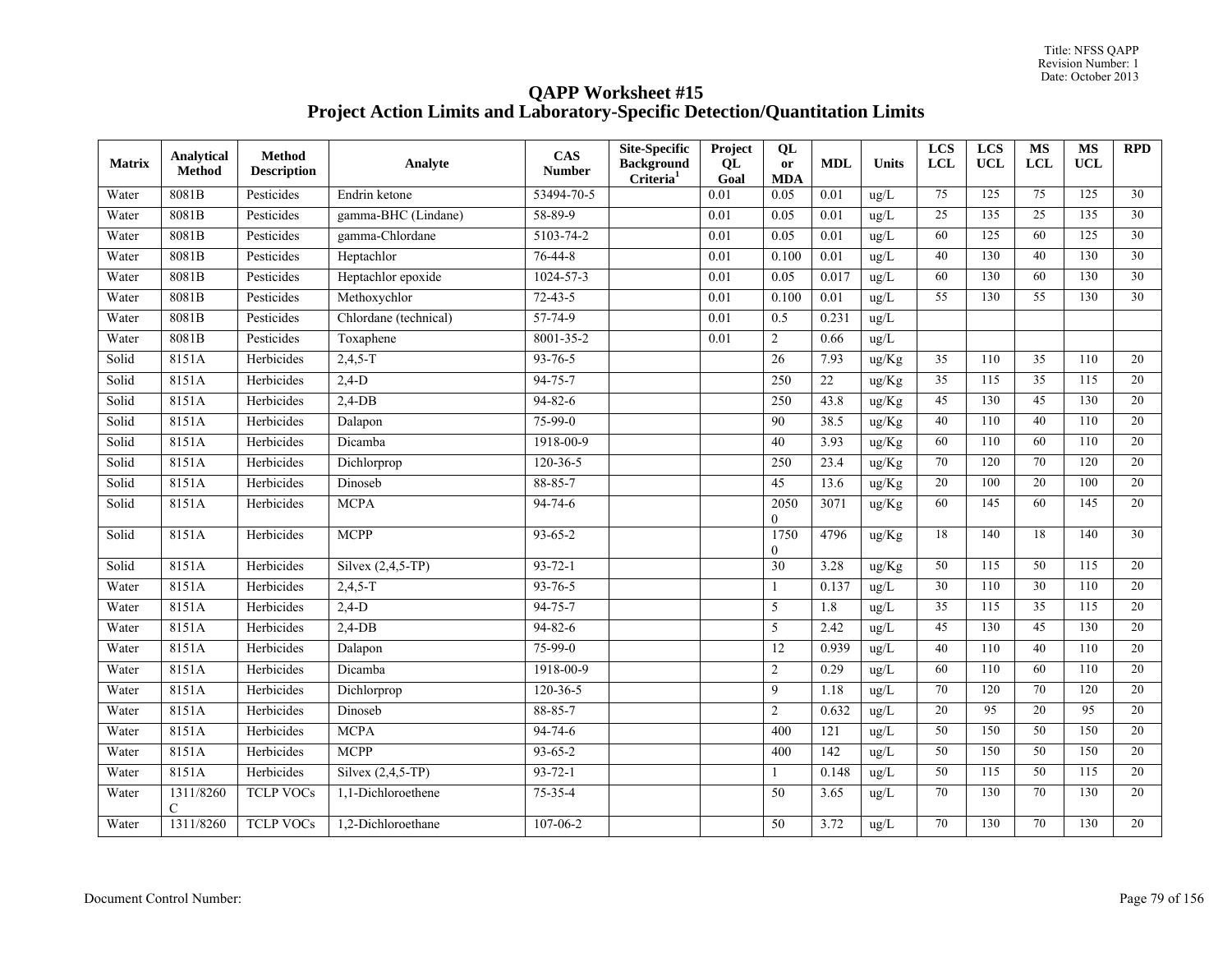# QAPP Worksheet #15
# Project Action Limits and Laboratory-Specific Detection/Quantitation Limits

| Matrix | Analytical Method | Method Description | Analyte | CAS Number | Site-Specific Background Criteria[1] | Project QL Goal | QL or MDA | MDL | Units | LCS LCL | LCS UCL | MS LCL | MS UCL | RPD |
|---|---|---|---|---|---|---|---|---|---|---|---|---|---|---|
| Water | 8081B | Pesticides | Endrin ketone | 53494-70-5 | | 0.01 | 0.05 | 0.01 | ug/L | 75 | 125 | 75 | 125 | 30 |
| Water | 8081B | Pesticides | gamma-BHC (Lindane) | 58-89-9 | | 0.01 | 0.05 | 0.01 | ug/L | 25 | 135 | 25 | 135 | 30 |
| Water | 8081B | Pesticides | gamma-Chlordane | 5103-74-2 | | 0.01 | 0.05 | 0.01 | ug/L | 60 | 125 | 60 | 125 | 30 |
| Water | 8081B | Pesticides | Heptachlor | 76-44-8 | | 0.01 | 0.100 | 0.01 | ug/L | 40 | 130 | 40 | 130 | 30 |
| Water | 8081B | Pesticides | Heptachlor epoxide | 1024-57-3 | | 0.01 | 0.05 | 0.017 | ug/L | 60 | 130 | 60 | 130 | 30 |
| Water | 8081B | Pesticides | Methoxychlor | 72-43-5 | | 0.01 | 0.100 | 0.01 | ug/L | 55 | 130 | 55 | 130 | 30 |
| Water | 8081B | Pesticides | Chlordane (technical) | 57-74-9 | | 0.01 | 0.5 | 0.231 | ug/L | | | | | |
| Water | 8081B | Pesticides | Toxaphene | 8001-35-2 | | 0.01 | 2 | 0.66 | ug/L | | | | | |
| Solid | 8151A | Herbicides | 2,4,5-T | 93-76-5 | | | 26 | 7.93 | ug/Kg | 35 | 110 | 35 | 110 | 20 |
| Solid | 8151A | Herbicides | 2,4-D | 94-75-7 | | | 250 | 22 | ug/Kg | 35 | 115 | 35 | 115 | 20 |
| Solid | 8151A | Herbicides | 2,4-DB | 94-82-6 | | | 250 | 43.8 | ug/Kg | 45 | 130 | 45 | 130 | 20 |
| Solid | 8151A | Herbicides | Dalapon | 75-99-0 | | | 90 | 38.5 | ug/Kg | 40 | 110 | 40 | 110 | 20 |
| Solid | 8151A | Herbicides | Dicamba | 1918-00-9 | | | 40 | 3.93 | ug/Kg | 60 | 110 | 60 | 110 | 20 |
| Solid | 8151A | Herbicides | Dichlorprop | 120-36-5 | | | 250 | 23.4 | ug/Kg | 70 | 120 | 70 | 120 | 20 |
| Solid | 8151A | Herbicides | Dinoseb | 88-85-7 | | | 45 | 13.6 | ug/Kg | 20 | 100 | 20 | 100 | 20 |
| Solid | 8151A | Herbicides | MCPA | 94-74-6 | | | 20500 | 3071 | ug/Kg | 60 | 145 | 60 | 145 | 20 |
| Solid | 8151A | Herbicides | MCPP | 93-65-2 | | | 17500 | 4796 | ug/Kg | 18 | 140 | 18 | 140 | 30 |
| Solid | 8151A | Herbicides | Silvex (2,4,5-TP) | 93-72-1 | | | 30 | 3.28 | ug/Kg | 50 | 115 | 50 | 115 | 20 |
| Water | 8151A | Herbicides | 2,4,5-T | 93-76-5 | | | 1 | 0.137 | ug/L | 30 | 110 | 30 | 110 | 20 |
| Water | 8151A | Herbicides | 2,4-D | 94-75-7 | | | 5 | 1.8 | ug/L | 35 | 115 | 35 | 115 | 20 |
| Water | 8151A | Herbicides | 2,4-DB | 94-82-6 | | | 5 | 2.42 | ug/L | 45 | 130 | 45 | 130 | 20 |
| Water | 8151A | Herbicides | Dalapon | 75-99-0 | | | 12 | 0.939 | ug/L | 40 | 110 | 40 | 110 | 20 |
| Water | 8151A | Herbicides | Dicamba | 1918-00-9 | | | 2 | 0.29 | ug/L | 60 | 110 | 60 | 110 | 20 |
| Water | 8151A | Herbicides | Dichlorprop | 120-36-5 | | | 9 | 1.18 | ug/L | 70 | 120 | 70 | 120 | 20 |
| Water | 8151A | Herbicides | Dinoseb | 88-85-7 | | | 2 | 0.632 | ug/L | 20 | 95 | 20 | 95 | 20 |
| Water | 8151A | Herbicides | MCPA | 94-74-6 | | | 400 | 121 | ug/L | 50 | 150 | 50 | 150 | 20 |
| Water | 8151A | Herbicides | MCPP | 93-65-2 | | | 400 | 142 | ug/L | 50 | 150 | 50 | 150 | 20 |
| Water | 8151A | Herbicides | Silvex (2,4,5-TP) | 93-72-1 | | | 1 | 0.148 | ug/L | 50 | 115 | 50 | 115 | 20 |
| Water | 1311/8260C | TCLP VOCs | 1,1-Dichloroethene | 75-35-4 | | | 50 | 3.65 | ug/L | 70 | 130 | 70 | 130 | 20 |
| Water | 1311/8260 | TCLP VOCs | 1,2-Dichloroethane | 107-06-2 | | | 50 | 3.72 | ug/L | 70 | 130 | 70 | 130 | 20 |

Document Control Number: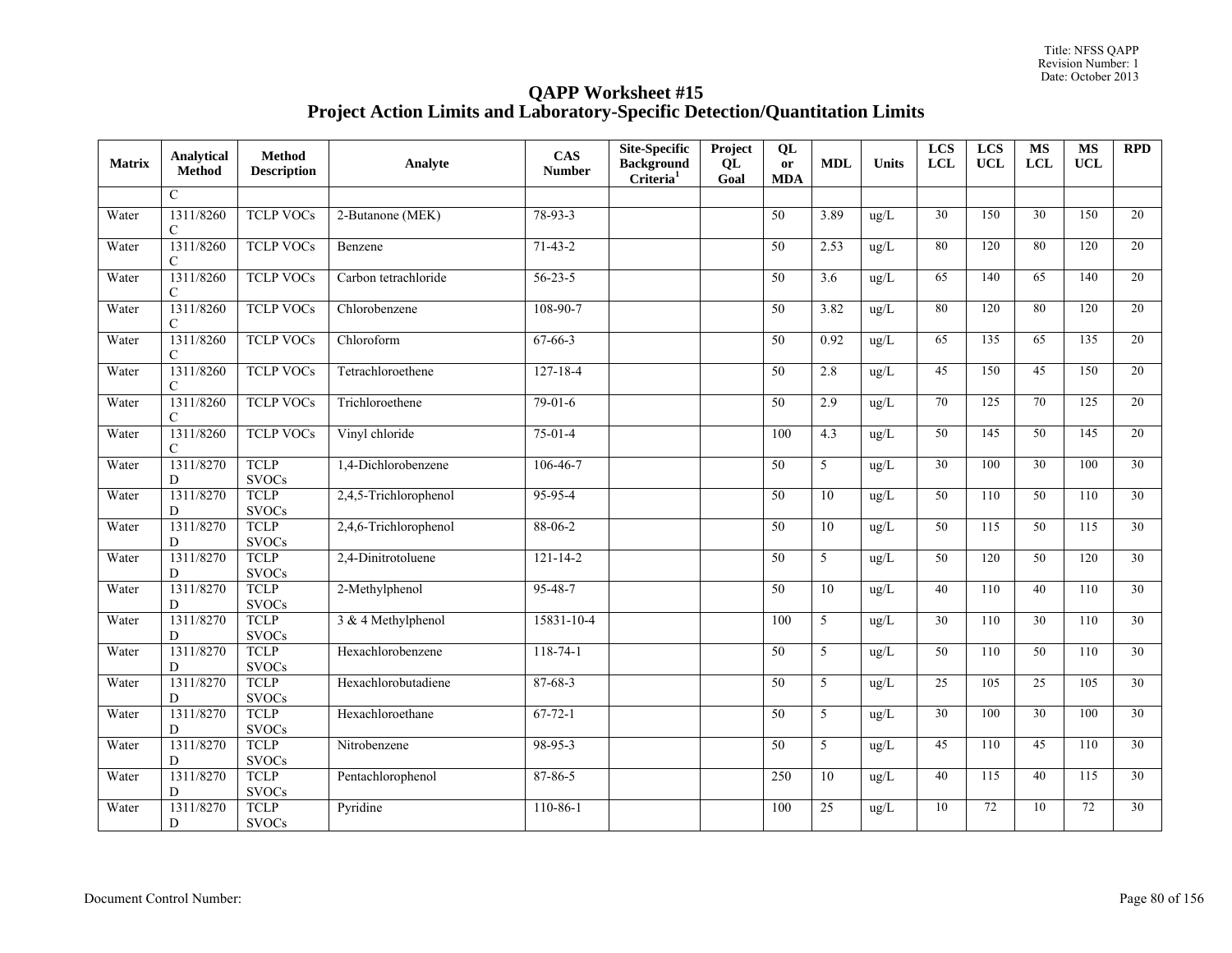# QAPP Worksheet #15
## Project Action Limits and Laboratory-Specific Detection/Quantitation Limits

| Matrix | Analytical Method | Method Description | Analyte | CAS Number | Site-Specific Background Criteria[1] | Project QL Goal | QL or MDA | MDL | Units | LCS LCL | LCS UCL | MS LCL | MS UCL | RPD |
|---|---|---|---|---|---|---|---|---|---|---|---|---|---|---|
| | C | | | | | | | | | | | | | |
| Water | 1311/8260 C | TCLP VOCs | 2-Butanone (MEK) | 78-93-3 | | | 50 | 3.89 | ug/L | 30 | 150 | 30 | 150 | 20 |
| Water | 1311/8260 C | TCLP VOCs | Benzene | 71-43-2 | | | 50 | 2.53 | ug/L | 80 | 120 | 80 | 120 | 20 |
| Water | 1311/8260 C | TCLP VOCs | Carbon tetrachloride | 56-23-5 | | | 50 | 3.6 | ug/L | 65 | 140 | 65 | 140 | 20 |
| Water | 1311/8260 C | TCLP VOCs | Chlorobenzene | 108-90-7 | | | 50 | 3.82 | ug/L | 80 | 120 | 80 | 120 | 20 |
| Water | 1311/8260 C | TCLP VOCs | Chloroform | 67-66-3 | | | 50 | 0.92 | ug/L | 65 | 135 | 65 | 135 | 20 |
| Water | 1311/8260 C | TCLP VOCs | Tetrachloroethene | 127-18-4 | | | 50 | 2.8 | ug/L | 45 | 150 | 45 | 150 | 20 |
| Water | 1311/8260 C | TCLP VOCs | Trichloroethene | 79-01-6 | | | 50 | 2.9 | ug/L | 70 | 125 | 70 | 125 | 20 |
| Water | 1311/8260 C | TCLP VOCs | Vinyl chloride | 75-01-4 | | | 100 | 4.3 | ug/L | 50 | 145 | 50 | 145 | 20 |
| Water | 1311/8270 D | TCLP SVOCs | 1,4-Dichlorobenzene | 106-46-7 | | | 50 | 5 | ug/L | 30 | 100 | 30 | 100 | 30 |
| Water | 1311/8270 D | TCLP SVOCs | 2,4,5-Trichlorophenol | 95-95-4 | | | 50 | 10 | ug/L | 50 | 110 | 50 | 110 | 30 |
| Water | 1311/8270 D | TCLP SVOCs | 2,4,6-Trichlorophenol | 88-06-2 | | | 50 | 10 | ug/L | 50 | 115 | 50 | 115 | 30 |
| Water | 1311/8270 D | TCLP SVOCs | 2,4-Dinitrotoluene | 121-14-2 | | | 50 | 5 | ug/L | 50 | 120 | 50 | 120 | 30 |
| Water | 1311/8270 D | TCLP SVOCs | 2-Methylphenol | 95-48-7 | | | 50 | 10 | ug/L | 40 | 110 | 40 | 110 | 30 |
| Water | 1311/8270 D | TCLP SVOCs | 3 & 4 Methylphenol | 15831-10-4 | | | 100 | 5 | ug/L | 30 | 110 | 30 | 110 | 30 |
| Water | 1311/8270 D | TCLP SVOCs | Hexachlorobenzene | 118-74-1 | | | 50 | 5 | ug/L | 50 | 110 | 50 | 110 | 30 |
| Water | 1311/8270 D | TCLP SVOCs | Hexachlorobutadiene | 87-68-3 | | | 50 | 5 | ug/L | 25 | 105 | 25 | 105 | 30 |
| Water | 1311/8270 D | TCLP SVOCs | Hexachloroethane | 67-72-1 | | | 50 | 5 | ug/L | 30 | 100 | 30 | 100 | 30 |
| Water | 1311/8270 D | TCLP SVOCs | Nitrobenzene | 98-95-3 | | | 50 | 5 | ug/L | 45 | 110 | 45 | 110 | 30 |
| Water | 1311/8270 D | TCLP SVOCs | Pentachlorophenol | 87-86-5 | | | 250 | 10 | ug/L | 40 | 115 | 40 | 115 | 30 |
| Water | 1311/8270 D | TCLP SVOCs | Pyridine | 110-86-1 | | | 100 | 25 | ug/L | 10 | 72 | 10 | 72 | 30 |

Document Control Number: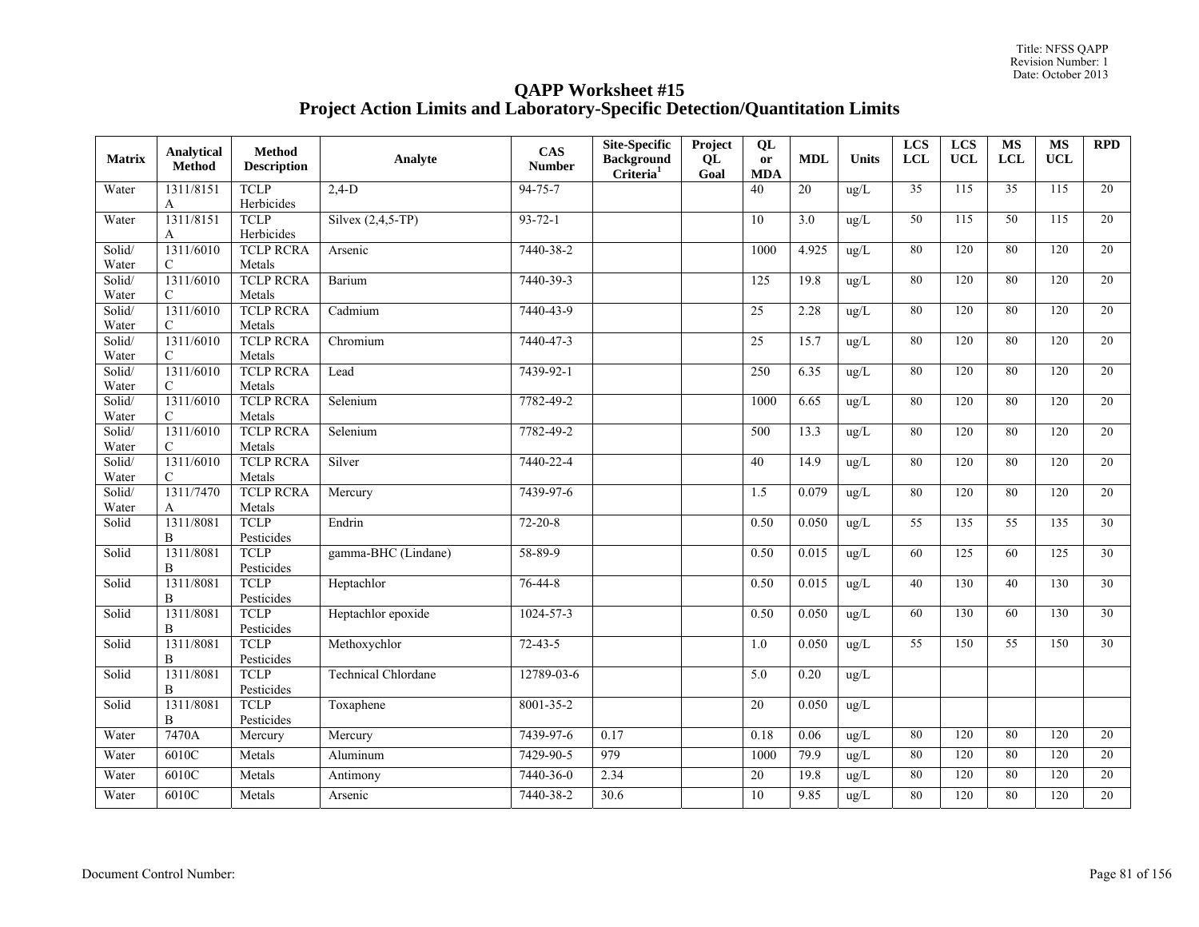# QAPP Worksheet #15
## Project Action Limits and Laboratory-Specific Detection/Quantitation Limits

| Matrix | Analytical Method | Method Description | Analyte | CAS Number | Site-Specific Background Criteria[1] | Project QL Goal | QL or MDA | MDL | Units | LCS LCL | LCS UCL | MS LCL | MS UCL | RPD |
|---|---|---|---|---|---|---|---|---|---|---|---|---|---|---|
| Water | 1311/8151A | TCLP Herbicides | 2,4-D | 94-75-7 | | | 40 | 20 | ug/L | 35 | 115 | 35 | 115 | 20 |
| Water | 1311/8151A | TCLP Herbicides | Silvex (2,4,5-TP) | 93-72-1 | | | 10 | 3.0 | ug/L | 50 | 115 | 50 | 115 | 20 |
| Solid/ Water | 1311/6010C | TCLP RCRA Metals | Arsenic | 7440-38-2 | | | 1000 | 4.925 | ug/L | 80 | 120 | 80 | 120 | 20 |
| Solid/ Water | 1311/6010C | TCLP RCRA Metals | Barium | 7440-39-3 | | | 125 | 19.8 | ug/L | 80 | 120 | 80 | 120 | 20 |
| Solid/ Water | 1311/6010C | TCLP RCRA Metals | Cadmium | 7440-43-9 | | | 25 | 2.28 | ug/L | 80 | 120 | 80 | 120 | 20 |
| Solid/ Water | 1311/6010C | TCLP RCRA Metals | Chromium | 7440-47-3 | | | 25 | 15.7 | ug/L | 80 | 120 | 80 | 120 | 20 |
| Solid/ Water | 1311/6010C | TCLP RCRA Metals | Lead | 7439-92-1 | | | 250 | 6.35 | ug/L | 80 | 120 | 80 | 120 | 20 |
| Solid/ Water | 1311/6010C | TCLP RCRA Metals | Selenium | 7782-49-2 | | | 1000 | 6.65 | ug/L | 80 | 120 | 80 | 120 | 20 |
| Solid/ Water | 1311/6010C | TCLP RCRA Metals | Selenium | 7782-49-2 | | | 500 | 13.3 | ug/L | 80 | 120 | 80 | 120 | 20 |
| Solid/ Water | 1311/6010C | TCLP RCRA Metals | Silver | 7440-22-4 | | | 40 | 14.9 | ug/L | 80 | 120 | 80 | 120 | 20 |
| Solid/ Water | 1311/7470A | TCLP RCRA Metals | Mercury | 7439-97-6 | | | 1.5 | 0.079 | ug/L | 80 | 120 | 80 | 120 | 20 |
| Solid | 1311/8081B | TCLP Pesticides | Endrin | 72-20-8 | | | 0.50 | 0.050 | ug/L | 55 | 135 | 55 | 135 | 30 |
| Solid | 1311/8081B | TCLP Pesticides | gamma-BHC (Lindane) | 58-89-9 | | | 0.50 | 0.015 | ug/L | 60 | 125 | 60 | 125 | 30 |
| Solid | 1311/8081B | TCLP Pesticides | Heptachlor | 76-44-8 | | | 0.50 | 0.015 | ug/L | 40 | 130 | 40 | 130 | 30 |
| Solid | 1311/8081B | TCLP Pesticides | Heptachlor epoxide | 1024-57-3 | | | 0.50 | 0.050 | ug/L | 60 | 130 | 60 | 130 | 30 |
| Solid | 1311/8081B | TCLP Pesticides | Methoxychlor | 72-43-5 | | | 1.0 | 0.050 | ug/L | 55 | 150 | 55 | 150 | 30 |
| Solid | 1311/8081B | TCLP Pesticides | Technical Chlordane | 12789-03-6 | | | 5.0 | 0.20 | ug/L | | | | | |
| Solid | 1311/8081B | TCLP Pesticides | Toxaphene | 8001-35-2 | | | 20 | 0.050 | ug/L | | | | | |
| Water | 7470A | Mercury | Mercury | 7439-97-6 | 0.17 | | 0.18 | 0.06 | ug/L | 80 | 120 | 80 | 120 | 20 |
| Water | 6010C | Metals | Aluminum | 7429-90-5 | 979 | | 1000 | 79.9 | ug/L | 80 | 120 | 80 | 120 | 20 |
| Water | 6010C | Metals | Antimony | 7440-36-0 | 2.34 | | 20 | 19.8 | ug/L | 80 | 120 | 80 | 120 | 20 |
| Water | 6010C | Metals | Arsenic | 7440-38-2 | 30.6 | | 10 | 9.85 | ug/L | 80 | 120 | 80 | 120 | 20 |

Document Control Number: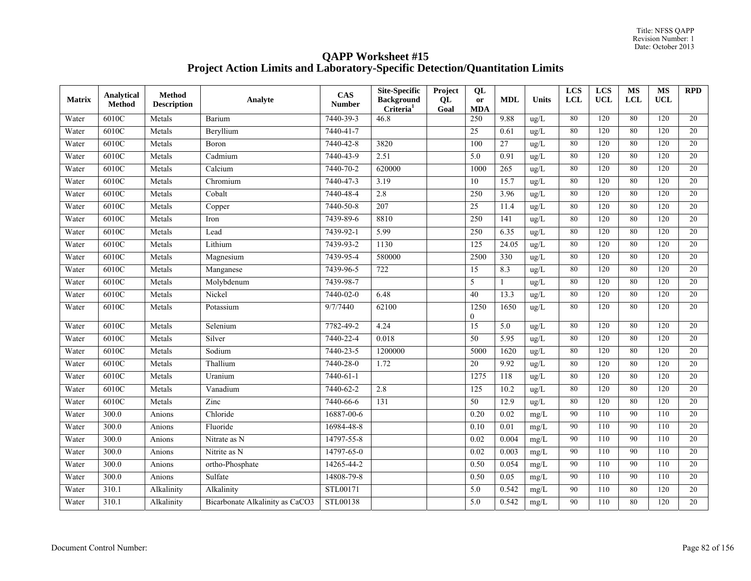# QAPP Worksheet #15
## Project Action Limits and Laboratory-Specific Detection/Quantitation Limits

| Matrix | Analytical Method | Method Description | Analyte | CAS Number | Site-Specific Background Criteria[1] | Project QL Goal | QL or MDA | MDL | Units | LCS LCL | LCS UCL | MS LCL | MS UCL | RPD |
|---|---|---|---|---|---|---|---|---|---|---|---|---|---|---|
| Water | 6010C | Metals | Barium | 7440-39-3 | 46.8 | | 250 | 9.88 | ug/L | 80 | 120 | 80 | 120 | 20 |
| Water | 6010C | Metals | Beryllium | 7440-41-7 | | | 25 | 0.61 | ug/L | 80 | 120 | 80 | 120 | 20 |
| Water | 6010C | Metals | Boron | 7440-42-8 | 3820 | | 100 | 27 | ug/L | 80 | 120 | 80 | 120 | 20 |
| Water | 6010C | Metals | Cadmium | 7440-43-9 | 2.51 | | 5.0 | 0.91 | ug/L | 80 | 120 | 80 | 120 | 20 |
| Water | 6010C | Metals | Calcium | 7440-70-2 | 620000 | | 1000 | 265 | ug/L | 80 | 120 | 80 | 120 | 20 |
| Water | 6010C | Metals | Chromium | 7440-47-3 | 3.19 | | 10 | 15.7 | ug/L | 80 | 120 | 80 | 120 | 20 |
| Water | 6010C | Metals | Cobalt | 7440-48-4 | 2.8 | | 250 | 3.96 | ug/L | 80 | 120 | 80 | 120 | 20 |
| Water | 6010C | Metals | Copper | 7440-50-8 | 207 | | 25 | 11.4 | ug/L | 80 | 120 | 80 | 120 | 20 |
| Water | 6010C | Metals | Iron | 7439-89-6 | 8810 | | 250 | 141 | ug/L | 80 | 120 | 80 | 120 | 20 |
| Water | 6010C | Metals | Lead | 7439-92-1 | 5.99 | | 250 | 6.35 | ug/L | 80 | 120 | 80 | 120 | 20 |
| Water | 6010C | Metals | Lithium | 7439-93-2 | 1130 | | 125 | 24.05 | ug/L | 80 | 120 | 80 | 120 | 20 |
| Water | 6010C | Metals | Magnesium | 7439-95-4 | 580000 | | 2500 | 330 | ug/L | 80 | 120 | 80 | 120 | 20 |
| Water | 6010C | Metals | Manganese | 7439-96-5 | 722 | | 15 | 8.3 | ug/L | 80 | 120 | 80 | 120 | 20 |
| Water | 6010C | Metals | Molybdenum | 7439-98-7 | | | 5 | 1 | ug/L | 80 | 120 | 80 | 120 | 20 |
| Water | 6010C | Metals | Nickel | 7440-02-0 | 6.48 | | 40 | 13.3 | ug/L | 80 | 120 | 80 | 120 | 20 |
| Water | 6010C | Metals | Potassium | 9/7/7440 | 62100 | | 12500 | 1650 | ug/L | 80 | 120 | 80 | 120 | 20 |
| Water | 6010C | Metals | Selenium | 7782-49-2 | 4.24 | | 15 | 5.0 | ug/L | 80 | 120 | 80 | 120 | 20 |
| Water | 6010C | Metals | Silver | 7440-22-4 | 0.018 | | 50 | 5.95 | ug/L | 80 | 120 | 80 | 120 | 20 |
| Water | 6010C | Metals | Sodium | 7440-23-5 | 1200000 | | 5000 | 1620 | ug/L | 80 | 120 | 80 | 120 | 20 |
| Water | 6010C | Metals | Thallium | 7440-28-0 | 1.72 | | 20 | 9.92 | ug/L | 80 | 120 | 80 | 120 | 20 |
| Water | 6010C | Metals | Uranium | 7440-61-1 | | | 1275 | 118 | ug/L | 80 | 120 | 80 | 120 | 20 |
| Water | 6010C | Metals | Vanadium | 7440-62-2 | 2.8 | | 125 | 10.2 | ug/L | 80 | 120 | 80 | 120 | 20 |
| Water | 6010C | Metals | Zinc | 7440-66-6 | 131 | | 50 | 12.9 | ug/L | 80 | 120 | 80 | 120 | 20 |
| Water | 300.0 | Anions | Chloride | 16887-00-6 | | | 0.20 | 0.02 | mg/L | 90 | 110 | 90 | 110 | 20 |
| Water | 300.0 | Anions | Fluoride | 16984-48-8 | | | 0.10 | 0.01 | mg/L | 90 | 110 | 90 | 110 | 20 |
| Water | 300.0 | Anions | Nitrate as N | 14797-55-8 | | | 0.02 | 0.004 | mg/L | 90 | 110 | 90 | 110 | 20 |
| Water | 300.0 | Anions | Nitrite as N | 14797-65-0 | | | 0.02 | 0.003 | mg/L | 90 | 110 | 90 | 110 | 20 |
| Water | 300.0 | Anions | ortho-Phosphate | 14265-44-2 | | | 0.50 | 0.054 | mg/L | 90 | 110 | 90 | 110 | 20 |
| Water | 300.0 | Anions | Sulfate | 14808-79-8 | | | 0.50 | 0.05 | mg/L | 90 | 110 | 90 | 110 | 20 |
| Water | 310.1 | Alkalinity | Alkalinity | STL00171 | | | 5.0 | 0.542 | mg/L | 90 | 110 | 80 | 120 | 20 |
| Water | 310.1 | Alkalinity | Bicarbonate Alkalinity as CaCO3 | STL00138 | | | 5.0 | 0.542 | mg/L | 90 | 110 | 80 | 120 | 20 |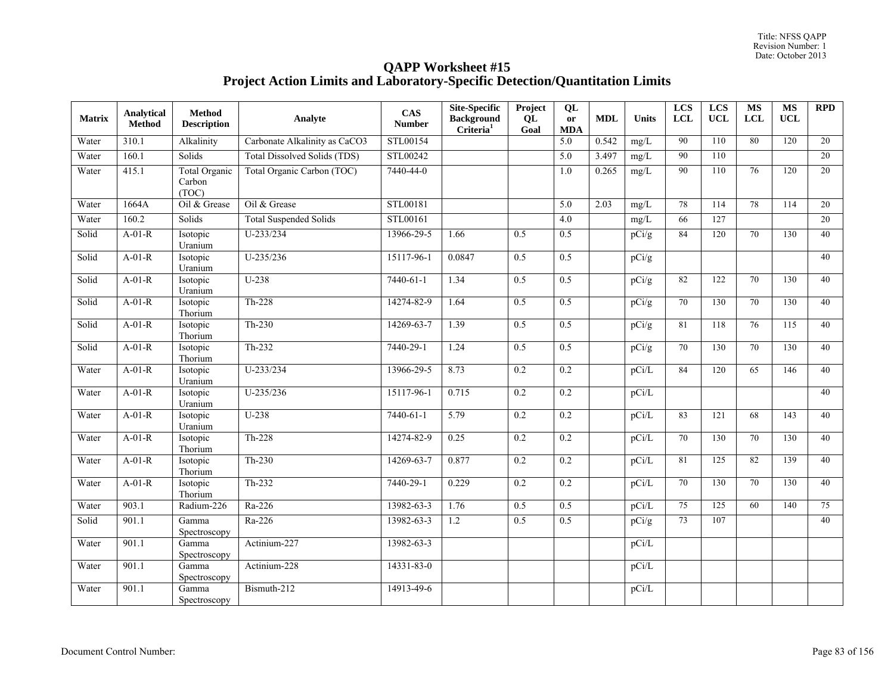# QAPP Worksheet #15

## Project Action Limits and Laboratory-Specific Detection/Quantitation Limits

| Matrix | Analytical Method | Method Description | Analyte | CAS Number | Site-Specific Background Criteria[1] | Project QL Goal | QL or MDA | MDL | Units | LCS LCL | LCS UCL | MS LCL | MS UCL | RPD |
|---|---|---|---|---|---|---|---|---|---|---|---|---|---|---|
| Water | 310.1 | Alkalinity | Carbonate Alkalinity as CaCO3 | STL00154 | | | 5.0 | 0.542 | mg/L | 90 | 110 | 80 | 120 | 20 |
| Water | 160.1 | Solids | Total Dissolved Solids (TDS) | STL00242 | | | 5.0 | 3.497 | mg/L | 90 | 110 | | | 20 |
| Water | 415.1 | Total Organic Carbon (TOC) | Total Organic Carbon (TOC) | 7440-44-0 | | | 1.0 | 0.265 | mg/L | 90 | 110 | 76 | 120 | 20 |
| Water | 1664A | Oil & Grease | Oil & Grease | STL00181 | | | 5.0 | 2.03 | mg/L | 78 | 114 | 78 | 114 | 20 |
| Water | 160.2 | Solids | Total Suspended Solids | STL00161 | | | 4.0 | | mg/L | 66 | 127 | | | 20 |
| Solid | A-01-R | Isotopic Uranium | U-233/234 | 13966-29-5 | 1.66 | 0.5 | 0.5 | | pCi/g | 84 | 120 | 70 | 130 | 40 |
| Solid | A-01-R | Isotopic Uranium | U-235/236 | 15117-96-1 | 0.0847 | 0.5 | 0.5 | | pCi/g | | | | | 40 |
| Solid | A-01-R | Isotopic Uranium | U-238 | 7440-61-1 | 1.34 | 0.5 | 0.5 | | pCi/g | 82 | 122 | 70 | 130 | 40 |
| Solid | A-01-R | Isotopic Thorium | Th-228 | 14274-82-9 | 1.64 | 0.5 | 0.5 | | pCi/g | 70 | 130 | 70 | 130 | 40 |
| Solid | A-01-R | Isotopic Thorium | Th-230 | 14269-63-7 | 1.39 | 0.5 | 0.5 | | pCi/g | 81 | 118 | 76 | 115 | 40 |
| Solid | A-01-R | Isotopic Thorium | Th-232 | 7440-29-1 | 1.24 | 0.5 | 0.5 | | pCi/g | 70 | 130 | 70 | 130 | 40 |
| Water | A-01-R | Isotopic Uranium | U-233/234 | 13966-29-5 | 8.73 | 0.2 | 0.2 | | pCi/L | 84 | 120 | 65 | 146 | 40 |
| Water | A-01-R | Isotopic Uranium | U-235/236 | 15117-96-1 | 0.715 | 0.2 | 0.2 | | pCi/L | | | | | 40 |
| Water | A-01-R | Isotopic Uranium | U-238 | 7440-61-1 | 5.79 | 0.2 | 0.2 | | pCi/L | 83 | 121 | 68 | 143 | 40 |
| Water | A-01-R | Isotopic Thorium | Th-228 | 14274-82-9 | 0.25 | 0.2 | 0.2 | | pCi/L | 70 | 130 | 70 | 130 | 40 |
| Water | A-01-R | Isotopic Thorium | Th-230 | 14269-63-7 | 0.877 | 0.2 | 0.2 | | pCi/L | 81 | 125 | 82 | 139 | 40 |
| Water | A-01-R | Isotopic Thorium | Th-232 | 7440-29-1 | 0.229 | 0.2 | 0.2 | | pCi/L | 70 | 130 | 70 | 130 | 40 |
| Water | 903.1 | Radium-226 | Ra-226 | 13982-63-3 | 1.76 | 0.5 | 0.5 | | pCi/L | 75 | 125 | 60 | 140 | 75 |
| Solid | 901.1 | Gamma Spectroscopy | Ra-226 | 13982-63-3 | 1.2 | 0.5 | 0.5 | | pCi/g | 73 | 107 | | | 40 |
| Water | 901.1 | Gamma Spectroscopy | Actinium-227 | 13982-63-3 | | | | | pCi/L | | | | | |
| Water | 901.1 | Gamma Spectroscopy | Actinium-228 | 14331-83-0 | | | | | pCi/L | | | | | |
| Water | 901.1 | Gamma Spectroscopy | Bismuth-212 | 14913-49-6 | | | | | pCi/L | | | | | |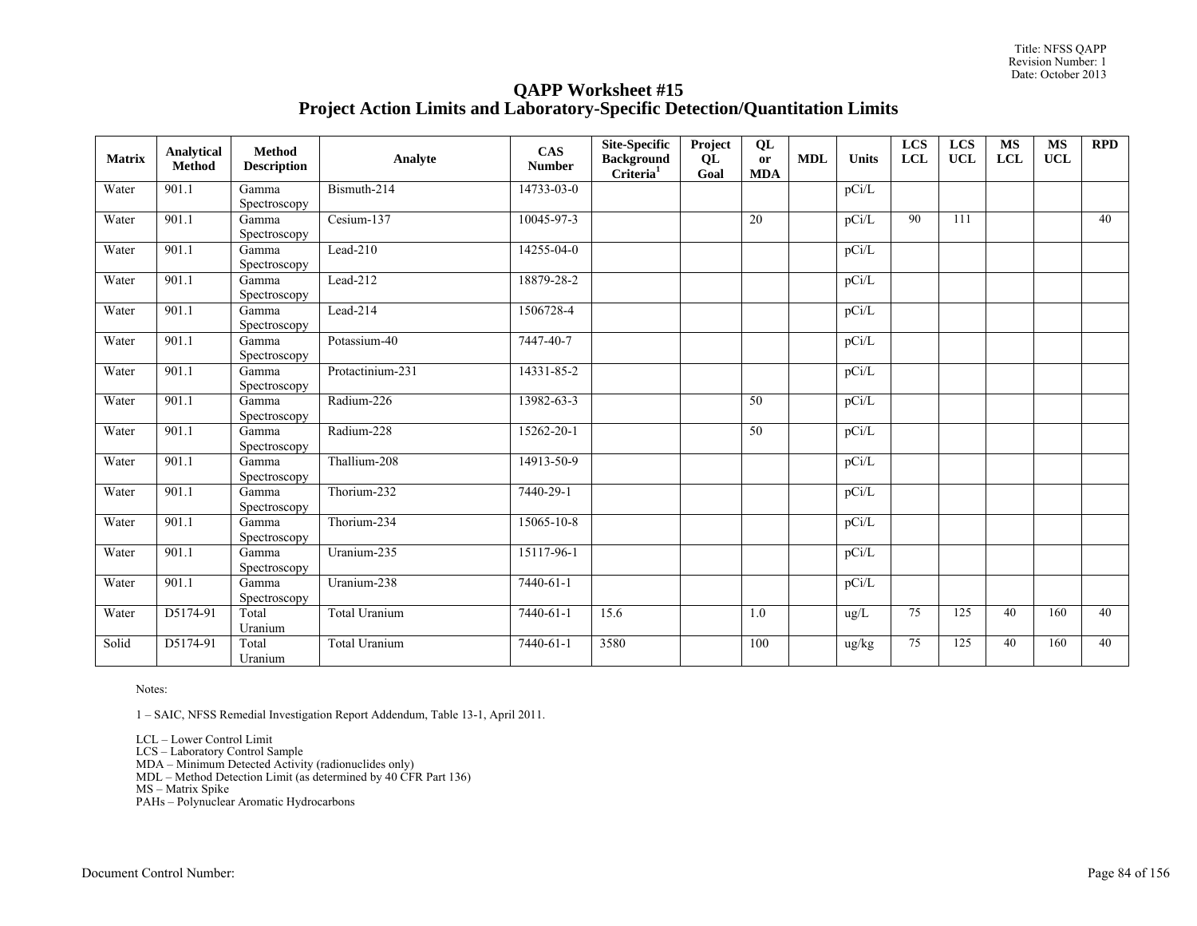# QAPP Worksheet #15
## Project Action Limits and Laboratory-Specific Detection/Quantitation Limits

| Matrix | Analytical Method | Method Description | Analyte | CAS Number | Site-Specific Background Criteria[1] | Project QL Goal | QL or MDA | MDL | Units | LCS LCL | LCS UCL | MS LCL | MS UCL | RPD |
|---|---|---|---|---|---|---|---|---|---|---|---|---|---|---|
| Water | 901.1 | Gamma Spectroscopy | Bismuth-214 | 14733-03-0 | | | | | pCi/L | | | | | |
| Water | 901.1 | Gamma Spectroscopy | Cesium-137 | 10045-97-3 | | | 20 | | pCi/L | 90 | 111 | | | 40 |
| Water | 901.1 | Gamma Spectroscopy | Lead-210 | 14255-04-0 | | | | | pCi/L | | | | | |
| Water | 901.1 | Gamma Spectroscopy | Lead-212 | 18879-28-2 | | | | | pCi/L | | | | | |
| Water | 901.1 | Gamma Spectroscopy | Lead-214 | 1506728-4 | | | | | pCi/L | | | | | |
| Water | 901.1 | Gamma Spectroscopy | Potassium-40 | 7447-40-7 | | | | | pCi/L | | | | | |
| Water | 901.1 | Gamma Spectroscopy | Protactinium-231 | 14331-85-2 | | | | | pCi/L | | | | | |
| Water | 901.1 | Gamma Spectroscopy | Radium-226 | 13982-63-3 | | | 50 | | pCi/L | | | | | |
| Water | 901.1 | Gamma Spectroscopy | Radium-228 | 15262-20-1 | | | 50 | | pCi/L | | | | | |
| Water | 901.1 | Gamma Spectroscopy | Thallium-208 | 14913-50-9 | | | | | pCi/L | | | | | |
| Water | 901.1 | Gamma Spectroscopy | Thorium-232 | 7440-29-1 | | | | | pCi/L | | | | | |
| Water | 901.1 | Gamma Spectroscopy | Thorium-234 | 15065-10-8 | | | | | pCi/L | | | | | |
| Water | 901.1 | Gamma Spectroscopy | Uranium-235 | 15117-96-1 | | | | | pCi/L | | | | | |
| Water | 901.1 | Gamma Spectroscopy | Uranium-238 | 7440-61-1 | | | | | pCi/L | | | | | |
| Water | D5174-91 | Total Uranium | Total Uranium | 7440-61-1 | 15.6 | | 1.0 | | ug/L | 75 | 125 | 40 | 160 | 40 |
| Solid | D5174-91 | Total Uranium | Total Uranium | 7440-61-1 | 3580 | | 100 | | ug/kg | 75 | 125 | 40 | 160 | 40 |

Notes:

1 – SAIC, NFSS Remedial Investigation Report Addendum, Table 13-1, April 2011.

LCL – Lower Control Limit
LCS – Laboratory Control Sample
MDA – Minimum Detected Activity (radionuclides only)
MDL – Method Detection Limit (as determined by 40 CFR Part 136)
MS – Matrix Spike
PAHs – Polynuclear Aromatic Hydrocarbons

Document Control Number: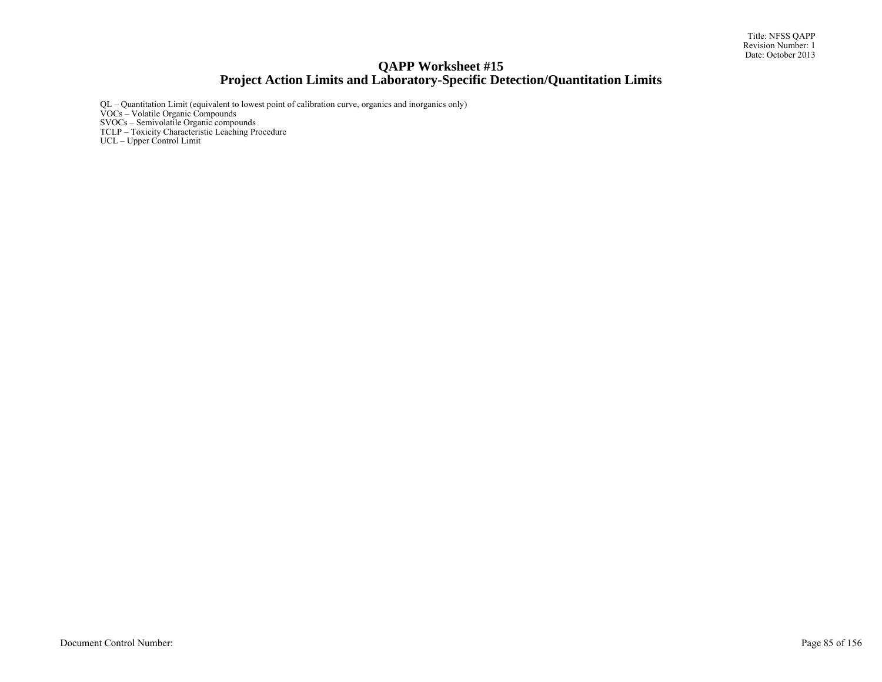# QAPP Worksheet #15
## Project Action Limits and Laboratory-Specific Detection/Quantitation Limits

QL – Quantitation Limit (equivalent to lowest point of calibration curve, organics and inorganics only)
VOCs – Volatile Organic Compounds
SVOCs – Semivolatile Organic compounds
TCLP – Toxicity Characteristic Leaching Procedure
UCL – Upper Control Limit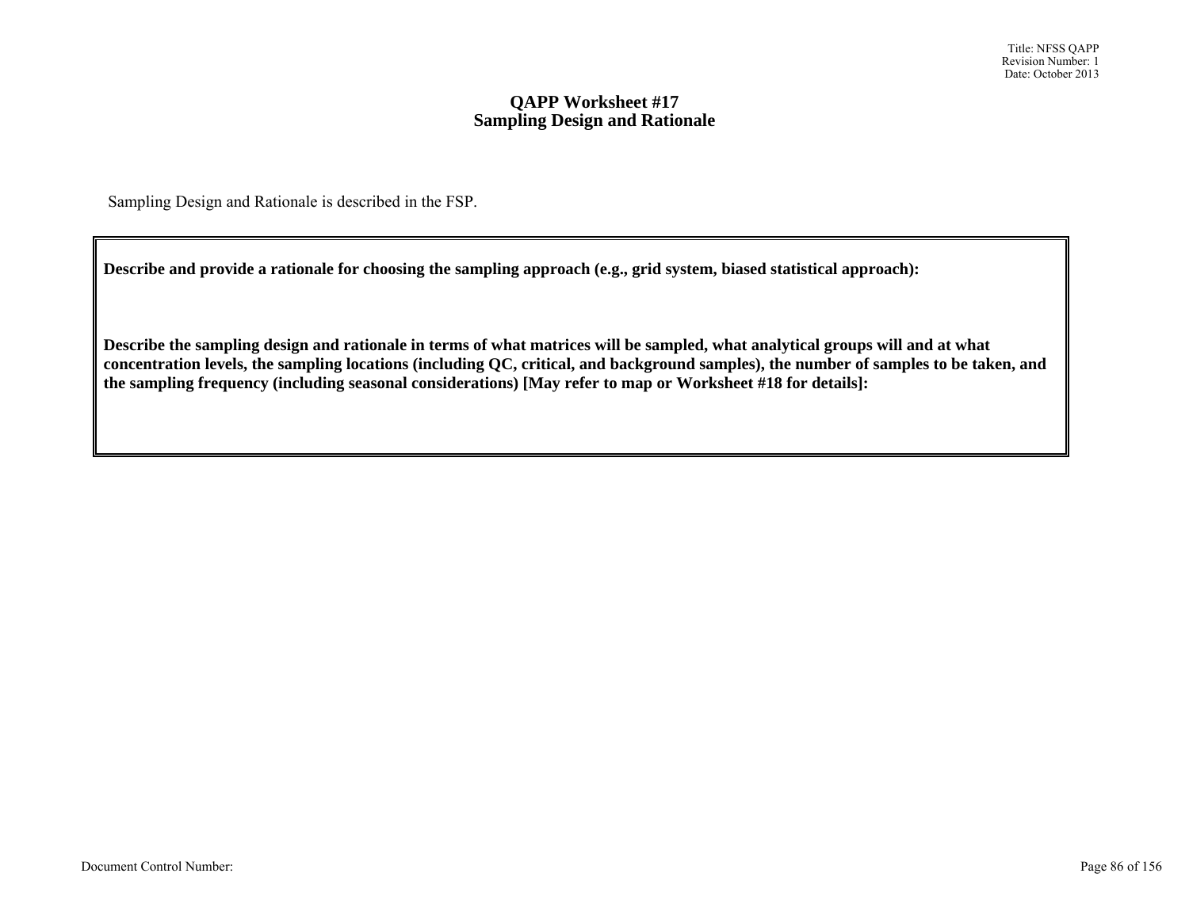# QAPP Worksheet #17
## Sampling Design and Rationale

Sampling Design and Rationale is described in the FSP.

**Describe and provide a rationale for choosing the sampling approach (e.g., grid system, biased statistical approach):**

**Describe the sampling design and rationale in terms of what matrices will be sampled, what analytical groups will and at what concentration levels, the sampling locations (including QC, critical, and background samples), the number of samples to be taken, and the sampling frequency (including seasonal considerations) [May refer to map or Worksheet #18 for details]:**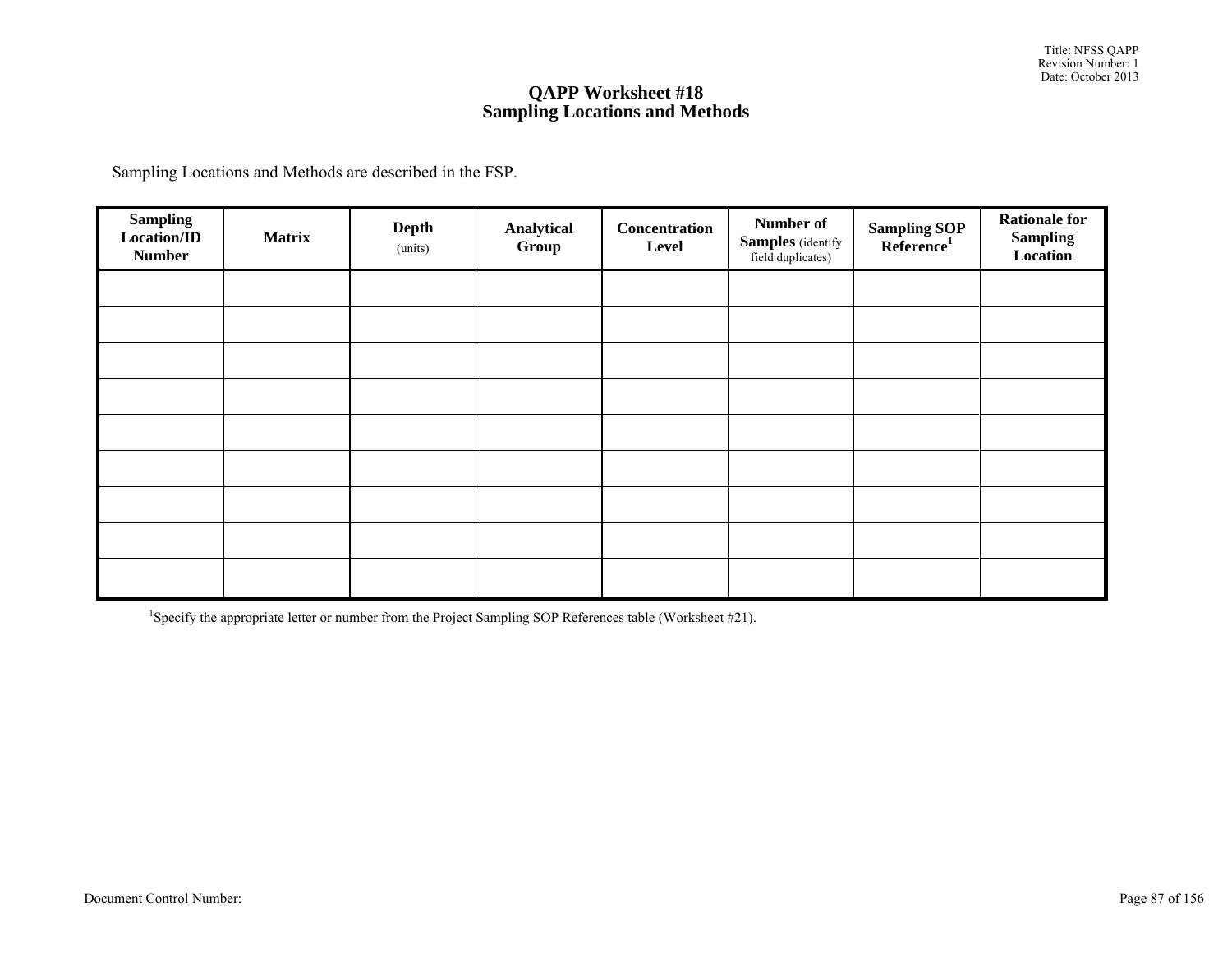# QAPP Worksheet #18
## Sampling Locations and Methods

Sampling Locations and Methods are described in the FSP.

| Sampling Location/ID Number | Matrix | Depth (units) | Analytical Group | Concentration Level | Number of Samples (identify field duplicates) | Sampling SOP Reference[1] | Rationale for Sampling Location |
|---|---|---|---|---|---|---|---|
| | | | | | | | |
| | | | | | | | |
| | | | | | | | |
| | | | | | | | |
| | | | | | | | |
| | | | | | | | |
| | | | | | | | |
| | | | | | | | |
| | | | | | | | |

[1]Specify the appropriate letter or number from the Project Sampling SOP References table (Worksheet #21).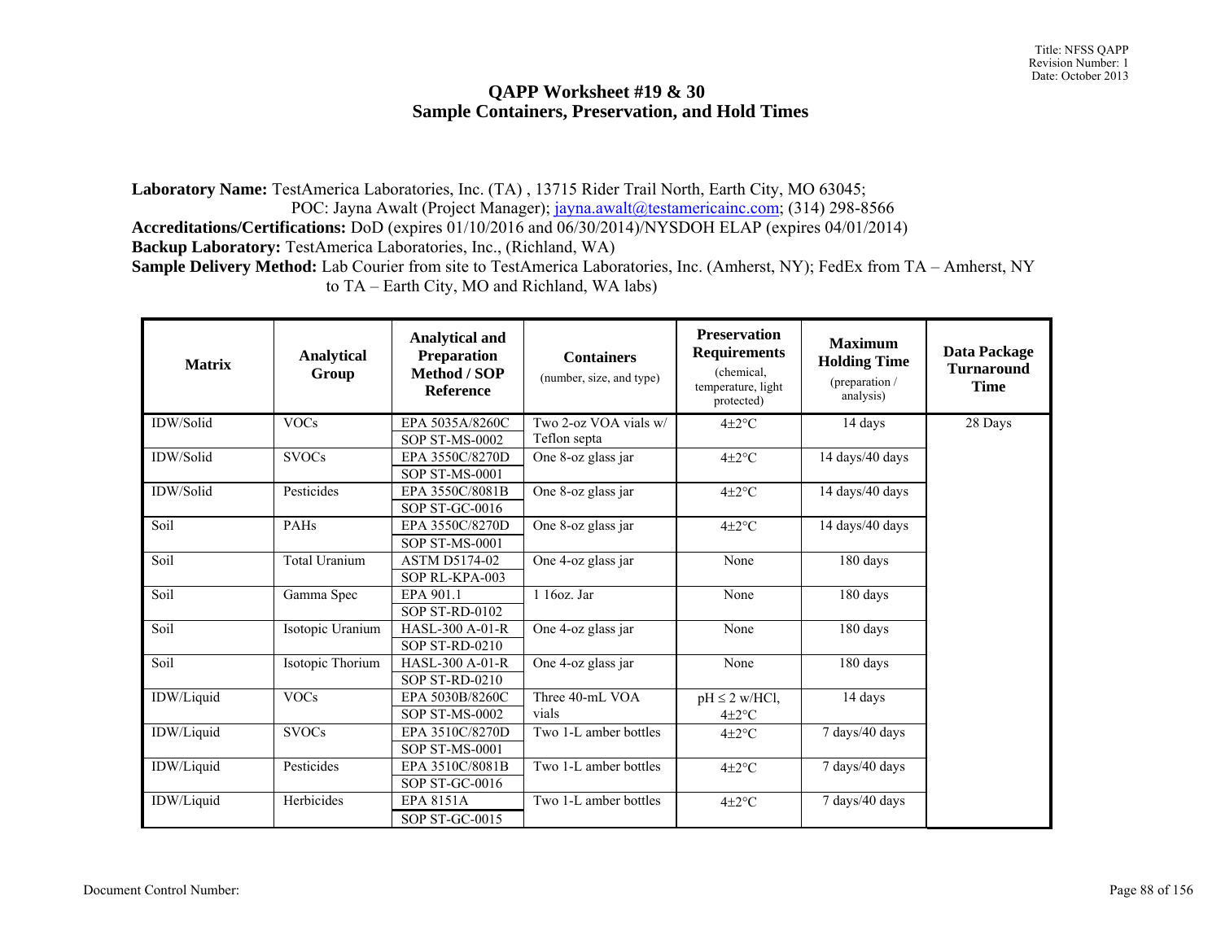# QAPP Worksheet #19 & 30
## Sample Containers, Preservation, and Hold Times

**Laboratory Name:** TestAmerica Laboratories, Inc. (TA) , 13715 Rider Trail North, Earth City, MO 63045;
POC: Jayna Awalt (Project Manager); jayna.awalt@testamericainc.com; (314) 298-8566

**Accreditations/Certifications:** DoD (expires 01/10/2016 and 06/30/2014)/NYSDOH ELAP (expires 04/01/2014)

**Backup Laboratory:** TestAmerica Laboratories, Inc., (Richland, WA)

**Sample Delivery Method:** Lab Courier from site to TestAmerica Laboratories, Inc. (Amherst, NY); FedEx from TA – Amherst, NY to TA – Earth City, MO and Richland, WA labs)

| Matrix | Analytical Group | Analytical and Preparation Method / SOP Reference | Containers (number, size, and type) | Preservation Requirements (chemical, temperature, light protected) | Maximum Holding Time (preparation / analysis) | Data Package Turnaround Time |
|---|---|---|---|---|---|---|
| IDW/Solid | VOCs | EPA 5035A/8260C<br>SOP ST-MS-0002 | Two 2-oz VOA vials w/ Teflon septa | 4±2°C | 14 days | 28 Days |
| IDW/Solid | SVOCs | EPA 3550C/8270D<br>SOP ST-MS-0001 | One 8-oz glass jar | 4±2°C | 14 days/40 days | |
| IDW/Solid | Pesticides | EPA 3550C/8081B<br>SOP ST-GC-0016 | One 8-oz glass jar | 4±2°C | 14 days/40 days | |
| Soil | PAHs | EPA 3550C/8270D<br>SOP ST-MS-0001 | One 8-oz glass jar | 4±2°C | 14 days/40 days | |
| Soil | Total Uranium | ASTM D5174-02<br>SOP RL-KPA-003 | One 4-oz glass jar | None | 180 days | |
| Soil | Gamma Spec | EPA 901.1<br>SOP ST-RD-0102 | 1 16oz. Jar | None | 180 days | |
| Soil | Isotopic Uranium | HASL-300 A-01-R<br>SOP ST-RD-0210 | One 4-oz glass jar | None | 180 days | |
| Soil | Isotopic Thorium | HASL-300 A-01-R<br>SOP ST-RD-0210 | One 4-oz glass jar | None | 180 days | |
| IDW/Liquid | VOCs | EPA 5030B/8260C<br>SOP ST-MS-0002 | Three 40-mL VOA vials | pH ≤ 2 w/HCl, 4±2°C | 14 days | |
| IDW/Liquid | SVOCs | EPA 3510C/8270D<br>SOP ST-MS-0001 | Two 1-L amber bottles | 4±2°C | 7 days/40 days | |
| IDW/Liquid | Pesticides | EPA 3510C/8081B<br>SOP ST-GC-0016 | Two 1-L amber bottles | 4±2°C | 7 days/40 days | |
| IDW/Liquid | Herbicides | EPA 8151A<br>SOP ST-GC-0015 | Two 1-L amber bottles | 4±2°C | 7 days/40 days | |

Document Control Number: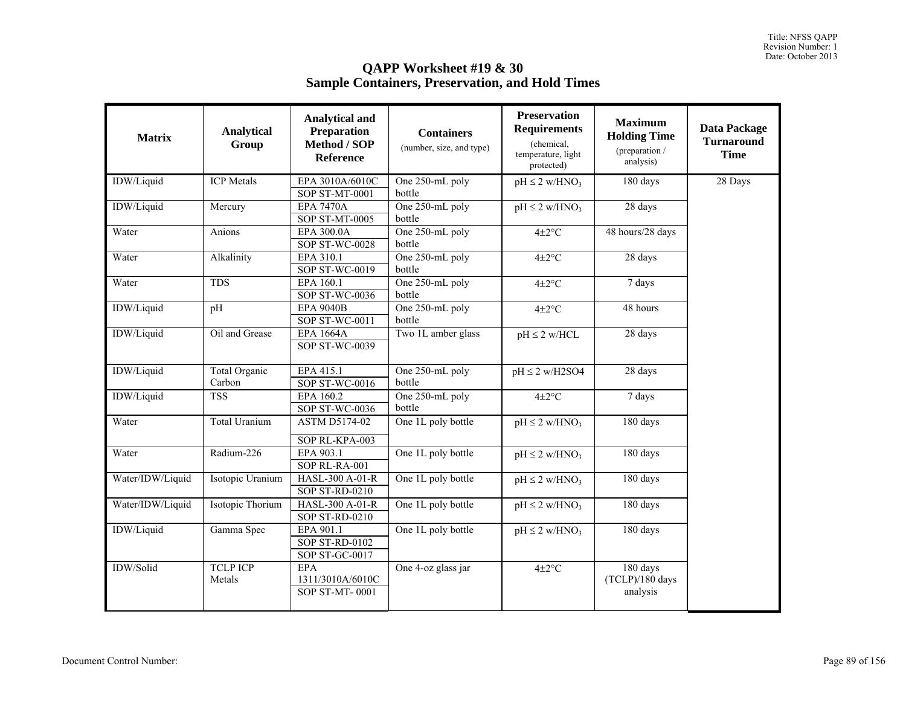# QAPP Worksheet #19 & 30
## Sample Containers, Preservation, and Hold Times

| Matrix | Analytical Group | Analytical and Preparation Method / SOP Reference | Containers (number, size, and type) | Preservation Requirements (chemical, temperature, light protected) | Maximum Holding Time (preparation / analysis) | Data Package Turnaround Time |
|---|---|---|---|---|---|---|
| IDW/Liquid | ICP Metals | EPA 3010A/6010C<br>SOP ST-MT-0001 | One 250-mL poly bottle | pH ≤ 2 w/$HNO_3$ | 180 days | 28 Days |
| IDW/Liquid | Mercury | EPA 7470A<br>SOP ST-MT-0005 | One 250-mL poly bottle | pH ≤ 2 w/$HNO_3$ | 28 days | |
| Water | Anions | EPA 300.0A<br>SOP ST-WC-0028 | One 250-mL poly bottle | 4±2°C | 48 hours/28 days | |
| Water | Alkalinity | EPA 310.1<br>SOP ST-WC-0019 | One 250-mL poly bottle | 4±2°C | 28 days | |
| Water | TDS | EPA 160.1<br>SOP ST-WC-0036 | One 250-mL poly bottle | 4±2°C | 7 days | |
| IDW/Liquid | pH | EPA 9040B<br>SOP ST-WC-0011 | One 250-mL poly bottle | 4±2°C | 48 hours | |
| IDW/Liquid | Oil and Grease | EPA 1664A<br>SOP ST-WC-0039 | Two 1L amber glass | pH ≤ 2 w/HCL | 28 days | |
| IDW/Liquid | Total Organic Carbon | EPA 415.1<br>SOP ST-WC-0016 | One 250-mL poly bottle | pH ≤ 2 w/$H_2SO_4$ | 28 days | |
| IDW/Liquid | TSS | EPA 160.2<br>SOP ST-WC-0036 | One 250-mL poly bottle | 4±2°C | 7 days | |
| Water | Total Uranium | ASTM D5174-02<br>SOP RL-KPA-003 | One 1L poly bottle | pH ≤ 2 w/$HNO_3$ | 180 days | |
| Water | Radium-226 | EPA 903.1<br>SOP RL-RA-001 | One 1L poly bottle | pH ≤ 2 w/$HNO_3$ | 180 days | |
| Water/IDW/Liquid | Isotopic Uranium | HASL-300 A-01-R<br>SOP ST-RD-0210 | One 1L poly bottle | pH ≤ 2 w/$HNO_3$ | 180 days | |
| Water/IDW/Liquid | Isotopic Thorium | HASL-300 A-01-R<br>SOP ST-RD-0210 | One 1L poly bottle | pH ≤ 2 w/$HNO_3$ | 180 days | |
| IDW/Liquid | Gamma Spec | EPA 901.1<br>SOP ST-RD-0102<br>SOP ST-GC-0017 | One 1L poly bottle | pH ≤ 2 w/$HNO_3$ | 180 days | |
| IDW/Solid | TCLP ICP Metals | EPA 1311/3010A/6010C<br>SOP ST-MT- 0001 | One 4-oz glass jar | 4±2°C | 180 days (TCLP)/180 days analysis | |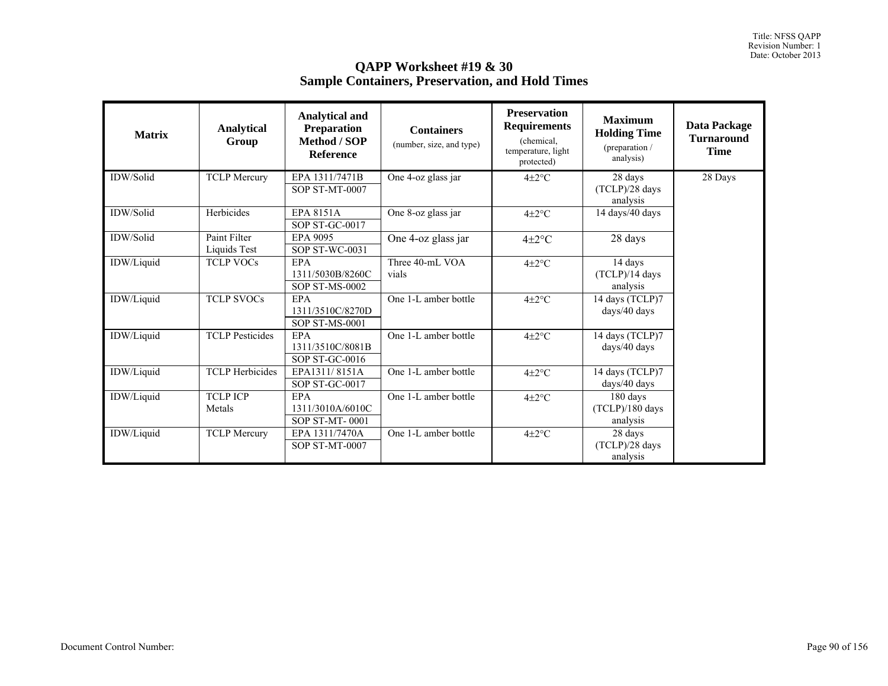# QAPP Worksheet #19 & 30
## Sample Containers, Preservation, and Hold Times

| Matrix | Analytical Group | Analytical and Preparation Method / SOP Reference | Containers (number, size, and type) | Preservation Requirements (chemical, temperature, light protected) | Maximum Holding Time (preparation / analysis) | Data Package Turnaround Time |
|---|---|---|---|---|---|---|
| IDW/Solid | TCLP Mercury | EPA 1311/7471B<br>SOP ST-MT-0007 | One 4-oz glass jar | 4±2°C | 28 days (TCLP)/28 days analysis | 28 Days |
| IDW/Solid | Herbicides | EPA 8151A<br>SOP ST-GC-0017 | One 8-oz glass jar | 4±2°C | 14 days/40 days | |
| IDW/Solid | Paint Filter Liquids Test | EPA 9095<br>SOP ST-WC-0031 | One 4-oz glass jar | 4±2°C | 28 days | |
| IDW/Liquid | TCLP VOCs | EPA 1311/5030B/8260C<br>SOP ST-MS-0002 | Three 40-mL VOA vials | 4±2°C | 14 days (TCLP)/14 days analysis | |
| IDW/Liquid | TCLP SVOCs | EPA 1311/3510C/8270D<br>SOP ST-MS-0001 | One 1-L amber bottle | 4±2°C | 14 days (TCLP)7 days/40 days | |
| IDW/Liquid | TCLP Pesticides | EPA 1311/3510C/8081B<br>SOP ST-GC-0016 | One 1-L amber bottle | 4±2°C | 14 days (TCLP)7 days/40 days | |
| IDW/Liquid | TCLP Herbicides | EPA1311/ 8151A<br>SOP ST-GC-0017 | One 1-L amber bottle | 4±2°C | 14 days (TCLP)7 days/40 days | |
| IDW/Liquid | TCLP ICP Metals | EPA 1311/3010A/6010C<br>SOP ST-MT- 0001 | One 1-L amber bottle | 4±2°C | 180 days (TCLP)/180 days analysis | |
| IDW/Liquid | TCLP Mercury | EPA 1311/7470A<br>SOP ST-MT-0007 | One 1-L amber bottle | 4±2°C | 28 days (TCLP)/28 days analysis | |

Document Control Number: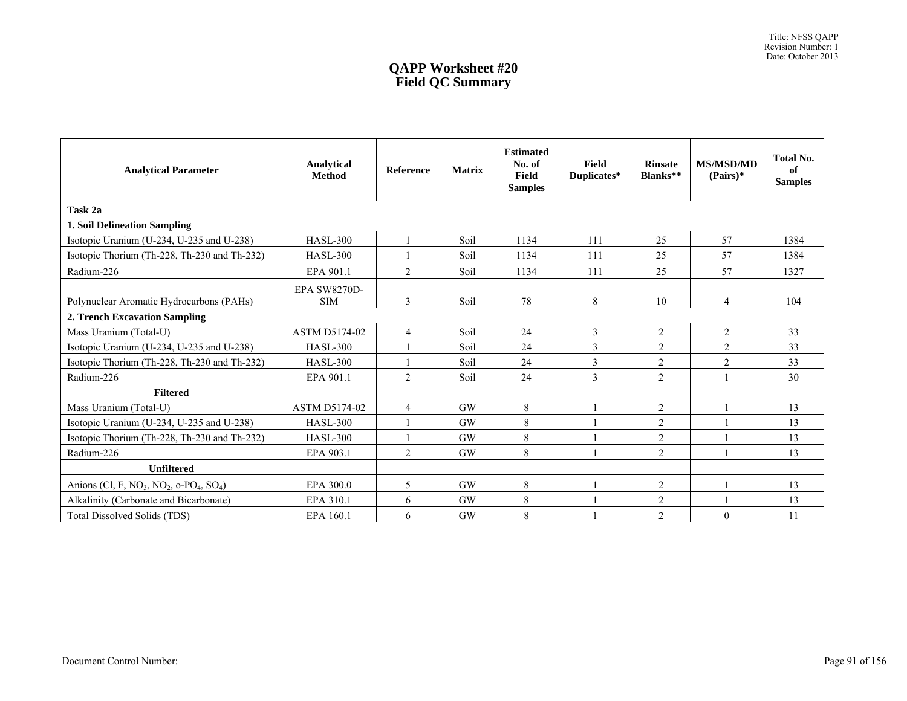# QAPP Worksheet #20
## Field QC Summary

| Analytical Parameter | Analytical Method | Reference | Matrix | Estimated No. of Field Samples | Field Duplicates* | Rinsate Blanks** | MS/MSD/MD (Pairs)* | Total No. of Samples |
|---|---|---|---|---|---|---|---|---|
| **Task 2a** | | | | | | | | |
| **1. Soil Delineation Sampling** | | | | | | | | |
| Isotopic Uranium (U-234, U-235 and U-238) | HASL-300 | 1 | Soil | 1134 | 111 | 25 | 57 | 1384 |
| Isotopic Thorium (Th-228, Th-230 and Th-232) | HASL-300 | 1 | Soil | 1134 | 111 | 25 | 57 | 1384 |
| Radium-226 | EPA 901.1 | 2 | Soil | 1134 | 111 | 25 | 57 | 1327 |
| Polynuclear Aromatic Hydrocarbons (PAHs) | EPA SW8270D-SIM | 3 | Soil | 78 | 8 | 10 | 4 | 104 |
| **2. Trench Excavation Sampling** | | | | | | | | |
| Mass Uranium (Total-U) | ASTM D5174-02 | 4 | Soil | 24 | 3 | 2 | 2 | 33 |
| Isotopic Uranium (U-234, U-235 and U-238) | HASL-300 | 1 | Soil | 24 | 3 | 2 | 2 | 33 |
| Isotopic Thorium (Th-228, Th-230 and Th-232) | HASL-300 | 1 | Soil | 24 | 3 | 2 | 2 | 33 |
| Radium-226 | EPA 901.1 | 2 | Soil | 24 | 3 | 2 | 1 | 30 |
| **Filtered** | | | | | | | | |
| Mass Uranium (Total-U) | ASTM D5174-02 | 4 | GW | 8 | 1 | 2 | 1 | 13 |
| Isotopic Uranium (U-234, U-235 and U-238) | HASL-300 | 1 | GW | 8 | 1 | 2 | 1 | 13 |
| Isotopic Thorium (Th-228, Th-230 and Th-232) | HASL-300 | 1 | GW | 8 | 1 | 2 | 1 | 13 |
| Radium-226 | EPA 903.1 | 2 | GW | 8 | 1 | 2 | 1 | 13 |
| **Unfiltered** | | | | | | | | |
| Anions (Cl, F, $NO_3$, $NO_2$, o-$PO_4$, $SO_4$) | EPA 300.0 | 5 | GW | 8 | 1 | 2 | 1 | 13 |
| Alkalinity (Carbonate and Bicarbonate) | EPA 310.1 | 6 | GW | 8 | 1 | 2 | 1 | 13 |
| Total Dissolved Solids (TDS) | EPA 160.1 | 6 | GW | 8 | 1 | 2 | 0 | 11 |

Document Control Number: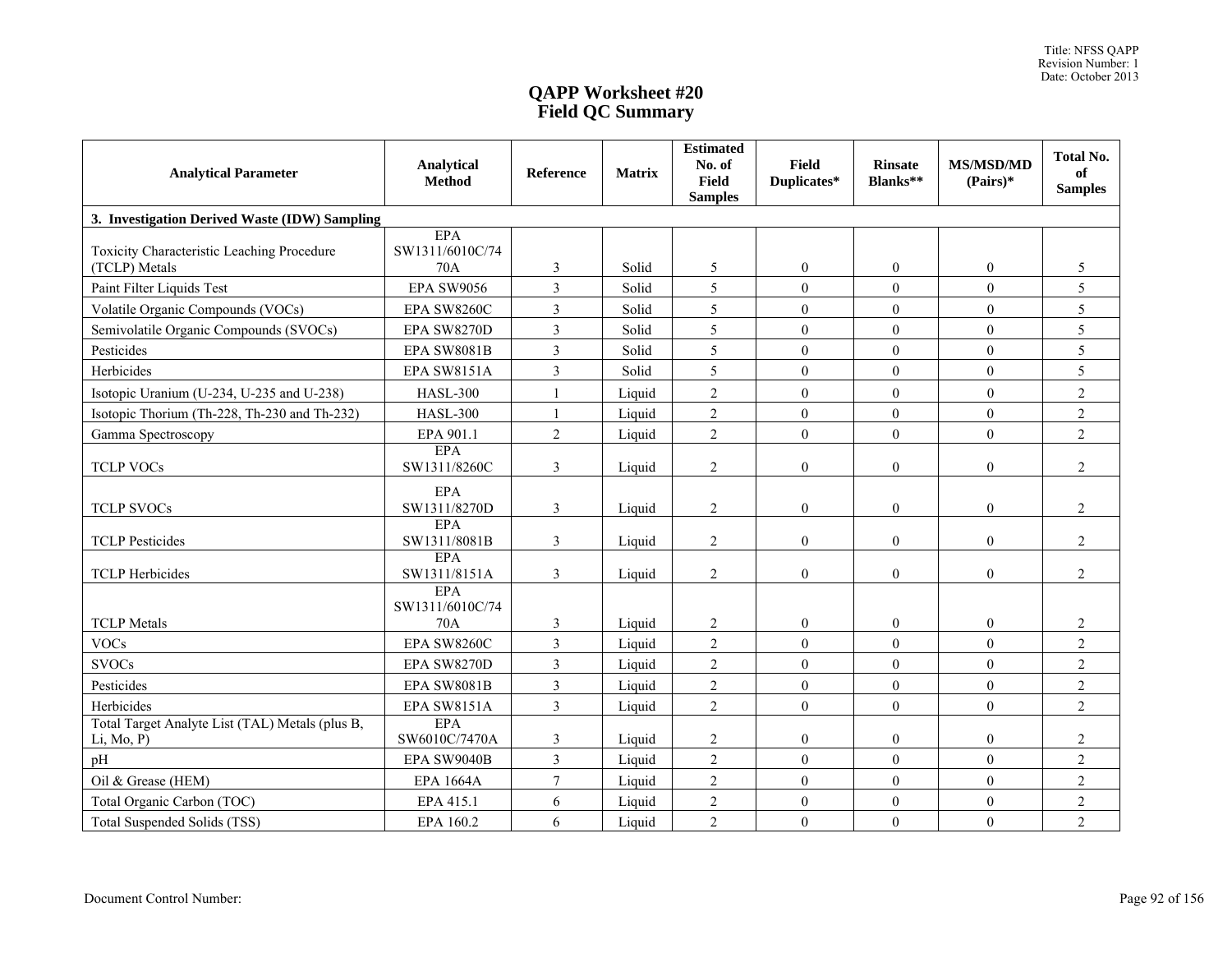# QAPP Worksheet #20
# Field QC Summary

| Analytical Parameter | Analytical Method | Reference | Matrix | Estimated No. of Field Samples | Field Duplicates* | Rinsate Blanks** | MS/MSD/MD (Pairs)* | Total No. of Samples |
|---|---|---|---|---|---|---|---|---|
| **3. Investigation Derived Waste (IDW) Sampling** | | | | | | | | |
| Toxicity Characteristic Leaching Procedure (TCLP) Metals | EPA SW1311/6010C/7470A | 3 | Solid | 5 | 0 | 0 | 0 | 5 |
| Paint Filter Liquids Test | EPA SW9056 | 3 | Solid | 5 | 0 | 0 | 0 | 5 |
| Volatile Organic Compounds (VOCs) | EPA SW8260C | 3 | Solid | 5 | 0 | 0 | 0 | 5 |
| Semivolatile Organic Compounds (SVOCs) | EPA SW8270D | 3 | Solid | 5 | 0 | 0 | 0 | 5 |
| Pesticides | EPA SW8081B | 3 | Solid | 5 | 0 | 0 | 0 | 5 |
| Herbicides | EPA SW8151A | 3 | Solid | 5 | 0 | 0 | 0 | 5 |
| Isotopic Uranium (U-234, U-235 and U-238) | HASL-300 | 1 | Liquid | 2 | 0 | 0 | 0 | 2 |
| Isotopic Thorium (Th-228, Th-230 and Th-232) | HASL-300 | 1 | Liquid | 2 | 0 | 0 | 0 | 2 |
| Gamma Spectroscopy | EPA 901.1 | 2 | Liquid | 2 | 0 | 0 | 0 | 2 |
| TCLP VOCs | EPA SW1311/8260C | 3 | Liquid | 2 | 0 | 0 | 0 | 2 |
| TCLP SVOCs | EPA SW1311/8270D | 3 | Liquid | 2 | 0 | 0 | 0 | 2 |
| TCLP Pesticides | EPA SW1311/8081B | 3 | Liquid | 2 | 0 | 0 | 0 | 2 |
| TCLP Herbicides | EPA SW1311/8151A | 3 | Liquid | 2 | 0 | 0 | 0 | 2 |
| TCLP Metals | EPA SW1311/6010C/7470A | 3 | Liquid | 2 | 0 | 0 | 0 | 2 |
| VOCs | EPA SW8260C | 3 | Liquid | 2 | 0 | 0 | 0 | 2 |
| SVOCs | EPA SW8270D | 3 | Liquid | 2 | 0 | 0 | 0 | 2 |
| Pesticides | EPA SW8081B | 3 | Liquid | 2 | 0 | 0 | 0 | 2 |
| Herbicides | EPA SW8151A | 3 | Liquid | 2 | 0 | 0 | 0 | 2 |
| Total Target Analyte List (TAL) Metals (plus B, Li, Mo, P) | EPA SW6010C/7470A | 3 | Liquid | 2 | 0 | 0 | 0 | 2 |
| pH | EPA SW9040B | 3 | Liquid | 2 | 0 | 0 | 0 | 2 |
| Oil & Grease (HEM) | EPA 1664A | 7 | Liquid | 2 | 0 | 0 | 0 | 2 |
| Total Organic Carbon (TOC) | EPA 415.1 | 6 | Liquid | 2 | 0 | 0 | 0 | 2 |
| Total Suspended Solids (TSS) | EPA 160.2 | 6 | Liquid | 2 | 0 | 0 | 0 | 2 |

Document Control Number: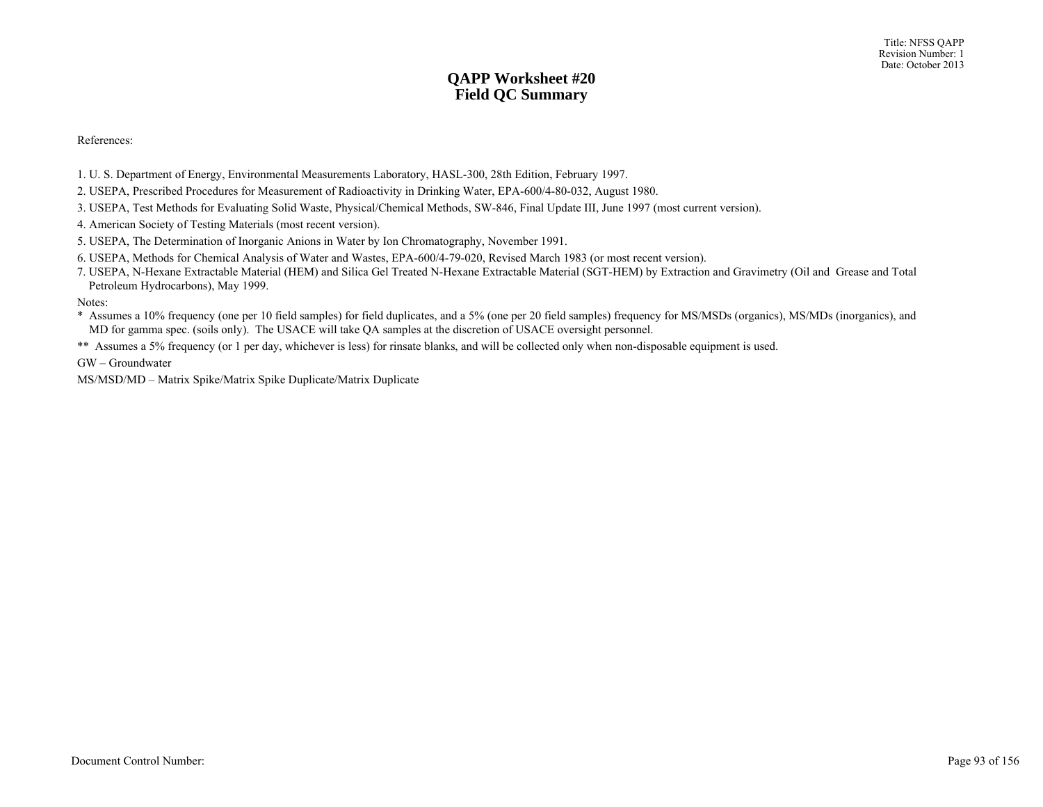# QAPP Worksheet #20
# Field QC Summary

References:

1. U. S. Department of Energy, Environmental Measurements Laboratory, HASL-300, 28th Edition, February 1997.
2. USEPA, Prescribed Procedures for Measurement of Radioactivity in Drinking Water, EPA-600/4-80-032, August 1980.
3. USEPA, Test Methods for Evaluating Solid Waste, Physical/Chemical Methods, SW-846, Final Update III, June 1997 (most current version).
4. American Society of Testing Materials (most recent version).
5. USEPA, The Determination of Inorganic Anions in Water by Ion Chromatography, November 1991.
6. USEPA, Methods for Chemical Analysis of Water and Wastes, EPA-600/4-79-020, Revised March 1983 (or most recent version).
7. USEPA, N-Hexane Extractable Material (HEM) and Silica Gel Treated N-Hexane Extractable Material (SGT-HEM) by Extraction and Gravimetry (Oil and Grease and Total Petroleum Hydrocarbons), May 1999.

Notes:

\* Assumes a 10% frequency (one per 10 field samples) for field duplicates, and a 5% (one per 20 field samples) frequency for MS/MSDs (organics), MS/MDs (inorganics), and MD for gamma spec. (soils only). The USACE will take QA samples at the discretion of USACE oversight personnel.

\*\* Assumes a 5% frequency (or 1 per day, whichever is less) for rinsate blanks, and will be collected only when non-disposable equipment is used.

GW – Groundwater

MS/MSD/MD – Matrix Spike/Matrix Spike Duplicate/Matrix Duplicate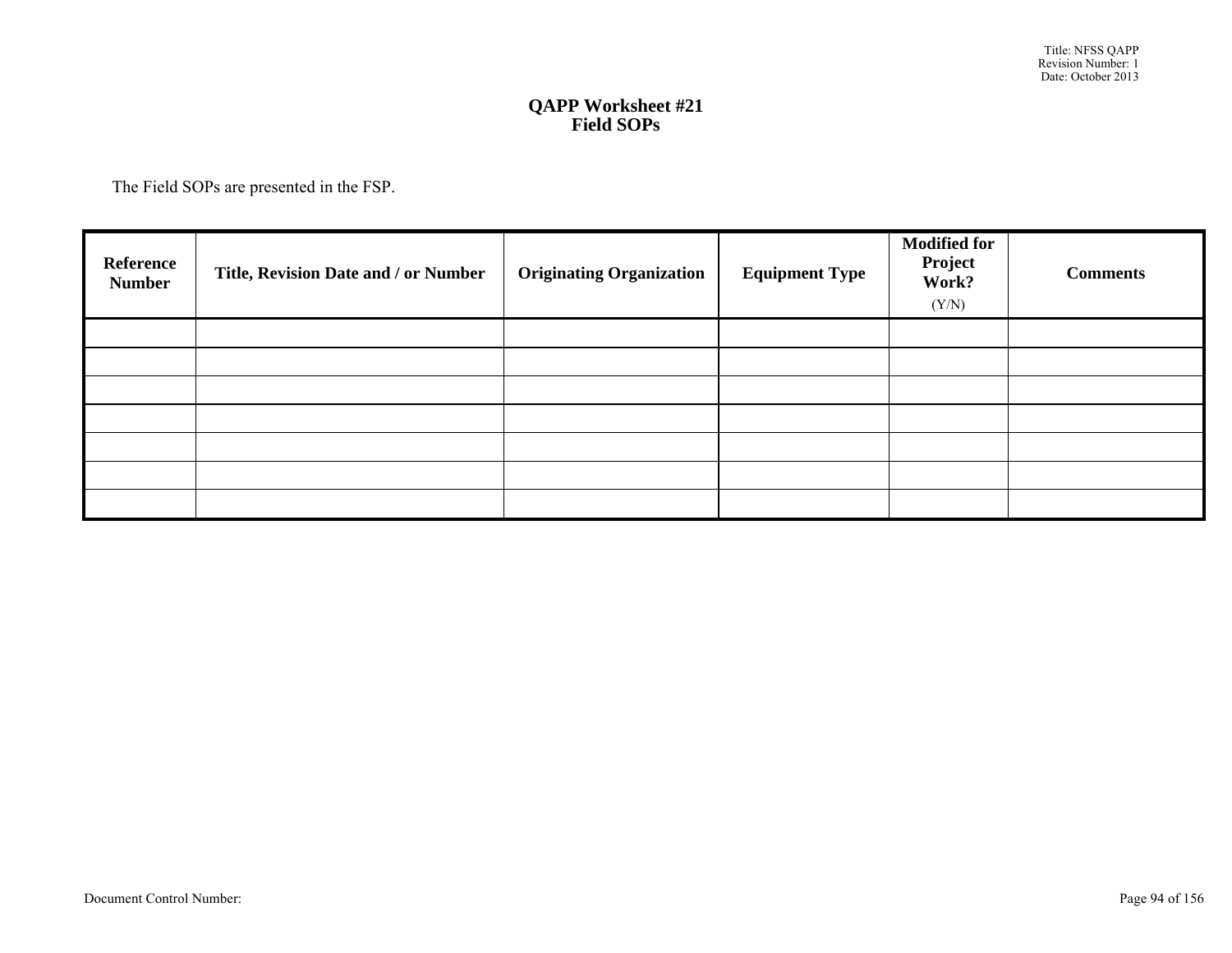# QAPP Worksheet #21
## Field SOPs

The Field SOPs are presented in the FSP.

| Reference Number | Title, Revision Date and / or Number | Originating Organization | Equipment Type | Modified for Project Work? (Y/N) | Comments |
|---|---|---|---|---|---|
| | | | | | |
| | | | | | |
| | | | | | |
| | | | | | |
| | | | | | |
| | | | | | |
| | | | | | |

Document Control Number: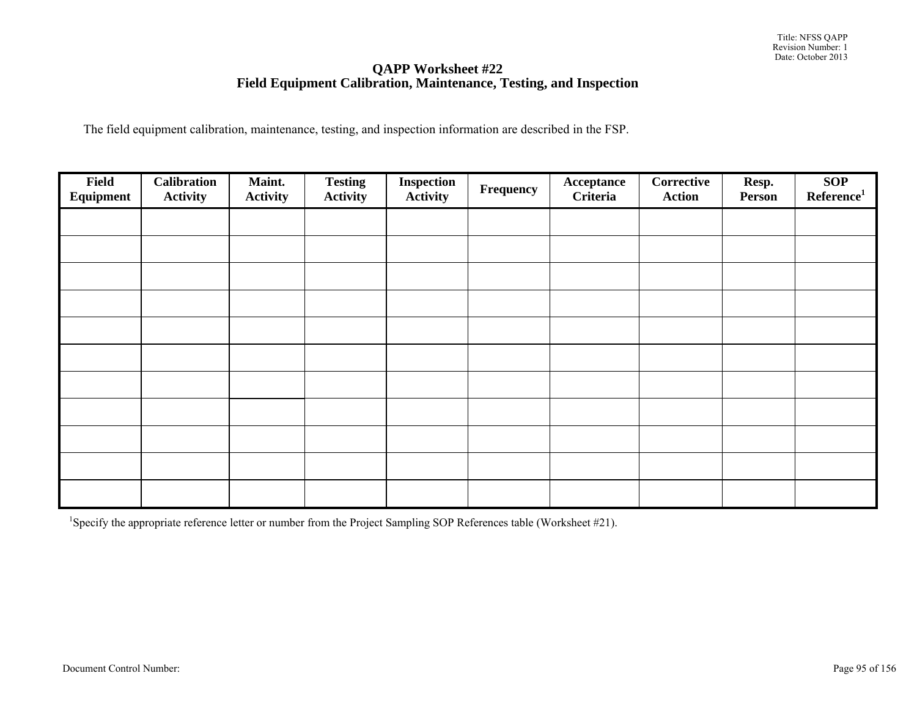# QAPP Worksheet #22
## Field Equipment Calibration, Maintenance, Testing, and Inspection

The field equipment calibration, maintenance, testing, and inspection information are described in the FSP.

| Field Equipment | Calibration Activity | Maint. Activity | Testing Activity | Inspection Activity | Frequency | Acceptance Criteria | Corrective Action | Resp. Person | SOP Reference[1] |
|---|---|---|---|---|---|---|---|---|---|
| | | | | | | | | | |
| | | | | | | | | | |
| | | | | | | | | | |
| | | | | | | | | | |
| | | | | | | | | | |
| | | | | | | | | | |
| | | | | | | | | | |
| | | | | | | | | | |
| | | | | | | | | | |
| | | | | | | | | | |
| | | | | | | | | | |

[1]Specify the appropriate reference letter or number from the Project Sampling SOP References table (Worksheet #21).

Document Control Number: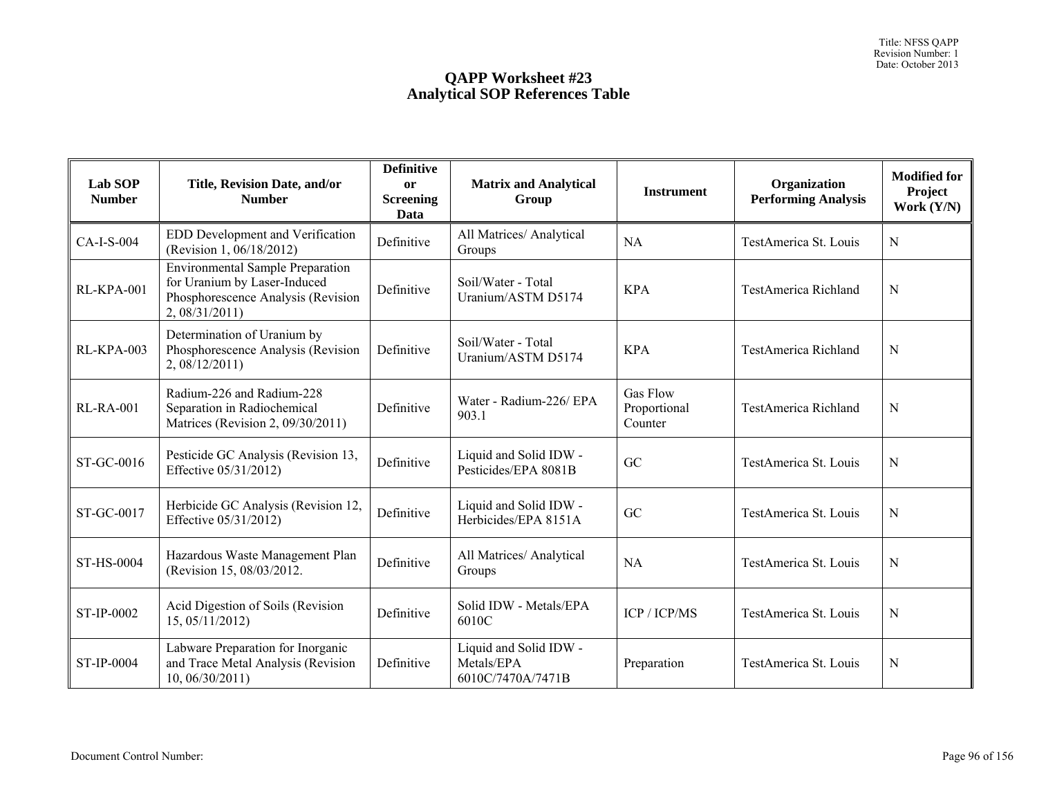# QAPP Worksheet #23
## Analytical SOP References Table

| Lab SOP Number | Title, Revision Date, and/or Number | Definitive or Screening Data | Matrix and Analytical Group | Instrument | Organization Performing Analysis | Modified for Project Work (Y/N) |
|---|---|---|---|---|---|---|
| CA-I-S-004 | EDD Development and Verification (Revision 1, 06/18/2012) | Definitive | All Matrices/ Analytical Groups | NA | TestAmerica St. Louis | N |
| RL-KPA-001 | Environmental Sample Preparation for Uranium by Laser-Induced Phosphorescence Analysis (Revision 2, 08/31/2011) | Definitive | Soil/Water - Total Uranium/ASTM D5174 | KPA | TestAmerica Richland | N |
| RL-KPA-003 | Determination of Uranium by Phosphorescence Analysis (Revision 2, 08/12/2011) | Definitive | Soil/Water - Total Uranium/ASTM D5174 | KPA | TestAmerica Richland | N |
| RL-RA-001 | Radium-226 and Radium-228 Separation in Radiochemical Matrices (Revision 2, 09/30/2011) | Definitive | Water - Radium-226/ EPA 903.1 | Gas Flow Proportional Counter | TestAmerica Richland | N |
| ST-GC-0016 | Pesticide GC Analysis (Revision 13, Effective 05/31/2012) | Definitive | Liquid and Solid IDW - Pesticides/EPA 8081B | GC | TestAmerica St. Louis | N |
| ST-GC-0017 | Herbicide GC Analysis (Revision 12, Effective 05/31/2012) | Definitive | Liquid and Solid IDW - Herbicides/EPA 8151A | GC | TestAmerica St. Louis | N |
| ST-HS-0004 | Hazardous Waste Management Plan (Revision 15, 08/03/2012. | Definitive | All Matrices/ Analytical Groups | NA | TestAmerica St. Louis | N |
| ST-IP-0002 | Acid Digestion of Soils (Revision 15, 05/11/2012) | Definitive | Solid IDW - Metals/EPA 6010C | ICP / ICP/MS | TestAmerica St. Louis | N |
| ST-IP-0004 | Labware Preparation for Inorganic and Trace Metal Analysis (Revision 10, 06/30/2011) | Definitive | Liquid and Solid IDW - Metals/EPA 6010C/7470A/7471B | Preparation | TestAmerica St. Louis | N |

Document Control Number: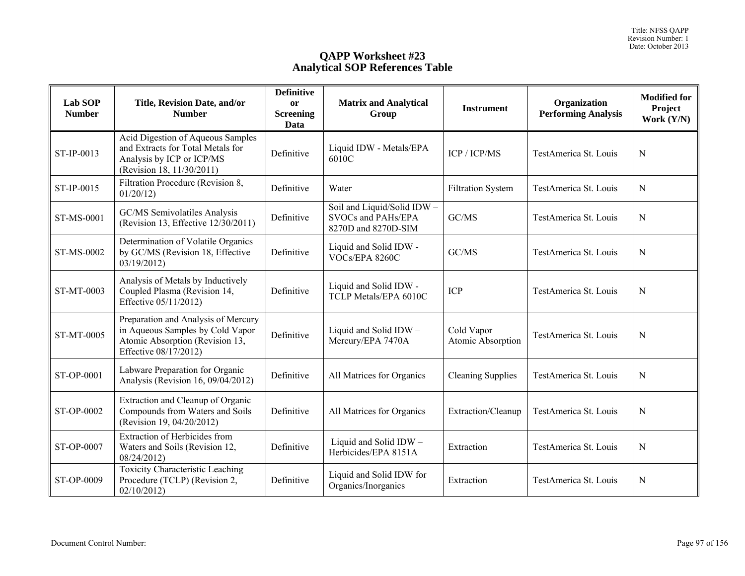# QAPP Worksheet #23
## Analytical SOP References Table

| Lab SOP Number | Title, Revision Date, and/or Number | Definitive or Screening Data | Matrix and Analytical Group | Instrument | Organization Performing Analysis | Modified for Project Work (Y/N) |
|---|---|---|---|---|---|---|
| ST-IP-0013 | Acid Digestion of Aqueous Samples and Extracts for Total Metals for Analysis by ICP or ICP/MS (Revision 18, 11/30/2011) | Definitive | Liquid IDW - Metals/EPA 6010C | ICP / ICP/MS | TestAmerica St. Louis | N |
| ST-IP-0015 | Filtration Procedure (Revision 8, 01/20/12) | Definitive | Water | Filtration System | TestAmerica St. Louis | N |
| ST-MS-0001 | GC/MS Semivolatiles Analysis (Revision 13, Effective 12/30/2011) | Definitive | Soil and Liquid/Solid IDW – SVOCs and PAHs/EPA 8270D and 8270D-SIM | GC/MS | TestAmerica St. Louis | N |
| ST-MS-0002 | Determination of Volatile Organics by GC/MS (Revision 18, Effective 03/19/2012) | Definitive | Liquid and Solid IDW - VOCs/EPA 8260C | GC/MS | TestAmerica St. Louis | N |
| ST-MT-0003 | Analysis of Metals by Inductively Coupled Plasma (Revision 14, Effective 05/11/2012) | Definitive | Liquid and Solid IDW - TCLP Metals/EPA 6010C | ICP | TestAmerica St. Louis | N |
| ST-MT-0005 | Preparation and Analysis of Mercury in Aqueous Samples by Cold Vapor Atomic Absorption (Revision 13, Effective 08/17/2012) | Definitive | Liquid and Solid IDW – Mercury/EPA 7470A | Cold Vapor Atomic Absorption | TestAmerica St. Louis | N |
| ST-OP-0001 | Labware Preparation for Organic Analysis (Revision 16, 09/04/2012) | Definitive | All Matrices for Organics | Cleaning Supplies | TestAmerica St. Louis | N |
| ST-OP-0002 | Extraction and Cleanup of Organic Compounds from Waters and Soils (Revision 19, 04/20/2012) | Definitive | All Matrices for Organics | Extraction/Cleanup | TestAmerica St. Louis | N |
| ST-OP-0007 | Extraction of Herbicides from Waters and Soils (Revision 12, 08/24/2012) | Definitive | Liquid and Solid IDW – Herbicides/EPA 8151A | Extraction | TestAmerica St. Louis | N |
| ST-OP-0009 | Toxicity Characteristic Leaching Procedure (TCLP) (Revision 2, 02/10/2012) | Definitive | Liquid and Solid IDW for Organics/Inorganics | Extraction | TestAmerica St. Louis | N |

Document Control Number: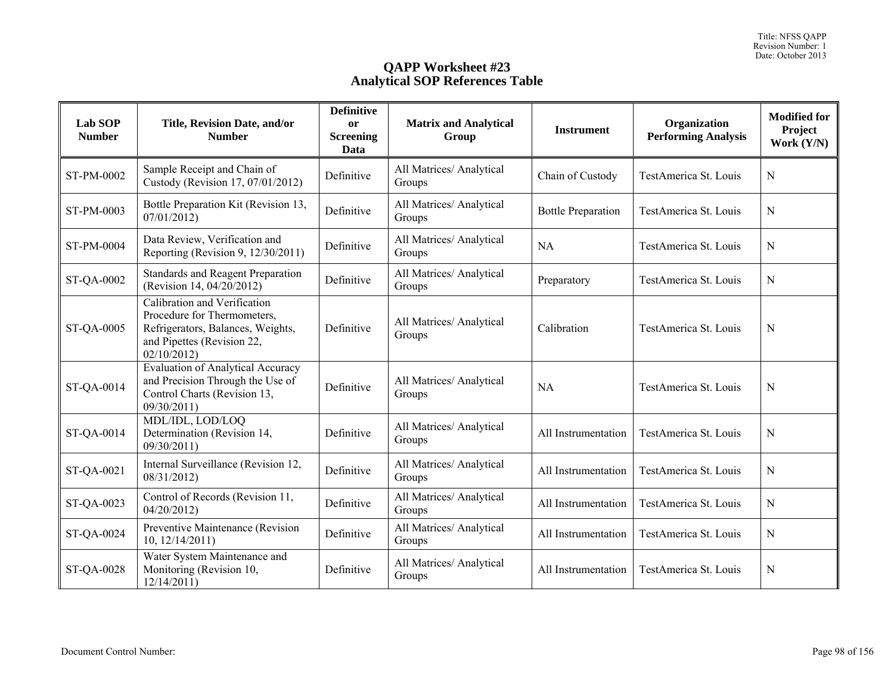# QAPP Worksheet #23
## Analytical SOP References Table

| Lab SOP Number | Title, Revision Date, and/or Number | Definitive or Screening Data | Matrix and Analytical Group | Instrument | Organization Performing Analysis | Modified for Project Work (Y/N) |
|---|---|---|---|---|---|---|
| ST-PM-0002 | Sample Receipt and Chain of Custody (Revision 17, 07/01/2012) | Definitive | All Matrices/ Analytical Groups | Chain of Custody | TestAmerica St. Louis | N |
| ST-PM-0003 | Bottle Preparation Kit (Revision 13, 07/01/2012) | Definitive | All Matrices/ Analytical Groups | Bottle Preparation | TestAmerica St. Louis | N |
| ST-PM-0004 | Data Review, Verification and Reporting (Revision 9, 12/30/2011) | Definitive | All Matrices/ Analytical Groups | NA | TestAmerica St. Louis | N |
| ST-QA-0002 | Standards and Reagent Preparation (Revision 14, 04/20/2012) | Definitive | All Matrices/ Analytical Groups | Preparatory | TestAmerica St. Louis | N |
| ST-QA-0005 | Calibration and Verification Procedure for Thermometers, Refrigerators, Balances, Weights, and Pipettes (Revision 22, 02/10/2012) | Definitive | All Matrices/ Analytical Groups | Calibration | TestAmerica St. Louis | N |
| ST-QA-0014 | Evaluation of Analytical Accuracy and Precision Through the Use of Control Charts (Revision 13, 09/30/2011) | Definitive | All Matrices/ Analytical Groups | NA | TestAmerica St. Louis | N |
| ST-QA-0014 | MDL/IDL, LOD/LOQ Determination (Revision 14, 09/30/2011) | Definitive | All Matrices/ Analytical Groups | All Instrumentation | TestAmerica St. Louis | N |
| ST-QA-0021 | Internal Surveillance (Revision 12, 08/31/2012) | Definitive | All Matrices/ Analytical Groups | All Instrumentation | TestAmerica St. Louis | N |
| ST-QA-0023 | Control of Records (Revision 11, 04/20/2012) | Definitive | All Matrices/ Analytical Groups | All Instrumentation | TestAmerica St. Louis | N |
| ST-QA-0024 | Preventive Maintenance (Revision 10, 12/14/2011) | Definitive | All Matrices/ Analytical Groups | All Instrumentation | TestAmerica St. Louis | N |
| ST-QA-0028 | Water System Maintenance and Monitoring (Revision 10, 12/14/2011) | Definitive | All Matrices/ Analytical Groups | All Instrumentation | TestAmerica St. Louis | N |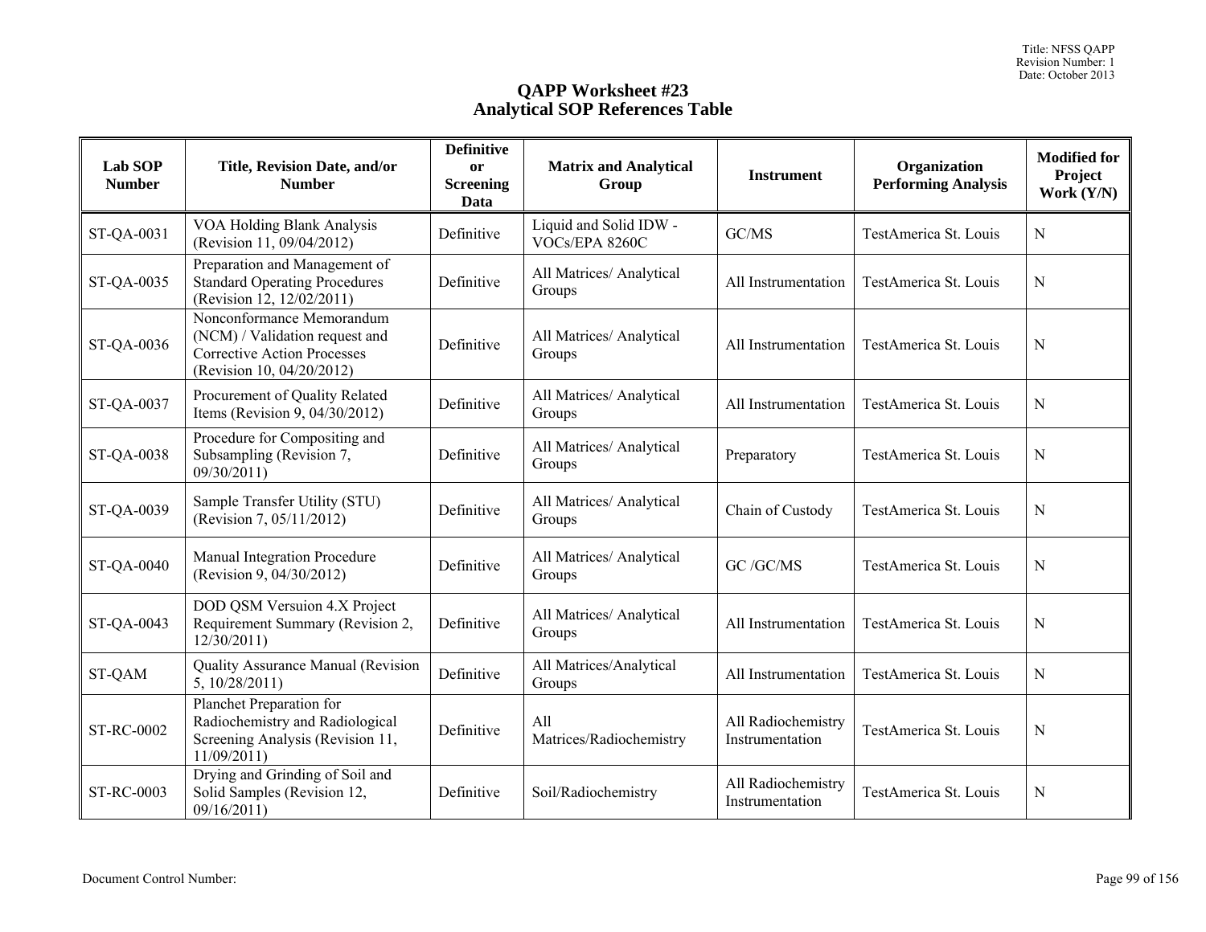# QAPP Worksheet #23
## Analytical SOP References Table

| Lab SOP Number | Title, Revision Date, and/or Number | Definitive or Screening Data | Matrix and Analytical Group | Instrument | Organization Performing Analysis | Modified for Project Work (Y/N) |
|---|---|---|---|---|---|---|
| ST-QA-0031 | VOA Holding Blank Analysis (Revision 11, 09/04/2012) | Definitive | Liquid and Solid IDW - VOCs/EPA 8260C | GC/MS | TestAmerica St. Louis | N |
| ST-QA-0035 | Preparation and Management of Standard Operating Procedures (Revision 12, 12/02/2011) | Definitive | All Matrices/ Analytical Groups | All Instrumentation | TestAmerica St. Louis | N |
| ST-QA-0036 | Nonconformance Memorandum (NCM) / Validation request and Corrective Action Processes (Revision 10, 04/20/2012) | Definitive | All Matrices/ Analytical Groups | All Instrumentation | TestAmerica St. Louis | N |
| ST-QA-0037 | Procurement of Quality Related Items (Revision 9, 04/30/2012) | Definitive | All Matrices/ Analytical Groups | All Instrumentation | TestAmerica St. Louis | N |
| ST-QA-0038 | Procedure for Compositing and Subsampling (Revision 7, 09/30/2011) | Definitive | All Matrices/ Analytical Groups | Preparatory | TestAmerica St. Louis | N |
| ST-QA-0039 | Sample Transfer Utility (STU) (Revision 7, 05/11/2012) | Definitive | All Matrices/ Analytical Groups | Chain of Custody | TestAmerica St. Louis | N |
| ST-QA-0040 | Manual Integration Procedure (Revision 9, 04/30/2012) | Definitive | All Matrices/ Analytical Groups | GC /GC/MS | TestAmerica St. Louis | N |
| ST-QA-0043 | DOD QSM Versuion 4.X Project Requirement Summary (Revision 2, 12/30/2011) | Definitive | All Matrices/ Analytical Groups | All Instrumentation | TestAmerica St. Louis | N |
| ST-QAM | Quality Assurance Manual (Revision 5, 10/28/2011) | Definitive | All Matrices/Analytical Groups | All Instrumentation | TestAmerica St. Louis | N |
| ST-RC-0002 | Planchet Preparation for Radiochemistry and Radiological Screening Analysis (Revision 11, 11/09/2011) | Definitive | All Matrices/Radiochemistry | All Radiochemistry Instrumentation | TestAmerica St. Louis | N |
| ST-RC-0003 | Drying and Grinding of Soil and Solid Samples (Revision 12, 09/16/2011) | Definitive | Soil/Radiochemistry | All Radiochemistry Instrumentation | TestAmerica St. Louis | N |

Document Control Number: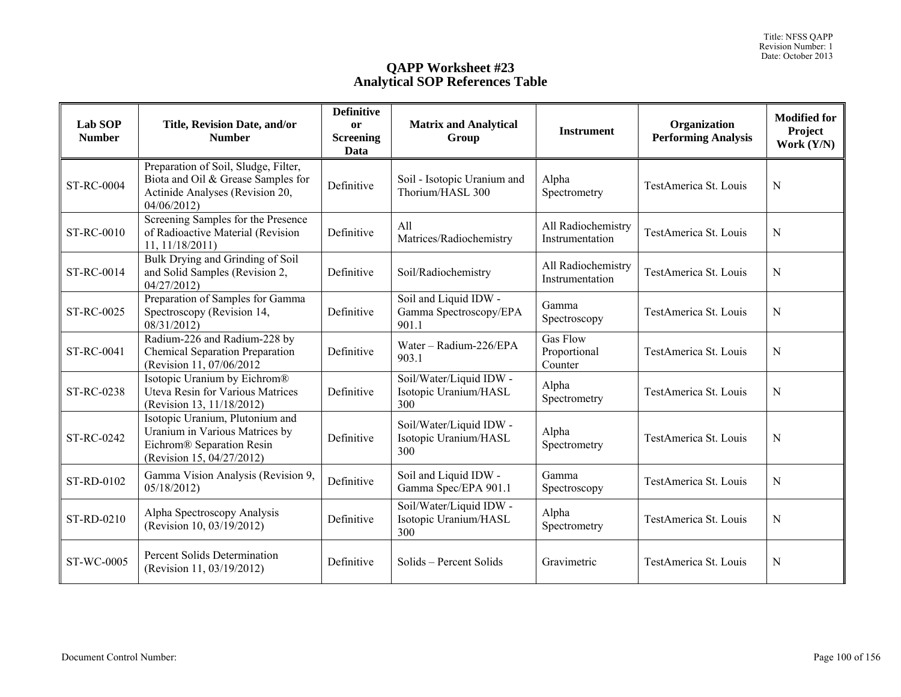# QAPP Worksheet #23
## Analytical SOP References Table

| Lab SOP Number | Title, Revision Date, and/or Number | Definitive or Screening Data | Matrix and Analytical Group | Instrument | Organization Performing Analysis | Modified for Project Work (Y/N) |
|---|---|---|---|---|---|---|
| ST-RC-0004 | Preparation of Soil, Sludge, Filter, Biota and Oil & Grease Samples for Actinide Analyses (Revision 20, 04/06/2012) | Definitive | Soil - Isotopic Uranium and Thorium/HASL 300 | Alpha Spectrometry | TestAmerica St. Louis | N |
| ST-RC-0010 | Screening Samples for the Presence of Radioactive Material (Revision 11, 11/18/2011) | Definitive | All Matrices/Radiochemistry | All Radiochemistry Instrumentation | TestAmerica St. Louis | N |
| ST-RC-0014 | Bulk Drying and Grinding of Soil and Solid Samples (Revision 2, 04/27/2012) | Definitive | Soil/Radiochemistry | All Radiochemistry Instrumentation | TestAmerica St. Louis | N |
| ST-RC-0025 | Preparation of Samples for Gamma Spectroscopy (Revision 14, 08/31/2012) | Definitive | Soil and Liquid IDW - Gamma Spectroscopy/EPA 901.1 | Gamma Spectroscopy | TestAmerica St. Louis | N |
| ST-RC-0041 | Radium-226 and Radium-228 by Chemical Separation Preparation (Revision 11, 07/06/2012 | Definitive | Water – Radium-226/EPA 903.1 | Gas Flow Proportional Counter | TestAmerica St. Louis | N |
| ST-RC-0238 | Isotopic Uranium by Eichrom® Uteva Resin for Various Matrices (Revision 13, 11/18/2012) | Definitive | Soil/Water/Liquid IDW - Isotopic Uranium/HASL 300 | Alpha Spectrometry | TestAmerica St. Louis | N |
| ST-RC-0242 | Isotopic Uranium, Plutonium and Uranium in Various Matrices by Eichrom® Separation Resin (Revision 15, 04/27/2012) | Definitive | Soil/Water/Liquid IDW - Isotopic Uranium/HASL 300 | Alpha Spectrometry | TestAmerica St. Louis | N |
| ST-RD-0102 | Gamma Vision Analysis (Revision 9, 05/18/2012) | Definitive | Soil and Liquid IDW - Gamma Spec/EPA 901.1 | Gamma Spectroscopy | TestAmerica St. Louis | N |
| ST-RD-0210 | Alpha Spectroscopy Analysis (Revision 10, 03/19/2012) | Definitive | Soil/Water/Liquid IDW - Isotopic Uranium/HASL 300 | Alpha Spectrometry | TestAmerica St. Louis | N |
| ST-WC-0005 | Percent Solids Determination (Revision 11, 03/19/2012) | Definitive | Solids – Percent Solids | Gravimetric | TestAmerica St. Louis | N |

Document Control Number: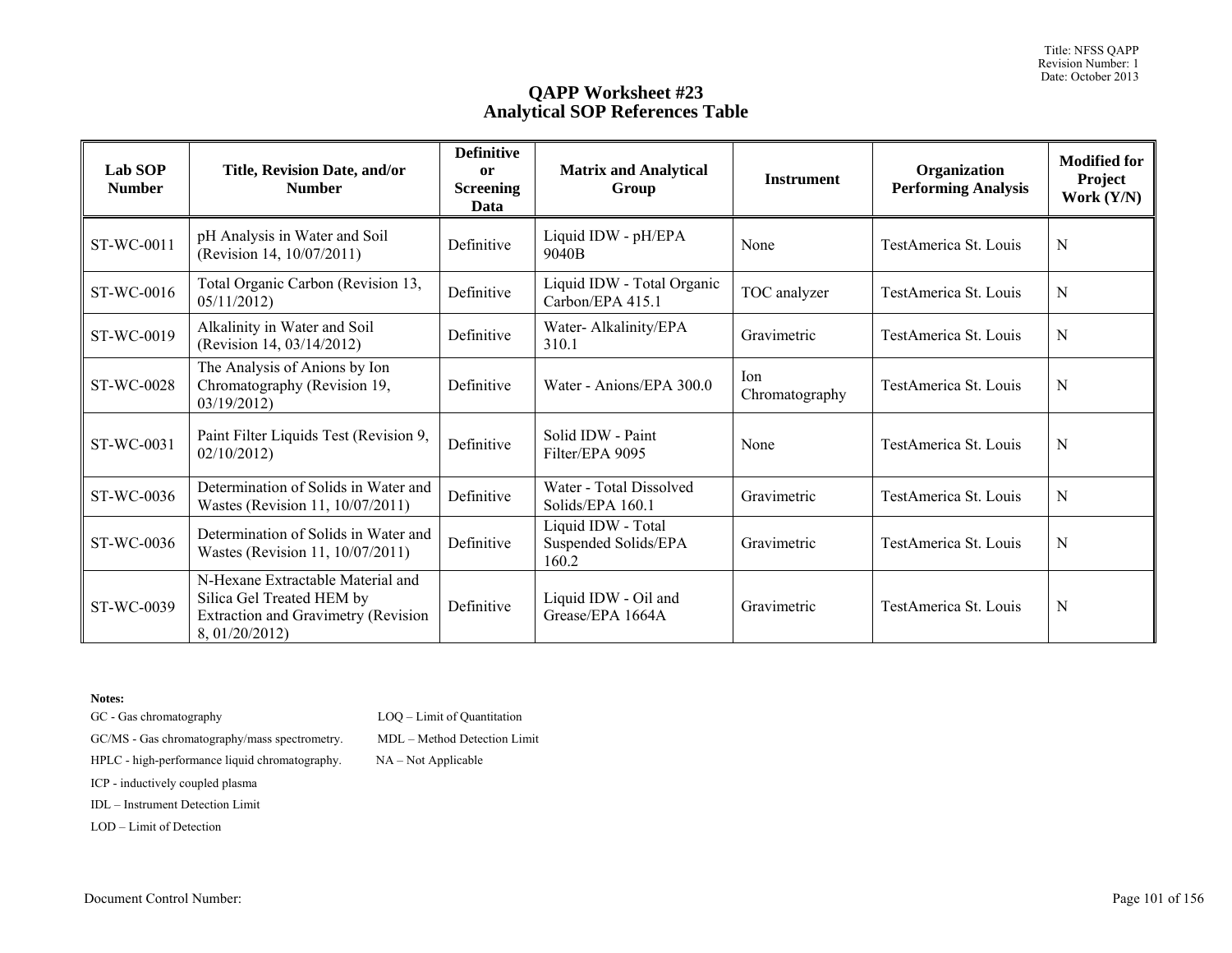# QAPP Worksheet #23
## Analytical SOP References Table

| Lab SOP Number | Title, Revision Date, and/or Number | Definitive or Screening Data | Matrix and Analytical Group | Instrument | Organization Performing Analysis | Modified for Project Work (Y/N) |
|---|---|---|---|---|---|---|
| ST-WC-0011 | pH Analysis in Water and Soil (Revision 14, 10/07/2011) | Definitive | Liquid IDW - pH/EPA 9040B | None | TestAmerica St. Louis | N |
| ST-WC-0016 | Total Organic Carbon (Revision 13, 05/11/2012) | Definitive | Liquid IDW - Total Organic Carbon/EPA 415.1 | TOC analyzer | TestAmerica St. Louis | N |
| ST-WC-0019 | Alkalinity in Water and Soil (Revision 14, 03/14/2012) | Definitive | Water- Alkalinity/EPA 310.1 | Gravimetric | TestAmerica St. Louis | N |
| ST-WC-0028 | The Analysis of Anions by Ion Chromatography (Revision 19, 03/19/2012) | Definitive | Water - Anions/EPA 300.0 | Ion Chromatography | TestAmerica St. Louis | N |
| ST-WC-0031 | Paint Filter Liquids Test (Revision 9, 02/10/2012) | Definitive | Solid IDW - Paint Filter/EPA 9095 | None | TestAmerica St. Louis | N |
| ST-WC-0036 | Determination of Solids in Water and Wastes (Revision 11, 10/07/2011) | Definitive | Water - Total Dissolved Solids/EPA 160.1 | Gravimetric | TestAmerica St. Louis | N |
| ST-WC-0036 | Determination of Solids in Water and Wastes (Revision 11, 10/07/2011) | Definitive | Liquid IDW - Total Suspended Solids/EPA 160.2 | Gravimetric | TestAmerica St. Louis | N |
| ST-WC-0039 | N-Hexane Extractable Material and Silica Gel Treated HEM by Extraction and Gravimetry (Revision 8, 01/20/2012) | Definitive | Liquid IDW - Oil and Grease/EPA 1664A | Gravimetric | TestAmerica St. Louis | N |

**Notes:**

GC - Gas chromatography

GC/MS - Gas chromatography/mass spectrometry.

HPLC - high-performance liquid chromatography.

ICP - inductively coupled plasma

IDL – Instrument Detection Limit

LOD – Limit of Detection

LOQ – Limit of Quantitation

MDL – Method Detection Limit

NA – Not Applicable

Document Control Number: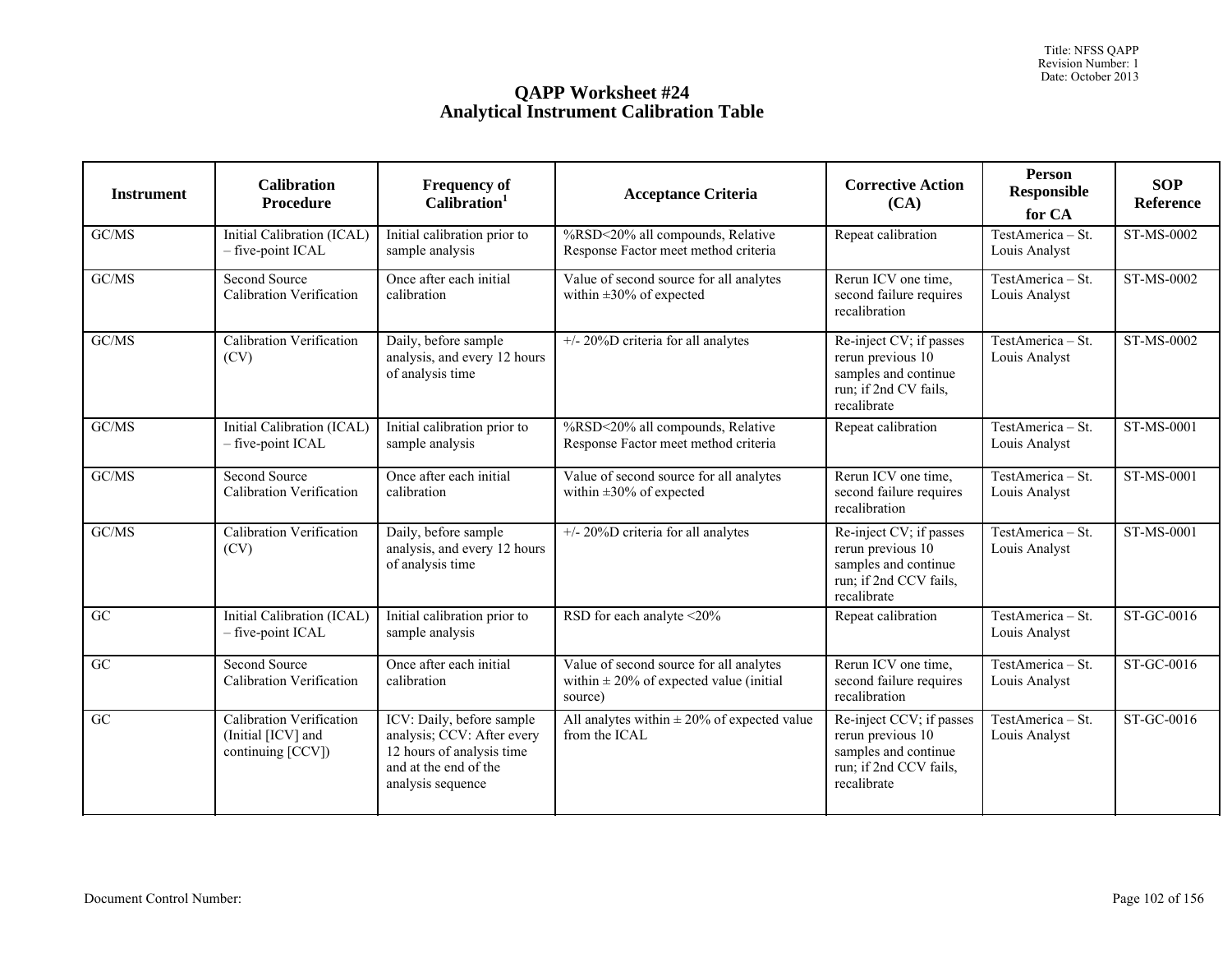# QAPP Worksheet #24
## Analytical Instrument Calibration Table

| Instrument | Calibration Procedure | Frequency of Calibration[1] | Acceptance Criteria | Corrective Action (CA) | Person Responsible for CA | SOP Reference |
|---|---|---|---|---|---|---|
| GC/MS | Initial Calibration (ICAL) – five-point ICAL | Initial calibration prior to sample analysis | %RSD<20% all compounds, Relative Response Factor meet method criteria | Repeat calibration | TestAmerica – St. Louis Analyst | ST-MS-0002 |
| GC/MS | Second Source Calibration Verification | Once after each initial calibration | Value of second source for all analytes within ±30% of expected | Rerun ICV one time, second failure requires recalibration | TestAmerica – St. Louis Analyst | ST-MS-0002 |
| GC/MS | Calibration Verification (CV) | Daily, before sample analysis, and every 12 hours of analysis time | +/- 20%D criteria for all analytes | Re-inject CV; if passes rerun previous 10 samples and continue run; if 2nd CV fails, recalibrate | TestAmerica – St. Louis Analyst | ST-MS-0002 |
| GC/MS | Initial Calibration (ICAL) – five-point ICAL | Initial calibration prior to sample analysis | %RSD<20% all compounds, Relative Response Factor meet method criteria | Repeat calibration | TestAmerica – St. Louis Analyst | ST-MS-0001 |
| GC/MS | Second Source Calibration Verification | Once after each initial calibration | Value of second source for all analytes within ±30% of expected | Rerun ICV one time, second failure requires recalibration | TestAmerica – St. Louis Analyst | ST-MS-0001 |
| GC/MS | Calibration Verification (CV) | Daily, before sample analysis, and every 12 hours of analysis time | +/- 20%D criteria for all analytes | Re-inject CV; if passes rerun previous 10 samples and continue run; if 2nd CCV fails, recalibrate | TestAmerica – St. Louis Analyst | ST-MS-0001 |
| GC | Initial Calibration (ICAL) – five-point ICAL | Initial calibration prior to sample analysis | RSD for each analyte <20% | Repeat calibration | TestAmerica – St. Louis Analyst | ST-GC-0016 |
| GC | Second Source Calibration Verification | Once after each initial calibration | Value of second source for all analytes within ± 20% of expected value (initial source) | Rerun ICV one time, second failure requires recalibration | TestAmerica – St. Louis Analyst | ST-GC-0016 |
| GC | Calibration Verification (Initial [ICV] and continuing [CCV]) | ICV: Daily, before sample analysis; CCV: After every 12 hours of analysis time and at the end of the analysis sequence | All analytes within ± 20% of expected value from the ICAL | Re-inject CCV; if passes rerun previous 10 samples and continue run; if 2nd CCV fails, recalibrate | TestAmerica – St. Louis Analyst | ST-GC-0016 |

Document Control Number: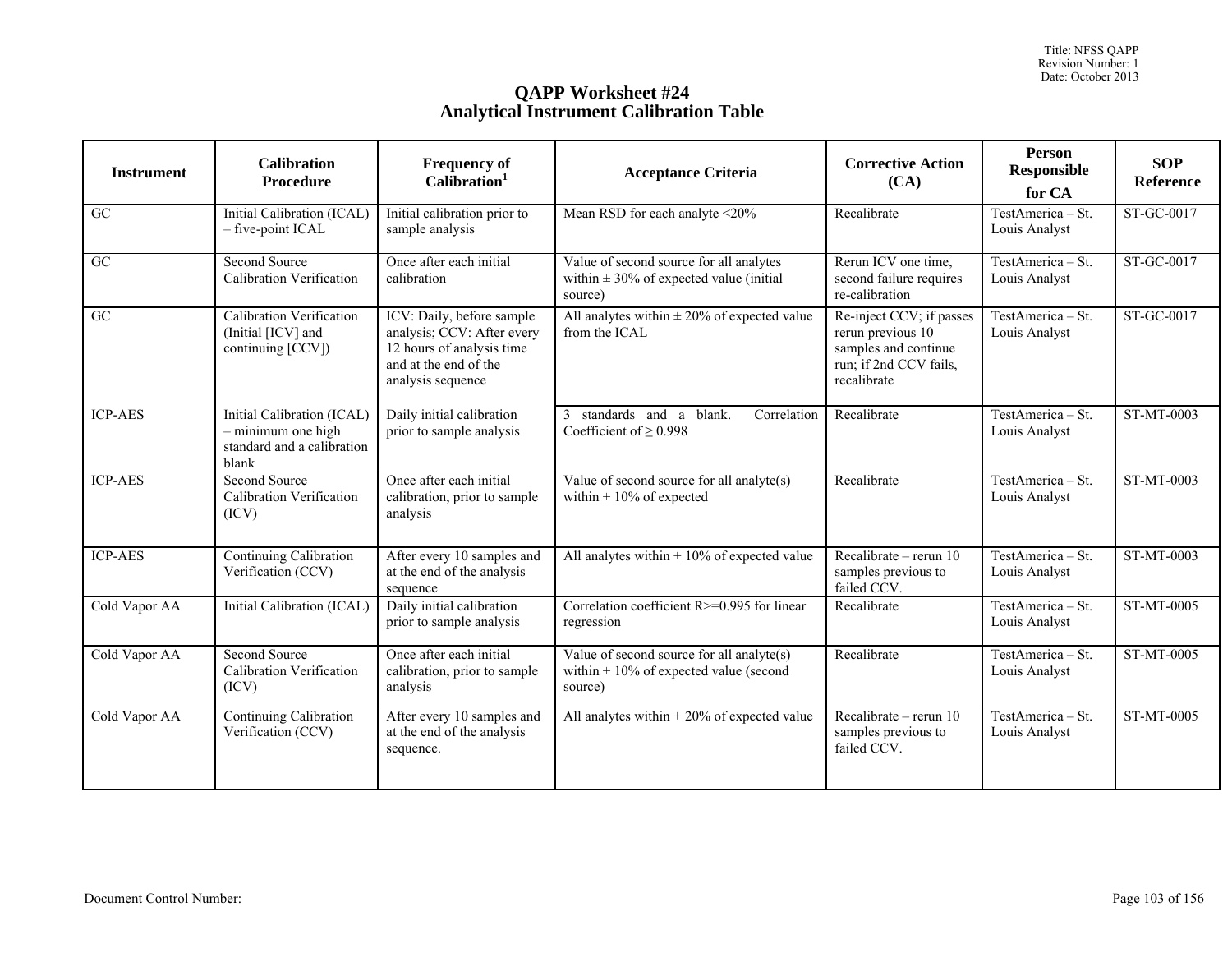# QAPP Worksheet #24
# Analytical Instrument Calibration Table

| Instrument | Calibration Procedure | Frequency of Calibration[1] | Acceptance Criteria | Corrective Action (CA) | Person Responsible for CA | SOP Reference |
|---|---|---|---|---|---|---|
| GC | Initial Calibration (ICAL) – five-point ICAL | Initial calibration prior to sample analysis | Mean RSD for each analyte <20% | Recalibrate | TestAmerica – St. Louis Analyst | ST-GC-0017 |
| GC | Second Source Calibration Verification | Once after each initial calibration | Value of second source for all analytes within ± 30% of expected value (initial source) | Rerun ICV one time, second failure requires re-calibration | TestAmerica – St. Louis Analyst | ST-GC-0017 |
| GC | Calibration Verification (Initial [ICV] and continuing [CCV]) | ICV: Daily, before sample analysis; CCV: After every 12 hours of analysis time and at the end of the analysis sequence | All analytes within ± 20% of expected value from the ICAL | Re-inject CCV; if passes rerun previous 10 samples and continue run; if 2nd CCV fails, recalibrate | TestAmerica – St. Louis Analyst | ST-GC-0017 |
| ICP-AES | Initial Calibration (ICAL) – minimum one high standard and a calibration blank | Daily initial calibration prior to sample analysis | 3 standards and a blank. Correlation Coefficient of ≥ 0.998 | Recalibrate | TestAmerica – St. Louis Analyst | ST-MT-0003 |
| ICP-AES | Second Source Calibration Verification (ICV) | Once after each initial calibration, prior to sample analysis | Value of second source for all analyte(s) within ± 10% of expected | Recalibrate | TestAmerica – St. Louis Analyst | ST-MT-0003 |
| ICP-AES | Continuing Calibration Verification (CCV) | After every 10 samples and at the end of the analysis sequence | All analytes within + 10% of expected value | Recalibrate – rerun 10 samples previous to failed CCV. | TestAmerica – St. Louis Analyst | ST-MT-0003 |
| Cold Vapor AA | Initial Calibration (ICAL) | Daily initial calibration prior to sample analysis | Correlation coefficient R>=0.995 for linear regression | Recalibrate | TestAmerica – St. Louis Analyst | ST-MT-0005 |
| Cold Vapor AA | Second Source Calibration Verification (ICV) | Once after each initial calibration, prior to sample analysis | Value of second source for all analyte(s) within ± 10% of expected value (second source) | Recalibrate | TestAmerica – St. Louis Analyst | ST-MT-0005 |
| Cold Vapor AA | Continuing Calibration Verification (CCV) | After every 10 samples and at the end of the analysis sequence. | All analytes within + 20% of expected value | Recalibrate – rerun 10 samples previous to failed CCV. | TestAmerica – St. Louis Analyst | ST-MT-0005 |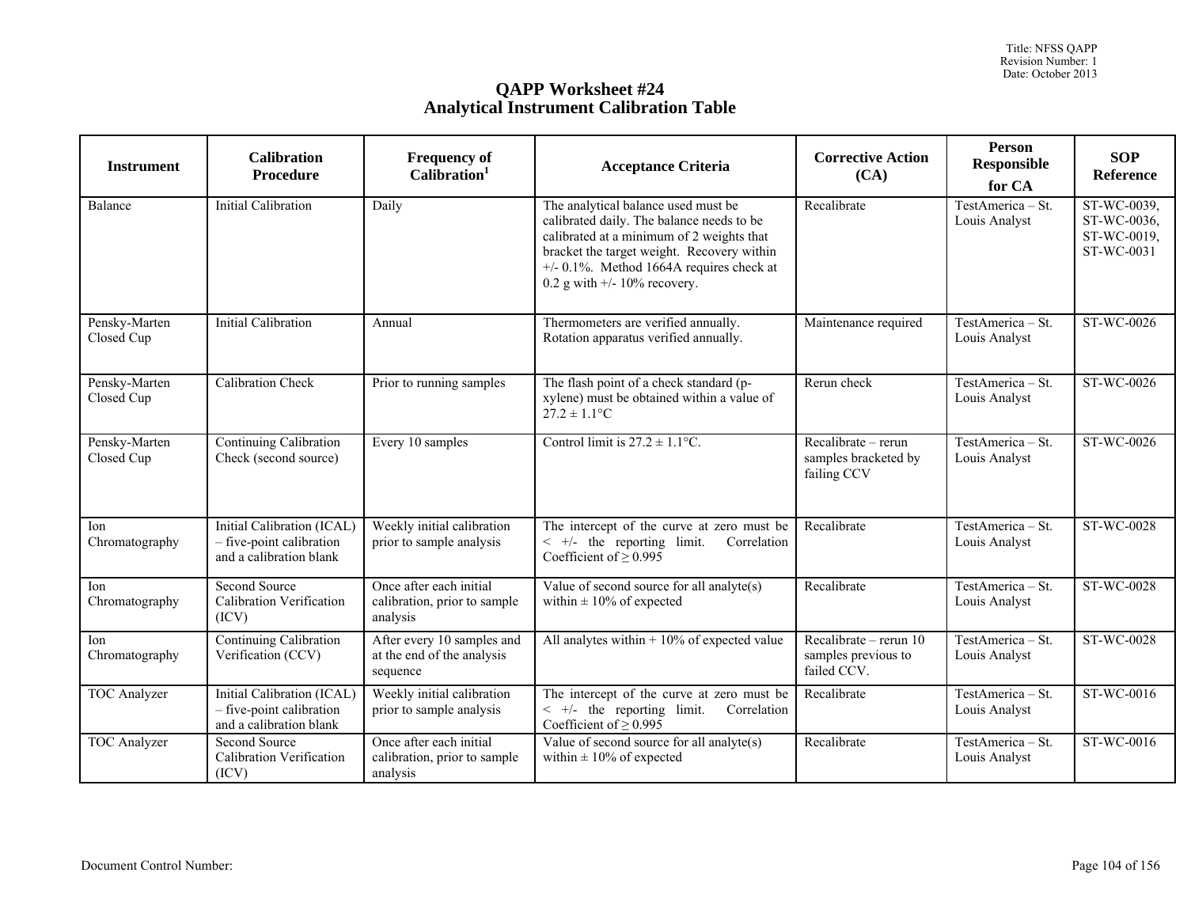# QAPP Worksheet #24
## Analytical Instrument Calibration Table

| Instrument | Calibration Procedure | Frequency of Calibration[1] | Acceptance Criteria | Corrective Action (CA) | Person Responsible for CA | SOP Reference |
|---|---|---|---|---|---|---|
| Balance | Initial Calibration | Daily | The analytical balance used must be calibrated daily. The balance needs to be calibrated at a minimum of 2 weights that bracket the target weight. Recovery within +/- 0.1%. Method 1664A requires check at 0.2 g with +/- 10% recovery. | Recalibrate | TestAmerica – St. Louis Analyst | ST-WC-0039, ST-WC-0036, ST-WC-0019, ST-WC-0031 |
| Pensky-Marten Closed Cup | Initial Calibration | Annual | Thermometers are verified annually. Rotation apparatus verified annually. | Maintenance required | TestAmerica – St. Louis Analyst | ST-WC-0026 |
| Pensky-Marten Closed Cup | Calibration Check | Prior to running samples | The flash point of a check standard (p-xylene) must be obtained within a value of 27.2 ± 1.1°C | Rerun check | TestAmerica – St. Louis Analyst | ST-WC-0026 |
| Pensky-Marten Closed Cup | Continuing Calibration Check (second source) | Every 10 samples | Control limit is 27.2 ± 1.1°C. | Recalibrate – rerun samples bracketed by failing CCV | TestAmerica – St. Louis Analyst | ST-WC-0026 |
| Ion Chromatography | Initial Calibration (ICAL) – five-point calibration and a calibration blank | Weekly initial calibration prior to sample analysis | The intercept of the curve at zero must be < +/- the reporting limit. Correlation Coefficient of ≥ 0.995 | Recalibrate | TestAmerica – St. Louis Analyst | ST-WC-0028 |
| Ion Chromatography | Second Source Calibration Verification (ICV) | Once after each initial calibration, prior to sample analysis | Value of second source for all analyte(s) within ± 10% of expected | Recalibrate | TestAmerica – St. Louis Analyst | ST-WC-0028 |
| Ion Chromatography | Continuing Calibration Verification (CCV) | After every 10 samples and at the end of the analysis sequence | All analytes within + 10% of expected value | Recalibrate – rerun 10 samples previous to failed CCV. | TestAmerica – St. Louis Analyst | ST-WC-0028 |
| TOC Analyzer | Initial Calibration (ICAL) – five-point calibration and a calibration blank | Weekly initial calibration prior to sample analysis | The intercept of the curve at zero must be < +/- the reporting limit. Correlation Coefficient of ≥ 0.995 | Recalibrate | TestAmerica – St. Louis Analyst | ST-WC-0016 |
| TOC Analyzer | Second Source Calibration Verification (ICV) | Once after each initial calibration, prior to sample analysis | Value of second source for all analyte(s) within ± 10% of expected | Recalibrate | TestAmerica – St. Louis Analyst | ST-WC-0016 |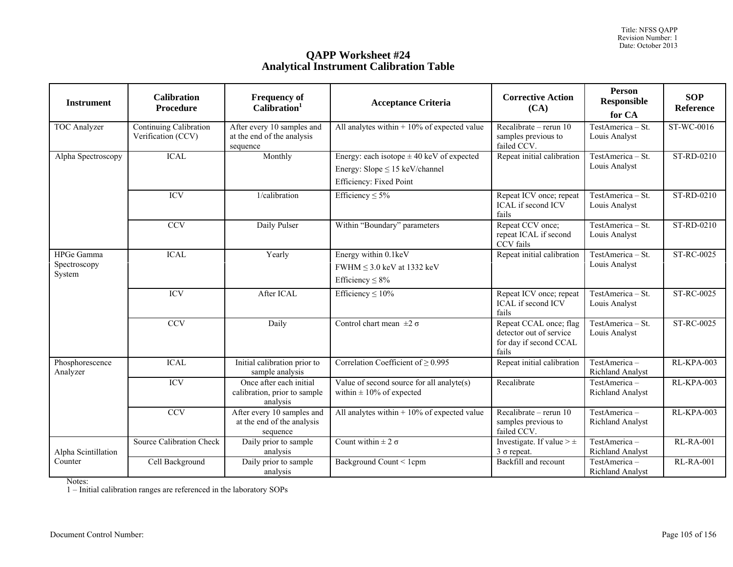# QAPP Worksheet #24
## Analytical Instrument Calibration Table

| Instrument | Calibration Procedure | Frequency of Calibration[1] | Acceptance Criteria | Corrective Action (CA) | Person Responsible for CA | SOP Reference |
|---|---|---|---|---|---|---|
| TOC Analyzer | Continuing Calibration Verification (CCV) | After every 10 samples and at the end of the analysis sequence | All analytes within + 10% of expected value | Recalibrate – rerun 10 samples previous to failed CCV. | TestAmerica – St. Louis Analyst | ST-WC-0016 |
| Alpha Spectroscopy | ICAL | Monthly | Energy: each isotope ± 40 keV of expected<br>Energy: Slope ≤ 15 keV/channel<br>Efficiency: Fixed Point | Repeat initial calibration | TestAmerica – St. Louis Analyst | ST-RD-0210 |
| | ICV | 1/calibration | Efficiency ≤ 5% | Repeat ICV once; repeat ICAL if second ICV fails | TestAmerica – St. Louis Analyst | ST-RD-0210 |
| | CCV | Daily Pulser | Within "Boundary" parameters | Repeat CCV once; repeat ICAL if second CCV fails | TestAmerica – St. Louis Analyst | ST-RD-0210 |
| HPGe Gamma Spectroscopy System | ICAL | Yearly | Energy within 0.1keV<br>FWHM ≤ 3.0 keV at 1332 keV<br>Efficiency ≤ 8% | Repeat initial calibration | TestAmerica – St. Louis Analyst | ST-RC-0025 |
| | ICV | After ICAL | Efficiency ≤ 10% | Repeat ICV once; repeat ICAL if second ICV fails | TestAmerica – St. Louis Analyst | ST-RC-0025 |
| | CCV | Daily | Control chart mean ±2 σ | Repeat CCAL once; flag detector out of service for day if second CCAL fails | TestAmerica – St. Louis Analyst | ST-RC-0025 |
| Phosphorescence Analyzer | ICAL | Initial calibration prior to sample analysis | Correlation Coefficient of ≥ 0.995 | Repeat initial calibration | TestAmerica – Richland Analyst | RL-KPA-003 |
| | ICV | Once after each initial calibration, prior to sample analysis | Value of second source for all analyte(s) within ± 10% of expected | Recalibrate | TestAmerica – Richland Analyst | RL-KPA-003 |
| | CCV | After every 10 samples and at the end of the analysis sequence | All analytes within + 10% of expected value | Recalibrate – rerun 10 samples previous to failed CCV. | TestAmerica – Richland Analyst | RL-KPA-003 |
| Alpha Scintillation Counter | Source Calibration Check | Daily prior to sample analysis | Count within ± 2 σ | Investigate. If value > ± 3 σ repeat. | TestAmerica – Richland Analyst | RL-RA-001 |
| | Cell Background | Daily prior to sample analysis | Background Count < 1cpm | Backfill and recount | TestAmerica – Richland Analyst | RL-RA-001 |

Notes:
1 – Initial calibration ranges are referenced in the laboratory SOPs

Document Control Number: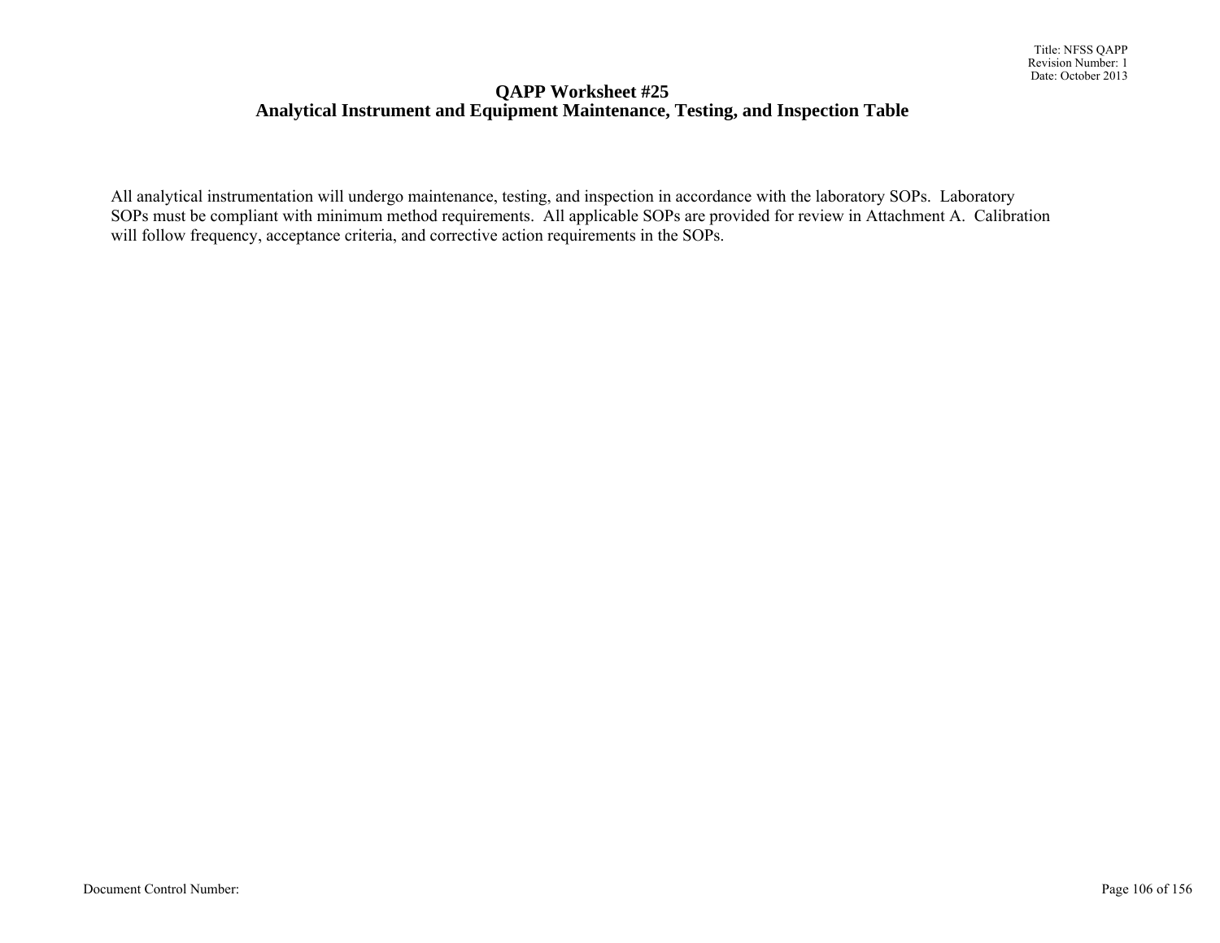# QAPP Worksheet #25
## Analytical Instrument and Equipment Maintenance, Testing, and Inspection Table

All analytical instrumentation will undergo maintenance, testing, and inspection in accordance with the laboratory SOPs. Laboratory SOPs must be compliant with minimum method requirements. All applicable SOPs are provided for review in Attachment A. Calibration will follow frequency, acceptance criteria, and corrective action requirements in the SOPs.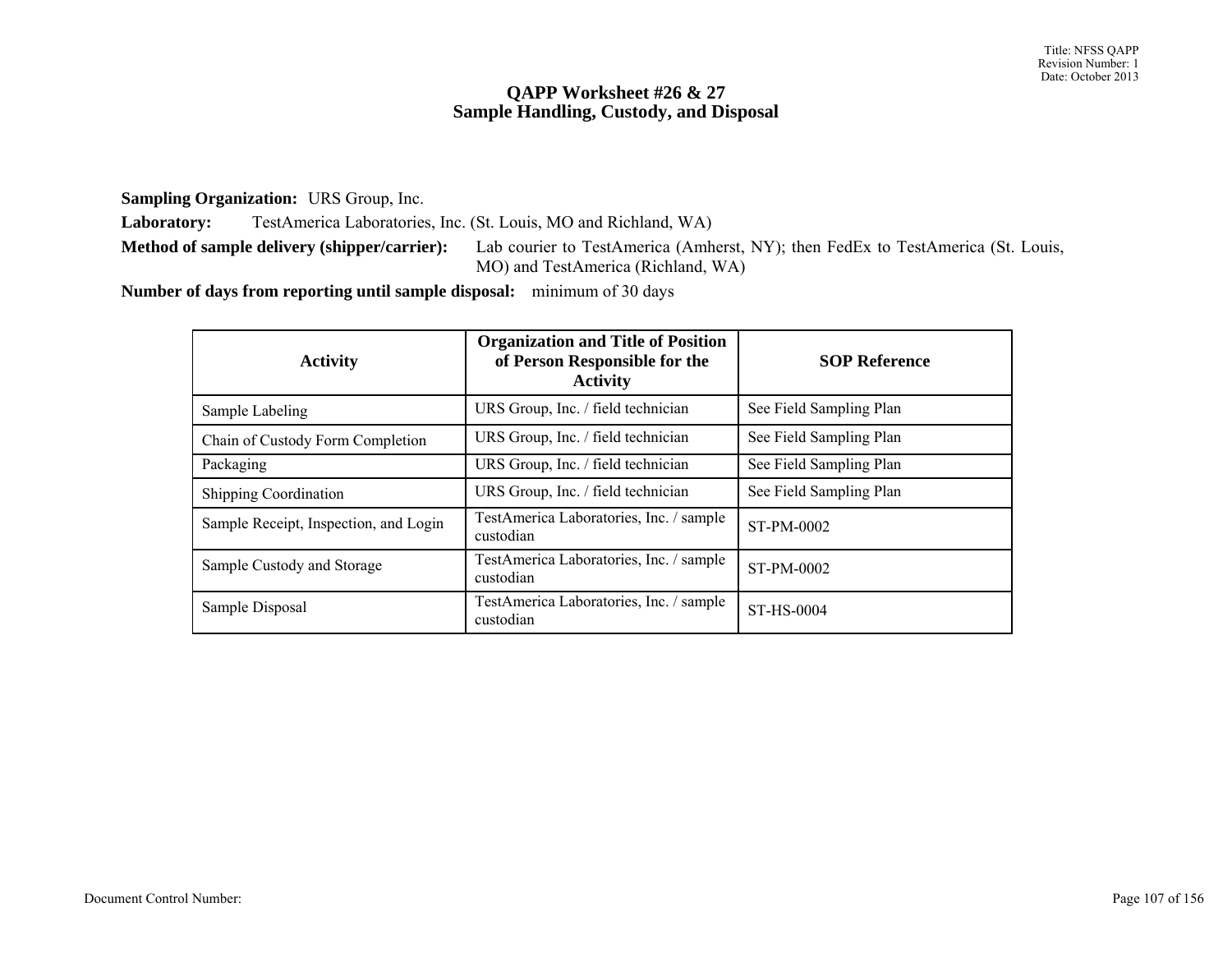# QAPP Worksheet #26 & 27
## Sample Handling, Custody, and Disposal

**Sampling Organization:** URS Group, Inc.

**Laboratory:** TestAmerica Laboratories, Inc. (St. Louis, MO and Richland, WA)

**Method of sample delivery (shipper/carrier):** Lab courier to TestAmerica (Amherst, NY); then FedEx to TestAmerica (St. Louis, MO) and TestAmerica (Richland, WA)

**Number of days from reporting until sample disposal:** minimum of 30 days

| Activity | Organization and Title of Position of Person Responsible for the Activity | SOP Reference |
|---|---|---|
| Sample Labeling | URS Group, Inc. / field technician | See Field Sampling Plan |
| Chain of Custody Form Completion | URS Group, Inc. / field technician | See Field Sampling Plan |
| Packaging | URS Group, Inc. / field technician | See Field Sampling Plan |
| Shipping Coordination | URS Group, Inc. / field technician | See Field Sampling Plan |
| Sample Receipt, Inspection, and Login | TestAmerica Laboratories, Inc. / sample custodian | ST-PM-0002 |
| Sample Custody and Storage | TestAmerica Laboratories, Inc. / sample custodian | ST-PM-0002 |
| Sample Disposal | TestAmerica Laboratories, Inc. / sample custodian | ST-HS-0004 |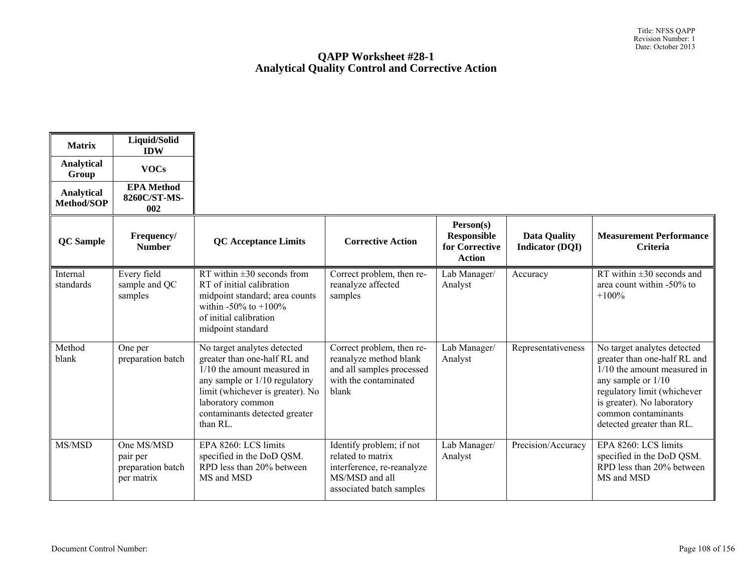# QAPP Worksheet #28-1
## Analytical Quality Control and Corrective Action

| Matrix | Liquid/Solid IDW |
|---|---|
| Analytical Group | VOCs |
| Analytical Method/SOP | EPA Method 8260C/ST-MS-002 |

| QC Sample | Frequency/ Number | QC Acceptance Limits | Corrective Action | Person(s) Responsible for Corrective Action | Data Quality Indicator (DQI) | Measurement Performance Criteria |
|---|---|---|---|---|---|---|
| Internal standards | Every field sample and QC samples | RT within ±30 seconds from RT of initial calibration midpoint standard; area counts within -50% to +100% of initial calibration midpoint standard | Correct problem, then re-reanalyze affected samples | Lab Manager/ Analyst | Accuracy | RT within ±30 seconds and area count within -50% to +100% |
| Method blank | One per preparation batch | No target analytes detected greater than one-half RL and 1/10 the amount measured in any sample or 1/10 regulatory limit (whichever is greater). No laboratory common contaminants detected greater than RL. | Correct problem, then re-reanalyze method blank and all samples processed with the contaminated blank | Lab Manager/ Analyst | Representativeness | No target analytes detected greater than one-half RL and 1/10 the amount measured in any sample or 1/10 regulatory limit (whichever is greater). No laboratory common contaminants detected greater than RL. |
| MS/MSD | One MS/MSD pair per preparation batch per matrix | EPA 8260: LCS limits specified in the DoD QSM. RPD less than 20% between MS and MSD | Identify problem; if not related to matrix interference, re-reanalyze MS/MSD and all associated batch samples | Lab Manager/ Analyst | Precision/Accuracy | EPA 8260: LCS limits specified in the DoD QSM. RPD less than 20% between MS and MSD |

Document Control Number: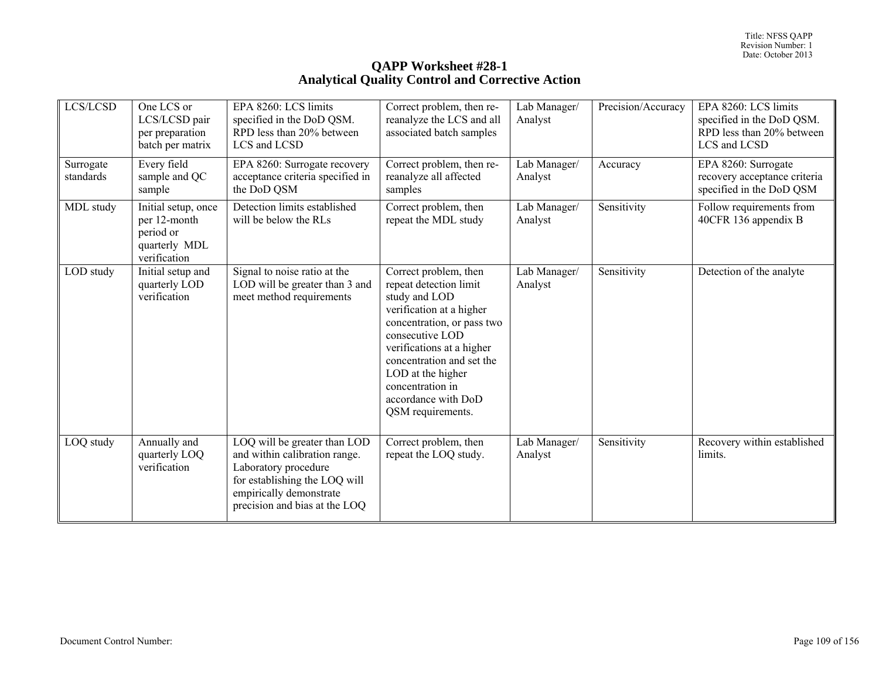# QAPP Worksheet #28-1
## Analytical Quality Control and Corrective Action

| | | | | | | |
|---|---|---|---|---|---|---|
| LCS/LCSD | One LCS or LCS/LCSD pair per preparation batch per matrix | EPA 8260: LCS limits specified in the DoD QSM. RPD less than 20% between LCS and LCSD | Correct problem, then re-reanalyze the LCS and all associated batch samples | Lab Manager/ Analyst | Precision/Accuracy | EPA 8260: LCS limits specified in the DoD QSM. RPD less than 20% between LCS and LCSD |
| Surrogate standards | Every field sample and QC sample | EPA 8260: Surrogate recovery acceptance criteria specified in the DoD QSM | Correct problem, then re-reanalyze all affected samples | Lab Manager/ Analyst | Accuracy | EPA 8260: Surrogate recovery acceptance criteria specified in the DoD QSM |
| MDL study | Initial setup, once per 12-month period or quarterly MDL verification | Detection limits established will be below the RLs | Correct problem, then repeat the MDL study | Lab Manager/ Analyst | Sensitivity | Follow requirements from 40CFR 136 appendix B |
| LOD study | Initial setup and quarterly LOD verification | Signal to noise ratio at the LOD will be greater than 3 and meet method requirements | Correct problem, then repeat detection limit study and LOD verification at a higher concentration, or pass two consecutive LOD verifications at a higher concentration and set the LOD at the higher concentration in accordance with DoD QSM requirements. | Lab Manager/ Analyst | Sensitivity | Detection of the analyte |
| LOQ study | Annually and quarterly LOQ verification | LOQ will be greater than LOD and within calibration range. Laboratory procedure for establishing the LOQ will empirically demonstrate precision and bias at the LOQ | Correct problem, then repeat the LOQ study. | Lab Manager/ Analyst | Sensitivity | Recovery within established limits. |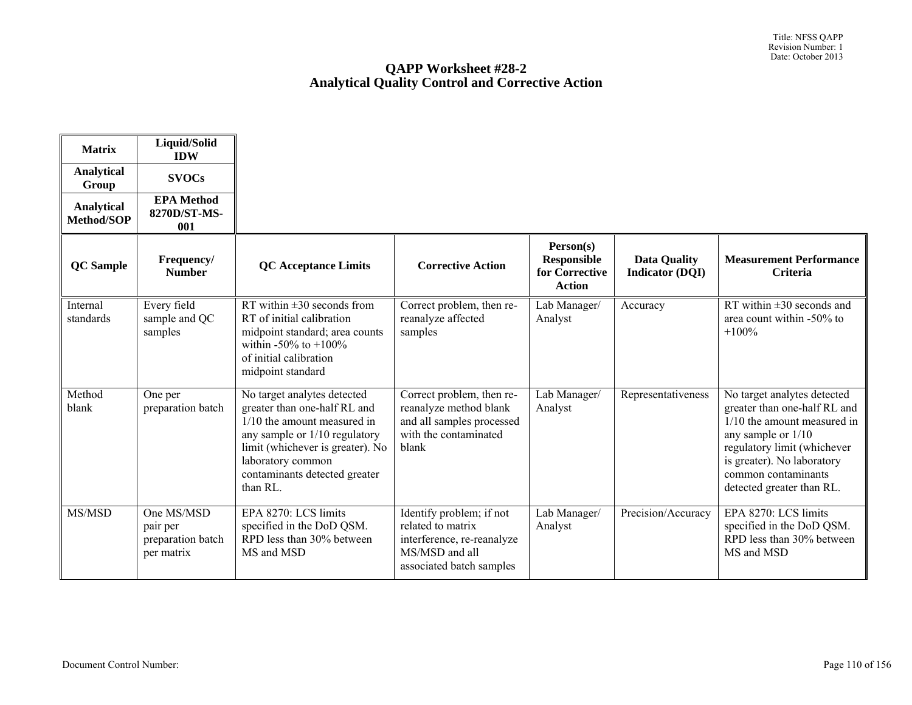# QAPP Worksheet #28-2
## Analytical Quality Control and Corrective Action

| Matrix | Liquid/Solid IDW |
|---|---|
| Analytical Group | SVOCs |
| Analytical Method/SOP | EPA Method 8270D/ST-MS-001 |

| QC Sample | Frequency/ Number | QC Acceptance Limits | Corrective Action | Person(s) Responsible for Corrective Action | Data Quality Indicator (DQI) | Measurement Performance Criteria |
|---|---|---|---|---|---|---|
| Internal standards | Every field sample and QC samples | RT within ±30 seconds from RT of initial calibration midpoint standard; area counts within -50% to +100% of initial calibration midpoint standard | Correct problem, then re-reanalyze affected samples | Lab Manager/ Analyst | Accuracy | RT within ±30 seconds and area count within -50% to +100% |
| Method blank | One per preparation batch | No target analytes detected greater than one-half RL and 1/10 the amount measured in any sample or 1/10 regulatory limit (whichever is greater). No laboratory common contaminants detected greater than RL. | Correct problem, then re-reanalyze method blank and all samples processed with the contaminated blank | Lab Manager/ Analyst | Representativeness | No target analytes detected greater than one-half RL and 1/10 the amount measured in any sample or 1/10 regulatory limit (whichever is greater). No laboratory common contaminants detected greater than RL. |
| MS/MSD | One MS/MSD pair per preparation batch per matrix | EPA 8270: LCS limits specified in the DoD QSM. RPD less than 30% between MS and MSD | Identify problem; if not related to matrix interference, re-reanalyze MS/MSD and all associated batch samples | Lab Manager/ Analyst | Precision/Accuracy | EPA 8270: LCS limits specified in the DoD QSM. RPD less than 30% between MS and MSD |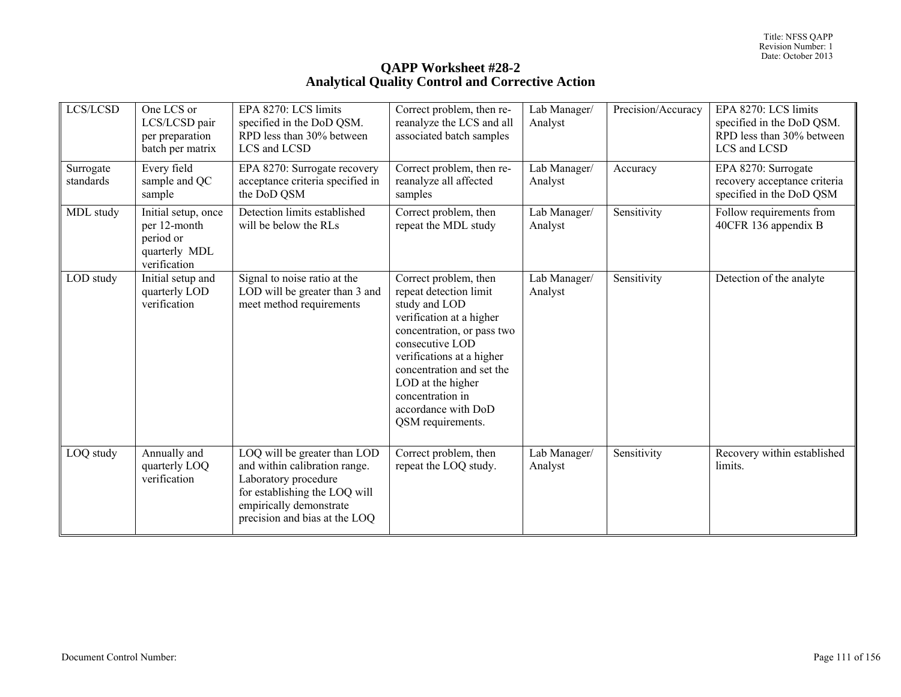# QAPP Worksheet #28-2
## Analytical Quality Control and Corrective Action

| | | | | | | |
|---|---|---|---|---|---|---|
| LCS/LCSD | One LCS or LCS/LCSD pair per preparation batch per matrix | EPA 8270: LCS limits specified in the DoD QSM. RPD less than 30% between LCS and LCSD | Correct problem, then re-reanalyze the LCS and all associated batch samples | Lab Manager/ Analyst | Precision/Accuracy | EPA 8270: LCS limits specified in the DoD QSM. RPD less than 30% between LCS and LCSD |
| Surrogate standards | Every field sample and QC sample | EPA 8270: Surrogate recovery acceptance criteria specified in the DoD QSM | Correct problem, then re-reanalyze all affected samples | Lab Manager/ Analyst | Accuracy | EPA 8270: Surrogate recovery acceptance criteria specified in the DoD QSM |
| MDL study | Initial setup, once per 12-month period or quarterly MDL verification | Detection limits established will be below the RLs | Correct problem, then repeat the MDL study | Lab Manager/ Analyst | Sensitivity | Follow requirements from 40CFR 136 appendix B |
| LOD study | Initial setup and quarterly LOD verification | Signal to noise ratio at the LOD will be greater than 3 and meet method requirements | Correct problem, then repeat detection limit study and LOD verification at a higher concentration, or pass two consecutive LOD verifications at a higher concentration and set the LOD at the higher concentration in accordance with DoD QSM requirements. | Lab Manager/ Analyst | Sensitivity | Detection of the analyte |
| LOQ study | Annually and quarterly LOQ verification | LOQ will be greater than LOD and within calibration range. Laboratory procedure for establishing the LOQ will empirically demonstrate precision and bias at the LOQ | Correct problem, then repeat the LOQ study. | Lab Manager/ Analyst | Sensitivity | Recovery within established limits. |

Document Control Number: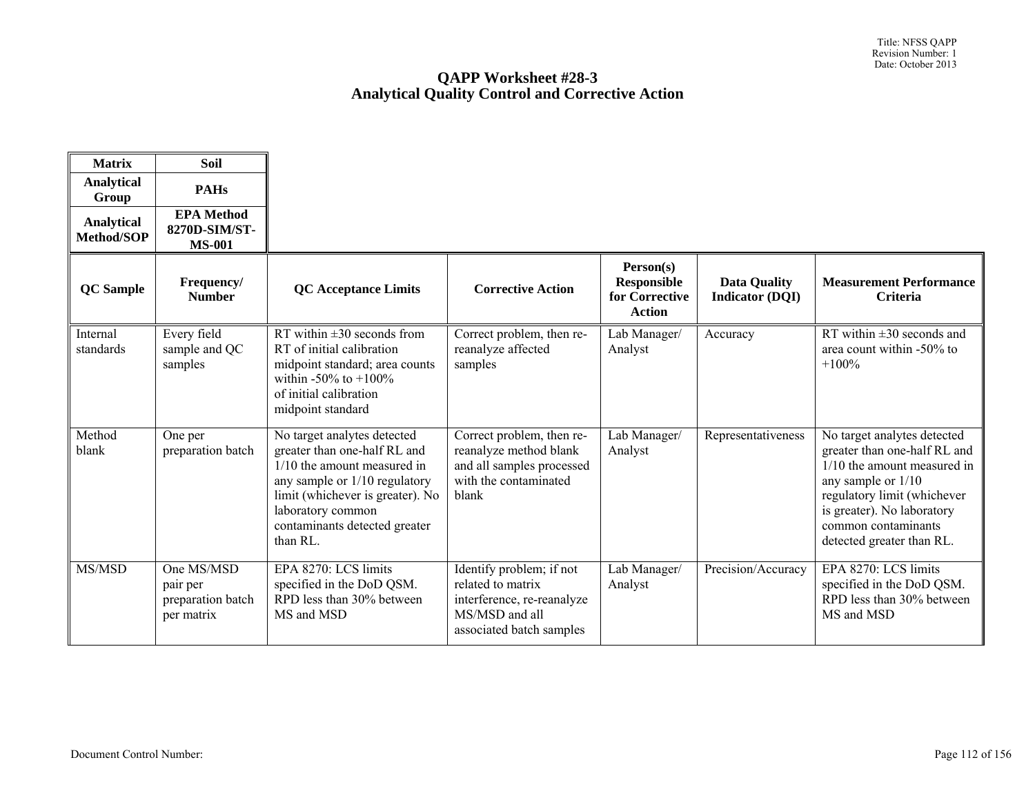# QAPP Worksheet #28-3
## Analytical Quality Control and Corrective Action

| Matrix | Soil |
|---|---|
| Analytical Group | PAHs |
| Analytical Method/SOP | EPA Method 8270D-SIM/ST-MS-001 |

| QC Sample | Frequency/ Number | QC Acceptance Limits | Corrective Action | Person(s) Responsible for Corrective Action | Data Quality Indicator (DQI) | Measurement Performance Criteria |
|---|---|---|---|---|---|---|
| Internal standards | Every field sample and QC samples | RT within ±30 seconds from RT of initial calibration midpoint standard; area counts within -50% to +100% of initial calibration midpoint standard | Correct problem, then re-reanalyze affected samples | Lab Manager/ Analyst | Accuracy | RT within ±30 seconds and area count within -50% to +100% |
| Method blank | One per preparation batch | No target analytes detected greater than one-half RL and 1/10 the amount measured in any sample or 1/10 regulatory limit (whichever is greater). No laboratory common contaminants detected greater than RL. | Correct problem, then re-reanalyze method blank and all samples processed with the contaminated blank | Lab Manager/ Analyst | Representativeness | No target analytes detected greater than one-half RL and 1/10 the amount measured in any sample or 1/10 regulatory limit (whichever is greater). No laboratory common contaminants detected greater than RL. |
| MS/MSD | One MS/MSD pair per preparation batch per matrix | EPA 8270: LCS limits specified in the DoD QSM. RPD less than 30% between MS and MSD | Identify problem; if not related to matrix interference, re-reanalyze MS/MSD and all associated batch samples | Lab Manager/ Analyst | Precision/Accuracy | EPA 8270: LCS limits specified in the DoD QSM. RPD less than 30% between MS and MSD |

Document Control Number: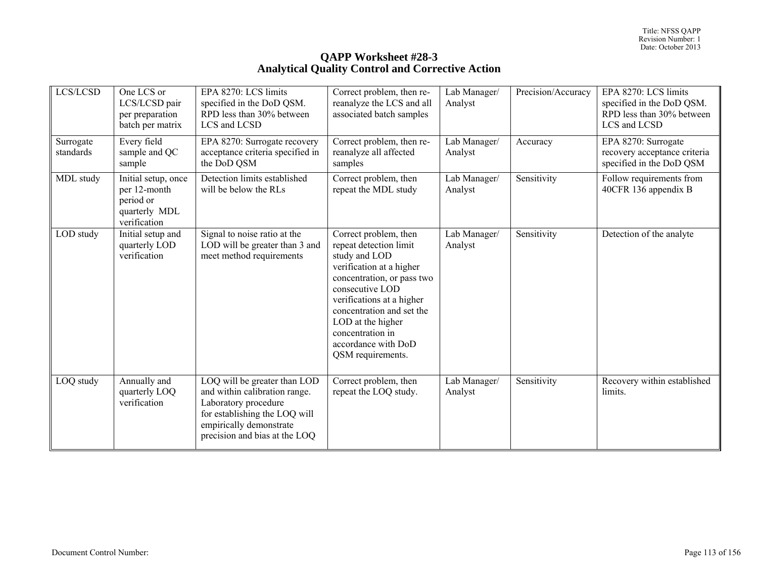# QAPP Worksheet #28-3
## Analytical Quality Control and Corrective Action

| | | | | | | |
|---|---|---|---|---|---|---|
| LCS/LCSD | One LCS or LCS/LCSD pair per preparation batch per matrix | EPA 8270: LCS limits specified in the DoD QSM. RPD less than 30% between LCS and LCSD | Correct problem, then re-reanalyze the LCS and all associated batch samples | Lab Manager/ Analyst | Precision/Accuracy | EPA 8270: LCS limits specified in the DoD QSM. RPD less than 30% between LCS and LCSD |
| Surrogate standards | Every field sample and QC sample | EPA 8270: Surrogate recovery acceptance criteria specified in the DoD QSM | Correct problem, then re-reanalyze all affected samples | Lab Manager/ Analyst | Accuracy | EPA 8270: Surrogate recovery acceptance criteria specified in the DoD QSM |
| MDL study | Initial setup, once per 12-month period or quarterly MDL verification | Detection limits established will be below the RLs | Correct problem, then repeat the MDL study | Lab Manager/ Analyst | Sensitivity | Follow requirements from 40CFR 136 appendix B |
| LOD study | Initial setup and quarterly LOD verification | Signal to noise ratio at the LOD will be greater than 3 and meet method requirements | Correct problem, then repeat detection limit study and LOD verification at a higher concentration, or pass two consecutive LOD verifications at a higher concentration and set the LOD at the higher concentration in accordance with DoD QSM requirements. | Lab Manager/ Analyst | Sensitivity | Detection of the analyte |
| LOQ study | Annually and quarterly LOQ verification | LOQ will be greater than LOD and within calibration range. Laboratory procedure for establishing the LOQ will empirically demonstrate precision and bias at the LOQ | Correct problem, then repeat the LOQ study. | Lab Manager/ Analyst | Sensitivity | Recovery within established limits. |

Document Control Number: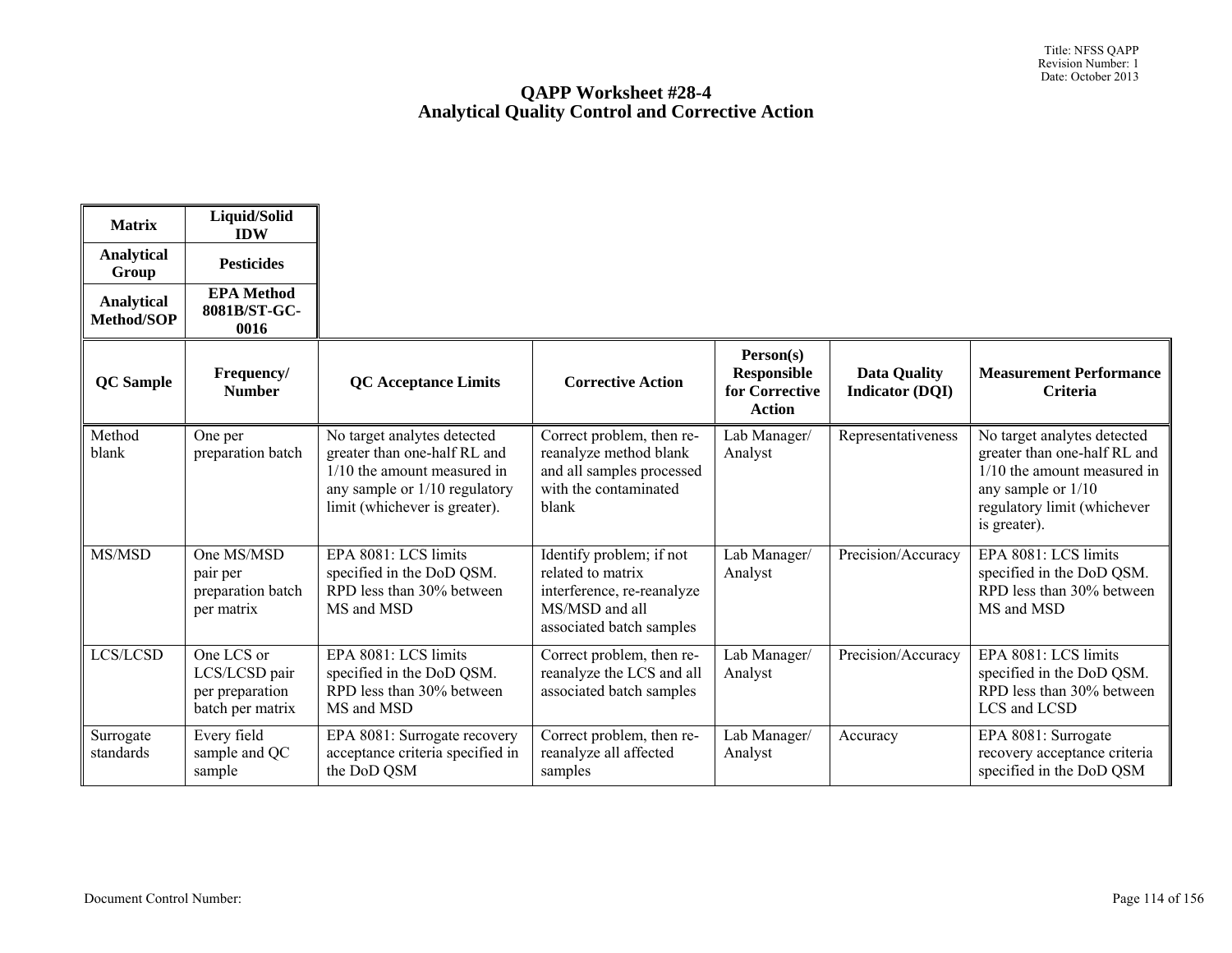# QAPP Worksheet #28-4
# Analytical Quality Control and Corrective Action

| Matrix | Liquid/Solid IDW |
|---|---|
| Analytical Group | Pesticides |
| Analytical Method/SOP | EPA Method 8081B/ST-GC-0016 |

| QC Sample | Frequency/ Number | QC Acceptance Limits | Corrective Action | Person(s) Responsible for Corrective Action | Data Quality Indicator (DQI) | Measurement Performance Criteria |
|---|---|---|---|---|---|---|
| Method blank | One per preparation batch | No target analytes detected greater than one-half RL and 1/10 the amount measured in any sample or 1/10 regulatory limit (whichever is greater). | Correct problem, then re-reanalyze method blank and all samples processed with the contaminated blank | Lab Manager/ Analyst | Representativeness | No target analytes detected greater than one-half RL and 1/10 the amount measured in any sample or 1/10 regulatory limit (whichever is greater). |
| MS/MSD | One MS/MSD pair per preparation batch per matrix | EPA 8081: LCS limits specified in the DoD QSM. RPD less than 30% between MS and MSD | Identify problem; if not related to matrix interference, re-reanalyze MS/MSD and all associated batch samples | Lab Manager/ Analyst | Precision/Accuracy | EPA 8081: LCS limits specified in the DoD QSM. RPD less than 30% between MS and MSD |
| LCS/LCSD | One LCS or LCS/LCSD pair per preparation batch per matrix | EPA 8081: LCS limits specified in the DoD QSM. RPD less than 30% between MS and MSD | Correct problem, then re-reanalyze the LCS and all associated batch samples | Lab Manager/ Analyst | Precision/Accuracy | EPA 8081: LCS limits specified in the DoD QSM. RPD less than 30% between LCS and LCSD |
| Surrogate standards | Every field sample and QC sample | EPA 8081: Surrogate recovery acceptance criteria specified in the DoD QSM | Correct problem, then re-reanalyze all affected samples | Lab Manager/ Analyst | Accuracy | EPA 8081: Surrogate recovery acceptance criteria specified in the DoD QSM |

Document Control Number: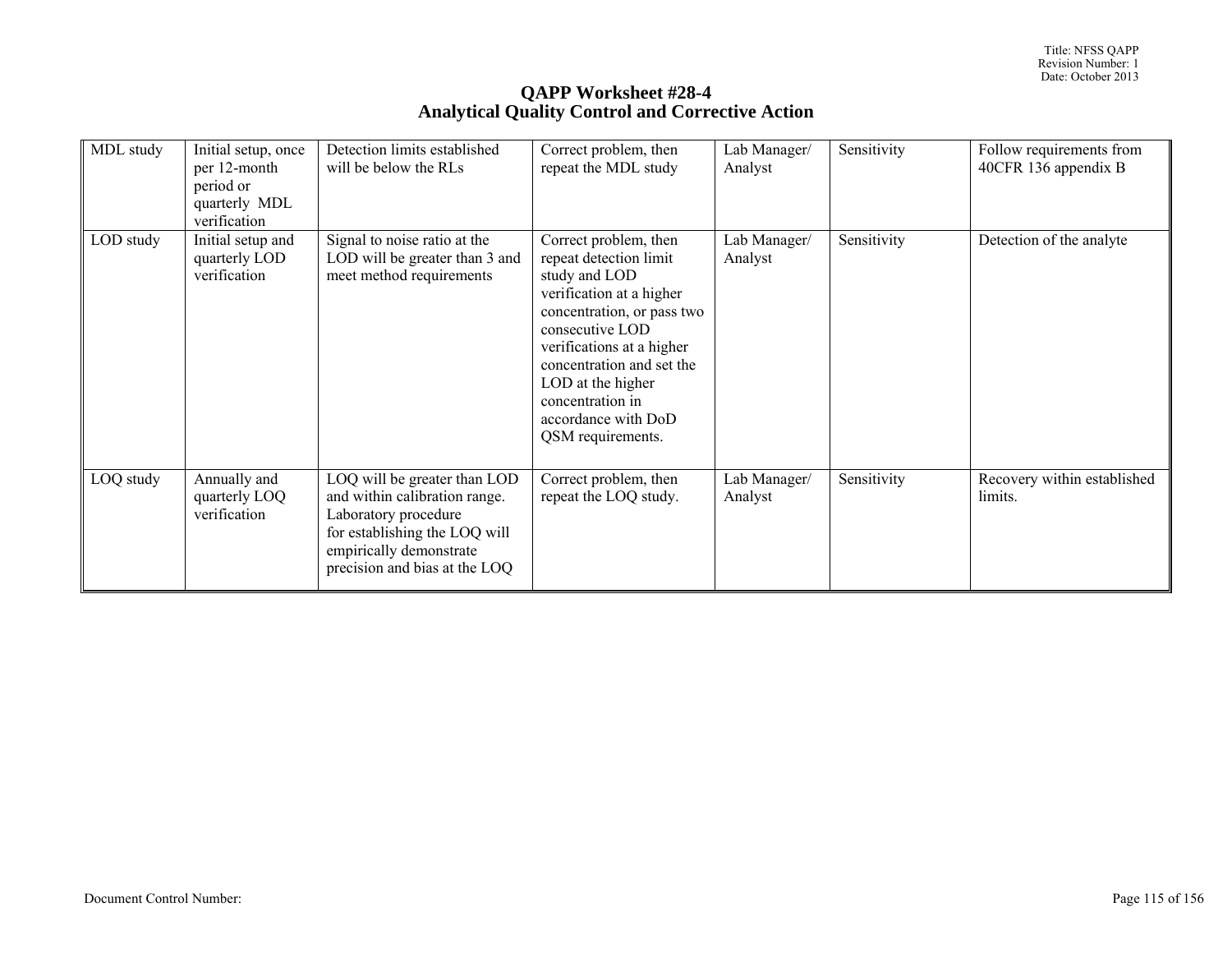# QAPP Worksheet #28-4
## Analytical Quality Control and Corrective Action

| | | | | | | |
|---|---|---|---|---|---|---|
| MDL study | Initial setup, once per 12-month period or quarterly MDL verification | Detection limits established will be below the RLs | Correct problem, then repeat the MDL study | Lab Manager/ Analyst | Sensitivity | Follow requirements from 40CFR 136 appendix B |
| LOD study | Initial setup and quarterly LOD verification | Signal to noise ratio at the LOD will be greater than 3 and meet method requirements | Correct problem, then repeat detection limit study and LOD verification at a higher concentration, or pass two consecutive LOD verifications at a higher concentration and set the LOD at the higher concentration in accordance with DoD QSM requirements. | Lab Manager/ Analyst | Sensitivity | Detection of the analyte |
| LOQ study | Annually and quarterly LOQ verification | LOQ will be greater than LOD and within calibration range. Laboratory procedure for establishing the LOQ will empirically demonstrate precision and bias at the LOQ | Correct problem, then repeat the LOQ study. | Lab Manager/ Analyst | Sensitivity | Recovery within established limits. |

Document Control Number: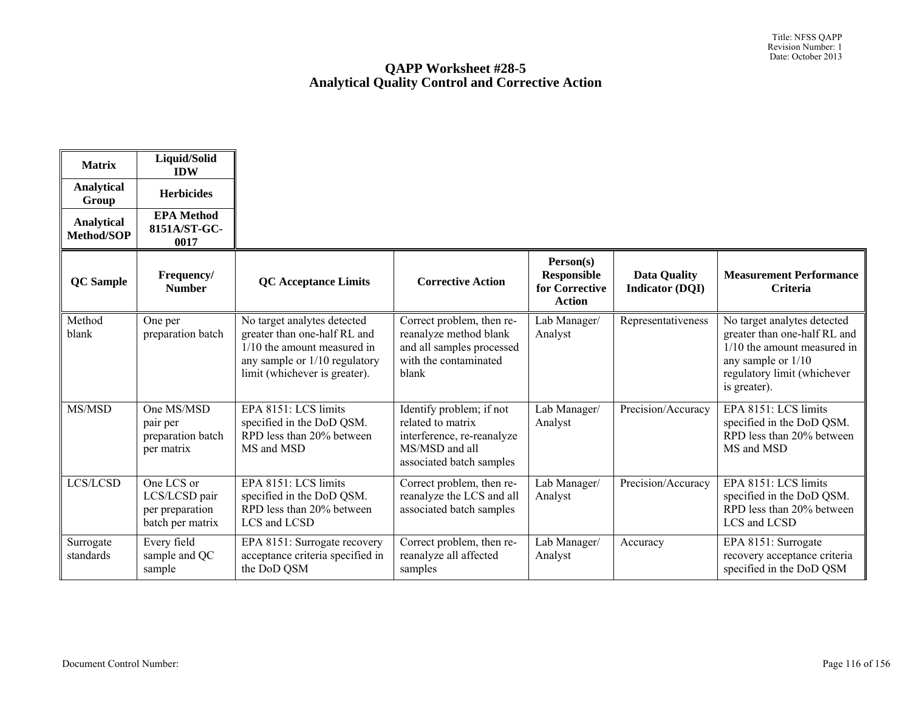# QAPP Worksheet #28-5
## Analytical Quality Control and Corrective Action

| Matrix | Liquid/Solid IDW |
|---|---|
| Analytical Group | Herbicides |
| Analytical Method/SOP | EPA Method 8151A/ST-GC-0017 |

| QC Sample | Frequency/ Number | QC Acceptance Limits | Corrective Action | Person(s) Responsible for Corrective Action | Data Quality Indicator (DQI) | Measurement Performance Criteria |
|---|---|---|---|---|---|---|
| Method blank | One per preparation batch | No target analytes detected greater than one-half RL and 1/10 the amount measured in any sample or 1/10 regulatory limit (whichever is greater). | Correct problem, then re-reanalyze method blank and all samples processed with the contaminated blank | Lab Manager/ Analyst | Representativeness | No target analytes detected greater than one-half RL and 1/10 the amount measured in any sample or 1/10 regulatory limit (whichever is greater). |
| MS/MSD | One MS/MSD pair per preparation batch per matrix | EPA 8151: LCS limits specified in the DoD QSM. RPD less than 20% between MS and MSD | Identify problem; if not related to matrix interference, re-reanalyze MS/MSD and all associated batch samples | Lab Manager/ Analyst | Precision/Accuracy | EPA 8151: LCS limits specified in the DoD QSM. RPD less than 20% between MS and MSD |
| LCS/LCSD | One LCS or LCS/LCSD pair per preparation batch per matrix | EPA 8151: LCS limits specified in the DoD QSM. RPD less than 20% between LCS and LCSD | Correct problem, then re-reanalyze the LCS and all associated batch samples | Lab Manager/ Analyst | Precision/Accuracy | EPA 8151: LCS limits specified in the DoD QSM. RPD less than 20% between LCS and LCSD |
| Surrogate standards | Every field sample and QC sample | EPA 8151: Surrogate recovery acceptance criteria specified in the DoD QSM | Correct problem, then re-reanalyze all affected samples | Lab Manager/ Analyst | Accuracy | EPA 8151: Surrogate recovery acceptance criteria specified in the DoD QSM |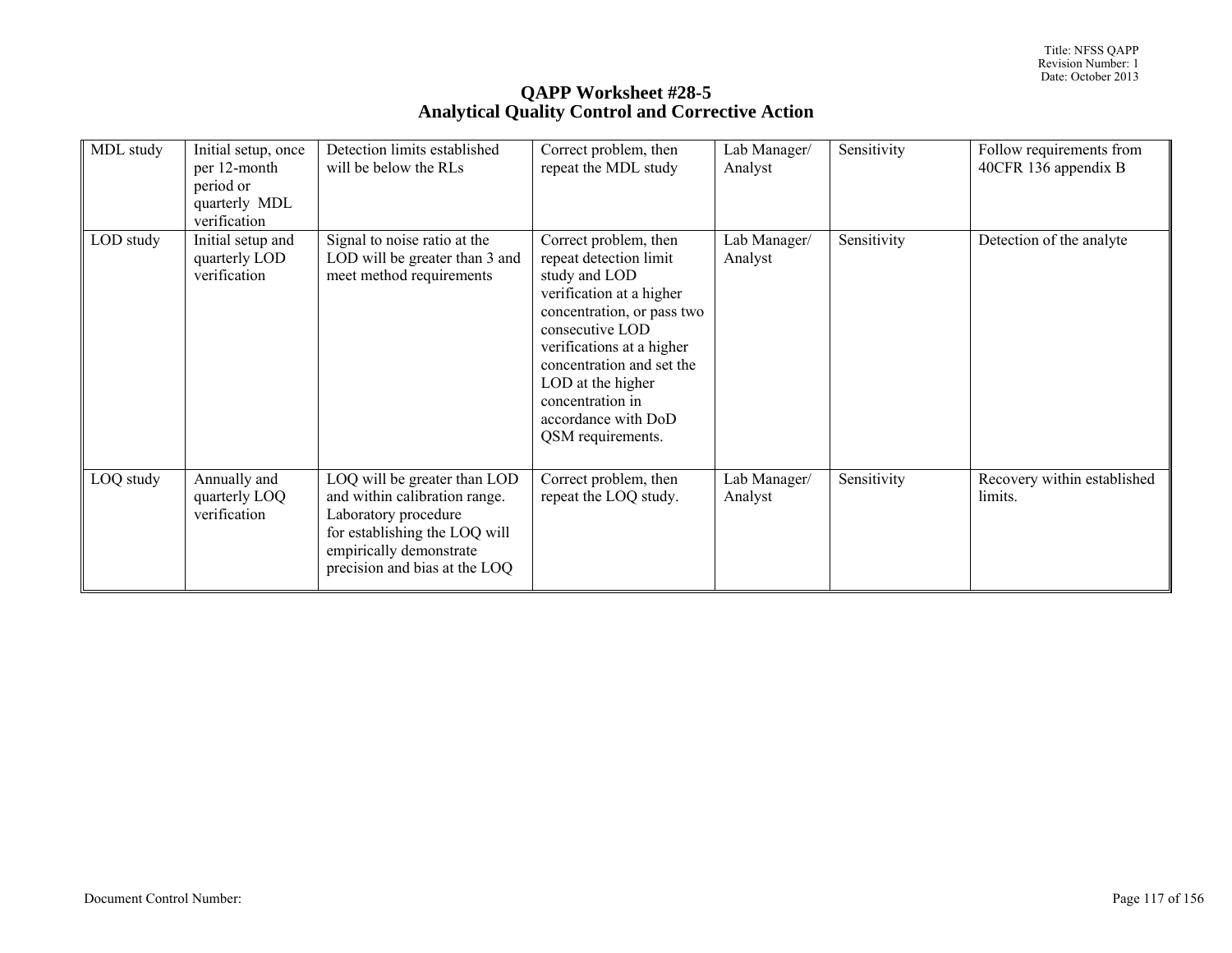# QAPP Worksheet #28-5
## Analytical Quality Control and Corrective Action

| | | | | | | |
|---|---|---|---|---|---|---|
| MDL study | Initial setup, once per 12-month period or quarterly MDL verification | Detection limits established will be below the RLs | Correct problem, then repeat the MDL study | Lab Manager/ Analyst | Sensitivity | Follow requirements from 40CFR 136 appendix B |
| LOD study | Initial setup and quarterly LOD verification | Signal to noise ratio at the LOD will be greater than 3 and meet method requirements | Correct problem, then repeat detection limit study and LOD verification at a higher concentration, or pass two consecutive LOD verifications at a higher concentration and set the LOD at the higher concentration in accordance with DoD QSM requirements. | Lab Manager/ Analyst | Sensitivity | Detection of the analyte |
| LOQ study | Annually and quarterly LOQ verification | LOQ will be greater than LOD and within calibration range. Laboratory procedure for establishing the LOQ will empirically demonstrate precision and bias at the LOQ | Correct problem, then repeat the LOQ study. | Lab Manager/ Analyst | Sensitivity | Recovery within established limits. |

Document Control Number: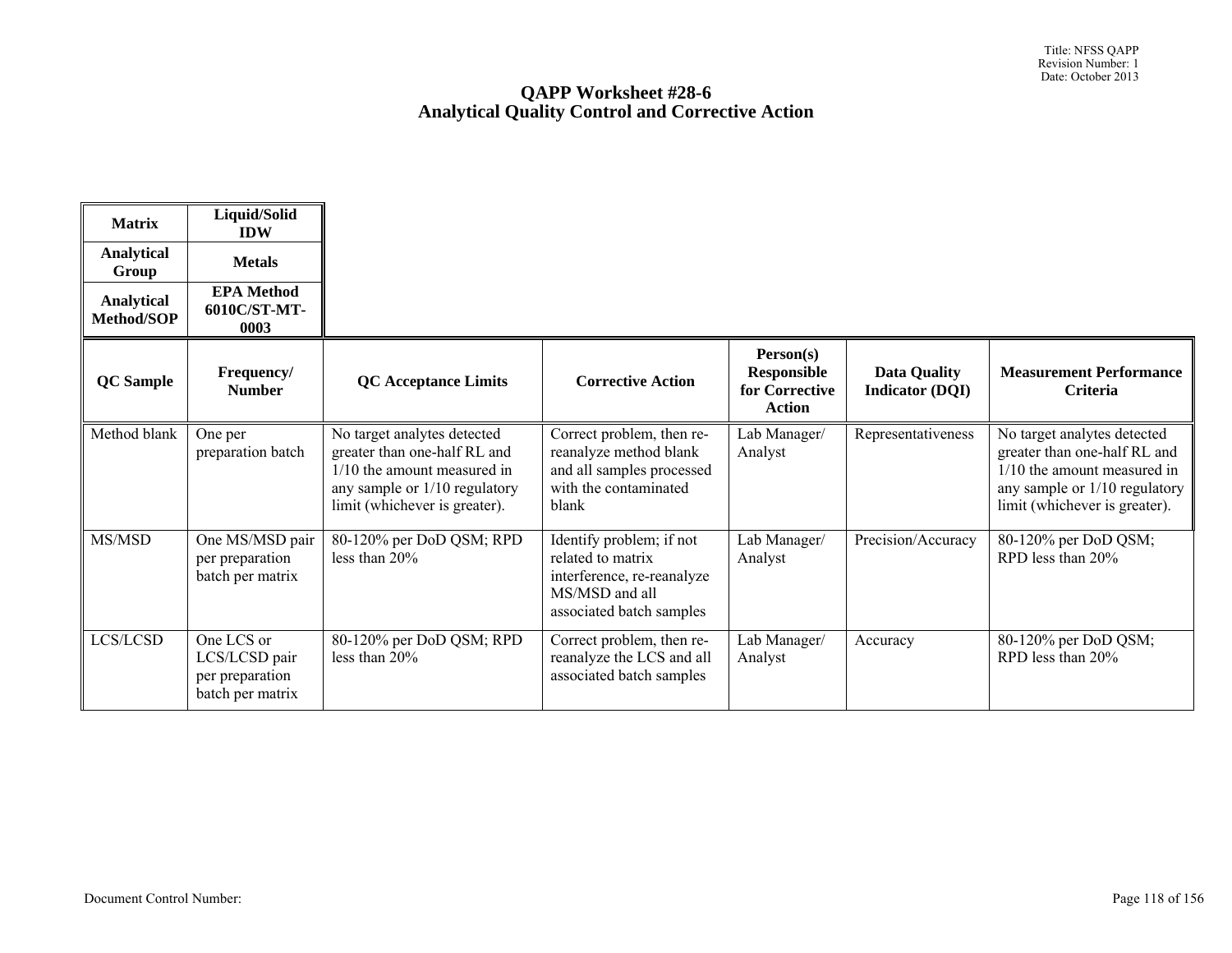## QAPP Worksheet #28-6
## Analytical Quality Control and Corrective Action

| Matrix | Liquid/Solid IDW |
|---|---|
| Analytical Group | Metals |
| Analytical Method/SOP | EPA Method 6010C/ST-MT-0003 |

| QC Sample | Frequency/ Number | QC Acceptance Limits | Corrective Action | Person(s) Responsible for Corrective Action | Data Quality Indicator (DQI) | Measurement Performance Criteria |
|---|---|---|---|---|---|---|
| Method blank | One per preparation batch | No target analytes detected greater than one-half RL and 1/10 the amount measured in any sample or 1/10 regulatory limit (whichever is greater). | Correct problem, then re-reanalyze method blank and all samples processed with the contaminated blank | Lab Manager/ Analyst | Representativeness | No target analytes detected greater than one-half RL and 1/10 the amount measured in any sample or 1/10 regulatory limit (whichever is greater). |
| MS/MSD | One MS/MSD pair per preparation batch per matrix | 80-120% per DoD QSM; RPD less than 20% | Identify problem; if not related to matrix interference, re-reanalyze MS/MSD and all associated batch samples | Lab Manager/ Analyst | Precision/Accuracy | 80-120% per DoD QSM; RPD less than 20% |
| LCS/LCSD | One LCS or LCS/LCSD pair per preparation batch per matrix | 80-120% per DoD QSM; RPD less than 20% | Correct problem, then re-reanalyze the LCS and all associated batch samples | Lab Manager/ Analyst | Accuracy | 80-120% per DoD QSM; RPD less than 20% |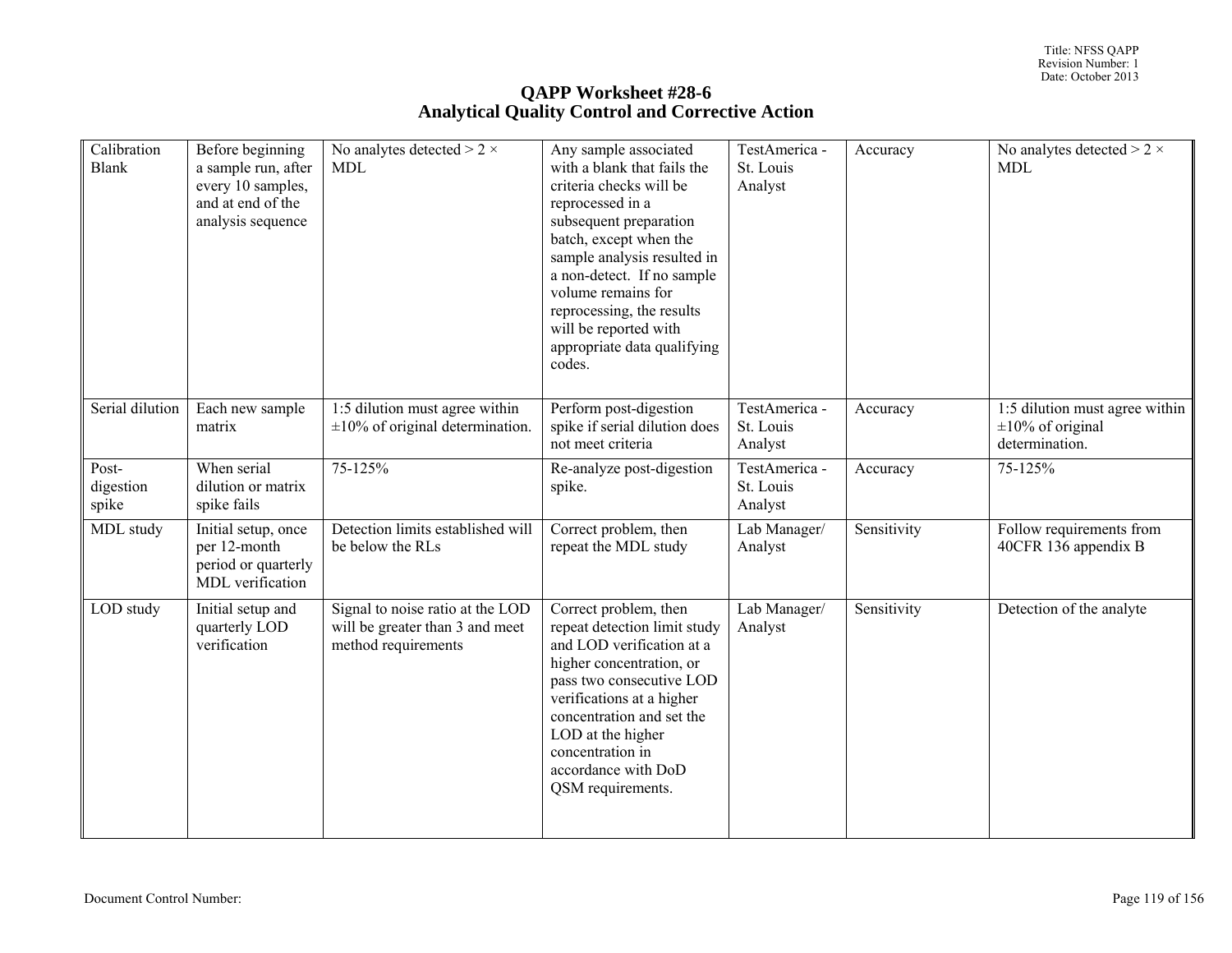## QAPP Worksheet #28-6
## Analytical Quality Control and Corrective Action

| | | | | | | |
|---|---|---|---|---|---|---|
| Calibration Blank | Before beginning a sample run, after every 10 samples, and at end of the analysis sequence | No analytes detected > 2 × MDL | Any sample associated with a blank that fails the criteria checks will be reprocessed in a subsequent preparation batch, except when the sample analysis resulted in a non-detect. If no sample volume remains for reprocessing, the results will be reported with appropriate data qualifying codes. | TestAmerica - St. Louis Analyst | Accuracy | No analytes detected > 2 × MDL |
| Serial dilution | Each new sample matrix | 1:5 dilution must agree within ±10% of original determination. | Perform post-digestion spike if serial dilution does not meet criteria | TestAmerica - St. Louis Analyst | Accuracy | 1:5 dilution must agree within ±10% of original determination. |
| Post-digestion spike | When serial dilution or matrix spike fails | 75-125% | Re-analyze post-digestion spike. | TestAmerica - St. Louis Analyst | Accuracy | 75-125% |
| MDL study | Initial setup, once per 12-month period or quarterly MDL verification | Detection limits established will be below the RLs | Correct problem, then repeat the MDL study | Lab Manager/ Analyst | Sensitivity | Follow requirements from 40CFR 136 appendix B |
| LOD study | Initial setup and quarterly LOD verification | Signal to noise ratio at the LOD will be greater than 3 and meet method requirements | Correct problem, then repeat detection limit study and LOD verification at a higher concentration, or pass two consecutive LOD verifications at a higher concentration and set the LOD at the higher concentration in accordance with DoD QSM requirements. | Lab Manager/ Analyst | Sensitivity | Detection of the analyte |

Document Control Number: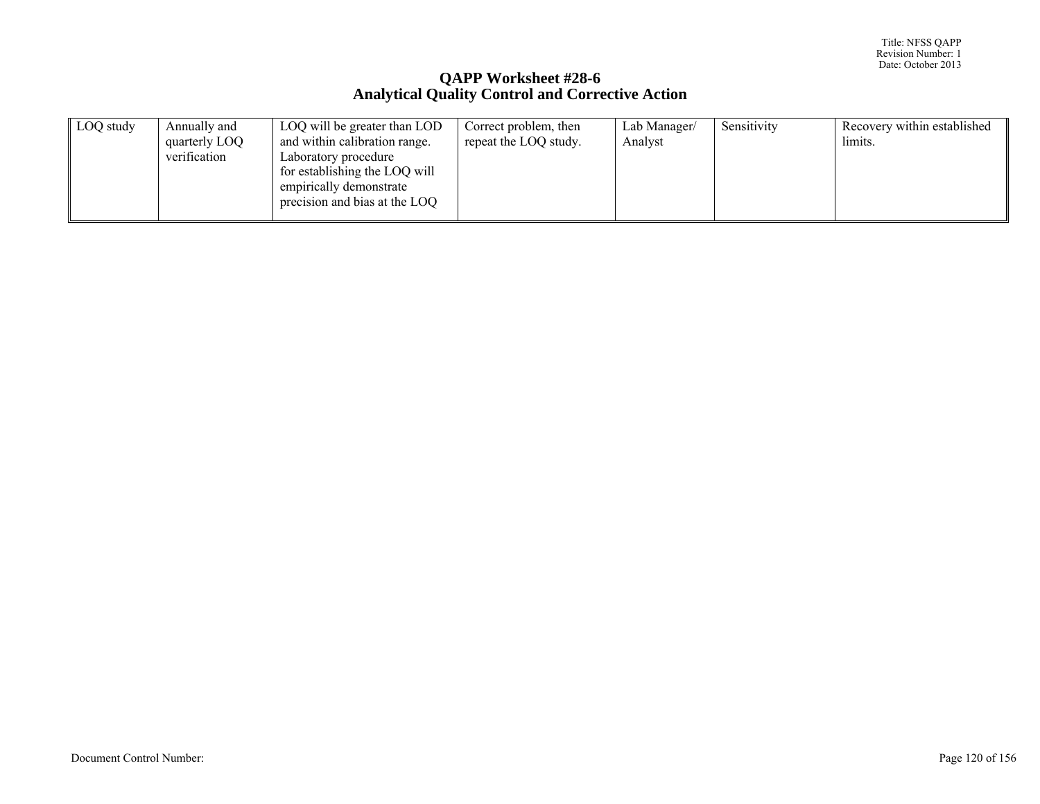# QAPP Worksheet #28-6
## Analytical Quality Control and Corrective Action

| | | | | | | |
|---|---|---|---|---|---|---|
| LOQ study | Annually and quarterly LOQ verification | LOQ will be greater than LOD and within calibration range. Laboratory procedure for establishing the LOQ will empirically demonstrate precision and bias at the LOQ | Correct problem, then repeat the LOQ study. | Lab Manager/ Analyst | Sensitivity | Recovery within established limits. |

Document Control Number: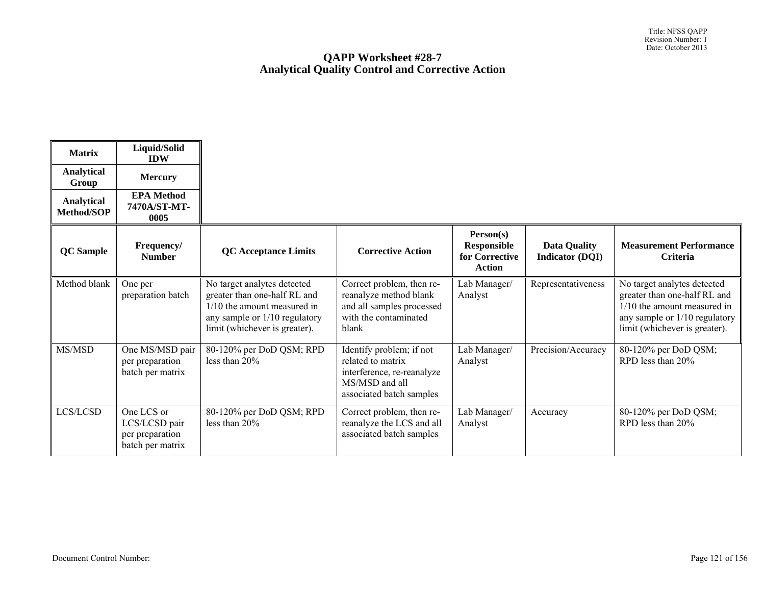# QAPP Worksheet #28-7
# Analytical Quality Control and Corrective Action

| Matrix | Liquid/Solid IDW |
|---|---|
| Analytical Group | Mercury |
| Analytical Method/SOP | EPA Method 7470A/ST-MT-0005 |

| QC Sample | Frequency/ Number | QC Acceptance Limits | Corrective Action | Person(s) Responsible for Corrective Action | Data Quality Indicator (DQI) | Measurement Performance Criteria |
|---|---|---|---|---|---|---|
| Method blank | One per preparation batch | No target analytes detected greater than one-half RL and 1/10 the amount measured in any sample or 1/10 regulatory limit (whichever is greater). | Correct problem, then re-reanalyze method blank and all samples processed with the contaminated blank | Lab Manager/ Analyst | Representativeness | No target analytes detected greater than one-half RL and 1/10 the amount measured in any sample or 1/10 regulatory limit (whichever is greater). |
| MS/MSD | One MS/MSD pair per preparation batch per matrix | 80-120% per DoD QSM; RPD less than 20% | Identify problem; if not related to matrix interference, re-reanalyze MS/MSD and all associated batch samples | Lab Manager/ Analyst | Precision/Accuracy | 80-120% per DoD QSM; RPD less than 20% |
| LCS/LCSD | One LCS or LCS/LCSD pair per preparation batch per matrix | 80-120% per DoD QSM; RPD less than 20% | Correct problem, then re-reanalyze the LCS and all associated batch samples | Lab Manager/ Analyst | Accuracy | 80-120% per DoD QSM; RPD less than 20% |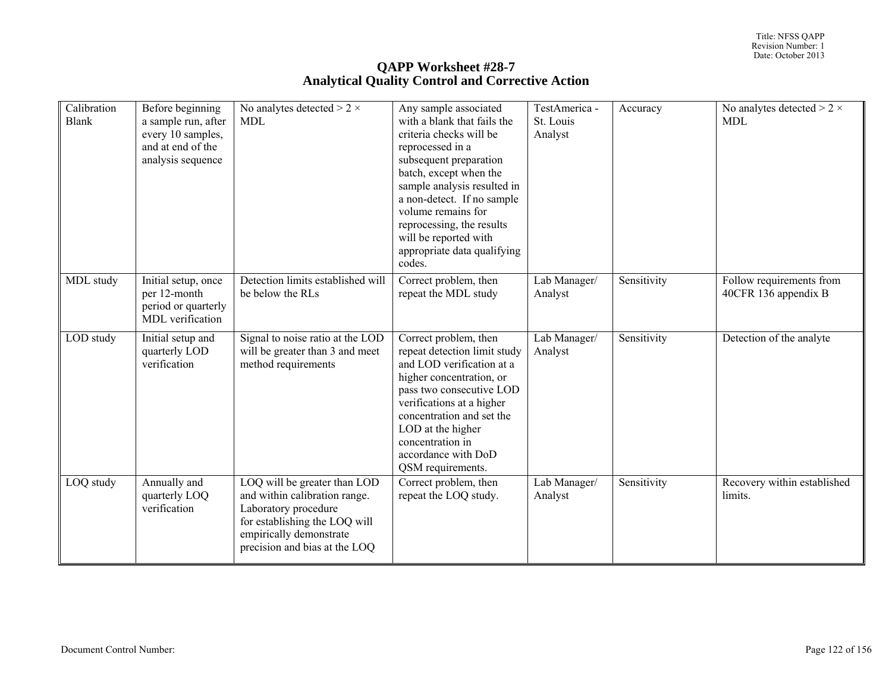# QAPP Worksheet #28-7
## Analytical Quality Control and Corrective Action

| | | | | | | |
|---|---|---|---|---|---|---|
| Calibration Blank | Before beginning a sample run, after every 10 samples, and at end of the analysis sequence | No analytes detected > 2 × MDL | Any sample associated with a blank that fails the criteria checks will be reprocessed in a subsequent preparation batch, except when the sample analysis resulted in a non-detect. If no sample volume remains for reprocessing, the results will be reported with appropriate data qualifying codes. | TestAmerica - St. Louis Analyst | Accuracy | No analytes detected > 2 × MDL |
| MDL study | Initial setup, once per 12-month period or quarterly MDL verification | Detection limits established will be below the RLs | Correct problem, then repeat the MDL study | Lab Manager/ Analyst | Sensitivity | Follow requirements from 40CFR 136 appendix B |
| LOD study | Initial setup and quarterly LOD verification | Signal to noise ratio at the LOD will be greater than 3 and meet method requirements | Correct problem, then repeat detection limit study and LOD verification at a higher concentration, or pass two consecutive LOD verifications at a higher concentration and set the LOD at the higher concentration in accordance with DoD QSM requirements. | Lab Manager/ Analyst | Sensitivity | Detection of the analyte |
| LOQ study | Annually and quarterly LOQ verification | LOQ will be greater than LOD and within calibration range. Laboratory procedure for establishing the LOQ will empirically demonstrate precision and bias at the LOQ | Correct problem, then repeat the LOQ study. | Lab Manager/ Analyst | Sensitivity | Recovery within established limits. |

Document Control Number: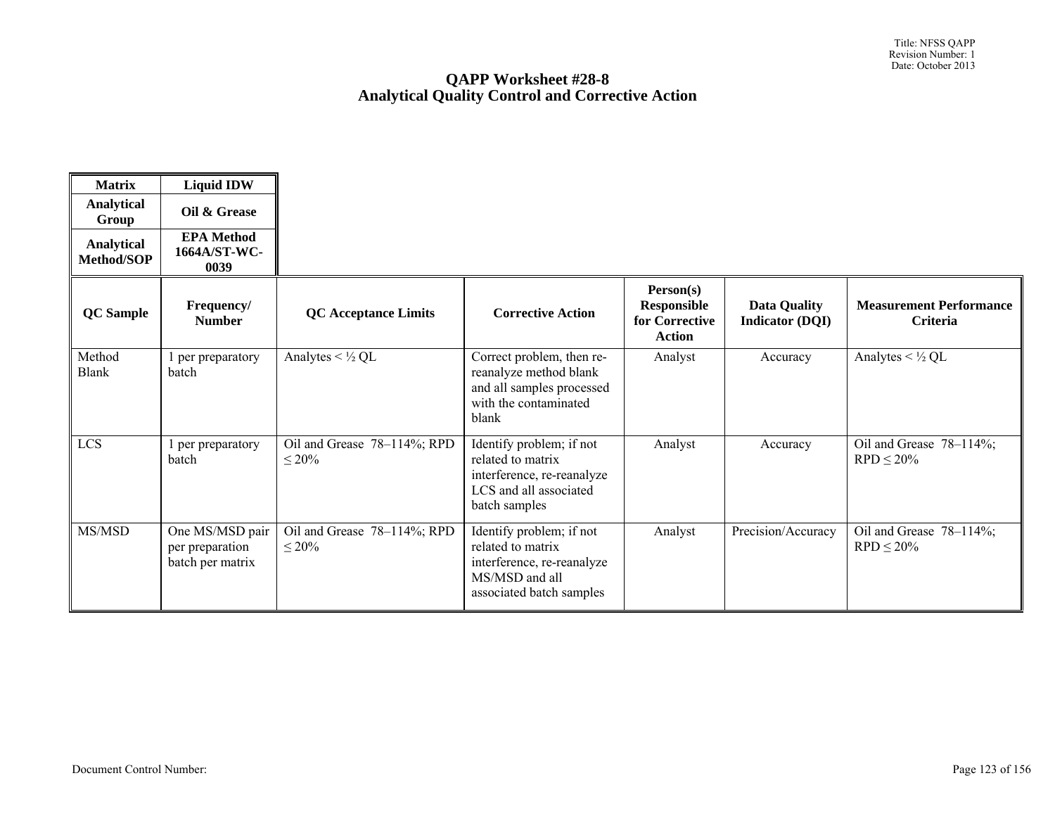# QAPP Worksheet #28-8
## Analytical Quality Control and Corrective Action

| Matrix | Liquid IDW |
|---|---|
| Analytical Group | Oil & Grease |
| Analytical Method/SOP | EPA Method 1664A/ST-WC-0039 |

| QC Sample | Frequency/ Number | QC Acceptance Limits | Corrective Action | Person(s) Responsible for Corrective Action | Data Quality Indicator (DQI) | Measurement Performance Criteria |
|---|---|---|---|---|---|---|
| Method Blank | 1 per preparatory batch | Analytes < ½ QL | Correct problem, then re-reanalyze method blank and all samples processed with the contaminated blank | Analyst | Accuracy | Analytes < ½ QL |
| LCS | 1 per preparatory batch | Oil and Grease 78–114%; RPD ≤ 20% | Identify problem; if not related to matrix interference, re-reanalyze LCS and all associated batch samples | Analyst | Accuracy | Oil and Grease 78–114%; RPD ≤ 20% |
| MS/MSD | One MS/MSD pair per preparation batch per matrix | Oil and Grease 78–114%; RPD ≤ 20% | Identify problem; if not related to matrix interference, re-reanalyze MS/MSD and all associated batch samples | Analyst | Precision/Accuracy | Oil and Grease 78–114%; RPD ≤ 20% |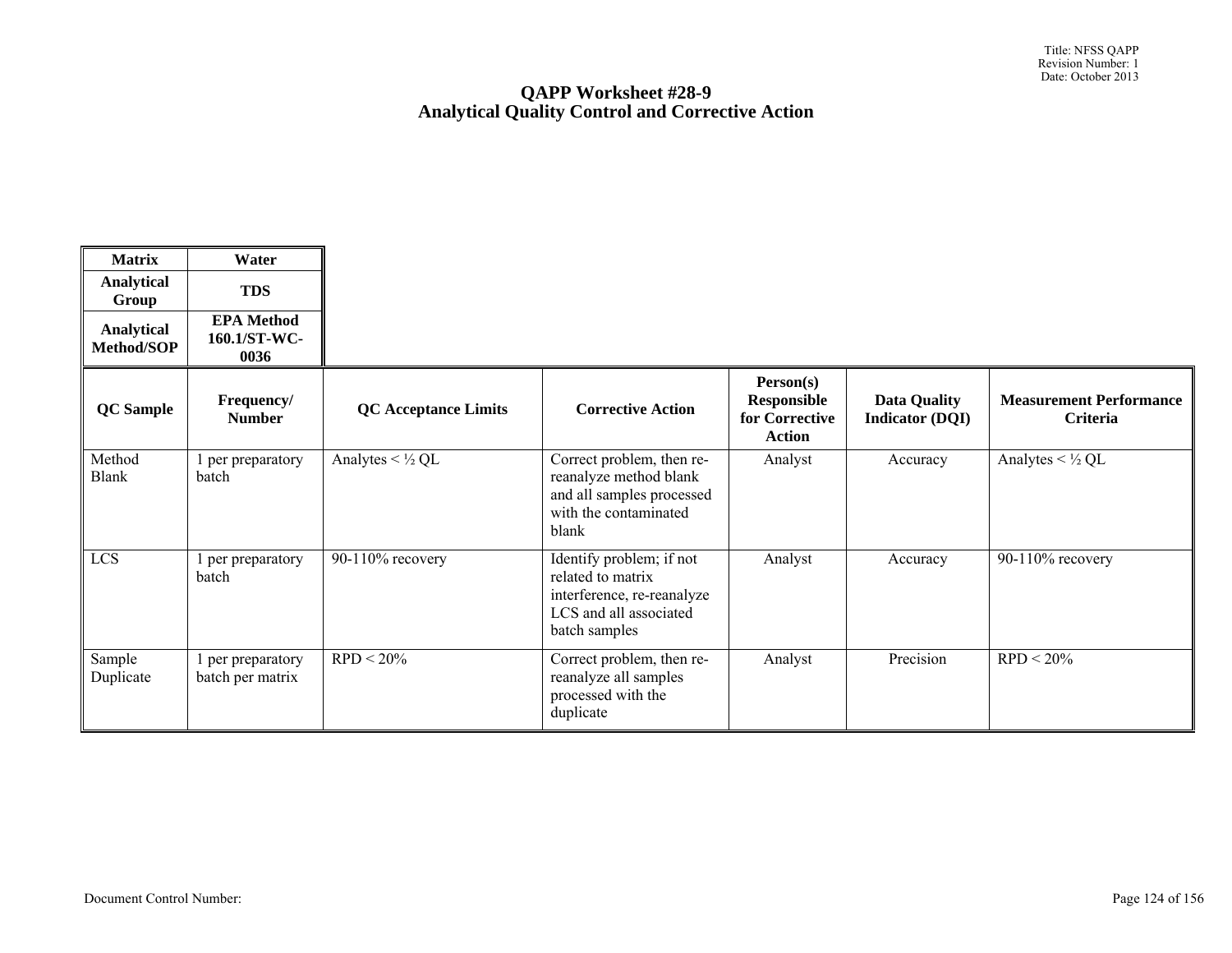# QAPP Worksheet #28-9
## Analytical Quality Control and Corrective Action

| Matrix | Water |
|---|---|
| Analytical Group | TDS |
| Analytical Method/SOP | EPA Method 160.1/ST-WC-0036 |

| QC Sample | Frequency/ Number | QC Acceptance Limits | Corrective Action | Person(s) Responsible for Corrective Action | Data Quality Indicator (DQI) | Measurement Performance Criteria |
|---|---|---|---|---|---|---|
| Method Blank | 1 per preparatory batch | Analytes < ½ QL | Correct problem, then re-reanalyze method blank and all samples processed with the contaminated blank | Analyst | Accuracy | Analytes < ½ QL |
| LCS | 1 per preparatory batch | 90-110% recovery | Identify problem; if not related to matrix interference, re-reanalyze LCS and all associated batch samples | Analyst | Accuracy | 90-110% recovery |
| Sample Duplicate | 1 per preparatory batch per matrix | RPD < 20% | Correct problem, then re-reanalyze all samples processed with the duplicate | Analyst | Precision | RPD < 20% |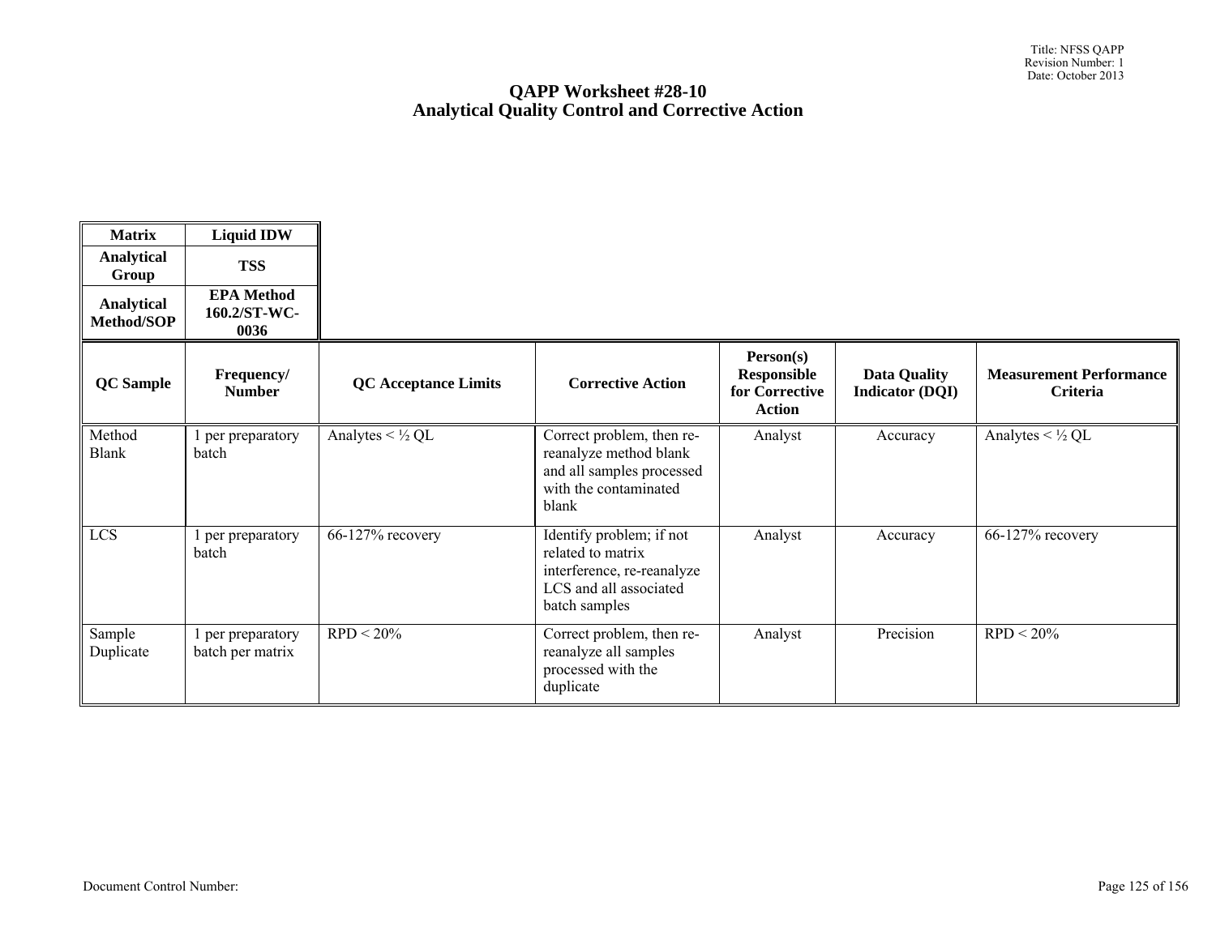# QAPP Worksheet #28-10
## Analytical Quality Control and Corrective Action

| Matrix | Liquid IDW |
|---|---|
| Analytical Group | TSS |
| Analytical Method/SOP | EPA Method 160.2/ST-WC-0036 |

| QC Sample | Frequency/ Number | QC Acceptance Limits | Corrective Action | Person(s) Responsible for Corrective Action | Data Quality Indicator (DQI) | Measurement Performance Criteria |
|---|---|---|---|---|---|---|
| Method Blank | 1 per preparatory batch | Analytes < ½ QL | Correct problem, then re-reanalyze method blank and all samples processed with the contaminated blank | Analyst | Accuracy | Analytes < ½ QL |
| LCS | 1 per preparatory batch | 66-127% recovery | Identify problem; if not related to matrix interference, re-reanalyze LCS and all associated batch samples | Analyst | Accuracy | 66-127% recovery |
| Sample Duplicate | 1 per preparatory batch per matrix | RPD < 20% | Correct problem, then re-reanalyze all samples processed with the duplicate | Analyst | Precision | RPD < 20% |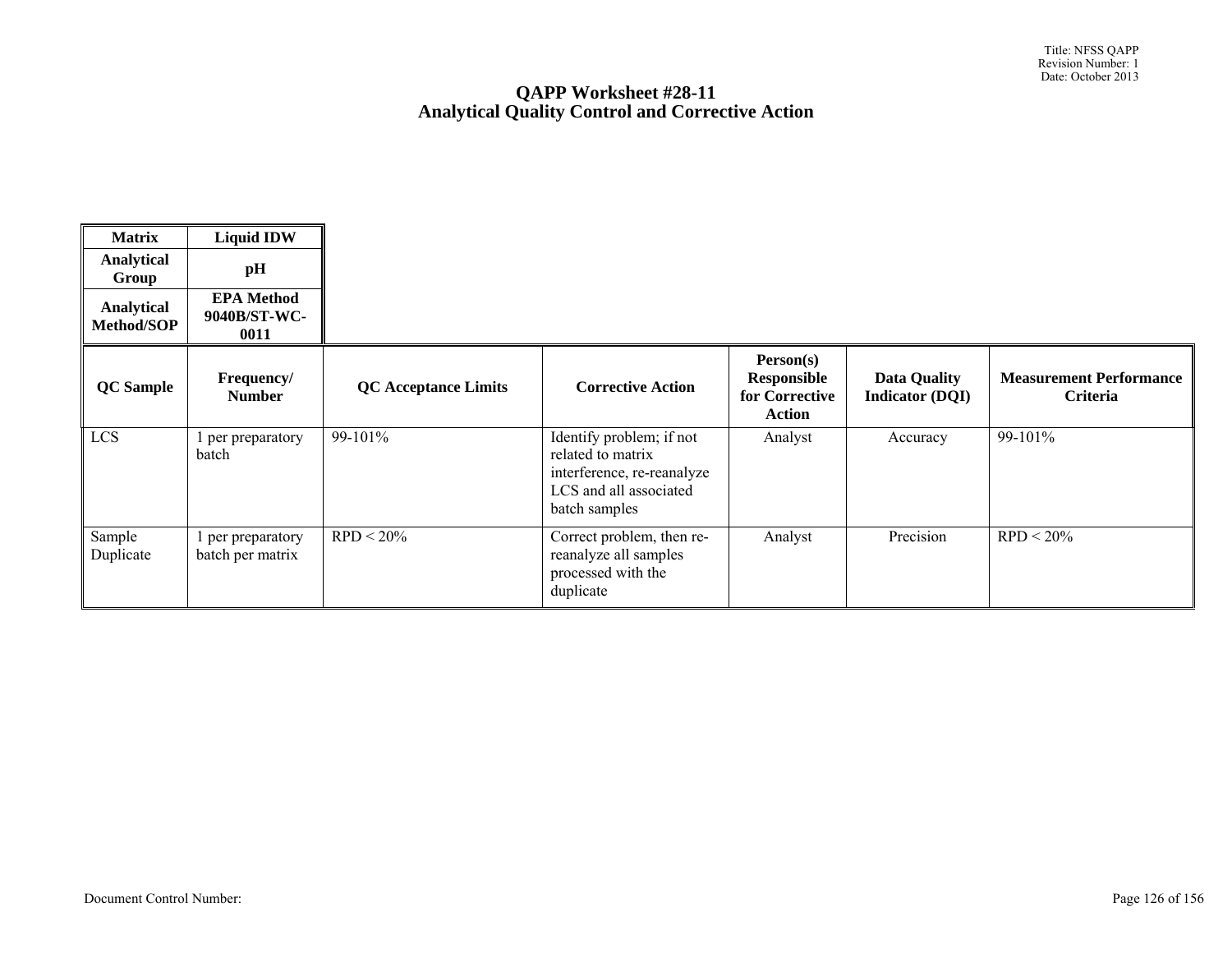# QAPP Worksheet #28-11
# Analytical Quality Control and Corrective Action

| Matrix | Liquid IDW |
|---|---|
| Analytical Group | pH |
| Analytical Method/SOP | EPA Method 9040B/ST-WC-0011 |

| QC Sample | Frequency/ Number | QC Acceptance Limits | Corrective Action | Person(s) Responsible for Corrective Action | Data Quality Indicator (DQI) | Measurement Performance Criteria |
|---|---|---|---|---|---|---|
| LCS | 1 per preparatory batch | 99-101% | Identify problem; if not related to matrix interference, re-reanalyze LCS and all associated batch samples | Analyst | Accuracy | 99-101% |
| Sample Duplicate | 1 per preparatory batch per matrix | RPD < 20% | Correct problem, then re-reanalyze all samples processed with the duplicate | Analyst | Precision | RPD < 20% |

Document Control Number: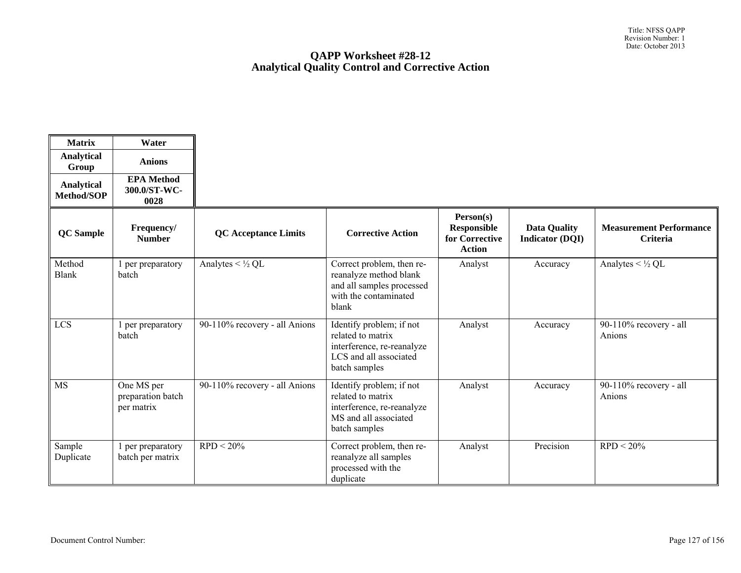# QAPP Worksheet #28-12
## Analytical Quality Control and Corrective Action

| Matrix | Water |
|---|---|
| Analytical Group | Anions |
| Analytical Method/SOP | EPA Method 300.0/ST-WC-0028 |

| QC Sample | Frequency/ Number | QC Acceptance Limits | Corrective Action | Person(s) Responsible for Corrective Action | Data Quality Indicator (DQI) | Measurement Performance Criteria |
|---|---|---|---|---|---|---|
| Method Blank | 1 per preparatory batch | Analytes < ½ QL | Correct problem, then re-reanalyze method blank and all samples processed with the contaminated blank | Analyst | Accuracy | Analytes < ½ QL |
| LCS | 1 per preparatory batch | 90-110% recovery - all Anions | Identify problem; if not related to matrix interference, re-reanalyze LCS and all associated batch samples | Analyst | Accuracy | 90-110% recovery - all Anions |
| MS | One MS per preparation batch per matrix | 90-110% recovery - all Anions | Identify problem; if not related to matrix interference, re-reanalyze MS and all associated batch samples | Analyst | Accuracy | 90-110% recovery - all Anions |
| Sample Duplicate | 1 per preparatory batch per matrix | RPD < 20% | Correct problem, then re-reanalyze all samples processed with the duplicate | Analyst | Precision | RPD < 20% |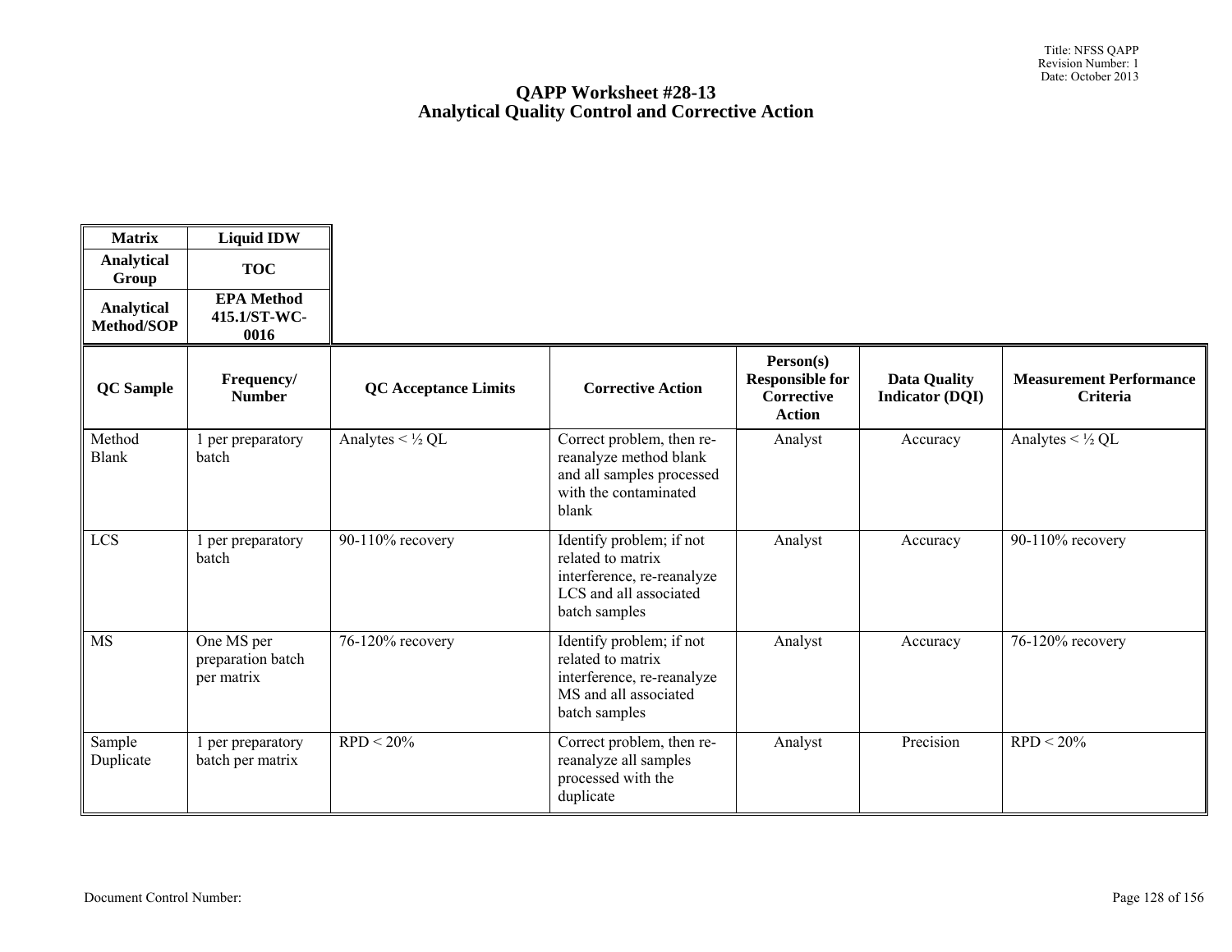# QAPP Worksheet #28-13
## Analytical Quality Control and Corrective Action

| Matrix | Liquid IDW |
|---|---|
| Analytical Group | TOC |
| Analytical Method/SOP | EPA Method 415.1/ST-WC-0016 |

| QC Sample | Frequency/ Number | QC Acceptance Limits | Corrective Action | Person(s) Responsible for Corrective Action | Data Quality Indicator (DQI) | Measurement Performance Criteria |
|---|---|---|---|---|---|---|
| Method Blank | 1 per preparatory batch | Analytes < ½ QL | Correct problem, then re-reanalyze method blank and all samples processed with the contaminated blank | Analyst | Accuracy | Analytes < ½ QL |
| LCS | 1 per preparatory batch | 90-110% recovery | Identify problem; if not related to matrix interference, re-reanalyze LCS and all associated batch samples | Analyst | Accuracy | 90-110% recovery |
| MS | One MS per preparation batch per matrix | 76-120% recovery | Identify problem; if not related to matrix interference, re-reanalyze MS and all associated batch samples | Analyst | Accuracy | 76-120% recovery |
| Sample Duplicate | 1 per preparatory batch per matrix | RPD < 20% | Correct problem, then re-reanalyze all samples processed with the duplicate | Analyst | Precision | RPD < 20% |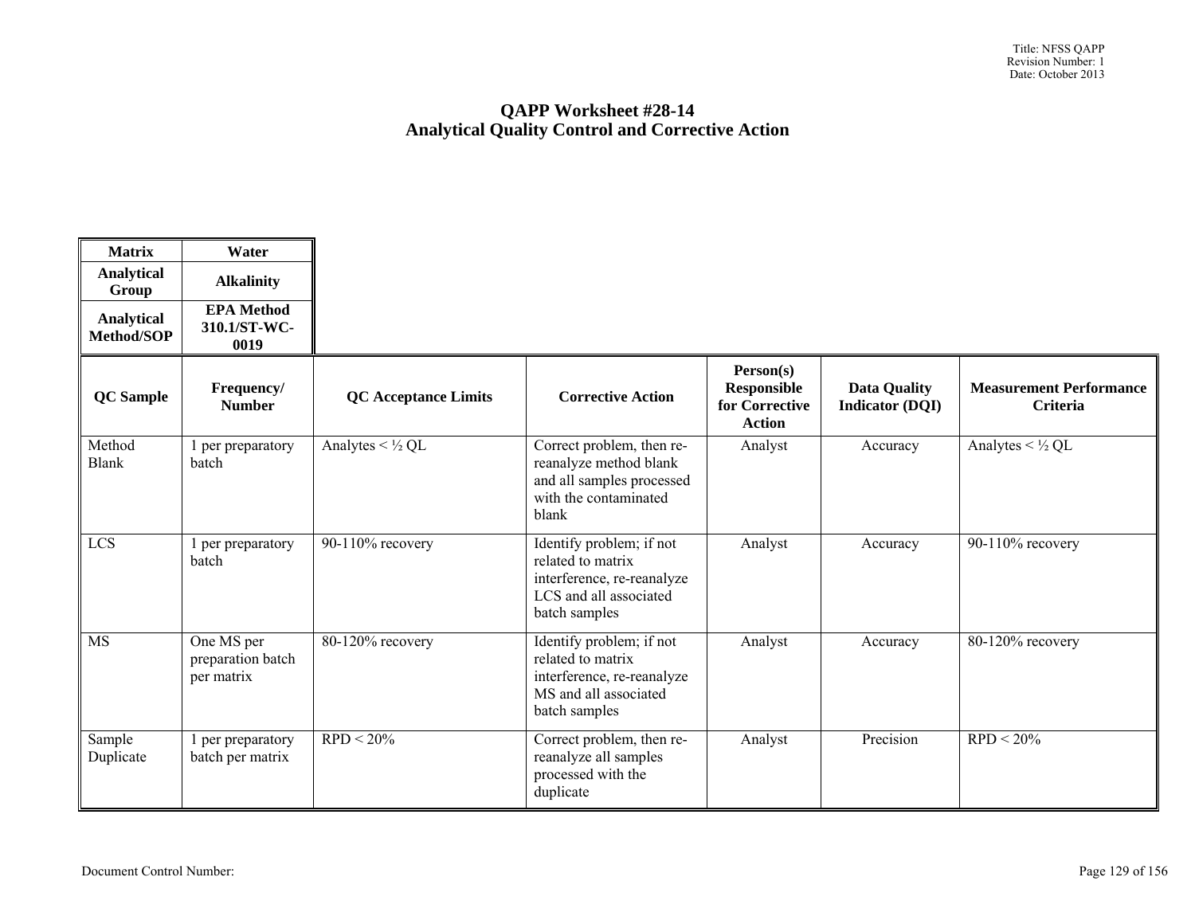# QAPP Worksheet #28-14
## Analytical Quality Control and Corrective Action

| Matrix | Water |
|---|---|
| Analytical Group | Alkalinity |
| Analytical Method/SOP | EPA Method 310.1/ST-WC-0019 |

| QC Sample | Frequency/ Number | QC Acceptance Limits | Corrective Action | Person(s) Responsible for Corrective Action | Data Quality Indicator (DQI) | Measurement Performance Criteria |
|---|---|---|---|---|---|---|
| Method Blank | 1 per preparatory batch | Analytes < ½ QL | Correct problem, then re-reanalyze method blank and all samples processed with the contaminated blank | Analyst | Accuracy | Analytes < ½ QL |
| LCS | 1 per preparatory batch | 90-110% recovery | Identify problem; if not related to matrix interference, re-reanalyze LCS and all associated batch samples | Analyst | Accuracy | 90-110% recovery |
| MS | One MS per preparation batch per matrix | 80-120% recovery | Identify problem; if not related to matrix interference, re-reanalyze MS and all associated batch samples | Analyst | Accuracy | 80-120% recovery |
| Sample Duplicate | 1 per preparatory batch per matrix | RPD < 20% | Correct problem, then re-reanalyze all samples processed with the duplicate | Analyst | Precision | RPD < 20% |

Document Control Number: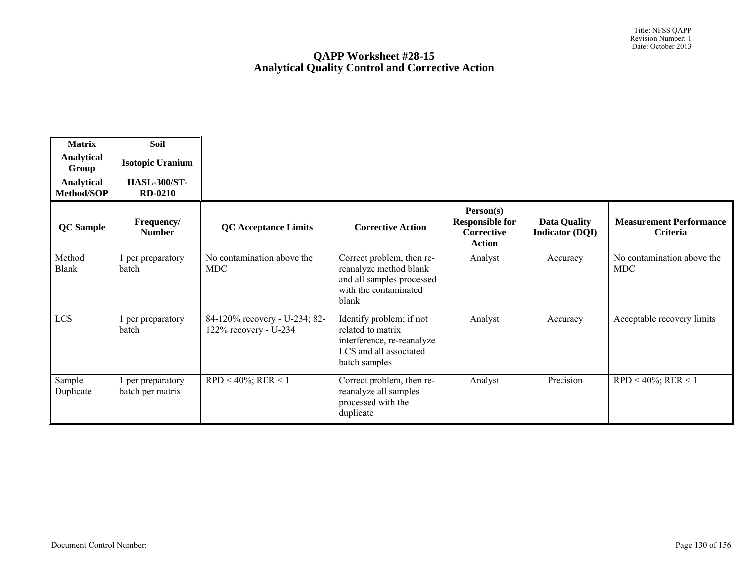# QAPP Worksheet #28-15
# Analytical Quality Control and Corrective Action

| Matrix | Soil |
|---|---|
| Analytical Group | Isotopic Uranium |
| Analytical Method/SOP | HASL-300/ST-RD-0210 |

| QC Sample | Frequency/ Number | QC Acceptance Limits | Corrective Action | Person(s) Responsible for Corrective Action | Data Quality Indicator (DQI) | Measurement Performance Criteria |
|---|---|---|---|---|---|---|
| Method Blank | 1 per preparatory batch | No contamination above the MDC | Correct problem, then re-reanalyze method blank and all samples processed with the contaminated blank | Analyst | Accuracy | No contamination above the MDC |
| LCS | 1 per preparatory batch | 84-120% recovery - U-234; 82-122% recovery - U-234 | Identify problem; if not related to matrix interference, re-reanalyze LCS and all associated batch samples | Analyst | Accuracy | Acceptable recovery limits |
| Sample Duplicate | 1 per preparatory batch per matrix | RPD < 40%; RER < 1 | Correct problem, then re-reanalyze all samples processed with the duplicate | Analyst | Precision | RPD < 40%; RER < 1 |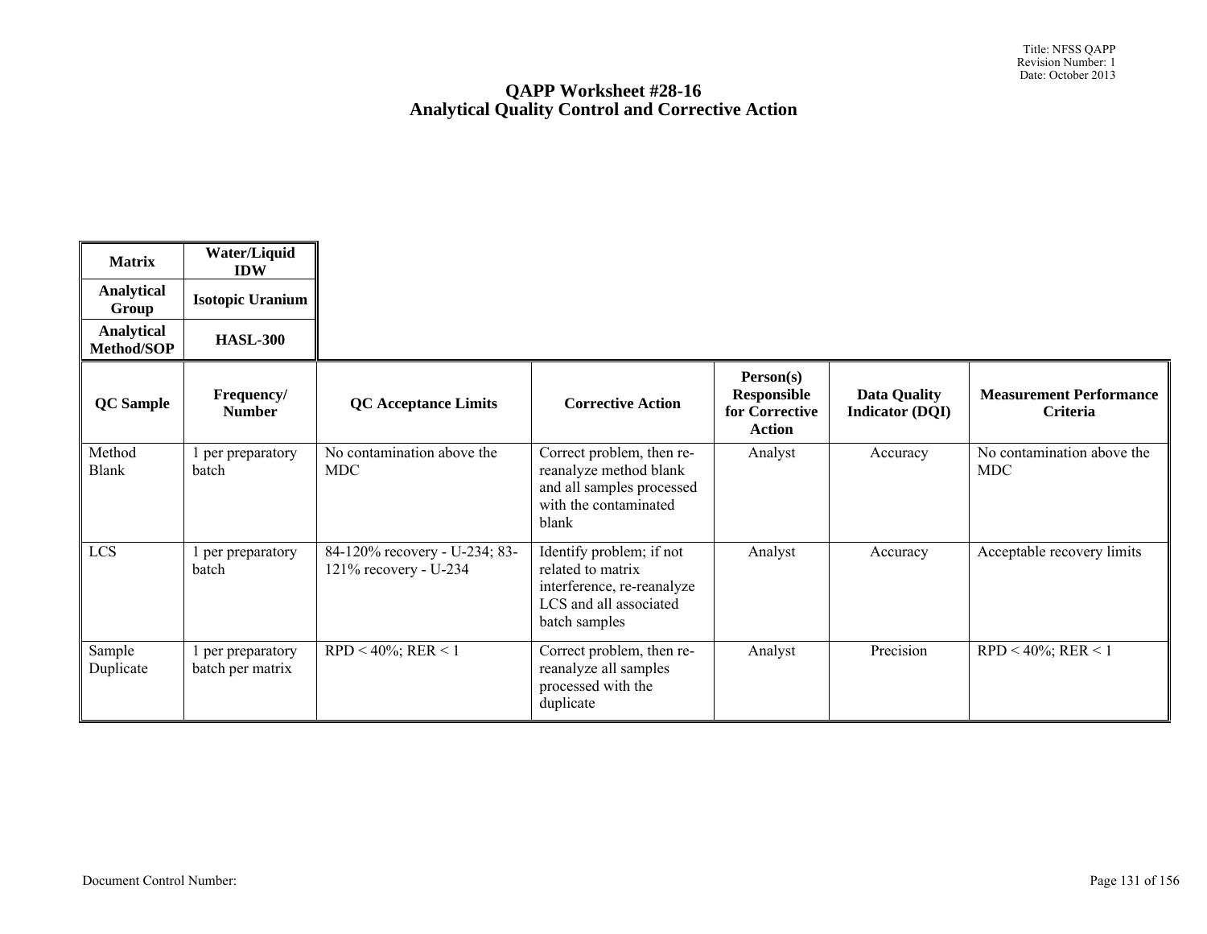# QAPP Worksheet #28-16
## Analytical Quality Control and Corrective Action

| Matrix | Water/Liquid IDW |
|---|---|
| Analytical Group | Isotopic Uranium |
| Analytical Method/SOP | HASL-300 |

| QC Sample | Frequency/ Number | QC Acceptance Limits | Corrective Action | Person(s) Responsible for Corrective Action | Data Quality Indicator (DQI) | Measurement Performance Criteria |
|---|---|---|---|---|---|---|
| Method Blank | 1 per preparatory batch | No contamination above the MDC | Correct problem, then re-reanalyze method blank and all samples processed with the contaminated blank | Analyst | Accuracy | No contamination above the MDC |
| LCS | 1 per preparatory batch | 84-120% recovery - U-234; 83-121% recovery - U-234 | Identify problem; if not related to matrix interference, re-reanalyze LCS and all associated batch samples | Analyst | Accuracy | Acceptable recovery limits |
| Sample Duplicate | 1 per preparatory batch per matrix | RPD < 40%; RER < 1 | Correct problem, then re-reanalyze all samples processed with the duplicate | Analyst | Precision | RPD < 40%; RER < 1 |

Document Control Number: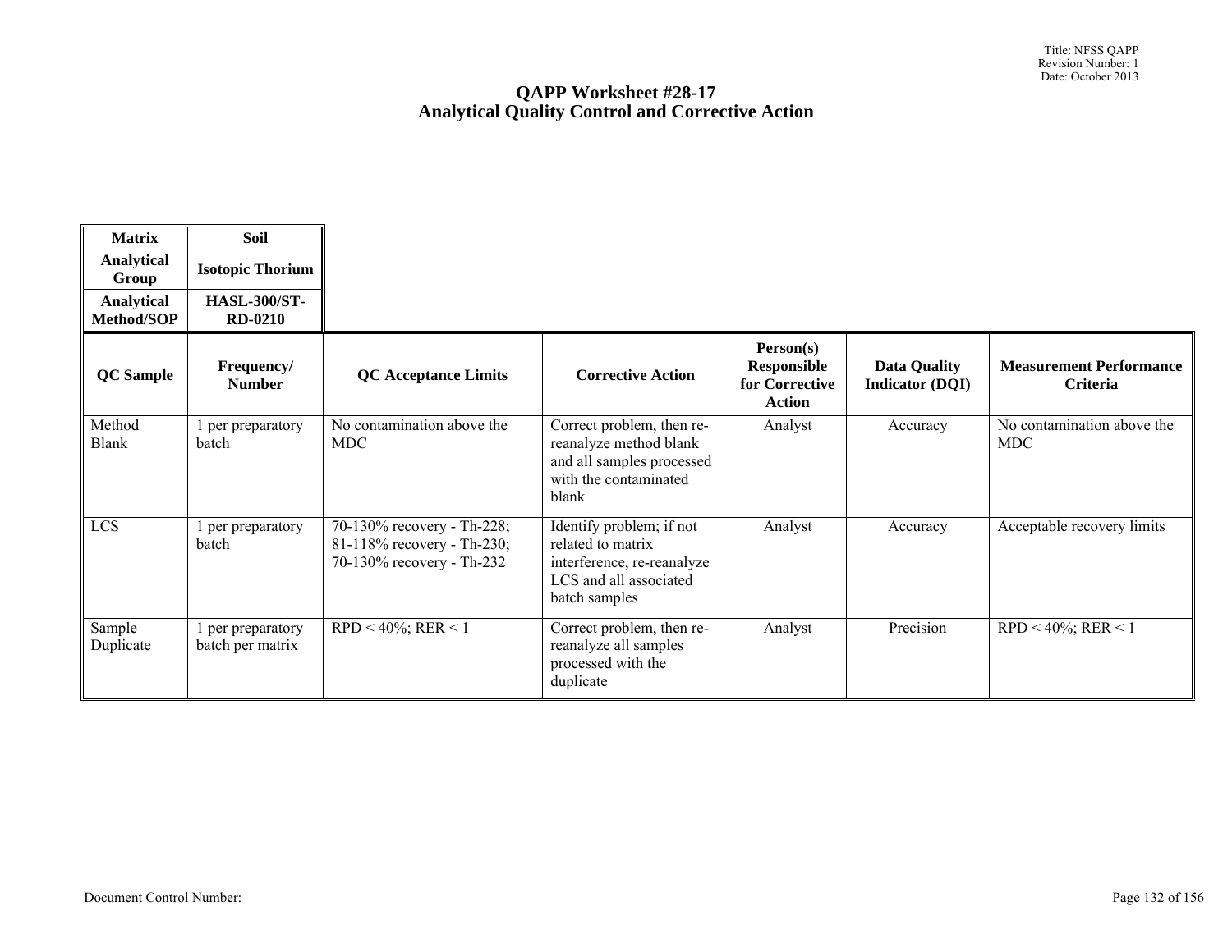# QAPP Worksheet #28-17
# Analytical Quality Control and Corrective Action

| Matrix | Soil |
|---|---|
| Analytical Group | Isotopic Thorium |
| Analytical Method/SOP | HASL-300/ST-RD-0210 |

| QC Sample | Frequency/ Number | QC Acceptance Limits | Corrective Action | Person(s) Responsible for Corrective Action | Data Quality Indicator (DQI) | Measurement Performance Criteria |
|---|---|---|---|---|---|---|
| Method Blank | 1 per preparatory batch | No contamination above the MDC | Correct problem, then re-reanalyze method blank and all samples processed with the contaminated blank | Analyst | Accuracy | No contamination above the MDC |
| LCS | 1 per preparatory batch | 70-130% recovery - Th-228; 81-118% recovery - Th-230; 70-130% recovery - Th-232 | Identify problem; if not related to matrix interference, re-reanalyze LCS and all associated batch samples | Analyst | Accuracy | Acceptable recovery limits |
| Sample Duplicate | 1 per preparatory batch per matrix | RPD < 40%; RER < 1 | Correct problem, then re-reanalyze all samples processed with the duplicate | Analyst | Precision | RPD < 40%; RER < 1 |

Document Control Number: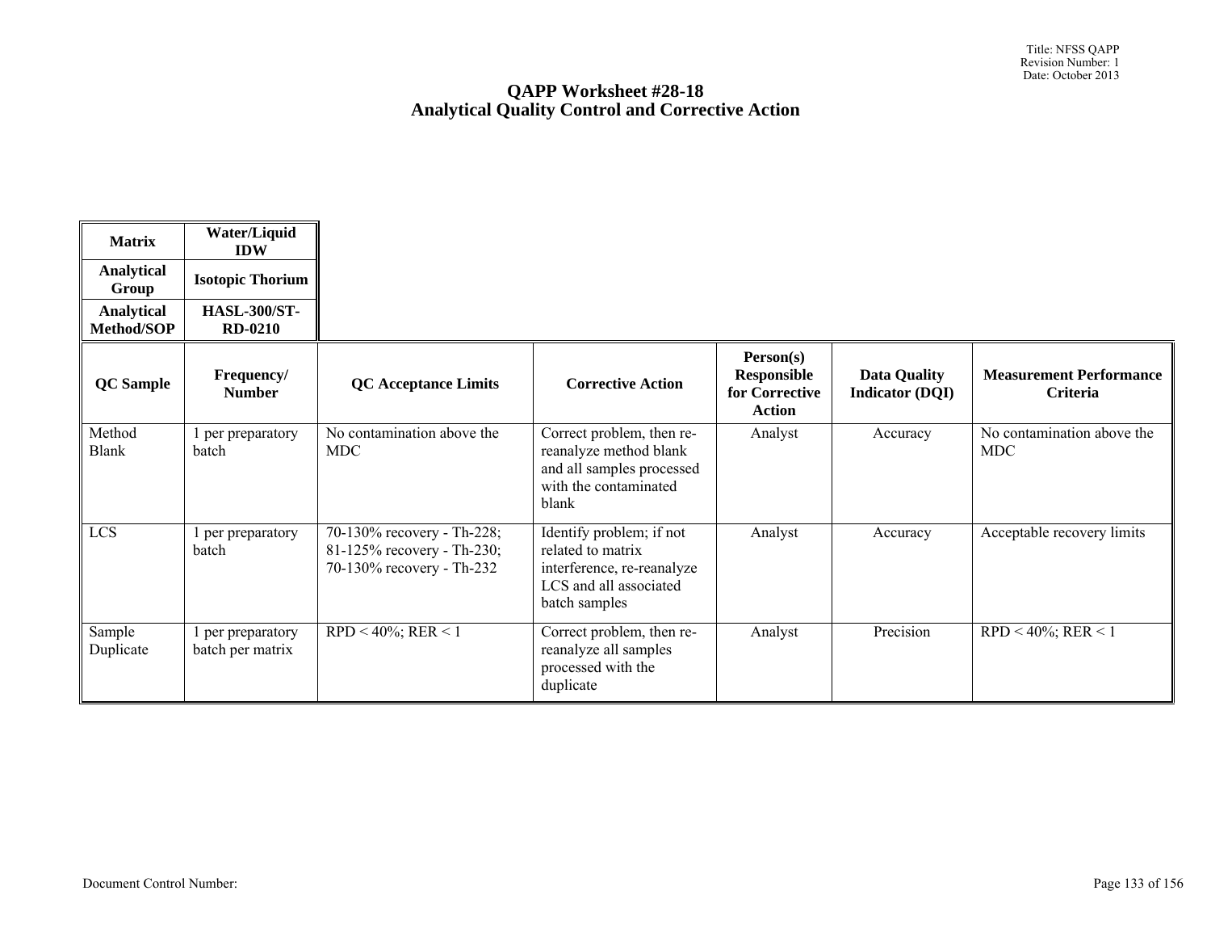# QAPP Worksheet #28-18
# Analytical Quality Control and Corrective Action

| Matrix | Water/Liquid IDW |
|---|---|
| Analytical Group | Isotopic Thorium |
| Analytical Method/SOP | HASL-300/ST-RD-0210 |

| QC Sample | Frequency/ Number | QC Acceptance Limits | Corrective Action | Person(s) Responsible for Corrective Action | Data Quality Indicator (DQI) | Measurement Performance Criteria |
|---|---|---|---|---|---|---|
| Method Blank | 1 per preparatory batch | No contamination above the MDC | Correct problem, then re-reanalyze method blank and all samples processed with the contaminated blank | Analyst | Accuracy | No contamination above the MDC |
| LCS | 1 per preparatory batch | 70-130% recovery - Th-228; 81-125% recovery - Th-230; 70-130% recovery - Th-232 | Identify problem; if not related to matrix interference, re-reanalyze LCS and all associated batch samples | Analyst | Accuracy | Acceptable recovery limits |
| Sample Duplicate | 1 per preparatory batch per matrix | RPD < 40%; RER < 1 | Correct problem, then re-reanalyze all samples processed with the duplicate | Analyst | Precision | RPD < 40%; RER < 1 |

Document Control Number: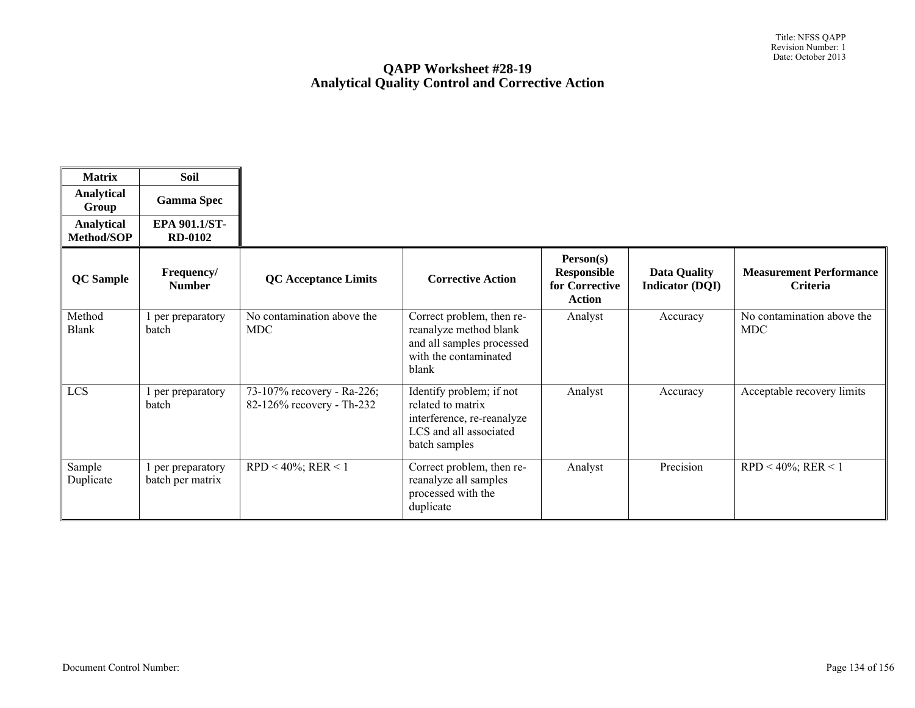# QAPP Worksheet #28-19
# Analytical Quality Control and Corrective Action

| Matrix | Soil |
|---|---|
| Analytical Group | Gamma Spec |
| Analytical Method/SOP | EPA 901.1/ST-RD-0102 |

| QC Sample | Frequency/ Number | QC Acceptance Limits | Corrective Action | Person(s) Responsible for Corrective Action | Data Quality Indicator (DQI) | Measurement Performance Criteria |
|---|---|---|---|---|---|---|
| Method Blank | 1 per preparatory batch | No contamination above the MDC | Correct problem, then re-reanalyze method blank and all samples processed with the contaminated blank | Analyst | Accuracy | No contamination above the MDC |
| LCS | 1 per preparatory batch | 73-107% recovery - Ra-226; 82-126% recovery - Th-232 | Identify problem; if not related to matrix interference, re-reanalyze LCS and all associated batch samples | Analyst | Accuracy | Acceptable recovery limits |
| Sample Duplicate | 1 per preparatory batch per matrix | RPD < 40%; RER < 1 | Correct problem, then re-reanalyze all samples processed with the duplicate | Analyst | Precision | RPD < 40%; RER < 1 |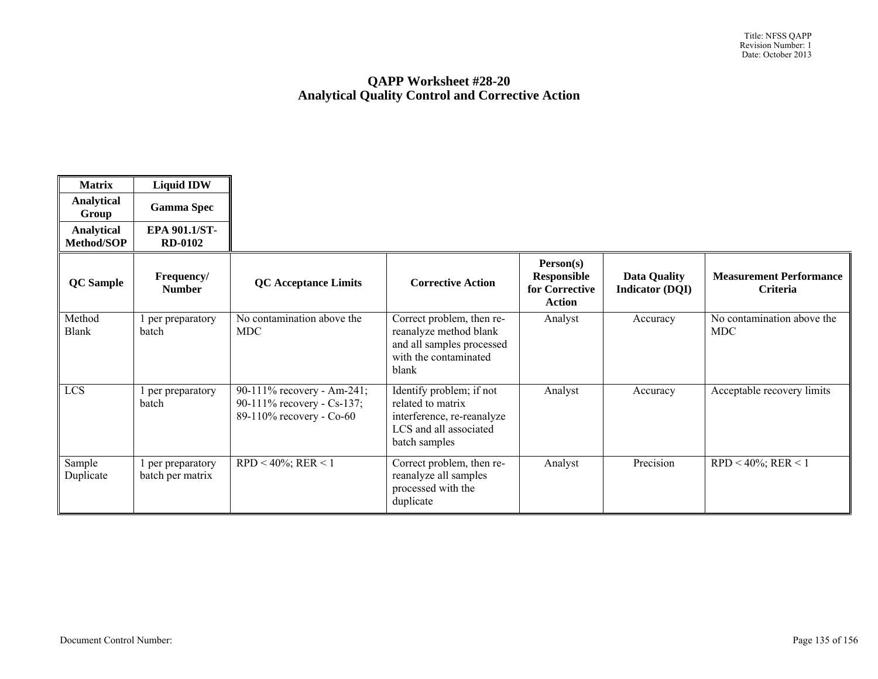# QAPP Worksheet #28-20
## Analytical Quality Control and Corrective Action

| Matrix | Liquid IDW |
|---|---|
| Analytical Group | Gamma Spec |
| Analytical Method/SOP | EPA 901.1/ST-RD-0102 |

| QC Sample | Frequency/ Number | QC Acceptance Limits | Corrective Action | Person(s) Responsible for Corrective Action | Data Quality Indicator (DQI) | Measurement Performance Criteria |
|---|---|---|---|---|---|---|
| Method Blank | 1 per preparatory batch | No contamination above the MDC | Correct problem, then re-reanalyze method blank and all samples processed with the contaminated blank | Analyst | Accuracy | No contamination above the MDC |
| LCS | 1 per preparatory batch | 90-111% recovery - Am-241; 90-111% recovery - Cs-137; 89-110% recovery - Co-60 | Identify problem; if not related to matrix interference, re-reanalyze LCS and all associated batch samples | Analyst | Accuracy | Acceptable recovery limits |
| Sample Duplicate | 1 per preparatory batch per matrix | RPD < 40%; RER < 1 | Correct problem, then re-reanalyze all samples processed with the duplicate | Analyst | Precision | RPD < 40%; RER < 1 |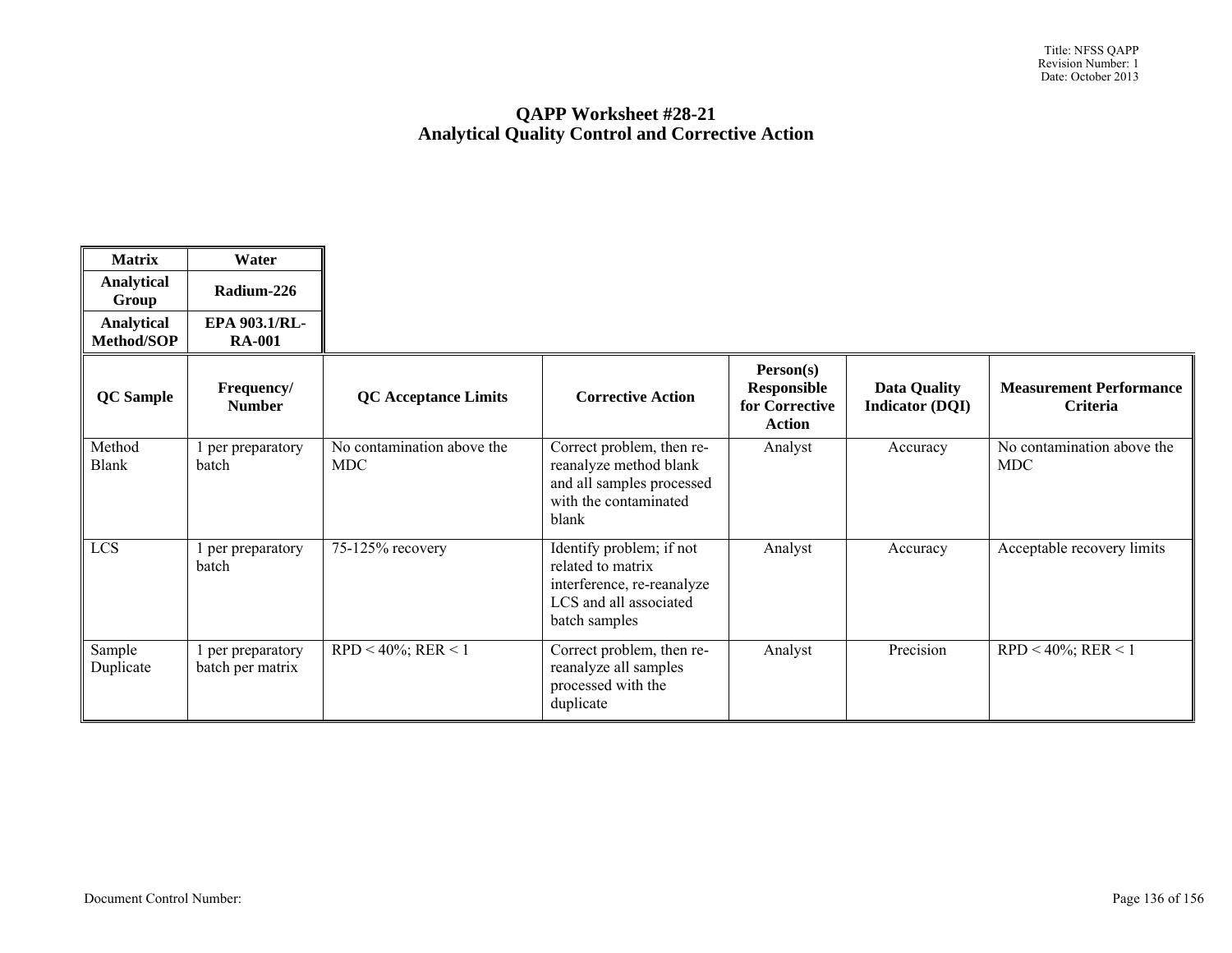## QAPP Worksheet #28-21
## Analytical Quality Control and Corrective Action

| Matrix | Water |
|---|---|
| Analytical Group | Radium-226 |
| Analytical Method/SOP | EPA 903.1/RL-RA-001 |

| QC Sample | Frequency/ Number | QC Acceptance Limits | Corrective Action | Person(s) Responsible for Corrective Action | Data Quality Indicator (DQI) | Measurement Performance Criteria |
|---|---|---|---|---|---|---|
| Method Blank | 1 per preparatory batch | No contamination above the MDC | Correct problem, then re-reanalyze method blank and all samples processed with the contaminated blank | Analyst | Accuracy | No contamination above the MDC |
| LCS | 1 per preparatory batch | 75-125% recovery | Identify problem; if not related to matrix interference, re-reanalyze LCS and all associated batch samples | Analyst | Accuracy | Acceptable recovery limits |
| Sample Duplicate | 1 per preparatory batch per matrix | RPD < 40%; RER < 1 | Correct problem, then re-reanalyze all samples processed with the duplicate | Analyst | Precision | RPD < 40%; RER < 1 |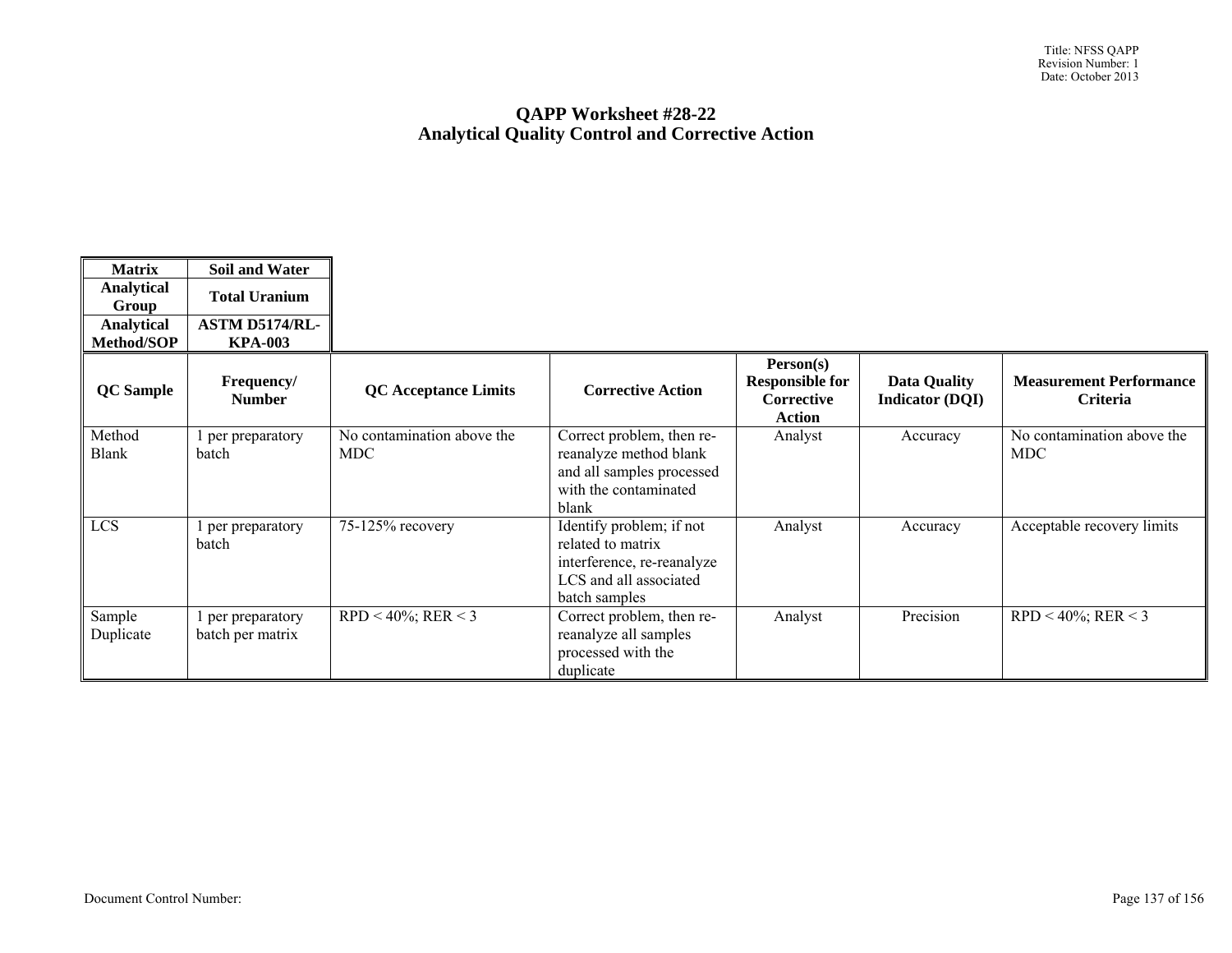# QAPP Worksheet #28-22
## Analytical Quality Control and Corrective Action

| Matrix | Soil and Water |
|---|---|
| Analytical Group | Total Uranium |
| Analytical Method/SOP | ASTM D5174/RL-KPA-003 |

| QC Sample | Frequency/ Number | QC Acceptance Limits | Corrective Action | Person(s) Responsible for Corrective Action | Data Quality Indicator (DQI) | Measurement Performance Criteria |
|---|---|---|---|---|---|---|
| Method Blank | 1 per preparatory batch | No contamination above the MDC | Correct problem, then re-reanalyze method blank and all samples processed with the contaminated blank | Analyst | Accuracy | No contamination above the MDC |
| LCS | 1 per preparatory batch | 75-125% recovery | Identify problem; if not related to matrix interference, re-reanalyze LCS and all associated batch samples | Analyst | Accuracy | Acceptable recovery limits |
| Sample Duplicate | 1 per preparatory batch per matrix | RPD < 40%; RER < 3 | Correct problem, then re-reanalyze all samples processed with the duplicate | Analyst | Precision | RPD < 40%; RER < 3 |

Document Control Number: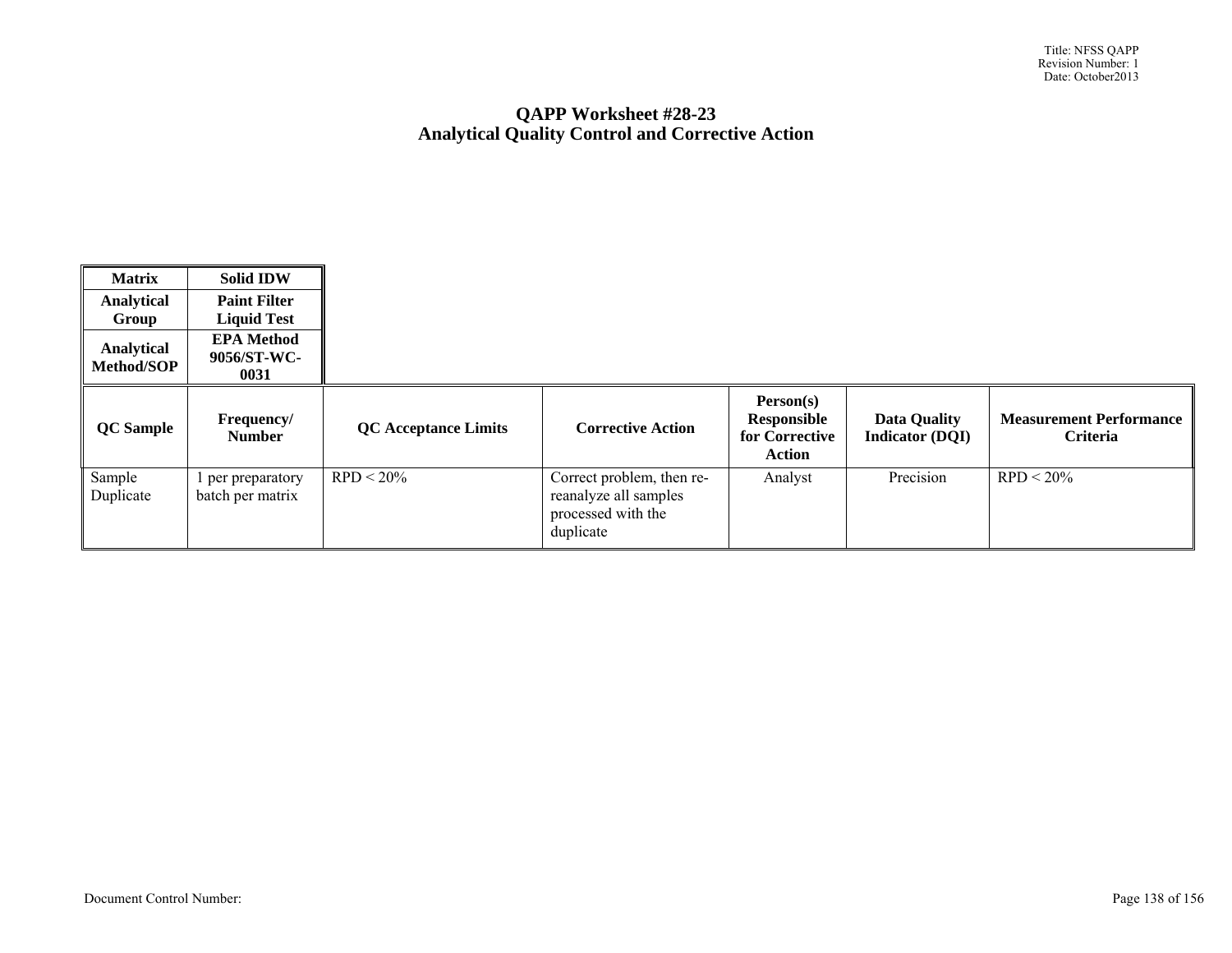# QAPP Worksheet #28-23
## Analytical Quality Control and Corrective Action

| Matrix | Solid IDW |
|---|---|
| Analytical Group | Paint Filter Liquid Test |
| Analytical Method/SOP | EPA Method 9056/ST-WC-0031 |

| QC Sample | Frequency/ Number | QC Acceptance Limits | Corrective Action | Person(s) Responsible for Corrective Action | Data Quality Indicator (DQI) | Measurement Performance Criteria |
|---|---|---|---|---|---|---|
| Sample Duplicate | 1 per preparatory batch per matrix | RPD < 20% | Correct problem, then re-reanalyze all samples processed with the duplicate | Analyst | Precision | RPD < 20% |

Document Control Number: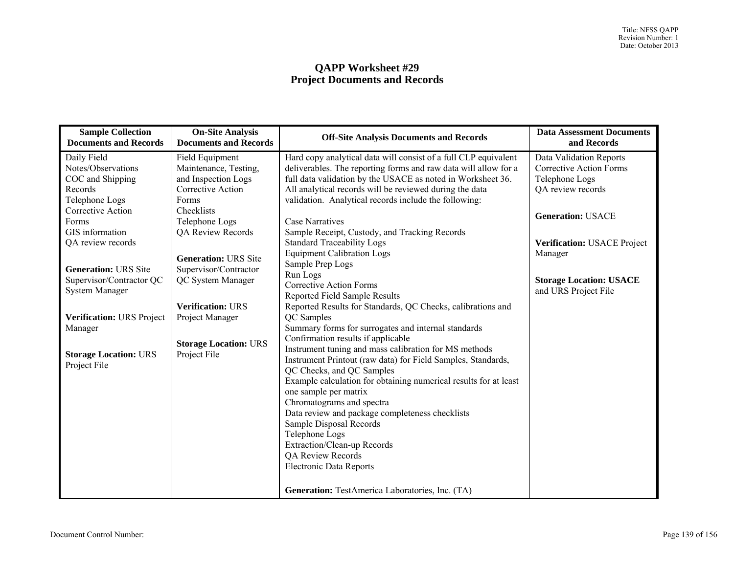# QAPP Worksheet #29
## Project Documents and Records

| Sample Collection Documents and Records | On-Site Analysis Documents and Records | Off-Site Analysis Documents and Records | Data Assessment Documents and Records |
|---|---|---|---|
| Daily Field Notes/Observations<br>COC and Shipping Records<br>Telephone Logs<br>Corrective Action Forms<br>GIS information<br>QA review records<br><br>**Generation:** URS Site Supervisor/Contractor QC System Manager<br><br>**Verification:** URS Project Manager<br><br>**Storage Location:** URS Project File | Field Equipment Maintenance, Testing, and Inspection Logs<br>Corrective Action Forms<br>Checklists<br>Telephone Logs<br>QA Review Records<br><br>**Generation:** URS Site Supervisor/Contractor QC System Manager<br><br>**Verification:** URS Project Manager<br><br>**Storage Location:** URS Project File | Hard copy analytical data will consist of a full CLP equivalent deliverables. The reporting forms and raw data will allow for a full data validation by the USACE as noted in Worksheet 36. All analytical records will be reviewed during the data validation. Analytical records include the following:<br><br>Case Narratives<br>Sample Receipt, Custody, and Tracking Records<br>Standard Traceability Logs<br>Equipment Calibration Logs<br>Sample Prep Logs<br>Run Logs<br>Corrective Action Forms<br>Reported Field Sample Results<br>Reported Results for Standards, QC Checks, calibrations and QC Samples<br>Summary forms for surrogates and internal standards<br>Confirmation results if applicable<br>Instrument tuning and mass calibration for MS methods<br>Instrument Printout (raw data) for Field Samples, Standards, QC Checks, and QC Samples<br>Example calculation for obtaining numerical results for at least one sample per matrix<br>Chromatograms and spectra<br>Data review and package completeness checklists<br>Sample Disposal Records<br>Telephone Logs<br>Extraction/Clean-up Records<br>QA Review Records<br>Electronic Data Reports<br><br>**Generation:** TestAmerica Laboratories, Inc. (TA) | Data Validation Reports<br>Corrective Action Forms<br>Telephone Logs<br>QA review records<br><br>**Generation:** USACE<br><br>**Verification:** USACE Project Manager<br><br>**Storage Location: USACE** and URS Project File |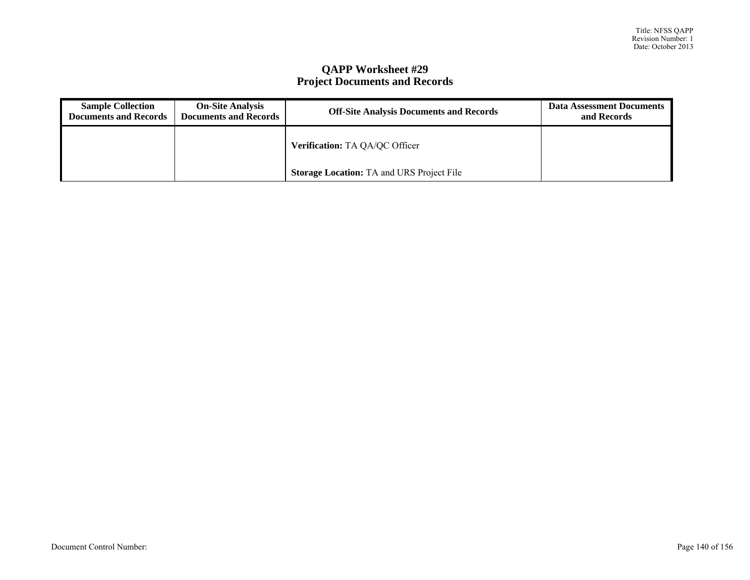# QAPP Worksheet #29
# Project Documents and Records

| Sample Collection Documents and Records | On-Site Analysis Documents and Records | Off-Site Analysis Documents and Records | Data Assessment Documents and Records |
|---|---|---|---|
| | | **Verification:** TA QA/QC Officer<br><br>**Storage Location:** TA and URS Project File | |

Document Control Number: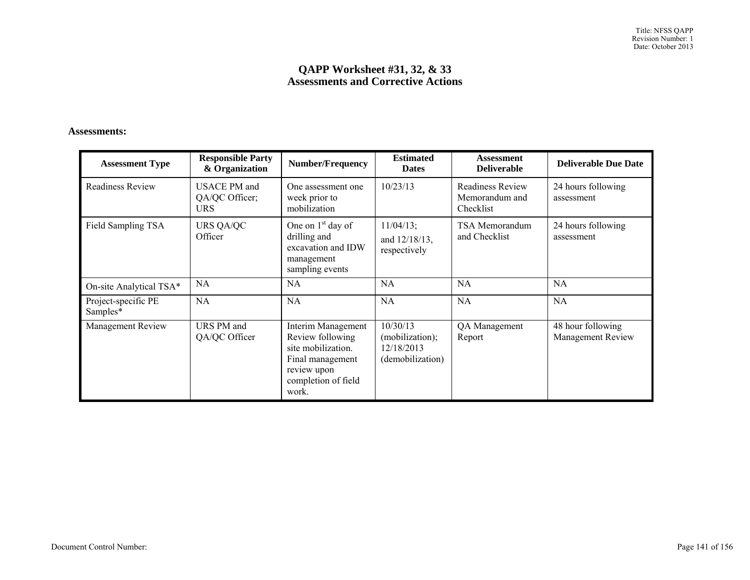# QAPP Worksheet #31, 32, & 33
## Assessments and Corrective Actions

**Assessments:**

| Assessment Type | Responsible Party & Organization | Number/Frequency | Estimated Dates | Assessment Deliverable | Deliverable Due Date |
|---|---|---|---|---|---|
| Readiness Review | USACE PM and QA/QC Officer; URS | One assessment one week prior to mobilization | 10/23/13 | Readiness Review Memorandum and Checklist | 24 hours following assessment |
| Field Sampling TSA | URS QA/QC Officer | One on 1st day of drilling and excavation and IDW management sampling events | 11/04/13; and 12/18/13, respectively | TSA Memorandum and Checklist | 24 hours following assessment |
| On-site Analytical TSA* | NA | NA | NA | NA | NA |
| Project-specific PE Samples* | NA | NA | NA | NA | NA |
| Management Review | URS PM and QA/QC Officer | Interim Management Review following site mobilization. Final management review upon completion of field work. | 10/30/13 (mobilization); 12/18/2013 (demobilization) | QA Management Report | 48 hour following Management Review |

Document Control Number: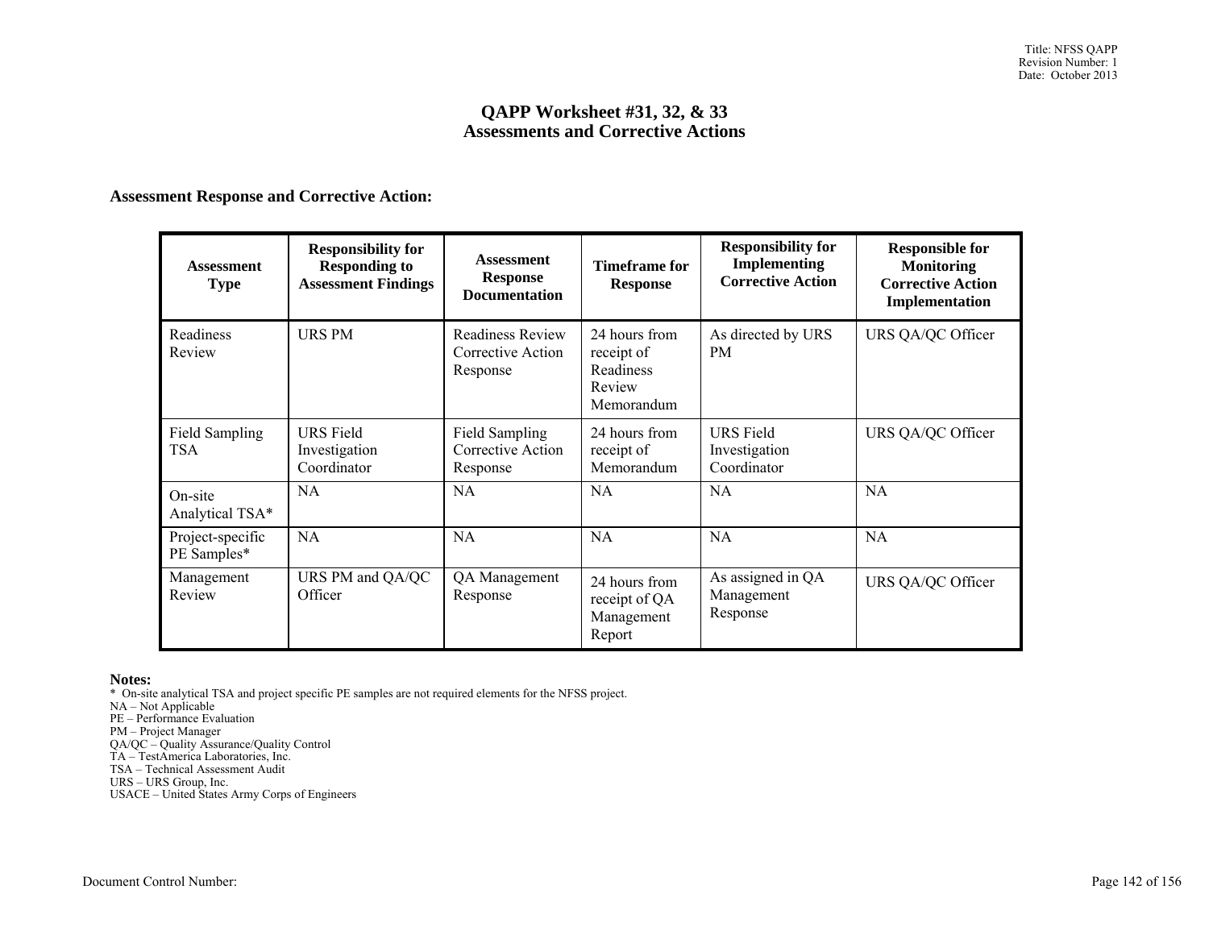# QAPP Worksheet #31, 32, & 33
## Assessments and Corrective Actions

**Assessment Response and Corrective Action:**

| Assessment Type | Responsibility for Responding to Assessment Findings | Assessment Response Documentation | Timeframe for Response | Responsibility for Implementing Corrective Action | Responsible for Monitoring Corrective Action Implementation |
|---|---|---|---|---|---|
| Readiness Review | URS PM | Readiness Review Corrective Action Response | 24 hours from receipt of Readiness Review Memorandum | As directed by URS PM | URS QA/QC Officer |
| Field Sampling TSA | URS Field Investigation Coordinator | Field Sampling Corrective Action Response | 24 hours from receipt of Memorandum | URS Field Investigation Coordinator | URS QA/QC Officer |
| On-site Analytical TSA* | NA | NA | NA | NA | NA |
| Project-specific PE Samples* | NA | NA | NA | NA | NA |
| Management Review | URS PM and QA/QC Officer | QA Management Response | 24 hours from receipt of QA Management Report | As assigned in QA Management Response | URS QA/QC Officer |

**Notes:**

\* On-site analytical TSA and project specific PE samples are not required elements for the NFSS project.
NA – Not Applicable
PE – Performance Evaluation
PM – Project Manager
QA/QC – Quality Assurance/Quality Control
TA – TestAmerica Laboratories, Inc.
TSA – Technical Assessment Audit
URS – URS Group, Inc.
USACE – United States Army Corps of Engineers

Document Control Number: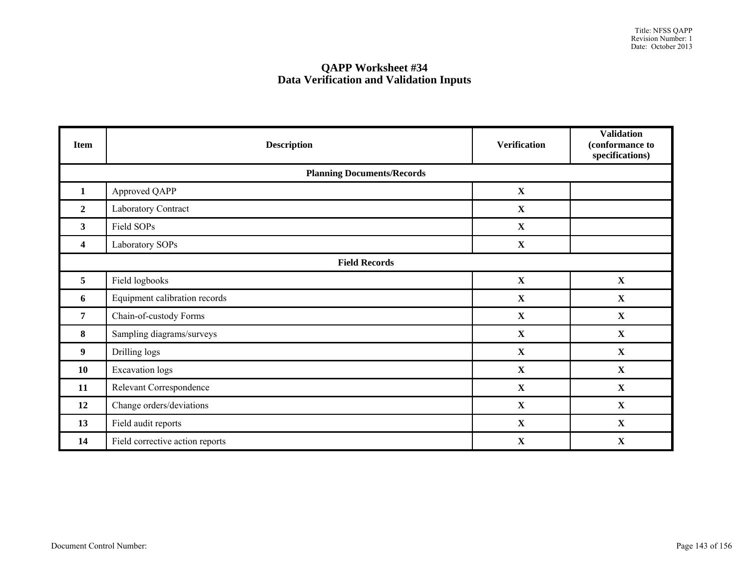# QAPP Worksheet #34
## Data Verification and Validation Inputs

| Item | Description | Verification | Validation (conformance to specifications) |
|---|---|---|---|
| **Planning Documents/Records** | | | |
| **1** | Approved QAPP | **X** | |
| **2** | Laboratory Contract | **X** | |
| **3** | Field SOPs | **X** | |
| **4** | Laboratory SOPs | **X** | |
| **Field Records** | | | |
| **5** | Field logbooks | **X** | **X** |
| **6** | Equipment calibration records | **X** | **X** |
| **7** | Chain-of-custody Forms | **X** | **X** |
| **8** | Sampling diagrams/surveys | **X** | **X** |
| **9** | Drilling logs | **X** | **X** |
| **10** | Excavation logs | **X** | **X** |
| **11** | Relevant Correspondence | **X** | **X** |
| **12** | Change orders/deviations | **X** | **X** |
| **13** | Field audit reports | **X** | **X** |
| **14** | Field corrective action reports | **X** | **X** |

Document Control Number: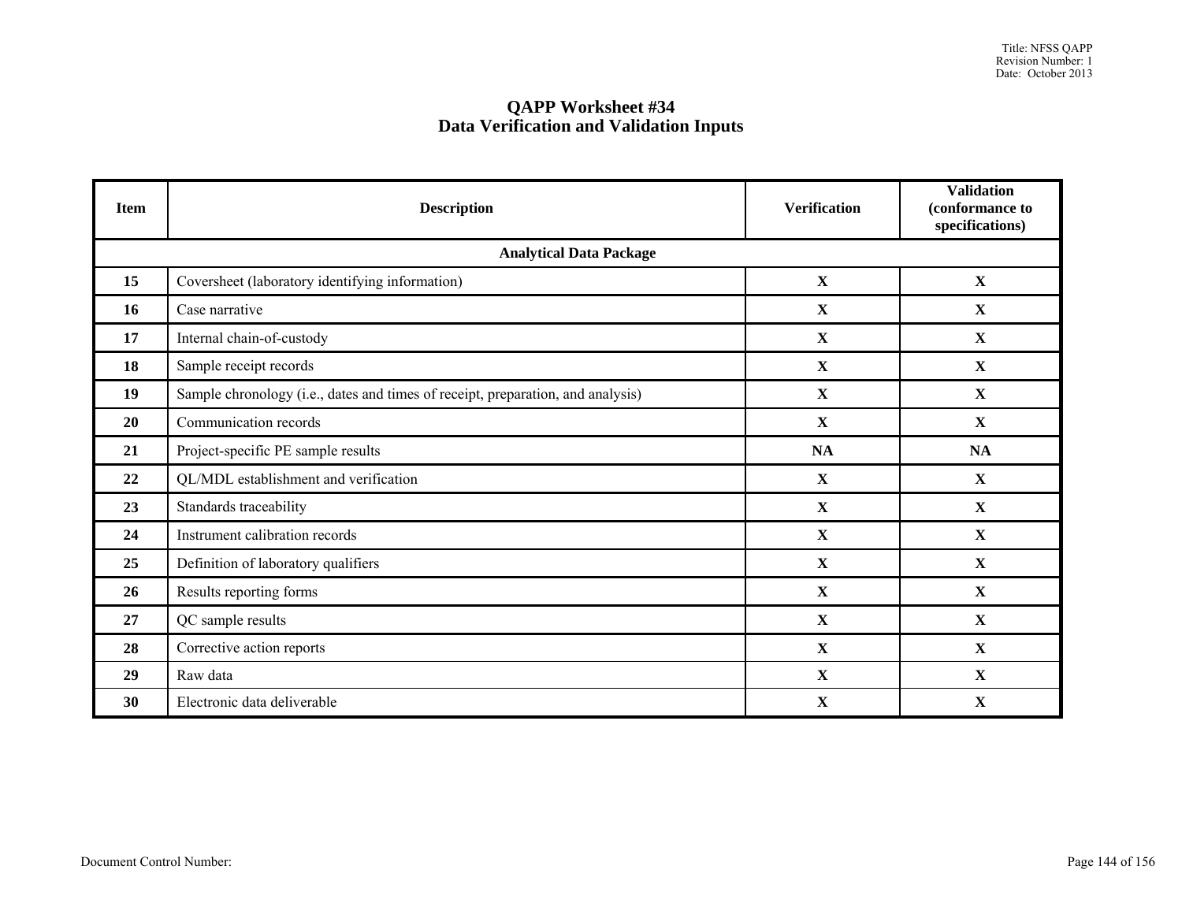# QAPP Worksheet #34
## Data Verification and Validation Inputs

| Item | Description | Verification | Validation (conformance to specifications) |
|---|---|---|---|
| **Analytical Data Package** | | | |
| **15** | Coversheet (laboratory identifying information) | **X** | **X** |
| **16** | Case narrative | **X** | **X** |
| **17** | Internal chain-of-custody | **X** | **X** |
| **18** | Sample receipt records | **X** | **X** |
| **19** | Sample chronology (i.e., dates and times of receipt, preparation, and analysis) | **X** | **X** |
| **20** | Communication records | **X** | **X** |
| **21** | Project-specific PE sample results | **NA** | **NA** |
| **22** | QL/MDL establishment and verification | **X** | **X** |
| **23** | Standards traceability | **X** | **X** |
| **24** | Instrument calibration records | **X** | **X** |
| **25** | Definition of laboratory qualifiers | **X** | **X** |
| **26** | Results reporting forms | **X** | **X** |
| **27** | QC sample results | **X** | **X** |
| **28** | Corrective action reports | **X** | **X** |
| **29** | Raw data | **X** | **X** |
| **30** | Electronic data deliverable | **X** | **X** |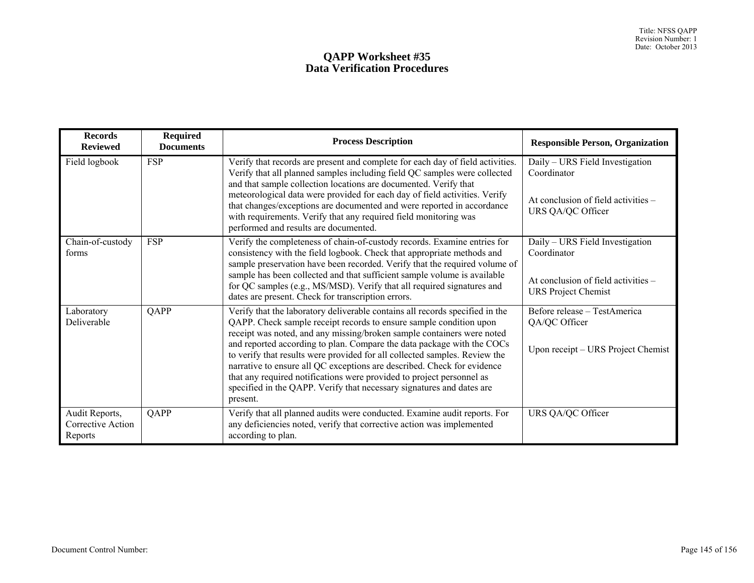# QAPP Worksheet #35
## Data Verification Procedures

| Records Reviewed | Required Documents | Process Description | Responsible Person, Organization |
|---|---|---|---|
| Field logbook | FSP | Verify that records are present and complete for each day of field activities. Verify that all planned samples including field QC samples were collected and that sample collection locations are documented. Verify that meteorological data were provided for each day of field activities. Verify that changes/exceptions are documented and were reported in accordance with requirements. Verify that any required field monitoring was performed and results are documented. | Daily – URS Field Investigation Coordinator<br><br>At conclusion of field activities – URS QA/QC Officer |
| Chain-of-custody forms | FSP | Verify the completeness of chain-of-custody records. Examine entries for consistency with the field logbook. Check that appropriate methods and sample preservation have been recorded. Verify that the required volume of sample has been collected and that sufficient sample volume is available for QC samples (e.g., MS/MSD). Verify that all required signatures and dates are present. Check for transcription errors. | Daily – URS Field Investigation Coordinator<br><br>At conclusion of field activities – URS Project Chemist |
| Laboratory Deliverable | QAPP | Verify that the laboratory deliverable contains all records specified in the QAPP. Check sample receipt records to ensure sample condition upon receipt was noted, and any missing/broken sample containers were noted and reported according to plan. Compare the data package with the COCs to verify that results were provided for all collected samples. Review the narrative to ensure all QC exceptions are described. Check for evidence that any required notifications were provided to project personnel as specified in the QAPP. Verify that necessary signatures and dates are present. | Before release – TestAmerica QA/QC Officer<br><br>Upon receipt – URS Project Chemist |
| Audit Reports, Corrective Action Reports | QAPP | Verify that all planned audits were conducted. Examine audit reports. For any deficiencies noted, verify that corrective action was implemented according to plan. | URS QA/QC Officer |

Document Control Number: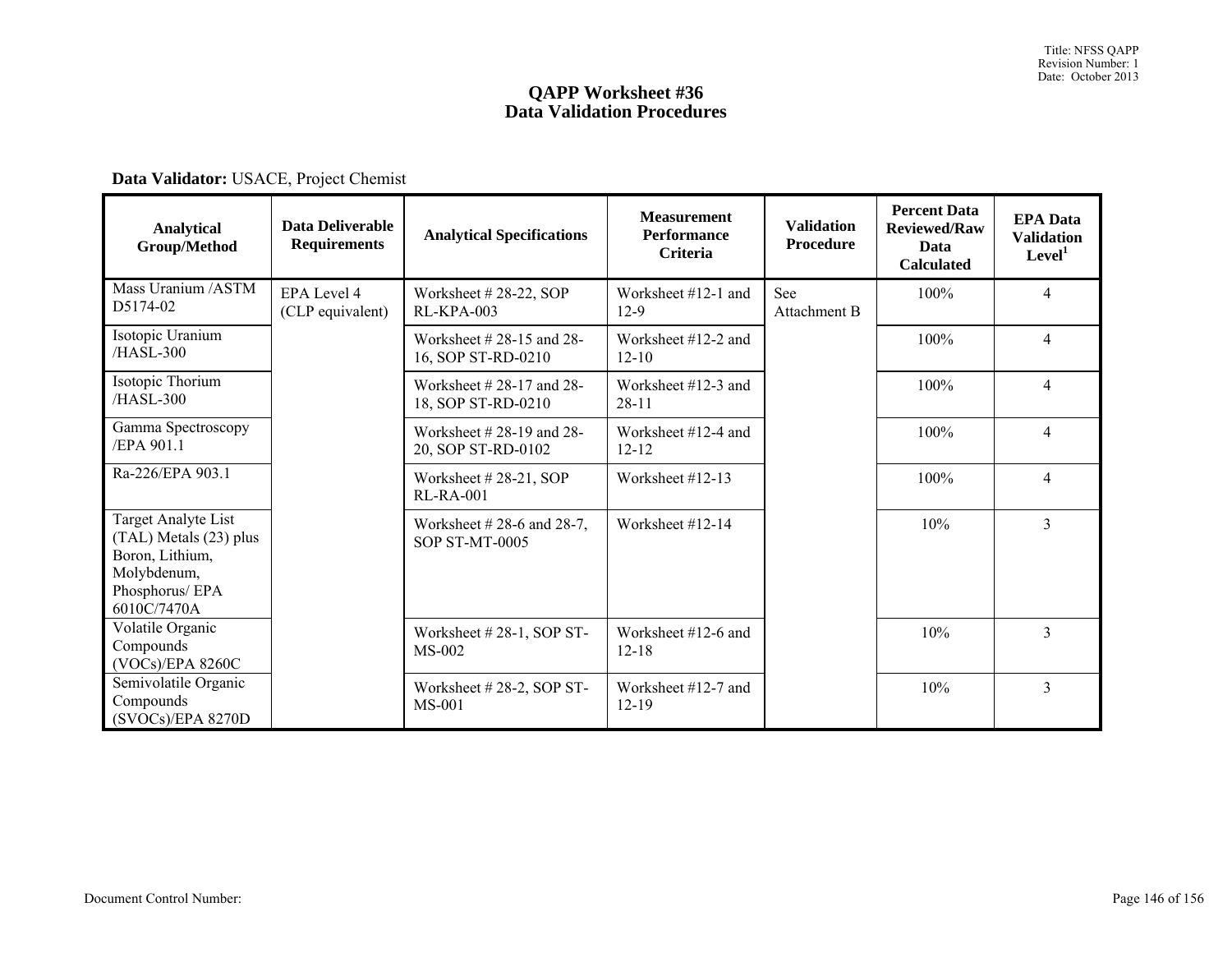# QAPP Worksheet #36
# Data Validation Procedures

**Data Validator:** USACE, Project Chemist

| Analytical Group/Method | Data Deliverable Requirements | Analytical Specifications | Measurement Performance Criteria | Validation Procedure | Percent Data Reviewed/Raw Data Calculated | EPA Data Validation Level[1] |
|---|---|---|---|---|---|---|
| Mass Uranium /ASTM D5174-02 | EPA Level 4 (CLP equivalent) | Worksheet # 28-22, SOP RL-KPA-003 | Worksheet #12-1 and 12-9 | See Attachment B | 100% | 4 |
| Isotopic Uranium /HASL-300 | | Worksheet # 28-15 and 28-16, SOP ST-RD-0210 | Worksheet #12-2 and 12-10 | | 100% | 4 |
| Isotopic Thorium /HASL-300 | | Worksheet # 28-17 and 28-18, SOP ST-RD-0210 | Worksheet #12-3 and 28-11 | | 100% | 4 |
| Gamma Spectroscopy /EPA 901.1 | | Worksheet # 28-19 and 28-20, SOP ST-RD-0102 | Worksheet #12-4 and 12-12 | | 100% | 4 |
| Ra-226/EPA 903.1 | | Worksheet # 28-21, SOP RL-RA-001 | Worksheet #12-13 | | 100% | 4 |
| Target Analyte List (TAL) Metals (23) plus Boron, Lithium, Molybdenum, Phosphorus/ EPA 6010C/7470A | | Worksheet # 28-6 and 28-7, SOP ST-MT-0005 | Worksheet #12-14 | | 10% | 3 |
| Volatile Organic Compounds (VOCs)/EPA 8260C | | Worksheet # 28-1, SOP ST-MS-002 | Worksheet #12-6 and 12-18 | | 10% | 3 |
| Semivolatile Organic Compounds (SVOCs)/EPA 8270D | | Worksheet # 28-2, SOP ST-MS-001 | Worksheet #12-7 and 12-19 | | 10% | 3 |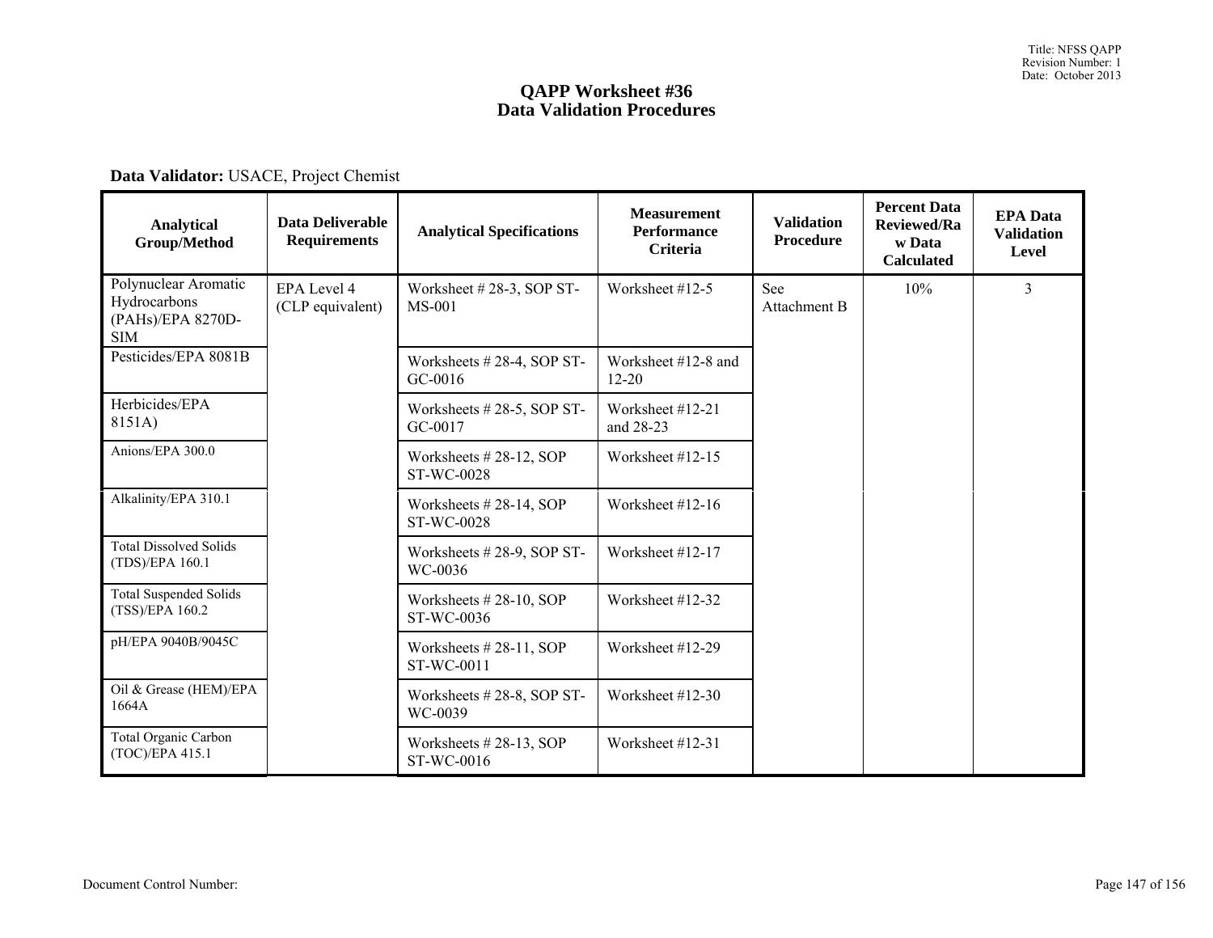# QAPP Worksheet #36
## Data Validation Procedures

**Data Validator:** USACE, Project Chemist

| Analytical Group/Method | Data Deliverable Requirements | Analytical Specifications | Measurement Performance Criteria | Validation Procedure | Percent Data Reviewed/Raw Data Calculated | EPA Data Validation Level |
|---|---|---|---|---|---|---|
| Polynuclear Aromatic Hydrocarbons (PAHs)/EPA 8270D-SIM | EPA Level 4 (CLP equivalent) | Worksheet # 28-3, SOP ST-MS-001 | Worksheet #12-5 | See Attachment B | 10% | 3 |
| Pesticides/EPA 8081B | | Worksheets # 28-4, SOP ST-GC-0016 | Worksheet #12-8 and 12-20 | | | |
| Herbicides/EPA 8151A) | | Worksheets # 28-5, SOP ST-GC-0017 | Worksheet #12-21 and 28-23 | | | |
| Anions/EPA 300.0 | | Worksheets # 28-12, SOP ST-WC-0028 | Worksheet #12-15 | | | |
| Alkalinity/EPA 310.1 | | Worksheets # 28-14, SOP ST-WC-0028 | Worksheet #12-16 | | | |
| Total Dissolved Solids (TDS)/EPA 160.1 | | Worksheets # 28-9, SOP ST-WC-0036 | Worksheet #12-17 | | | |
| Total Suspended Solids (TSS)/EPA 160.2 | | Worksheets # 28-10, SOP ST-WC-0036 | Worksheet #12-32 | | | |
| pH/EPA 9040B/9045C | | Worksheets # 28-11, SOP ST-WC-0011 | Worksheet #12-29 | | | |
| Oil & Grease (HEM)/EPA 1664A | | Worksheets # 28-8, SOP ST-WC-0039 | Worksheet #12-30 | | | |
| Total Organic Carbon (TOC)/EPA 415.1 | | Worksheets # 28-13, SOP ST-WC-0016 | Worksheet #12-31 | | | |

Document Control Number: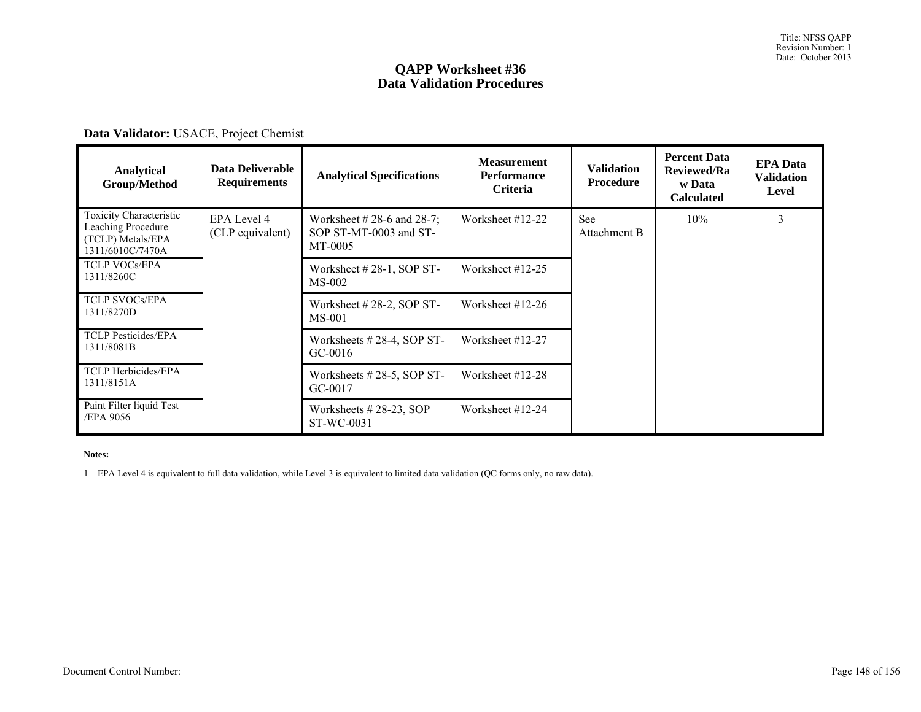# QAPP Worksheet #36
# Data Validation Procedures

**Data Validator:** USACE, Project Chemist

| Analytical Group/Method | Data Deliverable Requirements | Analytical Specifications | Measurement Performance Criteria | Validation Procedure | Percent Data Reviewed/Raw Data Calculated | EPA Data Validation Level |
|---|---|---|---|---|---|---|
| Toxicity Characteristic Leaching Procedure (TCLP) Metals/EPA 1311/6010C/7470A | EPA Level 4 (CLP equivalent) | Worksheet # 28-6 and 28-7; SOP ST-MT-0003 and ST-MT-0005 | Worksheet #12-22 | See Attachment B | 10% | 3 |
| TCLP VOCs/EPA 1311/8260C | | Worksheet # 28-1, SOP ST-MS-002 | Worksheet #12-25 | | | |
| TCLP SVOCs/EPA 1311/8270D | | Worksheet # 28-2, SOP ST-MS-001 | Worksheet #12-26 | | | |
| TCLP Pesticides/EPA 1311/8081B | | Worksheets # 28-4, SOP ST-GC-0016 | Worksheet #12-27 | | | |
| TCLP Herbicides/EPA 1311/8151A | | Worksheets # 28-5, SOP ST-GC-0017 | Worksheet #12-28 | | | |
| Paint Filter liquid Test /EPA 9056 | | Worksheets # 28-23, SOP ST-WC-0031 | Worksheet #12-24 | | | |

**Notes:**

1 – EPA Level 4 is equivalent to full data validation, while Level 3 is equivalent to limited data validation (QC forms only, no raw data).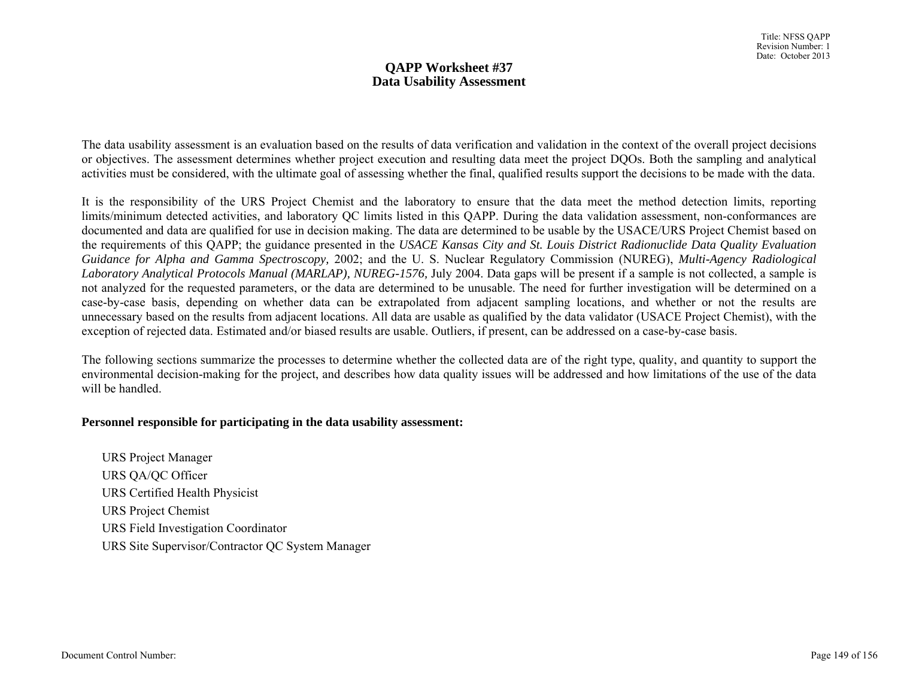# QAPP Worksheet #37
# Data Usability Assessment

The data usability assessment is an evaluation based on the results of data verification and validation in the context of the overall project decisions or objectives. The assessment determines whether project execution and resulting data meet the project DQOs. Both the sampling and analytical activities must be considered, with the ultimate goal of assessing whether the final, qualified results support the decisions to be made with the data.

It is the responsibility of the URS Project Chemist and the laboratory to ensure that the data meet the method detection limits, reporting limits/minimum detected activities, and laboratory QC limits listed in this QAPP. During the data validation assessment, non-conformances are documented and data are qualified for use in decision making. The data are determined to be usable by the USACE/URS Project Chemist based on the requirements of this QAPP; the guidance presented in the *USACE Kansas City and St. Louis District Radionuclide Data Quality Evaluation Guidance for Alpha and Gamma Spectroscopy,* 2002; and the U. S. Nuclear Regulatory Commission (NUREG), *Multi-Agency Radiological Laboratory Analytical Protocols Manual (MARLAP), NUREG-1576,* July 2004. Data gaps will be present if a sample is not collected, a sample is not analyzed for the requested parameters, or the data are determined to be unusable. The need for further investigation will be determined on a case-by-case basis, depending on whether data can be extrapolated from adjacent sampling locations, and whether or not the results are unnecessary based on the results from adjacent locations. All data are usable as qualified by the data validator (USACE Project Chemist), with the exception of rejected data. Estimated and/or biased results are usable. Outliers, if present, can be addressed on a case-by-case basis.

The following sections summarize the processes to determine whether the collected data are of the right type, quality, and quantity to support the environmental decision-making for the project, and describes how data quality issues will be addressed and how limitations of the use of the data will be handled.

**Personnel responsible for participating in the data usability assessment:**

URS Project Manager
URS QA/QC Officer
URS Certified Health Physicist
URS Project Chemist
URS Field Investigation Coordinator
URS Site Supervisor/Contractor QC System Manager

Document Control Number: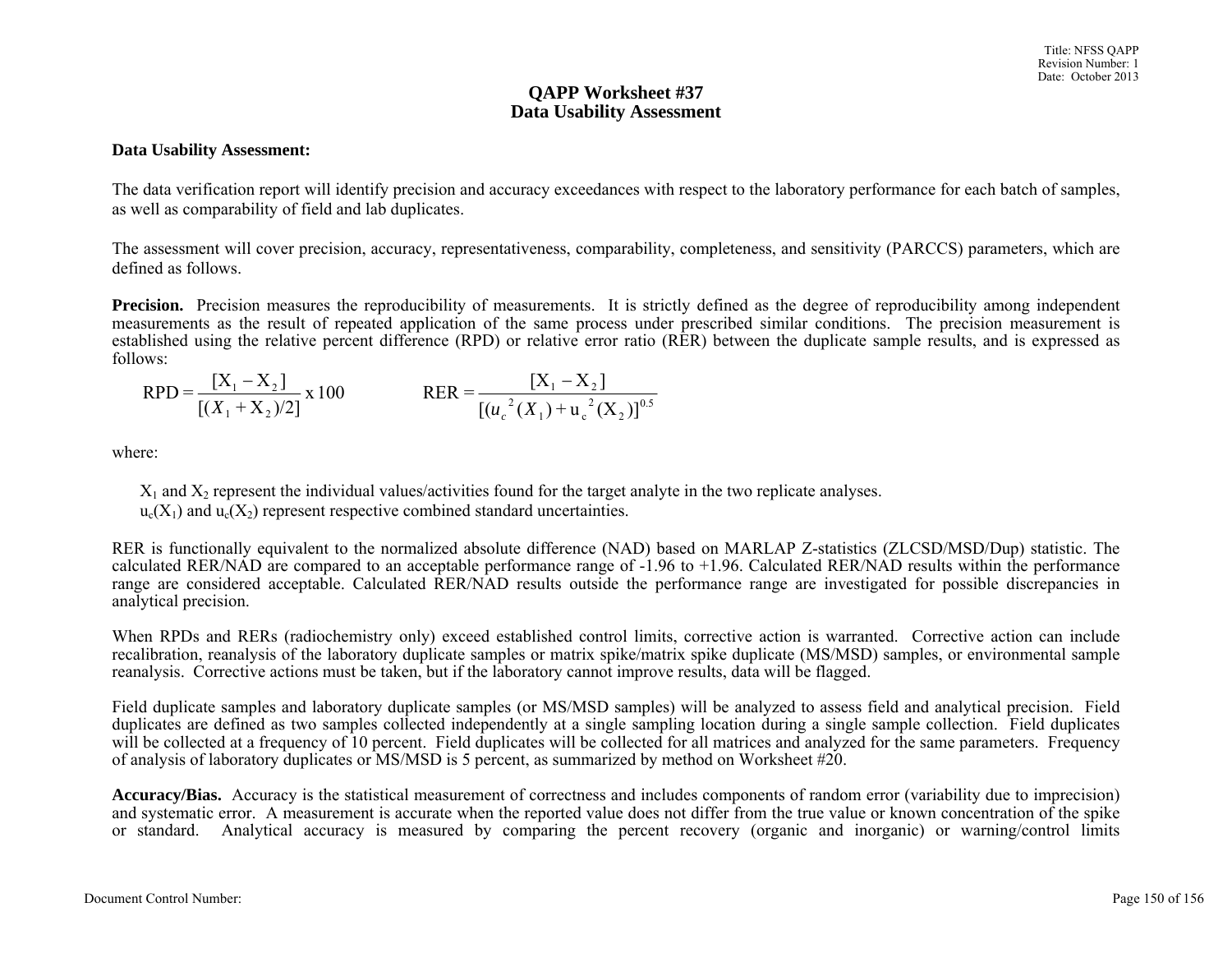# QAPP Worksheet #37
# Data Usability Assessment

**Data Usability Assessment:**

The data verification report will identify precision and accuracy exceedances with respect to the laboratory performance for each batch of samples, as well as comparability of field and lab duplicates.

The assessment will cover precision, accuracy, representativeness, comparability, completeness, and sensitivity (PARCCS) parameters, which are defined as follows.

**Precision.** Precision measures the reproducibility of measurements. It is strictly defined as the degree of reproducibility among independent measurements as the result of repeated application of the same process under prescribed similar conditions. The precision measurement is established using the relative percent difference (RPD) or relative error ratio (RER) between the duplicate sample results, and is expressed as follows:

$$\text{RPD} = \frac{[X_1 - X_2]}{[(X_1 + X_2)/2]} \times 100 \qquad \text{RER} = \frac{[X_1 - X_2]}{[(u_c^2(X_1) + u_c^2(X_2)]^{0.5}}$$

where:

$X_1$ and $X_2$ represent the individual values/activities found for the target analyte in the two replicate analyses.
$u_c(X_1)$ and $u_c(X_2)$ represent respective combined standard uncertainties.

RER is functionally equivalent to the normalized absolute difference (NAD) based on MARLAP Z-statistics (ZLCSD/MSD/Dup) statistic. The calculated RER/NAD are compared to an acceptable performance range of -1.96 to +1.96. Calculated RER/NAD results within the performance range are considered acceptable. Calculated RER/NAD results outside the performance range are investigated for possible discrepancies in analytical precision.

When RPDs and RERs (radiochemistry only) exceed established control limits, corrective action is warranted. Corrective action can include recalibration, reanalysis of the laboratory duplicate samples or matrix spike/matrix spike duplicate (MS/MSD) samples, or environmental sample reanalysis. Corrective actions must be taken, but if the laboratory cannot improve results, data will be flagged.

Field duplicate samples and laboratory duplicate samples (or MS/MSD samples) will be analyzed to assess field and analytical precision. Field duplicates are defined as two samples collected independently at a single sampling location during a single sample collection. Field duplicates will be collected at a frequency of 10 percent. Field duplicates will be collected for all matrices and analyzed for the same parameters. Frequency of analysis of laboratory duplicates or MS/MSD is 5 percent, as summarized by method on Worksheet #20.

**Accuracy/Bias.** Accuracy is the statistical measurement of correctness and includes components of random error (variability due to imprecision) and systematic error. A measurement is accurate when the reported value does not differ from the true value or known concentration of the spike or standard. Analytical accuracy is measured by comparing the percent recovery (organic and inorganic) or warning/control limits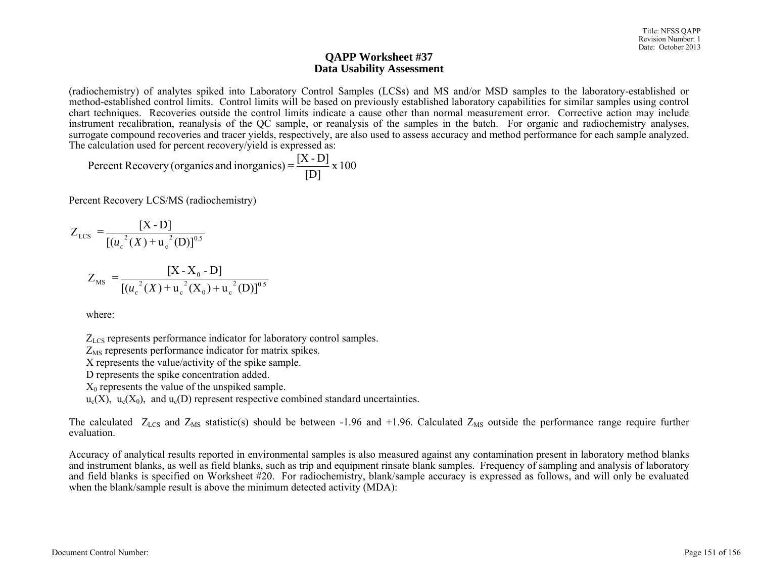## QAPP Worksheet #37
## Data Usability Assessment

(radiochemistry) of analytes spiked into Laboratory Control Samples (LCSs) and MS and/or MSD samples to the laboratory-established or method-established control limits. Control limits will be based on previously established laboratory capabilities for similar samples using control chart techniques. Recoveries outside the control limits indicate a cause other than normal measurement error. Corrective action may include instrument recalibration, reanalysis of the QC sample, or reanalysis of the samples in the batch. For organic and radiochemistry analyses, surrogate compound recoveries and tracer yields, respectively, are also used to assess accuracy and method performance for each sample analyzed. The calculation used for percent recovery/yield is expressed as:

$$\text{Percent Recovery (organics and inorganics)} = \frac{[\text{X - D}]}{[\text{D}]} \text{ x } 100$$

Percent Recovery LCS/MS (radiochemistry)

$$Z_{LCS} = \frac{[\text{X - D}]}{[(u_c{}^2(X) + u_c{}^2(\text{D})]^{0.5}}$$

$$Z_{MS} = \frac{[\text{X - X}_0 \text{ - D}]}{[(u_c{}^2(X) + u_c{}^2(\text{X}_0) + u_c{}^2(\text{D})]^{0.5}}$$

where:

$Z_{LCS}$ represents performance indicator for laboratory control samples.
$Z_{MS}$ represents performance indicator for matrix spikes.
X represents the value/activity of the spike sample.
D represents the spike concentration added.
$X_0$ represents the value of the unspiked sample.
$u_c(X)$, $u_c(X_0)$, and $u_c(D)$ represent respective combined standard uncertainties.

The calculated $Z_{LCS}$ and $Z_{MS}$ statistic(s) should be between -1.96 and +1.96. Calculated $Z_{MS}$ outside the performance range require further evaluation.

Accuracy of analytical results reported in environmental samples is also measured against any contamination present in laboratory method blanks and instrument blanks, as well as field blanks, such as trip and equipment rinsate blank samples. Frequency of sampling and analysis of laboratory and field blanks is specified on Worksheet #20. For radiochemistry, blank/sample accuracy is expressed as follows, and will only be evaluated when the blank/sample result is above the minimum detected activity (MDA):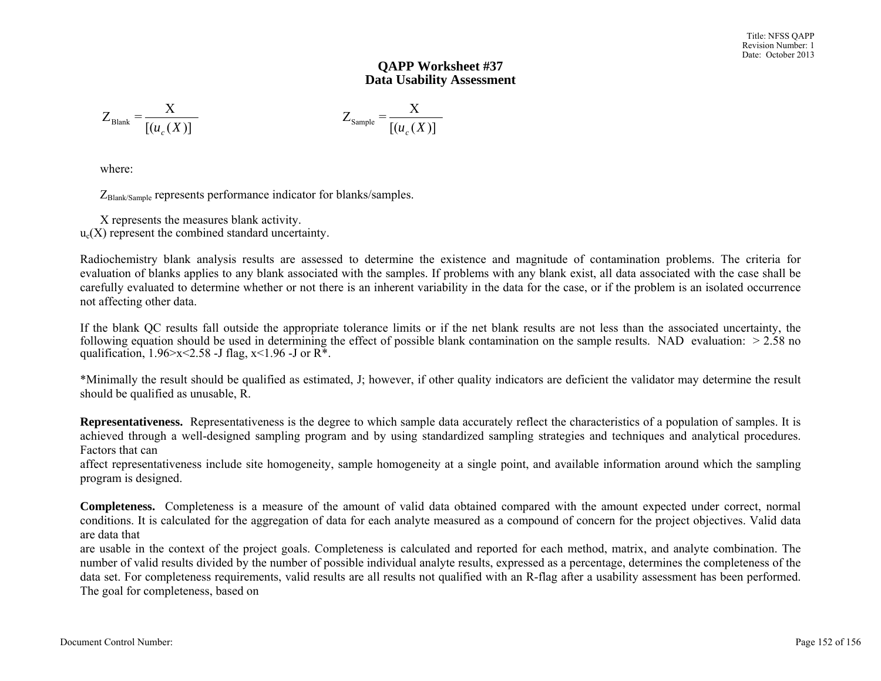# QAPP Worksheet #37
## Data Usability Assessment

$$Z_{\text{Blank}} = \frac{X}{[(u_c(X)]} \qquad\qquad Z_{\text{Sample}} = \frac{X}{[(u_c(X)]}$$

where:

$Z_{\text{Blank/Sample}}$ represents performance indicator for blanks/samples.

X represents the measures blank activity.
$u_c(X)$ represent the combined standard uncertainty.

Radiochemistry blank analysis results are assessed to determine the existence and magnitude of contamination problems. The criteria for evaluation of blanks applies to any blank associated with the samples. If problems with any blank exist, all data associated with the case shall be carefully evaluated to determine whether or not there is an inherent variability in the data for the case, or if the problem is an isolated occurrence not affecting other data.

If the blank QC results fall outside the appropriate tolerance limits or if the net blank results are not less than the associated uncertainty, the following equation should be used in determining the effect of possible blank contamination on the sample results. NAD evaluation: > 2.58 no qualification, 1.96>x<2.58 -J flag, x<1.96 -J or R*.

*Minimally the result should be qualified as estimated, J; however, if other quality indicators are deficient the validator may determine the result should be qualified as unusable, R.

**Representativeness.** Representativeness is the degree to which sample data accurately reflect the characteristics of a population of samples. It is achieved through a well-designed sampling program and by using standardized sampling strategies and techniques and analytical procedures. Factors that can affect representativeness include site homogeneity, sample homogeneity at a single point, and available information around which the sampling program is designed.

**Completeness.** Completeness is a measure of the amount of valid data obtained compared with the amount expected under correct, normal conditions. It is calculated for the aggregation of data for each analyte measured as a compound of concern for the project objectives. Valid data are data that are usable in the context of the project goals. Completeness is calculated and reported for each method, matrix, and analyte combination. The number of valid results divided by the number of possible individual analyte results, expressed as a percentage, determines the completeness of the data set. For completeness requirements, valid results are all results not qualified with an R-flag after a usability assessment has been performed. The goal for completeness, based on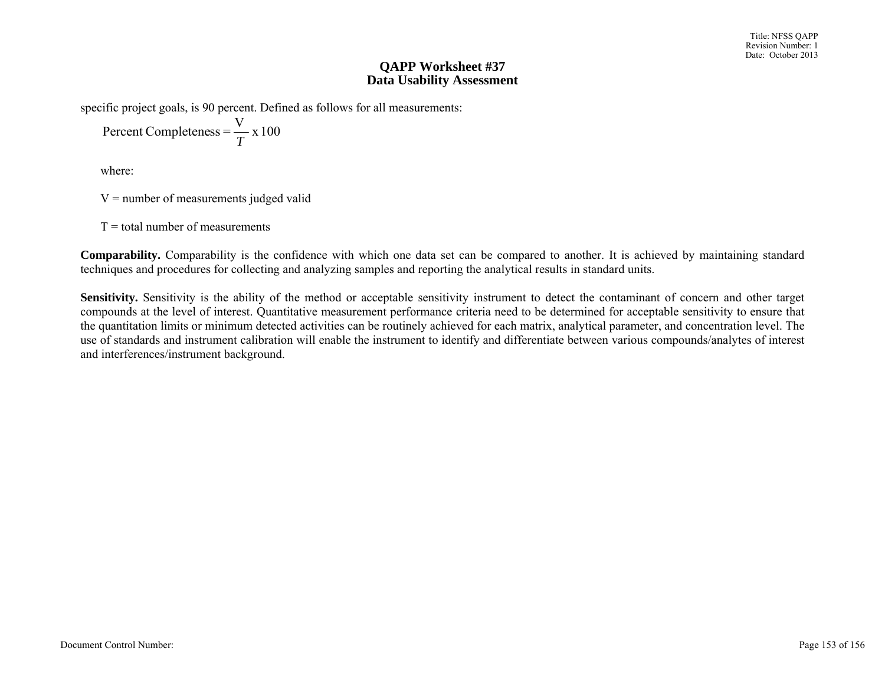# QAPP Worksheet #37
## Data Usability Assessment

specific project goals, is 90 percent. Defined as follows for all measurements:

$$\text{Percent Completeness} = \frac{V}{T} \times 100$$

where:

V = number of measurements judged valid

T = total number of measurements

**Comparability.** Comparability is the confidence with which one data set can be compared to another. It is achieved by maintaining standard techniques and procedures for collecting and analyzing samples and reporting the analytical results in standard units.

**Sensitivity.** Sensitivity is the ability of the method or acceptable sensitivity instrument to detect the contaminant of concern and other target compounds at the level of interest. Quantitative measurement performance criteria need to be determined for acceptable sensitivity to ensure that the quantitation limits or minimum detected activities can be routinely achieved for each matrix, analytical parameter, and concentration level. The use of standards and instrument calibration will enable the instrument to identify and differentiate between various compounds/analytes of interest and interferences/instrument background.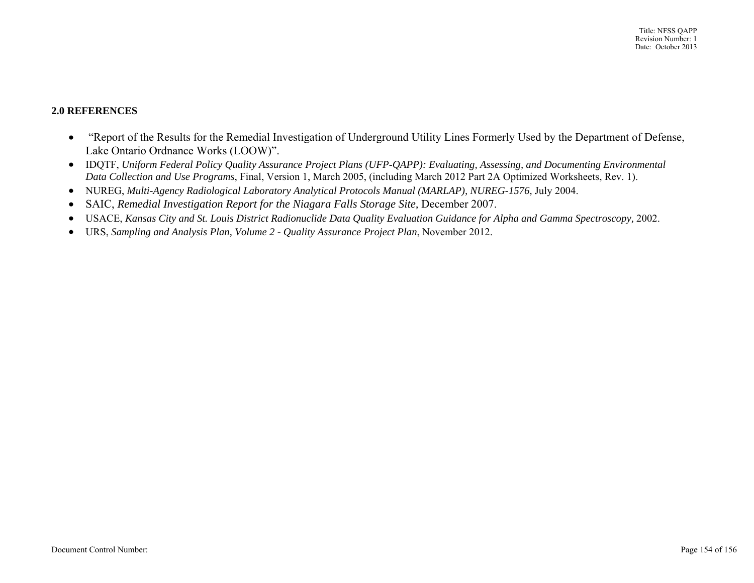## 2.0 REFERENCES

- "Report of the Results for the Remedial Investigation of Underground Utility Lines Formerly Used by the Department of Defense, Lake Ontario Ordnance Works (LOOW)".
- IDQTF, *Uniform Federal Policy Quality Assurance Project Plans (UFP-QAPP): Evaluating, Assessing, and Documenting Environmental Data Collection and Use Programs*, Final, Version 1, March 2005, (including March 2012 Part 2A Optimized Worksheets, Rev. 1).
- NUREG, *Multi-Agency Radiological Laboratory Analytical Protocols Manual (MARLAP), NUREG-1576,* July 2004.
- SAIC, *Remedial Investigation Report for the Niagara Falls Storage Site,* December 2007.
- USACE, *Kansas City and St. Louis District Radionuclide Data Quality Evaluation Guidance for Alpha and Gamma Spectroscopy,* 2002.
- URS, *Sampling and Analysis Plan, Volume 2 - Quality Assurance Project Plan*, November 2012.

Document Control Number: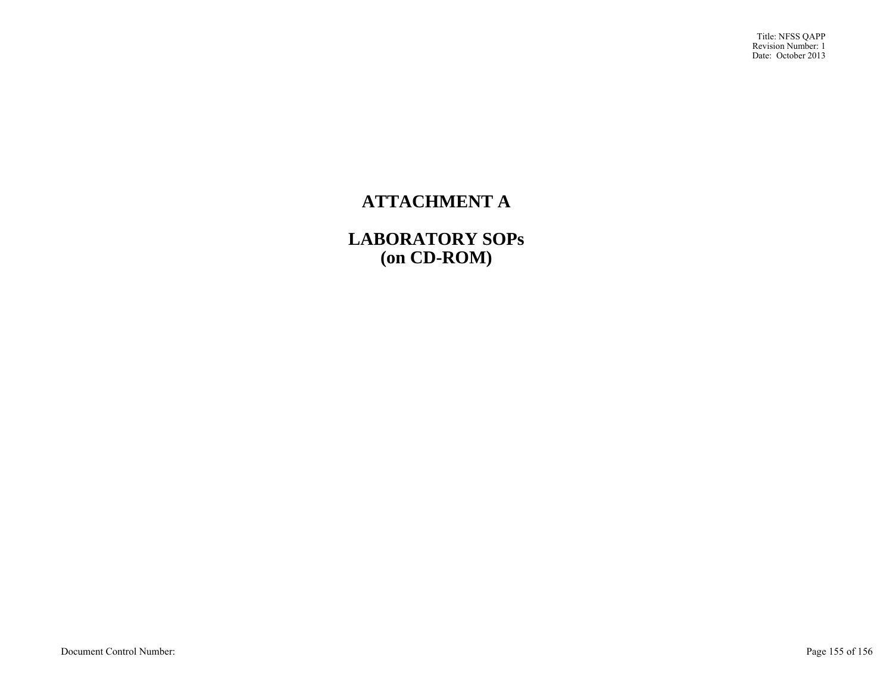# ATTACHMENT A

## LABORATORY SOPs
## (on CD-ROM)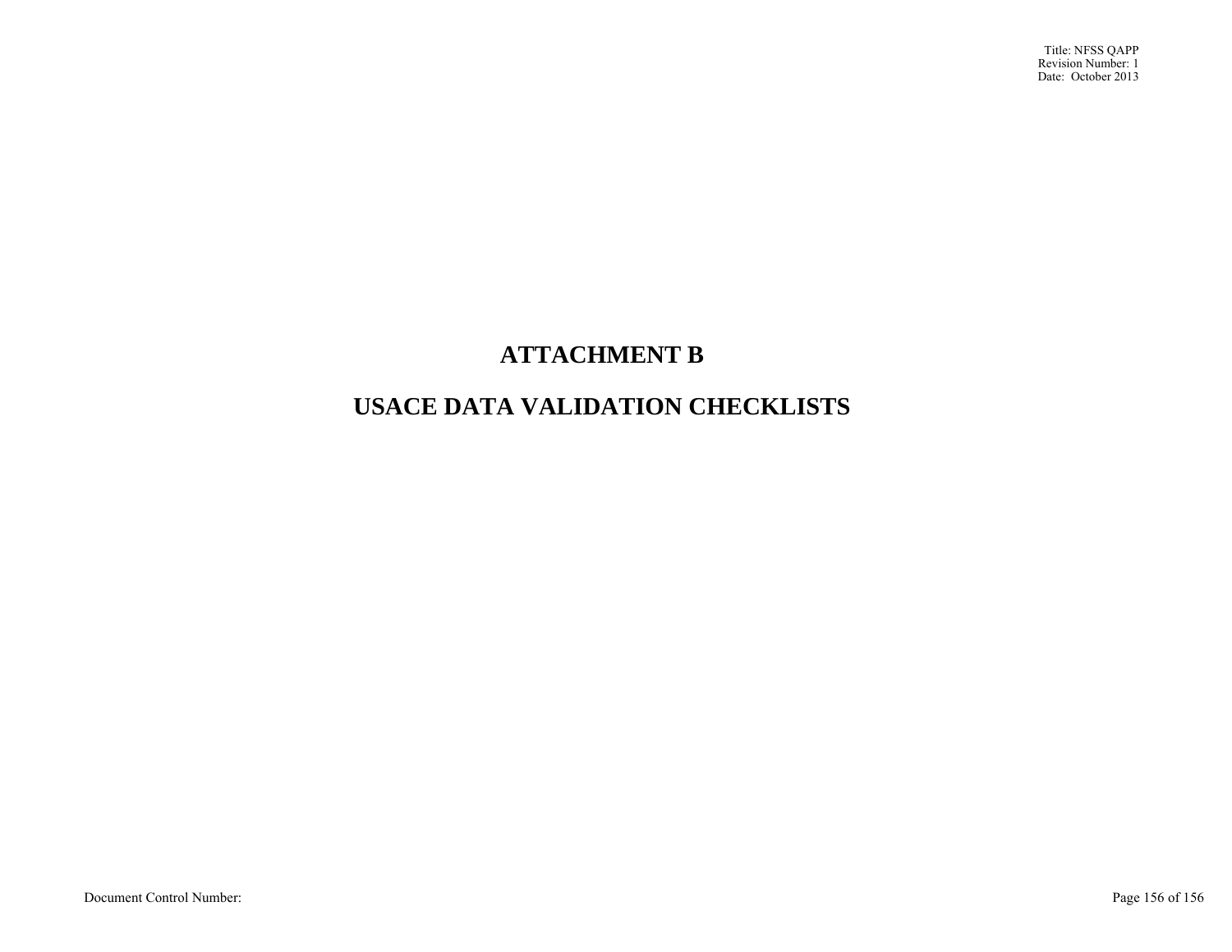# ATTACHMENT B

# USACE DATA VALIDATION CHECKLISTS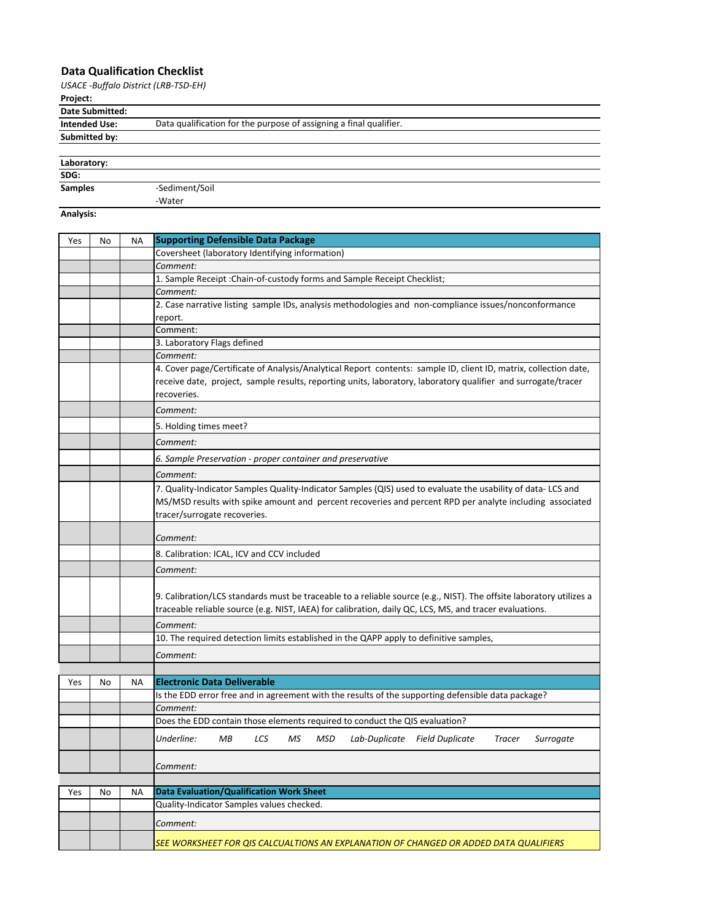**Data Qualification Checklist**

*USACE -Buffalo District (LRB-TSD-EH)*

| | |
|---|---|
| **Project:** | |
| **Date Submitted:** | |
| **Intended Use:** | Data qualification for the purpose of assigning a final qualifier. |
| **Submitted by:** | |
| | |
| **Laboratory:** | |
| **SDG:** | |
| **Samples** | -Sediment/Soil |
| | -Water |
| **Analysis:** | |

| Yes | No | NA | **Supporting Defensible Data Package** |
|---|---|---|---|
| | | | Coversheet (laboratory Identifying information) |
| | | | *Comment:* |
| | | | 1. Sample Receipt :Chain-of-custody forms and Sample Receipt Checklist; |
| | | | *Comment:* |
| | | | 2. Case narrative listing sample IDs, analysis methodologies and non-compliance issues/nonconformance report. |
| | | | Comment: |
| | | | 3. Laboratory Flags defined |
| | | | *Comment:* |
| | | | 4. Cover page/Certificate of Analysis/Analytical Report contents: sample ID, client ID, matrix, collection date, receive date, project, sample results, reporting units, laboratory, laboratory qualifier and surrogate/tracer recoveries. |
| | | | *Comment:* |
| | | | 5. Holding times meet? |
| | | | *Comment:* |
| | | | *6. Sample Preservation - proper container and preservative* |
| | | | *Comment:* |
| | | | 7. Quality-Indicator Samples Quality-Indicator Samples (QIS) used to evaluate the usability of data- LCS and MS/MSD results with spike amount and percent recoveries and percent RPD per analyte including associated tracer/surrogate recoveries. |
| | | | *Comment:* |
| | | | 8. Calibration: ICAL, ICV and CCV included |
| | | | *Comment:* |
| | | | 9. Calibration/LCS standards must be traceable to a reliable source (e.g., NIST). The offsite laboratory utilizes a traceable reliable source (e.g. NIST, IAEA) for calibration, daily QC, LCS, MS, and tracer evaluations. |
| | | | *Comment:* |
| | | | 10. The required detection limits established in the QAPP apply to definitive samples, |
| | | | *Comment:* |

| Yes | No | NA | **Electronic Data Deliverable** |
|---|---|---|---|
| | | | Is the EDD error free and in agreement with the results of the supporting defensible data package? |
| | | | *Comment:* |
| | | | Does the EDD contain those elements required to conduct the QIS evaluation? |
| | | | *Underline: MB LCS MS MSD Lab-Duplicate Field Duplicate Tracer Surrogate* |
| | | | *Comment:* |

| Yes | No | NA | **Data Evaluation/Qualification Work Sheet** |
|---|---|---|---|
| | | | Quality-Indicator Samples values checked. |
| | | | *Comment:* |
| | | | *SEE WORKSHEET FOR QIS CALCUALTIONS AN EXPLANATION OF CHANGED OR ADDED DATA QUALIFIERS* |